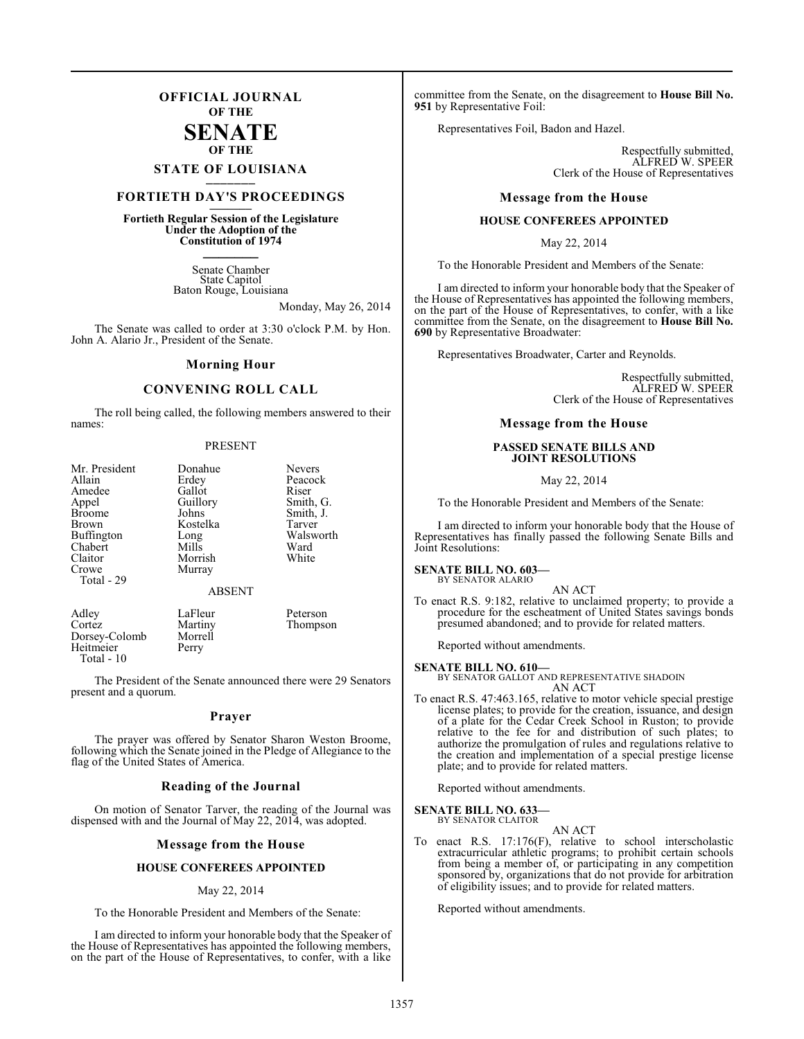# OFFICIAL JOURNAL OF THE SENATE OF THE STATE OF LOUISIANA

## FORTIETH DAY'S PROCEEDINGS

**Fortieth Regular Session of the Legislature Under the Adoption of the Constitution of 1974**

Senate Chamber
State Capitol
Baton Rouge, Louisiana

Monday, May 26, 2014

The Senate was called to order at 3:30 o'clock P.M. by Hon. John A. Alario Jr., President of the Senate.

### Morning Hour

### CONVENING ROLL CALL

The roll being called, the following members answered to their names:

PRESENT

| | | |
|---|---|---|
| Mr. President | Donahue | Nevers |
| Allain | Erdey | Peacock |
| Amedee | Gallot | Riser |
| Appel | Guillory | Smith, G. |
| Broome | Johns | Smith, J. |
| Brown | Kostelka | Tarver |
| Buffington | Long | Walsworth |
| Chabert | Mills | Ward |
| Claitor | Morrish | White |
| Crowe | Murray | |

Total - 29

ABSENT

| | | |
|---|---|---|
| Adley | LaFleur | Peterson |
| Cortez | Martiny | Thompson |
| Dorsey-Colomb | Morrell | |
| Heitmeier | Perry | |

Total - 10

The President of the Senate announced there were 29 Senators present and a quorum.

### Prayer

The prayer was offered by Senator Sharon Weston Broome, following which the Senate joined in the Pledge of Allegiance to the flag of the United States of America.

### Reading of the Journal

On motion of Senator Tarver, the reading of the Journal was dispensed with and the Journal of May 22, 2014, was adopted.

### Message from the House

**HOUSE CONFEREES APPOINTED**

May 22, 2014

To the Honorable President and Members of the Senate:

I am directed to inform your honorable body that the Speaker of the House of Representatives has appointed the following members, on the part of the House of Representatives, to confer, with a like committee from the Senate, on the disagreement to **House Bill No. 951** by Representative Foil:

Representatives Foil, Badon and Hazel.

Respectfully submitted,
ALFRED W. SPEER
Clerk of the House of Representatives

### Message from the House

**HOUSE CONFEREES APPOINTED**

May 22, 2014

To the Honorable President and Members of the Senate:

I am directed to inform your honorable body that the Speaker of the House of Representatives has appointed the following members, on the part of the House of Representatives, to confer, with a like committee from the Senate, on the disagreement to **House Bill No. 690** by Representative Broadwater:

Representatives Broadwater, Carter and Reynolds.

Respectfully submitted,
ALFRED W. SPEER
Clerk of the House of Representatives

### Message from the House

**PASSED SENATE BILLS AND JOINT RESOLUTIONS**

May 22, 2014

To the Honorable President and Members of the Senate:

I am directed to inform your honorable body that the House of Representatives has finally passed the following Senate Bills and Joint Resolutions:

**SENATE BILL NO. 603—**
BY SENATOR ALARIO

AN ACT

To enact R.S. 9:182, relative to unclaimed property; to provide a procedure for the escheatment of United States savings bonds presumed abandoned; and to provide for related matters.

Reported without amendments.

**SENATE BILL NO. 610—**
BY SENATOR GALLOT AND REPRESENTATIVE SHADOIN

AN ACT

To enact R.S. 47:463.165, relative to motor vehicle special prestige license plates; to provide for the creation, issuance, and design of a plate for the Cedar Creek School in Ruston; to provide relative to the fee for and distribution of such plates; to authorize the promulgation of rules and regulations relative to the creation and implementation of a special prestige license plate; and to provide for related matters.

Reported without amendments.

**SENATE BILL NO. 633—**
BY SENATOR CLAITOR

AN ACT

To enact R.S. 17:176(F), relative to school interscholastic extracurricular athletic programs; to prohibit certain schools from being a member of, or participating in any competition sponsored by, organizations that do not provide for arbitration of eligibility issues; and to provide for related matters.

Reported without amendments.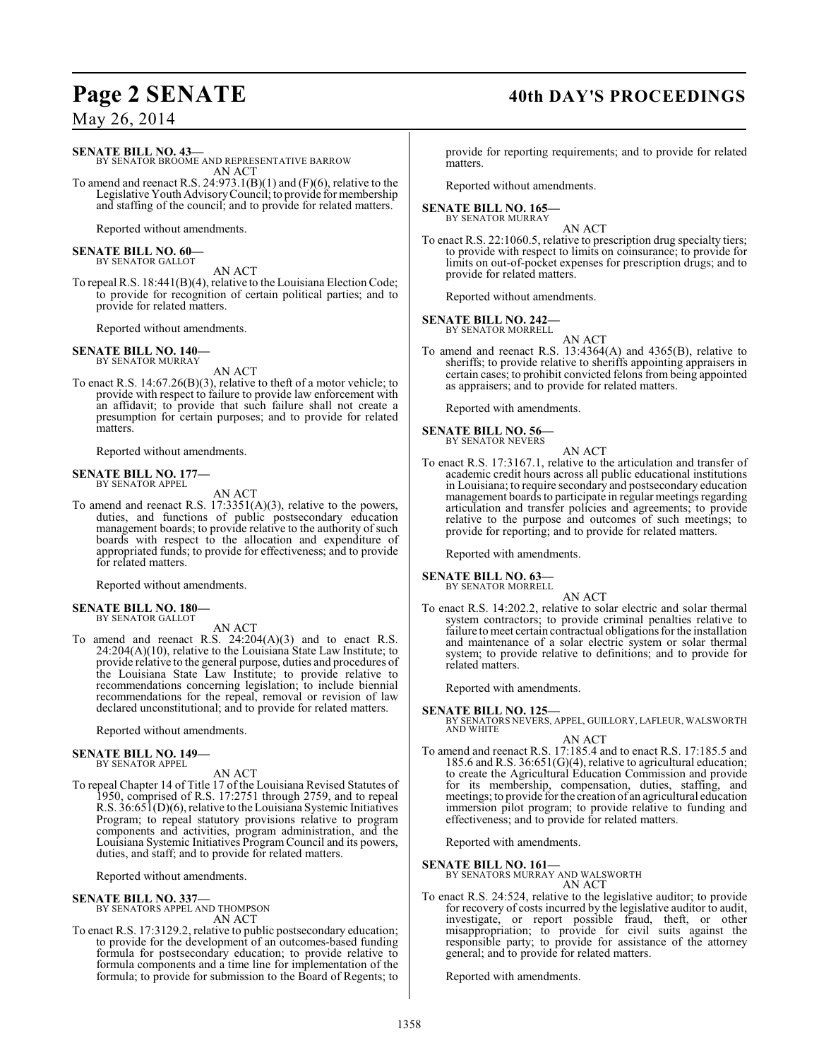**SENATE BILL NO. 43—**
BY SENATOR BROOME AND REPRESENTATIVE BARROW
AN ACT

To amend and reenact R.S. 24:973.1(B)(1) and (F)(6), relative to the Legislative Youth Advisory Council; to provide for membership and staffing of the council; and to provide for related matters.

Reported without amendments.

**SENATE BILL NO. 60—**
BY SENATOR GALLOT
AN ACT

To repeal R.S. 18:441(B)(4), relative to the Louisiana Election Code; to provide for recognition of certain political parties; and to provide for related matters.

Reported without amendments.

**SENATE BILL NO. 140—**
BY SENATOR MURRAY
AN ACT

To enact R.S. 14:67.26(B)(3), relative to theft of a motor vehicle; to provide with respect to failure to provide law enforcement with an affidavit; to provide that such failure shall not create a presumption for certain purposes; and to provide for related matters.

Reported without amendments.

**SENATE BILL NO. 177—**
BY SENATOR APPEL
AN ACT

To amend and reenact R.S. 17:3351(A)(3), relative to the powers, duties, and functions of public postsecondary education management boards; to provide relative to the authority of such boards with respect to the allocation and expenditure of appropriated funds; to provide for effectiveness; and to provide for related matters.

Reported without amendments.

**SENATE BILL NO. 180—**
BY SENATOR GALLOT
AN ACT

To amend and reenact R.S. 24:204(A)(3) and to enact R.S. 24:204(A)(10), relative to the Louisiana State Law Institute; to provide relative to the general purpose, duties and procedures of the Louisiana State Law Institute; to provide relative to recommendations concerning legislation; to include biennial recommendations for the repeal, removal or revision of law declared unconstitutional; and to provide for related matters.

Reported without amendments.

**SENATE BILL NO. 149—**
BY SENATOR APPEL
AN ACT

To repeal Chapter 14 of Title 17 of the Louisiana Revised Statutes of 1950, comprised of R.S. 17:2751 through 2759, and to repeal R.S. 36:651(D)(6), relative to the Louisiana Systemic Initiatives Program; to repeal statutory provisions relative to program components and activities, program administration, and the Louisiana Systemic Initiatives Program Council and its powers, duties, and staff; and to provide for related matters.

Reported without amendments.

**SENATE BILL NO. 337—**
BY SENATORS APPEL AND THOMPSON
AN ACT

To enact R.S. 17:3129.2, relative to public postsecondary education; to provide for the development of an outcomes-based funding formula for postsecondary education; to provide relative to formula components and a time line for implementation of the formula; to provide for submission to the Board of Regents; to provide for reporting requirements; and to provide for related matters.

Reported without amendments.

**SENATE BILL NO. 165—**
BY SENATOR MURRAY
AN ACT

To enact R.S. 22:1060.5, relative to prescription drug specialty tiers; to provide with respect to limits on coinsurance; to provide for limits on out-of-pocket expenses for prescription drugs; and to provide for related matters.

Reported without amendments.

**SENATE BILL NO. 242—**
BY SENATOR MORRELL
AN ACT

To amend and reenact R.S. 13:4364(A) and 4365(B), relative to sheriffs; to provide relative to sheriffs appointing appraisers in certain cases; to prohibit convicted felons from being appointed as appraisers; and to provide for related matters.

Reported with amendments.

**SENATE BILL NO. 56—**
BY SENATOR NEVERS
AN ACT

To enact R.S. 17:3167.1, relative to the articulation and transfer of academic credit hours across all public educational institutions in Louisiana; to require secondary and postsecondary education management boards to participate in regular meetings regarding articulation and transfer policies and agreements; to provide relative to the purpose and outcomes of such meetings; to provide for reporting; and to provide for related matters.

Reported with amendments.

**SENATE BILL NO. 63—**
BY SENATOR MORRELL
AN ACT

To enact R.S. 14:202.2, relative to solar electric and solar thermal system contractors; to provide criminal penalties relative to failure to meet certain contractual obligations for the installation and maintenance of a solar electric system or solar thermal system; to provide relative to definitions; and to provide for related matters.

Reported with amendments.

**SENATE BILL NO. 125—**
BY SENATORS NEVERS, APPEL, GUILLORY, LAFLEUR, WALSWORTH AND WHITE
AN ACT

To amend and reenact R.S. 17:185.4 and to enact R.S. 17:185.5 and 185.6 and R.S. 36:651(G)(4), relative to agricultural education; to create the Agricultural Education Commission and provide for its membership, compensation, duties, staffing, and meetings; to provide for the creation of an agricultural education immersion pilot program; to provide relative to funding and effectiveness; and to provide for related matters.

Reported with amendments.

**SENATE BILL NO. 161—**
BY SENATORS MURRAY AND WALSWORTH
AN ACT

To enact R.S. 24:524, relative to the legislative auditor; to provide for recovery of costs incurred by the legislative auditor to audit, investigate, or report possible fraud, theft, or other misappropriation; to provide for civil suits against the responsible party; to provide for assistance of the attorney general; and to provide for related matters.

Reported with amendments.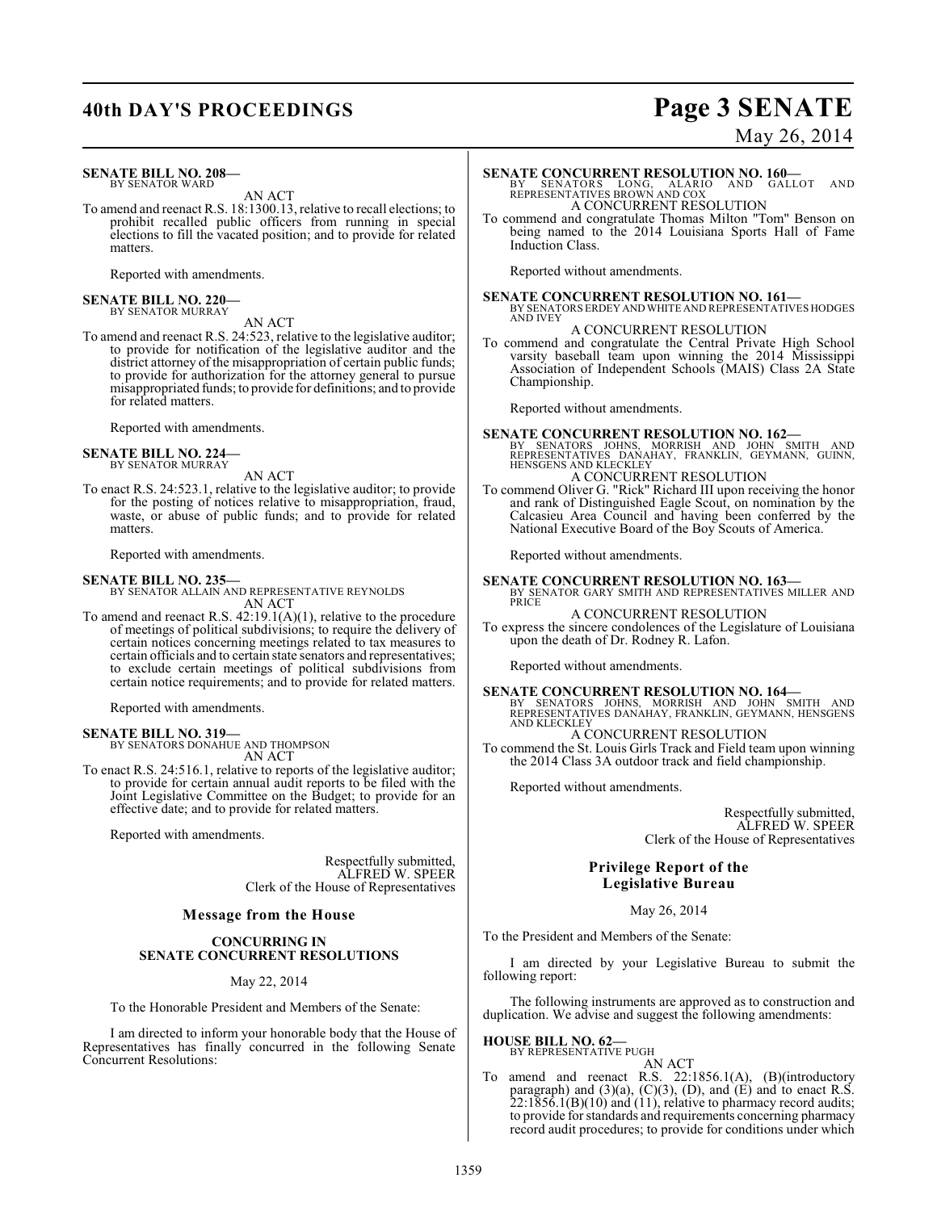**SENATE BILL NO. 208—**
BY SENATOR WARD

AN ACT

To amend and reenact R.S. 18:1300.13, relative to recall elections; to prohibit recalled public officers from running in special elections to fill the vacated position; and to provide for related matters.

Reported with amendments.

**SENATE BILL NO. 220—**
BY SENATOR MURRAY

AN ACT

To amend and reenact R.S. 24:523, relative to the legislative auditor; to provide for notification of the legislative auditor and the district attorney of the misappropriation of certain public funds; to provide for authorization for the attorney general to pursue misappropriated funds; to provide for definitions; and to provide for related matters.

Reported with amendments.

**SENATE BILL NO. 224—**
BY SENATOR MURRAY

AN ACT

To enact R.S. 24:523.1, relative to the legislative auditor; to provide for the posting of notices relative to misappropriation, fraud, waste, or abuse of public funds; and to provide for related matters.

Reported with amendments.

**SENATE BILL NO. 235—**
BY SENATOR ALLAIN AND REPRESENTATIVE REYNOLDS

AN ACT

To amend and reenact R.S. 42:19.1(A)(1), relative to the procedure of meetings of political subdivisions; to require the delivery of certain notices concerning meetings related to tax measures to certain officials and to certain state senators and representatives; to exclude certain meetings of political subdivisions from certain notice requirements; and to provide for related matters.

Reported with amendments.

**SENATE BILL NO. 319—**
BY SENATORS DONAHUE AND THOMPSON

AN ACT

To enact R.S. 24:516.1, relative to reports of the legislative auditor; to provide for certain annual audit reports to be filed with the Joint Legislative Committee on the Budget; to provide for an effective date; and to provide for related matters.

Reported with amendments.

Respectfully submitted,
ALFRED W. SPEER
Clerk of the House of Representatives

## Message from the House

### CONCURRING IN SENATE CONCURRENT RESOLUTIONS

May 22, 2014

To the Honorable President and Members of the Senate:

I am directed to inform your honorable body that the House of Representatives has finally concurred in the following Senate Concurrent Resolutions:

**SENATE CONCURRENT RESOLUTION NO. 160—**
BY SENATORS LONG, ALARIO AND GALLOT AND REPRESENTATIVES BROWN AND COX

A CONCURRENT RESOLUTION

To commend and congratulate Thomas Milton "Tom" Benson on being named to the 2014 Louisiana Sports Hall of Fame Induction Class.

Reported without amendments.

**SENATE CONCURRENT RESOLUTION NO. 161—**
BY SENATORS ERDEY AND WHITE AND REPRESENTATIVES HODGES AND IVEY

A CONCURRENT RESOLUTION

To commend and congratulate the Central Private High School varsity baseball team upon winning the 2014 Mississippi Association of Independent Schools (MAIS) Class 2A State Championship.

Reported without amendments.

**SENATE CONCURRENT RESOLUTION NO. 162—**
BY SENATORS JOHNS, MORRISH AND JOHN SMITH AND REPRESENTATIVES DANAHAY, FRANKLIN, GEYMANN, GUINN, HENSGENS AND KLECKLEY

A CONCURRENT RESOLUTION

To commend Oliver G. "Rick" Richard III upon receiving the honor and rank of Distinguished Eagle Scout, on nomination by the Calcasieu Area Council and having been conferred by the National Executive Board of the Boy Scouts of America.

Reported without amendments.

**SENATE CONCURRENT RESOLUTION NO. 163—**
BY SENATOR GARY SMITH AND REPRESENTATIVES MILLER AND PRICE

A CONCURRENT RESOLUTION

To express the sincere condolences of the Legislature of Louisiana upon the death of Dr. Rodney R. Lafon.

Reported without amendments.

**SENATE CONCURRENT RESOLUTION NO. 164—**
BY SENATORS JOHNS, MORRISH AND JOHN SMITH AND REPRESENTATIVES DANAHAY, FRANKLIN, GEYMANN, HENSGENS AND KLECKLEY

A CONCURRENT RESOLUTION

To commend the St. Louis Girls Track and Field team upon winning the 2014 Class 3A outdoor track and field championship.

Reported without amendments.

Respectfully submitted,
ALFRED W. SPEER
Clerk of the House of Representatives

## Privilege Report of the Legislative Bureau

May 26, 2014

To the President and Members of the Senate:

I am directed by your Legislative Bureau to submit the following report:

The following instruments are approved as to construction and duplication. We advise and suggest the following amendments:

**HOUSE BILL NO. 62—**
BY REPRESENTATIVE PUGH

AN ACT

To amend and reenact R.S. 22:1856.1(A), (B)(introductory paragraph) and (3)(a), (C)(3), (D), and (E) and to enact R.S. 22:1856.1(B)(10) and (11), relative to pharmacy record audits; to provide for standards and requirements concerning pharmacy record audit procedures; to provide for conditions under which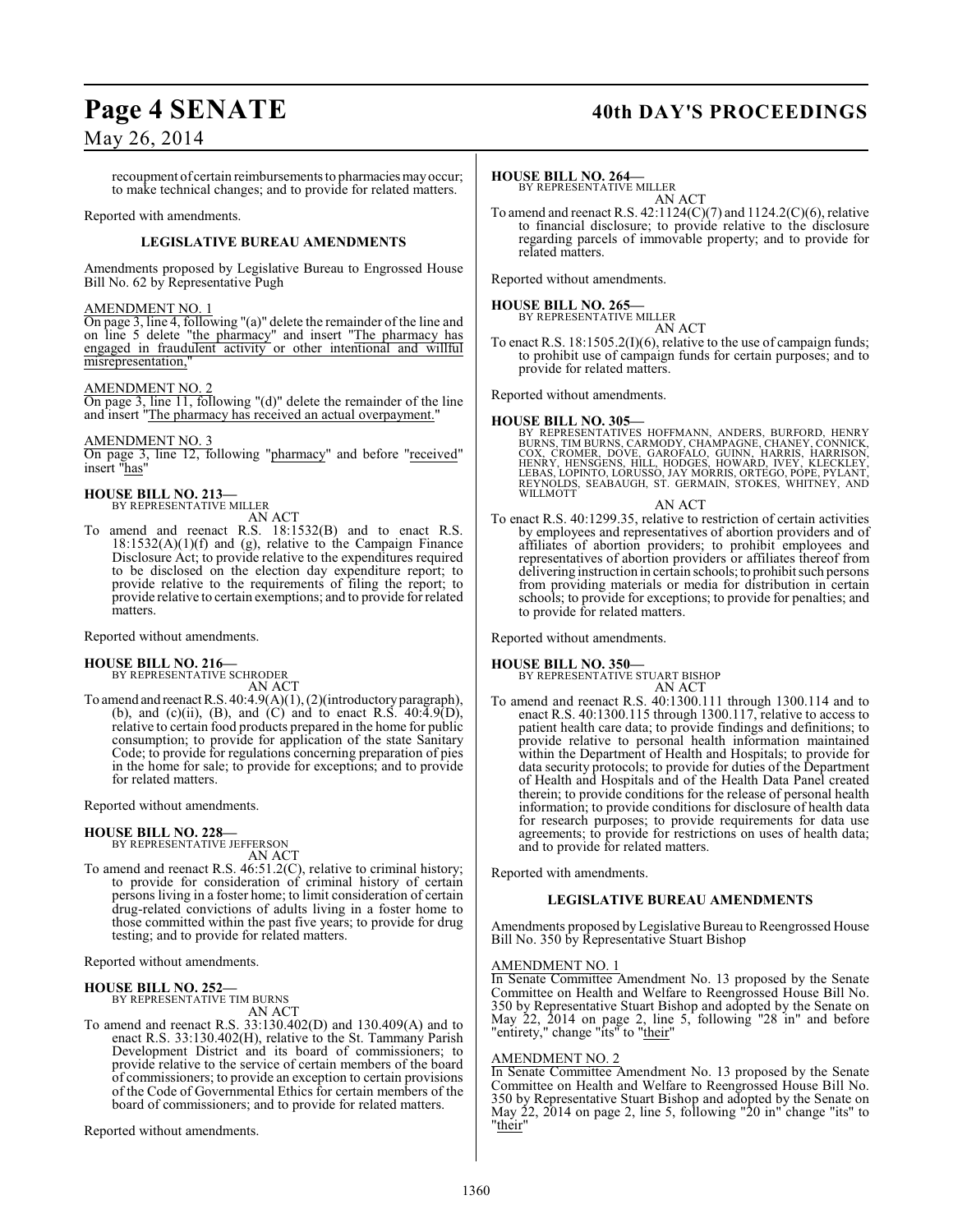recoupment of certain reimbursements to pharmacies may occur; to make technical changes; and to provide for related matters.

Reported with amendments.

**LEGISLATIVE BUREAU AMENDMENTS**

Amendments proposed by Legislative Bureau to Engrossed House Bill No. 62 by Representative Pugh

AMENDMENT NO. 1
On page 3, line 4, following "(a)" delete the remainder of the line and on line 5 delete "the pharmacy" and insert "The pharmacy has engaged in fraudulent activity or other intentional and willful misrepresentation,"

AMENDMENT NO. 2
On page 3, line 11, following "(d)" delete the remainder of the line and insert "The pharmacy has received an actual overpayment."

AMENDMENT NO. 3
On page 3, line 12, following "pharmacy" and before "received" insert "has"

**HOUSE BILL NO. 213—**
BY REPRESENTATIVE MILLER
AN ACT

To amend and reenact R.S. 18:1532(B) and to enact R.S. 18:1532(A)(1)(f) and (g), relative to the Campaign Finance Disclosure Act; to provide relative to the expenditures required to be disclosed on the election day expenditure report; to provide relative to the requirements of filing the report; to provide relative to certain exemptions; and to provide for related matters.

Reported without amendments.

**HOUSE BILL NO. 216—**
BY REPRESENTATIVE SCHRODER
AN ACT

To amend and reenact R.S. 40:4.9(A)(1), (2)(introductory paragraph), (b), and (c)(ii), (B), and (C) and to enact R.S. 40:4.9(D), relative to certain food products prepared in the home for public consumption; to provide for application of the state Sanitary Code; to provide for regulations concerning preparation of pies in the home for sale; to provide for exceptions; and to provide for related matters.

Reported without amendments.

**HOUSE BILL NO. 228—**
BY REPRESENTATIVE JEFFERSON
AN ACT

To amend and reenact R.S. 46:51.2(C), relative to criminal history; to provide for consideration of criminal history of certain persons living in a foster home; to limit consideration of certain drug-related convictions of adults living in a foster home to those committed within the past five years; to provide for drug testing; and to provide for related matters.

Reported without amendments.

**HOUSE BILL NO. 252—**
BY REPRESENTATIVE TIM BURNS
AN ACT

To amend and reenact R.S. 33:130.402(D) and 130.409(A) and to enact R.S. 33:130.402(H), relative to the St. Tammany Parish Development District and its board of commissioners; to provide relative to the service of certain members of the board of commissioners; to provide an exception to certain provisions of the Code of Governmental Ethics for certain members of the board of commissioners; and to provide for related matters.

Reported without amendments.

**HOUSE BILL NO. 264—**
BY REPRESENTATIVE MILLER
AN ACT

To amend and reenact R.S. 42:1124(C)(7) and 1124.2(C)(6), relative to financial disclosure; to provide relative to the disclosure regarding parcels of immovable property; and to provide for related matters.

Reported without amendments.

**HOUSE BILL NO. 265—**
BY REPRESENTATIVE MILLER
AN ACT

To enact R.S. 18:1505.2(I)(6), relative to the use of campaign funds; to prohibit use of campaign funds for certain purposes; and to provide for related matters.

Reported without amendments.

**HOUSE BILL NO. 305—**
BY REPRESENTATIVES HOFFMANN, ANDERS, BURFORD, HENRY BURNS, TIM BURNS, CARMODY, CHAMPAGNE, CHANEY, CONNICK, COX, CROMER, DOVE, GAROFALO, GUINN, HARRIS, HARRISON, HENRY, HENSGENS, HILL, HODGES, HOWARD, IVEY, KLECKLEY, LEBAS, LOPINTO, LORUSSO, JAY MORRIS, ORTEGO, POPE, PYLANT, REYNOLDS, SEABAUGH, ST. GERMAIN, STOKES, WHITNEY, AND WILLMOTT
AN ACT

To enact R.S. 40:1299.35, relative to restriction of certain activities by employees and representatives of abortion providers and of affiliates of abortion providers; to prohibit employees and representatives of abortion providers or affiliates thereof from delivering instruction in certain schools; to prohibit such persons from providing materials or media for distribution in certain schools; to provide for exceptions; to provide for penalties; and to provide for related matters.

Reported without amendments.

**HOUSE BILL NO. 350—**
BY REPRESENTATIVE STUART BISHOP
AN ACT

To amend and reenact R.S. 40:1300.111 through 1300.114 and to enact R.S. 40:1300.115 through 1300.117, relative to access to patient health care data; to provide findings and definitions; to provide relative to personal health information maintained within the Department of Health and Hospitals; to provide for data security protocols; to provide for duties of the Department of Health and Hospitals and of the Health Data Panel created therein; to provide conditions for the release of personal health information; to provide conditions for disclosure of health data for research purposes; to provide requirements for data use agreements; to provide for restrictions on uses of health data; and to provide for related matters.

Reported with amendments.

**LEGISLATIVE BUREAU AMENDMENTS**

Amendments proposed by Legislative Bureau to Reengrossed House Bill No. 350 by Representative Stuart Bishop

AMENDMENT NO. 1
In Senate Committee Amendment No. 13 proposed by the Senate Committee on Health and Welfare to Reengrossed House Bill No. 350 by Representative Stuart Bishop and adopted by the Senate on May 22, 2014 on page 2, line 5, following "28 in" and before "entirety," change "its" to "their"

AMENDMENT NO. 2
In Senate Committee Amendment No. 13 proposed by the Senate Committee on Health and Welfare to Reengrossed House Bill No. 350 by Representative Stuart Bishop and adopted by the Senate on May 22, 2014 on page 2, line 5, following "20 in" change "its" to "their"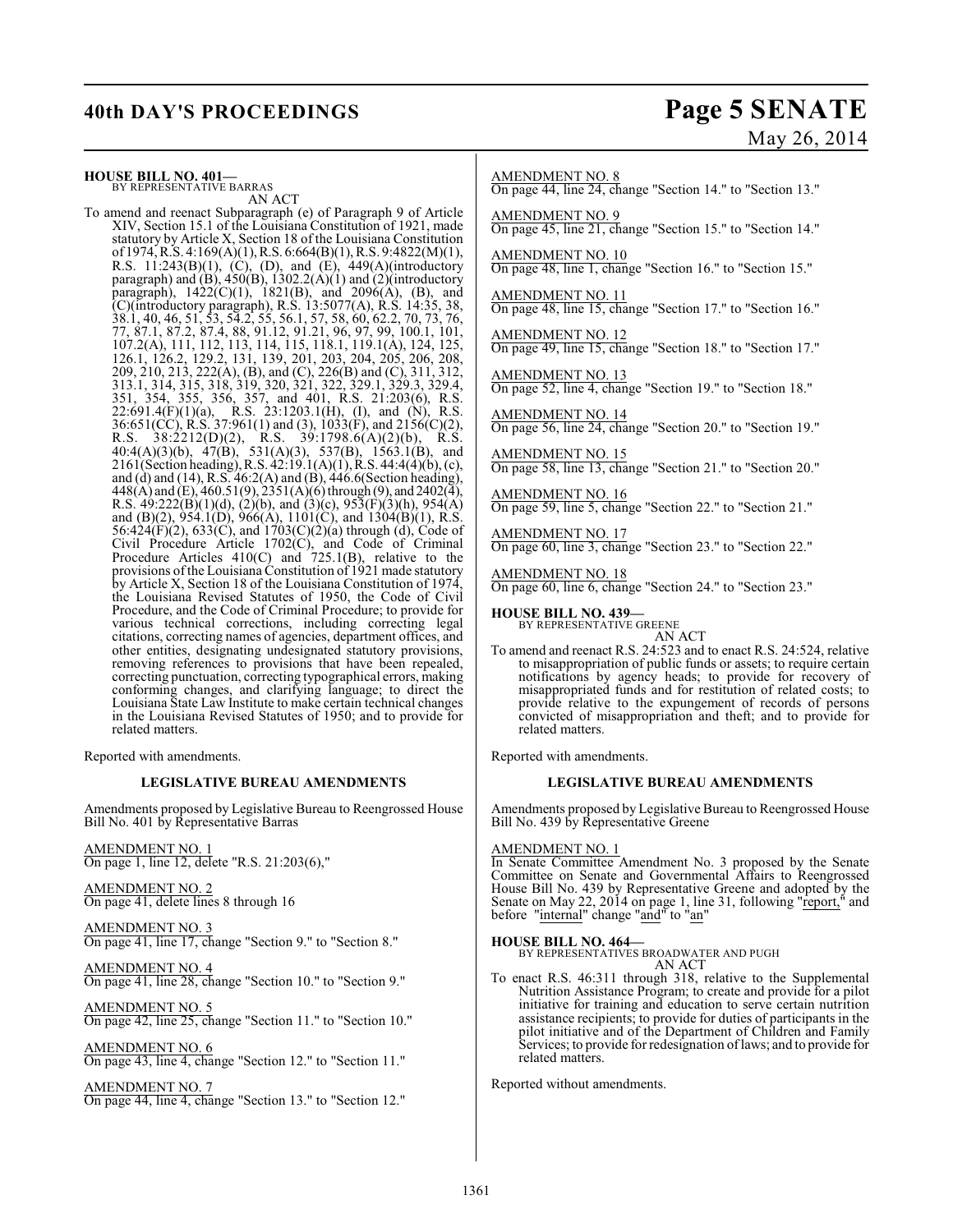**HOUSE BILL NO. 401—**
BY REPRESENTATIVE BARRAS

AN ACT

To amend and reenact Subparagraph (e) of Paragraph 9 of Article XIV, Section 15.1 of the Louisiana Constitution of 1921, made statutory by Article X, Section 18 of the Louisiana Constitution of 1974, R.S. 4:169(A)(1), R.S. 6:664(B)(1), R.S. 9:4822(M)(1), R.S. 11:243(B)(1), (C), (D), and (E), 449(A)(introductory paragraph) and (B), 450(B), 1302.2(A)(1) and (2)(introductory paragraph), 1422(C)(1), 1821(B), and 2096(A), (B), and (C)(introductory paragraph), R.S. 13:5077(A), R.S. 14:35, 38, 38.1, 40, 46, 51, 53, 54.2, 55, 56.1, 57, 58, 60, 62.2, 70, 73, 76, 77, 87.1, 87.2, 87.4, 88, 91.12, 91.21, 96, 97, 99, 100.1, 101, 107.2(A), 111, 112, 113, 114, 115, 118.1, 119.1(A), 124, 125, 126.1, 126.2, 129.2, 131, 139, 201, 203, 204, 205, 206, 208, 209, 210, 213, 222(A), (B), and (C), 226(B) and (C), 311, 312, 313.1, 314, 315, 318, 319, 320, 321, 322, 329.1, 329.3, 329.4, 351, 354, 355, 356, 357, and 401, R.S. 21:203(6), R.S. 22:691.4(F)(1)(a), R.S. 23:1203.1(H), (I), and (N), R.S. 36:651(CC), R.S. 37:961(1) and (3), 1033(F), and 2156(C)(2), R.S. 38:2212(D)(2), R.S. 39:1798.6(A)(2)(b), R.S. 40:4(A)(3)(b), 47(B), 531(A)(3), 537(B), 1563.1(B), and 2161(Section heading), R.S. 42:19.1(A)(1), R.S. 44:4(4)(b), (c), and (d) and (14), R.S. 46:2(A) and (B), 446.6(Section heading), 448(A) and (E), 460.51(9), 2351(A)(6) through (9), and 2402(4), R.S. 49:222(B)(1)(d), (2)(b), and (3)(c), 953(F)(3)(h), 954(A) and (B)(2), 954.1(D), 966(A), 1101(C), and 1304(B)(1), R.S. 56:424(F)(2), 633(C), and 1703(C)(2)(a) through (d), Code of Civil Procedure Article 1702(C), and Code of Criminal Procedure Articles 410(C) and 725.1(B), relative to the provisions of the Louisiana Constitution of 1921 made statutory by Article X, Section 18 of the Louisiana Constitution of 1974, the Louisiana Revised Statutes of 1950, the Code of Civil Procedure, and the Code of Criminal Procedure; to provide for various technical corrections, including correcting legal citations, correcting names of agencies, department offices, and other entities, designating undesignated statutory provisions, removing references to provisions that have been repealed, correcting punctuation, correcting typographical errors, making conforming changes, and clarifying language; to direct the Louisiana State Law Institute to make certain technical changes in the Louisiana Revised Statutes of 1950; and to provide for related matters.

Reported with amendments.

**LEGISLATIVE BUREAU AMENDMENTS**

Amendments proposed by Legislative Bureau to Reengrossed House Bill No. 401 by Representative Barras

AMENDMENT NO. 1
On page 1, line 12, delete "R.S. 21:203(6),"

AMENDMENT NO. 2
On page 41, delete lines 8 through 16

AMENDMENT NO. 3
On page 41, line 17, change "Section 9." to "Section 8."

AMENDMENT NO. 4
On page 41, line 28, change "Section 10." to "Section 9."

AMENDMENT NO. 5
On page 42, line 25, change "Section 11." to "Section 10."

AMENDMENT NO. 6
On page 43, line 4, change "Section 12." to "Section 11."

AMENDMENT NO. 7
On page 44, line 4, change "Section 13." to "Section 12."

AMENDMENT NO. 8
On page 44, line 24, change "Section 14." to "Section 13."

AMENDMENT NO. 9
On page 45, line 21, change "Section 15." to "Section 14."

AMENDMENT NO. 10
On page 48, line 1, change "Section 16." to "Section 15."

AMENDMENT NO. 11
On page 48, line 15, change "Section 17." to "Section 16."

AMENDMENT NO. 12
On page 49, line 15, change "Section 18." to "Section 17."

AMENDMENT NO. 13
On page 52, line 4, change "Section 19." to "Section 18."

AMENDMENT NO. 14
On page 56, line 24, change "Section 20." to "Section 19."

AMENDMENT NO. 15
On page 58, line 13, change "Section 21." to "Section 20."

AMENDMENT NO. 16
On page 59, line 5, change "Section 22." to "Section 21."

AMENDMENT NO. 17
On page 60, line 3, change "Section 23." to "Section 22."

AMENDMENT NO. 18
On page 60, line 6, change "Section 24." to "Section 23."

**HOUSE BILL NO. 439—**
BY REPRESENTATIVE GREENE

AN ACT

To amend and reenact R.S. 24:523 and to enact R.S. 24:524, relative to misappropriation of public funds or assets; to require certain notifications by agency heads; to provide for recovery of misappropriated funds and for restitution of related costs; to provide relative to the expungement of records of persons convicted of misappropriation and theft; and to provide for related matters.

Reported with amendments.

**LEGISLATIVE BUREAU AMENDMENTS**

Amendments proposed by Legislative Bureau to Reengrossed House Bill No. 439 by Representative Greene

AMENDMENT NO. 1
In Senate Committee Amendment No. 3 proposed by the Senate Committee on Senate and Governmental Affairs to Reengrossed House Bill No. 439 by Representative Greene and adopted by the Senate on May 22, 2014 on page 1, line 31, following "report," and before "internal" change "and" to "an"

**HOUSE BILL NO. 464—**
BY REPRESENTATIVES BROADWATER AND PUGH

AN ACT

To enact R.S. 46:311 through 318, relative to the Supplemental Nutrition Assistance Program; to create and provide for a pilot initiative for training and education to serve certain nutrition assistance recipients; to provide for duties of participants in the pilot initiative and of the Department of Children and Family Services; to provide for redesignation of laws; and to provide for related matters.

Reported without amendments.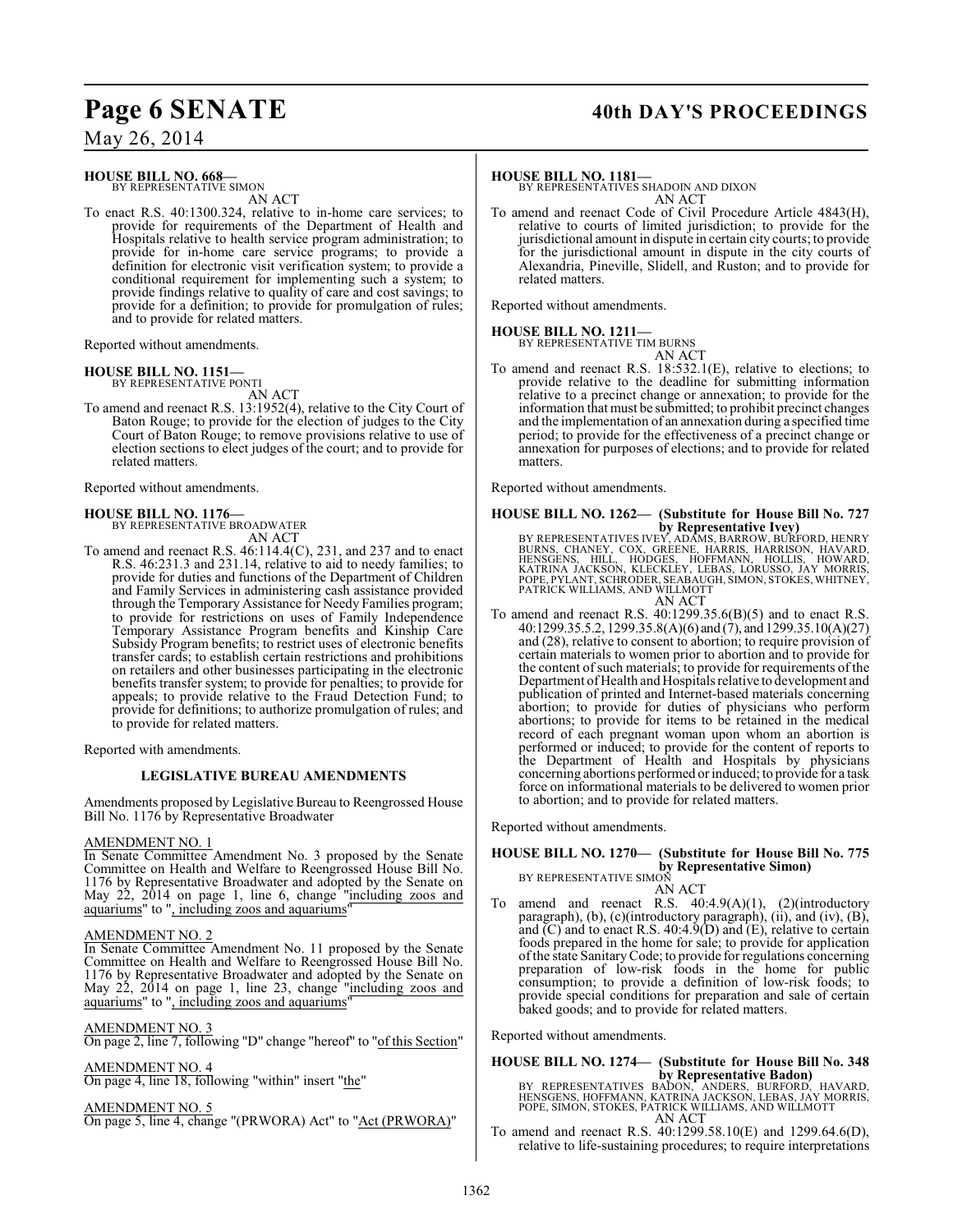**HOUSE BILL NO. 668—**
BY REPRESENTATIVE SIMON

AN ACT

To enact R.S. 40:1300.324, relative to in-home care services; to provide for requirements of the Department of Health and Hospitals relative to health service program administration; to provide for in-home care service programs; to provide a definition for electronic visit verification system; to provide a conditional requirement for implementing such a system; to provide findings relative to quality of care and cost savings; to provide for a definition; to provide for promulgation of rules; and to provide for related matters.

Reported without amendments.

**HOUSE BILL NO. 1151—**
BY REPRESENTATIVE PONTI

AN ACT

To amend and reenact R.S. 13:1952(4), relative to the City Court of Baton Rouge; to provide for the election of judges to the City Court of Baton Rouge; to remove provisions relative to use of election sections to elect judges of the court; and to provide for related matters.

Reported without amendments.

**HOUSE BILL NO. 1176—**
BY REPRESENTATIVE BROADWATER

AN ACT

To amend and reenact R.S. 46:114.4(C), 231, and 237 and to enact R.S. 46:231.3 and 231.14, relative to aid to needy families; to provide for duties and functions of the Department of Children and Family Services in administering cash assistance provided through the Temporary Assistance for Needy Families program; to provide for restrictions on uses of Family Independence Temporary Assistance Program benefits and Kinship Care Subsidy Program benefits; to restrict uses of electronic benefits transfer cards; to establish certain restrictions and prohibitions on retailers and other businesses participating in the electronic benefits transfer system; to provide for penalties; to provide for appeals; to provide relative to the Fraud Detection Fund; to provide for definitions; to authorize promulgation of rules; and to provide for related matters.

Reported with amendments.

**LEGISLATIVE BUREAU AMENDMENTS**

Amendments proposed by Legislative Bureau to Reengrossed House Bill No. 1176 by Representative Broadwater

AMENDMENT NO. 1
In Senate Committee Amendment No. 3 proposed by the Senate Committee on Health and Welfare to Reengrossed House Bill No. 1176 by Representative Broadwater and adopted by the Senate on May 22, 2014 on page 1, line 6, change "including zoos and aquariums" to ", including zoos and aquariums"

AMENDMENT NO. 2
In Senate Committee Amendment No. 11 proposed by the Senate Committee on Health and Welfare to Reengrossed House Bill No. 1176 by Representative Broadwater and adopted by the Senate on May 22, 2014 on page 1, line 23, change "including zoos and aquariums" to ", including zoos and aquariums"

AMENDMENT NO. 3
On page 2, line 7, following "D" change "hereof" to "of this Section"

AMENDMENT NO. 4
On page 4, line 18, following "within" insert "the"

AMENDMENT NO. 5
On page 5, line 4, change "(PRWORA) Act" to "Act (PRWORA)"

**HOUSE BILL NO. 1181—**
BY REPRESENTATIVES SHADOIN AND DIXON

AN ACT

To amend and reenact Code of Civil Procedure Article 4843(H), relative to courts of limited jurisdiction; to provide for the jurisdictional amount in dispute in certain city courts; to provide for the jurisdictional amount in dispute in the city courts of Alexandria, Pineville, Slidell, and Ruston; and to provide for related matters.

Reported without amendments.

**HOUSE BILL NO. 1211—**
BY REPRESENTATIVE TIM BURNS

AN ACT

To amend and reenact R.S. 18:532.1(E), relative to elections; to provide relative to the deadline for submitting information relative to a precinct change or annexation; to provide for the information that must be submitted; to prohibit precinct changes and the implementation of an annexation during a specified time period; to provide for the effectiveness of a precinct change or annexation for purposes of elections; and to provide for related matters.

Reported without amendments.

**HOUSE BILL NO. 1262— (Substitute for House Bill No. 727 by Representative Ivey)**
BY REPRESENTATIVES IVEY, ADAMS, BARROW, BURFORD, HENRY BURNS, CHANEY, COX, GREENE, HARRIS, HARRISON, HAVARD, HENSGENS, HILL, HODGES, HOFFMANN, HOLLIS, HOWARD, KATRINA JACKSON, KLECKLEY, LEBAS, LORUSSO, JAY MORRIS, POPE, PYLANT, SCHRODER, SEABAUGH, SIMON, STOKES, WHITNEY, PATRICK WILLIAMS, AND WILLMOTT

AN ACT

To amend and reenact R.S. 40:1299.35.6(B)(5) and to enact R.S. 40:1299.35.5.2, 1299.35.8(A)(6) and (7), and 1299.35.10(A)(27) and (28), relative to consent to abortion; to require provision of certain materials to women prior to abortion and to provide for the content of such materials; to provide for requirements of the Department of Health and Hospitals relative to development and publication of printed and Internet-based materials concerning abortion; to provide for duties of physicians who perform abortions; to provide for items to be retained in the medical record of each pregnant woman upon whom an abortion is performed or induced; to provide for the content of reports to the Department of Health and Hospitals by physicians concerning abortions performed or induced; to provide for a task force on informational materials to be delivered to women prior to abortion; and to provide for related matters.

Reported without amendments.

**HOUSE BILL NO. 1270— (Substitute for House Bill No. 775 by Representative Simon)**
BY REPRESENTATIVE SIMON

AN ACT

To amend and reenact R.S. 40:4.9(A)(1), (2)(introductory paragraph), (b), (c)(introductory paragraph), (ii), and (iv), (B), and (C) and to enact R.S. 40:4.9(D) and (E), relative to certain foods prepared in the home for sale; to provide for application of the state Sanitary Code; to provide for regulations concerning preparation of low-risk foods in the home for public consumption; to provide a definition of low-risk foods; to provide special conditions for preparation and sale of certain baked goods; and to provide for related matters.

Reported without amendments.

**HOUSE BILL NO. 1274— (Substitute for House Bill No. 348 by Representative Badon)**
BY REPRESENTATIVES BADON, ANDERS, BURFORD, HAVARD, HENSGENS, HOFFMANN, KATRINA JACKSON, LEBAS, JAY MORRIS, POPE, SIMON, STOKES, PATRICK WILLIAMS, AND WILLMOTT

AN ACT

To amend and reenact R.S. 40:1299.58.10(E) and 1299.64.6(D), relative to life-sustaining procedures; to require interpretations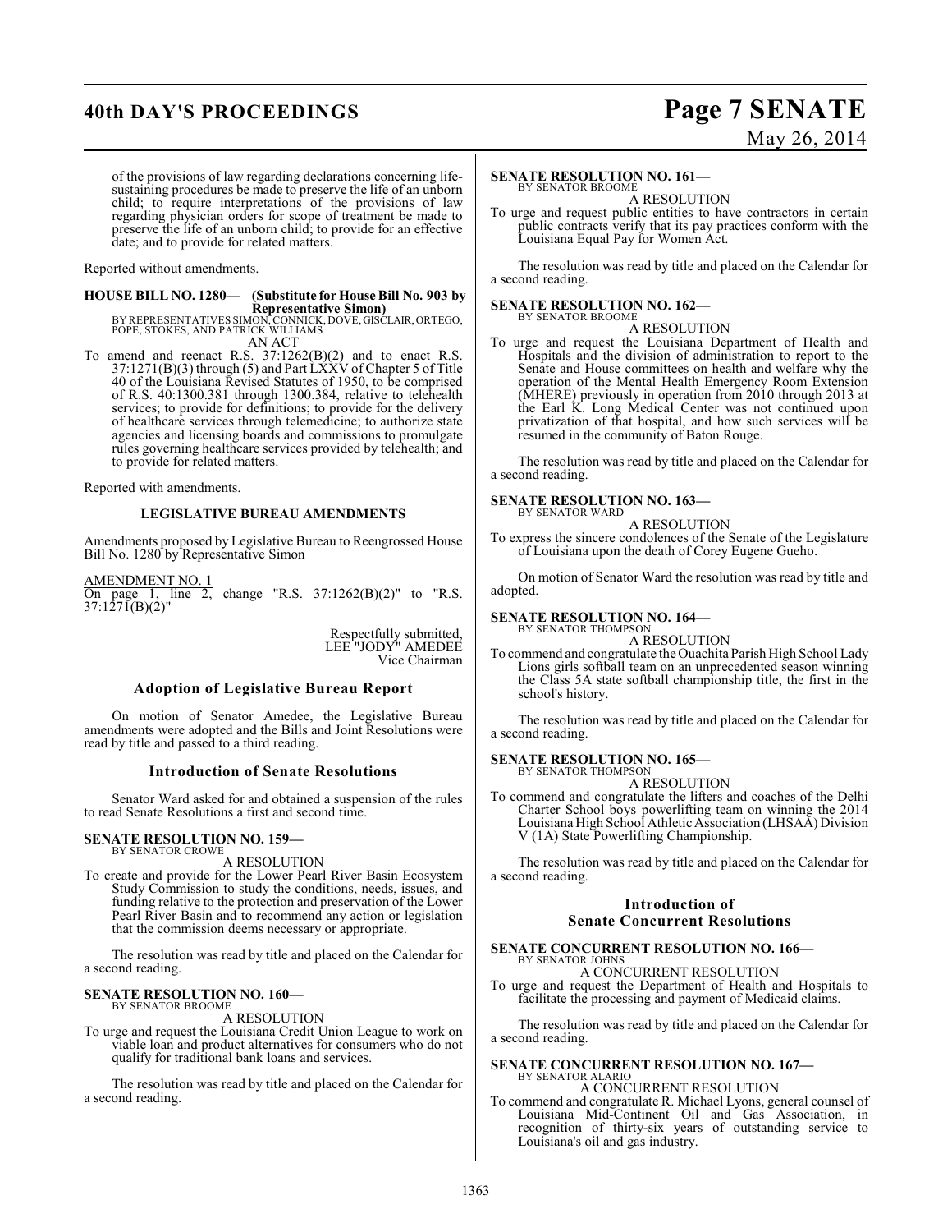of the provisions of law regarding declarations concerning life-sustaining procedures be made to preserve the life of an unborn child; to require interpretations of the provisions of law regarding physician orders for scope of treatment be made to preserve the life of an unborn child; to provide for an effective date; and to provide for related matters.

Reported without amendments.

**HOUSE BILL NO. 1280— (Substitute for House Bill No. 903 by Representative Simon)**
BY REPRESENTATIVES SIMON, CONNICK, DOVE, GISCLAIR, ORTEGO, POPE, STOKES, AND PATRICK WILLIAMS

AN ACT

To amend and reenact R.S. 37:1262(B)(2) and to enact R.S. 37:1271(B)(3) through (5) and Part LXXV of Chapter 5 of Title 40 of the Louisiana Revised Statutes of 1950, to be comprised of R.S. 40:1300.381 through 1300.384, relative to telehealth services; to provide for definitions; to provide for the delivery of healthcare services through telemedicine; to authorize state agencies and licensing boards and commissions to promulgate rules governing healthcare services provided by telehealth; and to provide for related matters.

Reported with amendments.

**LEGISLATIVE BUREAU AMENDMENTS**

Amendments proposed by Legislative Bureau to Reengrossed House Bill No. 1280 by Representative Simon

AMENDMENT NO. 1
On page 1, line 2, change "R.S. 37:1262(B)(2)" to "R.S. 37:1271(B)(2)"

Respectfully submitted,
LEE "JODY" AMEDEE
Vice Chairman

## Adoption of Legislative Bureau Report

On motion of Senator Amedee, the Legislative Bureau amendments were adopted and the Bills and Joint Resolutions were read by title and passed to a third reading.

## Introduction of Senate Resolutions

Senator Ward asked for and obtained a suspension of the rules to read Senate Resolutions a first and second time.

**SENATE RESOLUTION NO. 159—**
BY SENATOR CROWE

A RESOLUTION

To create and provide for the Lower Pearl River Basin Ecosystem Study Commission to study the conditions, needs, issues, and funding relative to the protection and preservation of the Lower Pearl River Basin and to recommend any action or legislation that the commission deems necessary or appropriate.

The resolution was read by title and placed on the Calendar for a second reading.

**SENATE RESOLUTION NO. 160—**
BY SENATOR BROOME

A RESOLUTION

To urge and request the Louisiana Credit Union League to work on viable loan and product alternatives for consumers who do not qualify for traditional bank loans and services.

The resolution was read by title and placed on the Calendar for a second reading.

**SENATE RESOLUTION NO. 161—**
BY SENATOR BROOME

A RESOLUTION

To urge and request public entities to have contractors in certain public contracts verify that its pay practices conform with the Louisiana Equal Pay for Women Act.

The resolution was read by title and placed on the Calendar for a second reading.

**SENATE RESOLUTION NO. 162—**
BY SENATOR BROOME

A RESOLUTION

To urge and request the Louisiana Department of Health and Hospitals and the division of administration to report to the Senate and House committees on health and welfare why the operation of the Mental Health Emergency Room Extension (MHERE) previously in operation from 2010 through 2013 at the Earl K. Long Medical Center was not continued upon privatization of that hospital, and how such services will be resumed in the community of Baton Rouge.

The resolution was read by title and placed on the Calendar for a second reading.

**SENATE RESOLUTION NO. 163—**
BY SENATOR WARD

A RESOLUTION

To express the sincere condolences of the Senate of the Legislature of Louisiana upon the death of Corey Eugene Gueho.

On motion of Senator Ward the resolution was read by title and adopted.

**SENATE RESOLUTION NO. 164—**
BY SENATOR THOMPSON

A RESOLUTION

To commend and congratulate the Ouachita Parish High School Lady Lions girls softball team on an unprecedented season winning the Class 5A state softball championship title, the first in the school's history.

The resolution was read by title and placed on the Calendar for a second reading.

**SENATE RESOLUTION NO. 165—**
BY SENATOR THOMPSON

A RESOLUTION

To commend and congratulate the lifters and coaches of the Delhi Charter School boys powerlifting team on winning the 2014 Louisiana High School Athletic Association (LHSAA) Division V (1A) State Powerlifting Championship.

The resolution was read by title and placed on the Calendar for a second reading.

## Introduction of Senate Concurrent Resolutions

**SENATE CONCURRENT RESOLUTION NO. 166—**
BY SENATOR JOHNS

A CONCURRENT RESOLUTION

To urge and request the Department of Health and Hospitals to facilitate the processing and payment of Medicaid claims.

The resolution was read by title and placed on the Calendar for a second reading.

**SENATE CONCURRENT RESOLUTION NO. 167—**
BY SENATOR ALARIO

A CONCURRENT RESOLUTION

To commend and congratulate R. Michael Lyons, general counsel of Louisiana Mid-Continent Oil and Gas Association, in recognition of thirty-six years of outstanding service to Louisiana's oil and gas industry.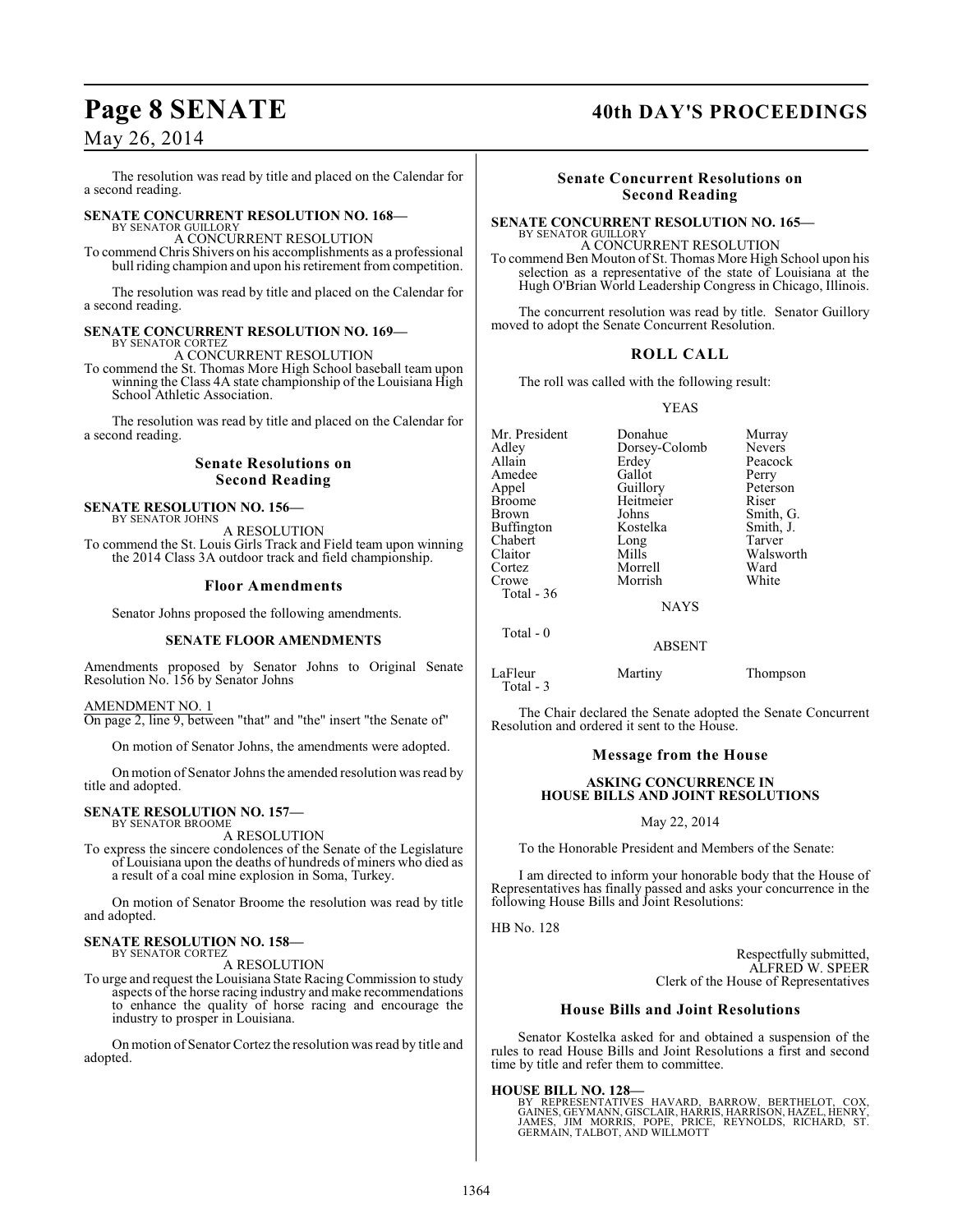The resolution was read by title and placed on the Calendar for a second reading.

**SENATE CONCURRENT RESOLUTION NO. 168—**
BY SENATOR GUILLORY
A CONCURRENT RESOLUTION
To commend Chris Shivers on his accomplishments as a professional bull riding champion and upon his retirement from competition.

The resolution was read by title and placed on the Calendar for a second reading.

**SENATE CONCURRENT RESOLUTION NO. 169—**
BY SENATOR CORTEZ
A CONCURRENT RESOLUTION
To commend the St. Thomas More High School baseball team upon winning the Class 4A state championship of the Louisiana High School Athletic Association.

The resolution was read by title and placed on the Calendar for a second reading.

## Senate Resolutions on Second Reading

**SENATE RESOLUTION NO. 156—**
BY SENATOR JOHNS
A RESOLUTION
To commend the St. Louis Girls Track and Field team upon winning the 2014 Class 3A outdoor track and field championship.

## Floor Amendments

Senator Johns proposed the following amendments.

### SENATE FLOOR AMENDMENTS

Amendments proposed by Senator Johns to Original Senate Resolution No. 156 by Senator Johns

AMENDMENT NO. 1
On page 2, line 9, between "that" and "the" insert "the Senate of"

On motion of Senator Johns, the amendments were adopted.

On motion of Senator Johns the amended resolution was read by title and adopted.

**SENATE RESOLUTION NO. 157—**
BY SENATOR BROOME
A RESOLUTION
To express the sincere condolences of the Senate of the Legislature of Louisiana upon the deaths of hundreds of miners who died as a result of a coal mine explosion in Soma, Turkey.

On motion of Senator Broome the resolution was read by title and adopted.

**SENATE RESOLUTION NO. 158—**
BY SENATOR CORTEZ
A RESOLUTION
To urge and request the Louisiana State Racing Commission to study aspects of the horse racing industry and make recommendations to enhance the quality of horse racing and encourage the industry to prosper in Louisiana.

On motion of Senator Cortez the resolution was read by title and adopted.

## Senate Concurrent Resolutions on Second Reading

**SENATE CONCURRENT RESOLUTION NO. 165—**
BY SENATOR GUILLORY
A CONCURRENT RESOLUTION
To commend Ben Mouton of St. Thomas More High School upon his selection as a representative of the state of Louisiana at the Hugh O'Brian World Leadership Congress in Chicago, Illinois.

The concurrent resolution was read by title. Senator Guillory moved to adopt the Senate Concurrent Resolution.

### ROLL CALL

The roll was called with the following result:

YEAS

| | | |
|---|---|---|
| Mr. President | Donahue | Murray |
| Adley | Dorsey-Colomb | Nevers |
| Allain | Erdey | Peacock |
| Amedee | Gallot | Perry |
| Appel | Guillory | Peterson |
| Broome | Heitmeier | Riser |
| Brown | Johns | Smith, G. |
| Buffington | Kostelka | Smith, J. |
| Chabert | Long | Tarver |
| Claitor | Mills | Walsworth |
| Cortez | Morrell | Ward |
| Crowe | Morrish | White |

Total - 36

NAYS

Total - 0

ABSENT

| | | |
|---|---|---|
| LaFleur | Martiny | Thompson |

Total - 3

The Chair declared the Senate adopted the Senate Concurrent Resolution and ordered it sent to the House.

## Message from the House

### ASKING CONCURRENCE IN HOUSE BILLS AND JOINT RESOLUTIONS

May 22, 2014

To the Honorable President and Members of the Senate:

I am directed to inform your honorable body that the House of Representatives has finally passed and asks your concurrence in the following House Bills and Joint Resolutions:

HB No. 128

Respectfully submitted,
ALFRED W. SPEER
Clerk of the House of Representatives

## House Bills and Joint Resolutions

Senator Kostelka asked for and obtained a suspension of the rules to read House Bills and Joint Resolutions a first and second time by title and refer them to committee.

**HOUSE BILL NO. 128—**
BY REPRESENTATIVES HAVARD, BARROW, BERTHELOT, COX, GAINES, GEYMANN, GISCLAIR, HARRIS, HARRISON, HAZEL, HENRY, JAMES, JIM MORRIS, POPE, PRICE, REYNOLDS, RICHARD, ST. GERMAIN, TALBOT, AND WILLMOTT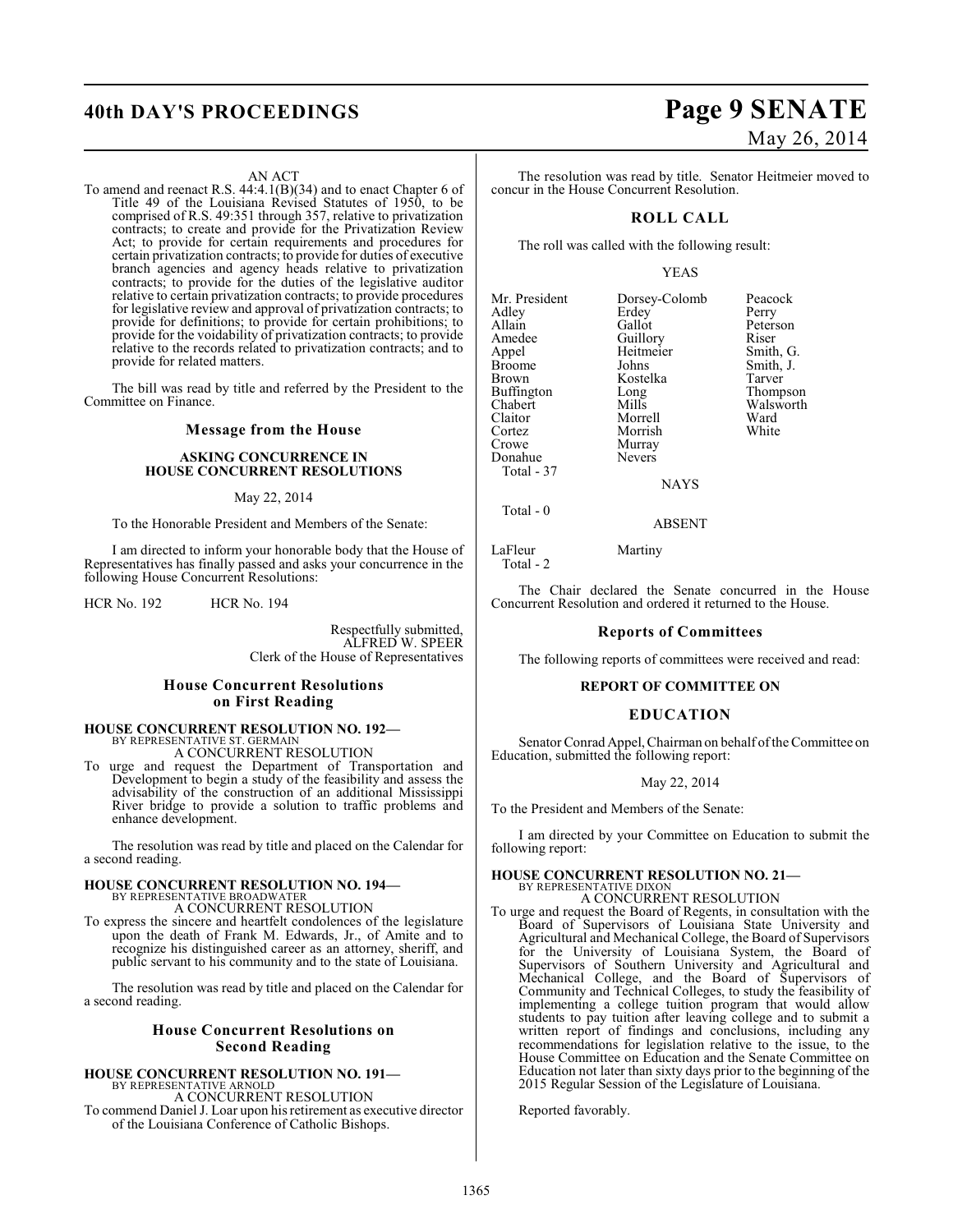AN ACT

To amend and reenact R.S. 44:4.1(B)(34) and to enact Chapter 6 of Title 49 of the Louisiana Revised Statutes of 1950, to be comprised of R.S. 49:351 through 357, relative to privatization contracts; to create and provide for the Privatization Review Act; to provide for certain requirements and procedures for certain privatization contracts; to provide for duties of executive branch agencies and agency heads relative to privatization contracts; to provide for the duties of the legislative auditor relative to certain privatization contracts; to provide procedures for legislative review and approval of privatization contracts; to provide for definitions; to provide for certain prohibitions; to provide for the voidability of privatization contracts; to provide relative to the records related to privatization contracts; and to provide for related matters.

The bill was read by title and referred by the President to the Committee on Finance.

## Message from the House

### ASKING CONCURRENCE IN HOUSE CONCURRENT RESOLUTIONS

May 22, 2014

To the Honorable President and Members of the Senate:

I am directed to inform your honorable body that the House of Representatives has finally passed and asks your concurrence in the following House Concurrent Resolutions:

HCR No. 192 HCR No. 194

Respectfully submitted,
ALFRED W. SPEER
Clerk of the House of Representatives

## House Concurrent Resolutions on First Reading

**HOUSE CONCURRENT RESOLUTION NO. 192—**
BY REPRESENTATIVE ST. GERMAIN
A CONCURRENT RESOLUTION

To urge and request the Department of Transportation and Development to begin a study of the feasibility and assess the advisability of the construction of an additional Mississippi River bridge to provide a solution to traffic problems and enhance development.

The resolution was read by title and placed on the Calendar for a second reading.

**HOUSE CONCURRENT RESOLUTION NO. 194—**
BY REPRESENTATIVE BROADWATER
A CONCURRENT RESOLUTION

To express the sincere and heartfelt condolences of the legislature upon the death of Frank M. Edwards, Jr., of Amite and to recognize his distinguished career as an attorney, sheriff, and public servant to his community and to the state of Louisiana.

The resolution was read by title and placed on the Calendar for a second reading.

## House Concurrent Resolutions on Second Reading

**HOUSE CONCURRENT RESOLUTION NO. 191—**
BY REPRESENTATIVE ARNOLD
A CONCURRENT RESOLUTION

To commend Daniel J. Loar upon his retirement as executive director of the Louisiana Conference of Catholic Bishops.

The resolution was read by title. Senator Heitmeier moved to concur in the House Concurrent Resolution.

## ROLL CALL

The roll was called with the following result:

YEAS

| | | |
|---|---|---|
| Mr. President | Dorsey-Colomb | Peacock |
| Adley | Erdey | Perry |
| Allain | Gallot | Peterson |
| Amedee | Guillory | Riser |
| Appel | Heitmeier | Smith, G. |
| Broome | Johns | Smith, J. |
| Brown | Kostelka | Tarver |
| Buffington | Long | Thompson |
| Chabert | Mills | Walsworth |
| Claitor | Morrell | Ward |
| Cortez | Morrish | White |
| Crowe | Murray | |
| Donahue | Nevers | |

Total - 37

NAYS

Total - 0

ABSENT

LaFleur Martiny
Total - 2

The Chair declared the Senate concurred in the House Concurrent Resolution and ordered it returned to the House.

## Reports of Committees

The following reports of committees were received and read:

### REPORT OF COMMITTEE ON

## EDUCATION

Senator Conrad Appel, Chairman on behalf of the Committee on Education, submitted the following report:

May 22, 2014

To the President and Members of the Senate:

I am directed by your Committee on Education to submit the following report:

**HOUSE CONCURRENT RESOLUTION NO. 21—**
BY REPRESENTATIVE DIXON
A CONCURRENT RESOLUTION

To urge and request the Board of Regents, in consultation with the Board of Supervisors of Louisiana State University and Agricultural and Mechanical College, the Board of Supervisors for the University of Louisiana System, the Board of Supervisors of Southern University and Agricultural and Mechanical College, and the Board of Supervisors of Community and Technical Colleges, to study the feasibility of implementing a college tuition program that would allow students to pay tuition after leaving college and to submit a written report of findings and conclusions, including any recommendations for legislation relative to the issue, to the House Committee on Education and the Senate Committee on Education not later than sixty days prior to the beginning of the 2015 Regular Session of the Legislature of Louisiana.

Reported favorably.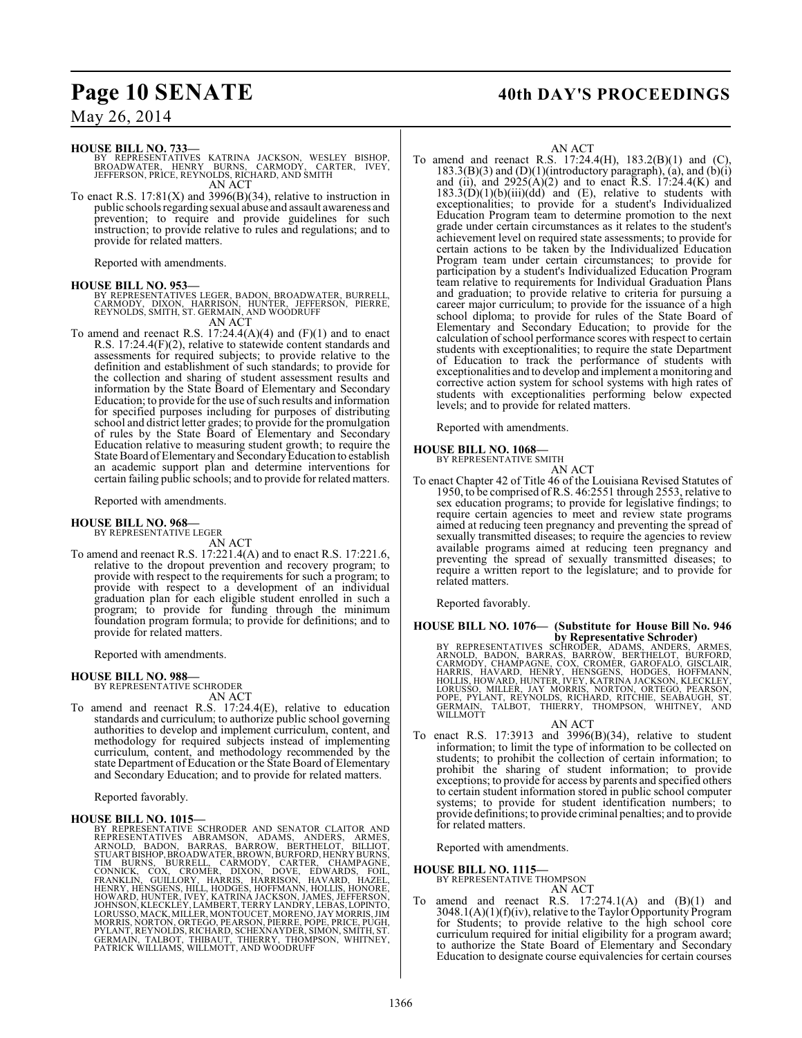**HOUSE BILL NO. 733—**
BY REPRESENTATIVES KATRINA JACKSON, WESLEY BISHOP, BROADWATER, HENRY BURNS, CARMODY, CARTER, IVEY, JEFFERSON, PRICE, REYNOLDS, RICHARD, AND SMITH
AN ACT

To enact R.S. 17:81(X) and 3996(B)(34), relative to instruction in public schools regarding sexual abuse and assault awareness and prevention; to require and provide guidelines for such instruction; to provide relative to rules and regulations; and to provide for related matters.

Reported with amendments.

**HOUSE BILL NO. 953—**
BY REPRESENTATIVES LEGER, BADON, BROADWATER, BURRELL, CARMODY, DIXON, HARRISON, HUNTER, JEFFERSON, PIERRE, REYNOLDS, SMITH, ST. GERMAIN, AND WOODRUFF
AN ACT

To amend and reenact R.S. 17:24.4(A)(4) and (F)(1) and to enact R.S. 17:24.4(F)(2), relative to statewide content standards and assessments for required subjects; to provide relative to the definition and establishment of such standards; to provide for the collection and sharing of student assessment results and information by the State Board of Elementary and Secondary Education; to provide for the use of such results and information for specified purposes including for purposes of distributing school and district letter grades; to provide for the promulgation of rules by the State Board of Elementary and Secondary Education relative to measuring student growth; to require the State Board of Elementary and Secondary Education to establish an academic support plan and determine interventions for certain failing public schools; and to provide for related matters.

Reported with amendments.

**HOUSE BILL NO. 968—**
BY REPRESENTATIVE LEGER
AN ACT

To amend and reenact R.S. 17:221.4(A) and to enact R.S. 17:221.6, relative to the dropout prevention and recovery program; to provide with respect to the requirements for such a program; to provide with respect to a development of an individual graduation plan for each eligible student enrolled in such a program; to provide for funding through the minimum foundation program formula; to provide for definitions; and to provide for related matters.

Reported with amendments.

**HOUSE BILL NO. 988—**
BY REPRESENTATIVE SCHRODER
AN ACT

To amend and reenact R.S. 17:24.4(E), relative to education standards and curriculum; to authorize public school governing authorities to develop and implement curriculum, content, and methodology for required subjects instead of implementing curriculum, content, and methodology recommended by the state Department of Education or the State Board of Elementary and Secondary Education; and to provide for related matters.

Reported favorably.

**HOUSE BILL NO. 1015—**
BY REPRESENTATIVE SCHRODER AND SENATOR CLAITOR AND REPRESENTATIVES ABRAMSON, ADAMS, ANDERS, ARMES, ARNOLD, BADON, BARRAS, BARROW, BERTHELOT, BILLIOT, STUART BISHOP, BROADWATER, BROWN, BURFORD, HENRY BURNS, TIM BURNS, BURRELL, CARMODY, CARTER, CHAMPAGNE, CONNICK, COX, CROMER, DIXON, DOVE, EDWARDS, FOIL, FRANKLIN, GUILLORY, HARRIS, HARRISON, HAVARD, HAZEL, HENRY, HENSGENS, HILL, HODGES, HOFFMANN, HOLLIS, HONORE, HOWARD, HUNTER, IVEY, KATRINA JACKSON, JAMES, JEFFERSON, JOHNSON, KLECKLEY, LAMBERT, TERRY LANDRY, LEBAS, LOPINTO, LORUSSO, MACK, MILLER, MONTOUCET, MORENO, JAY MORRIS, JIM MORRIS, NORTON, ORTEGO, PEARSON, PIERRE, POPE, PRICE, PUGH, PYLANT, REYNOLDS, RICHARD, SCHEXNAYDER, SIMON, SMITH, ST. GERMAIN, TALBOT, THIBAUT, THIERRY, THOMPSON, WHITNEY, PATRICK WILLIAMS, WILLMOTT, AND WOODRUFF
AN ACT

To amend and reenact R.S. 17:24.4(H), 183.2(B)(1) and (C), 183.3(B)(3) and (D)(1)(introductory paragraph), (a), and (b)(i) and (ii), and 2925(A)(2) and to enact R.S. 17:24.4(K) and 183.3(D)(1)(b)(iii)(dd) and (E), relative to students with exceptionalities; to provide for a student's Individualized Education Program team to determine promotion to the next grade under certain circumstances as it relates to the student's achievement level on required state assessments; to provide for certain actions to be taken by the Individualized Education Program team under certain circumstances; to provide for participation by a student's Individualized Education Program team relative to requirements for Individual Graduation Plans and graduation; to provide relative to criteria for pursuing a career major curriculum; to provide for the issuance of a high school diploma; to provide for rules of the State Board of Elementary and Secondary Education; to provide for the calculation of school performance scores with respect to certain students with exceptionalities; to require the state Department of Education to track the performance of students with exceptionalities and to develop and implement a monitoring and corrective action system for school systems with high rates of students with exceptionalities performing below expected levels; and to provide for related matters.

Reported with amendments.

**HOUSE BILL NO. 1068—**
BY REPRESENTATIVE SMITH
AN ACT

To enact Chapter 42 of Title 46 of the Louisiana Revised Statutes of 1950, to be comprised of R.S. 46:2551 through 2553, relative to sex education programs; to provide for legislative findings; to require certain agencies to meet and review state programs aimed at reducing teen pregnancy and preventing the spread of sexually transmitted diseases; to require the agencies to review available programs aimed at reducing teen pregnancy and preventing the spread of sexually transmitted diseases; to require a written report to the legislature; and to provide for related matters.

Reported favorably.

**HOUSE BILL NO. 1076— (Substitute for House Bill No. 946 by Representative Schroder)**
BY REPRESENTATIVES SCHRODER, ADAMS, ANDERS, ARMES, ARNOLD, BADON, BARRAS, BARROW, BERTHELOT, BURFORD, CARMODY, CHAMPAGNE, COX, CROMER, GAROFALO, GISCLAIR, HARRIS, HAVARD, HENRY, HENSGENS, HODGES, HOFFMANN, HOLLIS, HOWARD, HUNTER, IVEY, KATRINA JACKSON, KLECKLEY, LORUSSO, MILLER, JAY MORRIS, NORTON, ORTEGO, PEARSON, POPE, PYLANT, REYNOLDS, RICHARD, RITCHIE, SEABAUGH, ST. GERMAIN, TALBOT, THIERRY, THOMPSON, WHITNEY, AND WILLMOTT
AN ACT

To enact R.S. 17:3913 and 3996(B)(34), relative to student information; to limit the type of information to be collected on students; to prohibit the collection of certain information; to prohibit the sharing of student information; to provide exceptions; to provide for access by parents and specified others to certain student information stored in public school computer systems; to provide for student identification numbers; to provide definitions; to provide criminal penalties; and to provide for related matters.

Reported with amendments.

**HOUSE BILL NO. 1115—**
BY REPRESENTATIVE THOMPSON
AN ACT

To amend and reenact R.S. 17:274.1(A) and (B)(1) and 3048.1(A)(1)(f)(iv), relative to the Taylor Opportunity Program for Students; to provide relative to the high school core curriculum required for initial eligibility for a program award; to authorize the State Board of Elementary and Secondary Education to designate course equivalencies for certain courses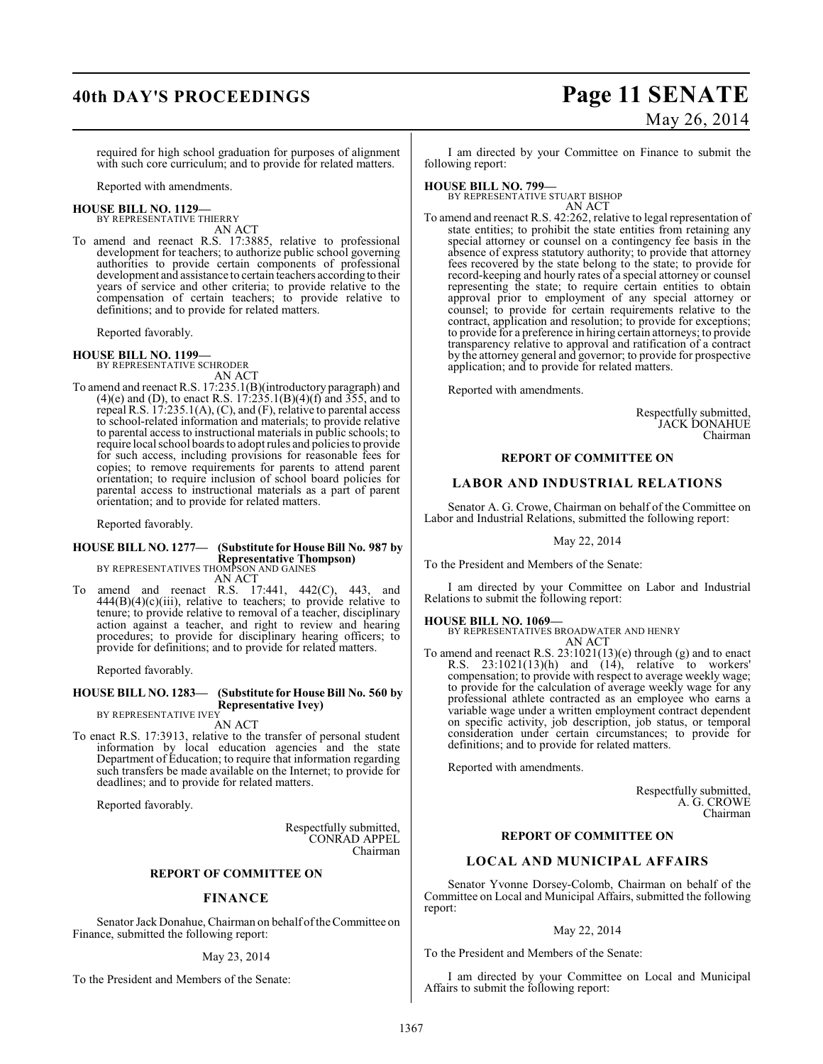required for high school graduation for purposes of alignment with such core curriculum; and to provide for related matters.

Reported with amendments.

**HOUSE BILL NO. 1129—**
BY REPRESENTATIVE THIERRY
AN ACT

To amend and reenact R.S. 17:3885, relative to professional development for teachers; to authorize public school governing authorities to provide certain components of professional development and assistance to certain teachers according to their years of service and other criteria; to provide relative to the compensation of certain teachers; to provide relative to definitions; and to provide for related matters.

Reported favorably.

**HOUSE BILL NO. 1199—**
BY REPRESENTATIVE SCHRODER
AN ACT

To amend and reenact R.S. 17:235.1(B)(introductory paragraph) and (4)(e) and (D), to enact R.S. 17:235.1(B)(4)(f) and 355, and to repeal R.S. 17:235.1(A), (C), and (F), relative to parental access to school-related information and materials; to provide relative to parental access to instructional materials in public schools; to require local school boards to adopt rules and policies to provide for such access, including provisions for reasonable fees for copies; to remove requirements for parents to attend parent orientation; to require inclusion of school board policies for parental access to instructional materials as a part of parent orientation; and to provide for related matters.

Reported favorably.

**HOUSE BILL NO. 1277— (Substitute for House Bill No. 987 by Representative Thompson)**
BY REPRESENTATIVES THOMPSON AND GAINES
AN ACT

To amend and reenact R.S. 17:441, 442(C), 443, and 444(B)(4)(c)(iii), relative to teachers; to provide relative to tenure; to provide relative to removal of a teacher, disciplinary action against a teacher, and right to review and hearing procedures; to provide for disciplinary hearing officers; to provide for definitions; and to provide for related matters.

Reported favorably.

**HOUSE BILL NO. 1283— (Substitute for House Bill No. 560 by Representative Ivey)**
BY REPRESENTATIVE IVEY
AN ACT

To enact R.S. 17:3913, relative to the transfer of personal student information by local education agencies and the state Department of Education; to require that information regarding such transfers be made available on the Internet; to provide for deadlines; and to provide for related matters.

Reported favorably.

Respectfully submitted,
CONRAD APPEL
Chairman

### REPORT OF COMMITTEE ON

## FINANCE

Senator Jack Donahue, Chairman on behalf of the Committee on Finance, submitted the following report:

May 23, 2014

To the President and Members of the Senate:

I am directed by your Committee on Finance to submit the following report:

**HOUSE BILL NO. 799—**
BY REPRESENTATIVE STUART BISHOP
AN ACT

To amend and reenact R.S. 42:262, relative to legal representation of state entities; to prohibit the state entities from retaining any special attorney or counsel on a contingency fee basis in the absence of express statutory authority; to provide that attorney fees recovered by the state belong to the state; to provide for record-keeping and hourly rates of a special attorney or counsel representing the state; to require certain entities to obtain approval prior to employment of any special attorney or counsel; to provide for certain requirements relative to the contract, application and resolution; to provide for exceptions; to provide for a preference in hiring certain attorneys; to provide transparency relative to approval and ratification of a contract by the attorney general and governor; to provide for prospective application; and to provide for related matters.

Reported with amendments.

Respectfully submitted,
JACK DONAHUE
Chairman

### REPORT OF COMMITTEE ON

## LABOR AND INDUSTRIAL RELATIONS

Senator A. G. Crowe, Chairman on behalf of the Committee on Labor and Industrial Relations, submitted the following report:

May 22, 2014

To the President and Members of the Senate:

I am directed by your Committee on Labor and Industrial Relations to submit the following report:

**HOUSE BILL NO. 1069—**
BY REPRESENTATIVES BROADWATER AND HENRY
AN ACT

To amend and reenact R.S. 23:1021(13)(e) through (g) and to enact R.S. 23:1021(13)(h) and (14), relative to workers' compensation; to provide with respect to average weekly wage; to provide for the calculation of average weekly wage for any professional athlete contracted as an employee who earns a variable wage under a written employment contract dependent on specific activity, job description, job status, or temporal consideration under certain circumstances; to provide for definitions; and to provide for related matters.

Reported with amendments.

Respectfully submitted,
A. G. CROWE
Chairman

### REPORT OF COMMITTEE ON

## LOCAL AND MUNICIPAL AFFAIRS

Senator Yvonne Dorsey-Colomb, Chairman on behalf of the Committee on Local and Municipal Affairs, submitted the following report:

May 22, 2014

To the President and Members of the Senate:

I am directed by your Committee on Local and Municipal Affairs to submit the following report: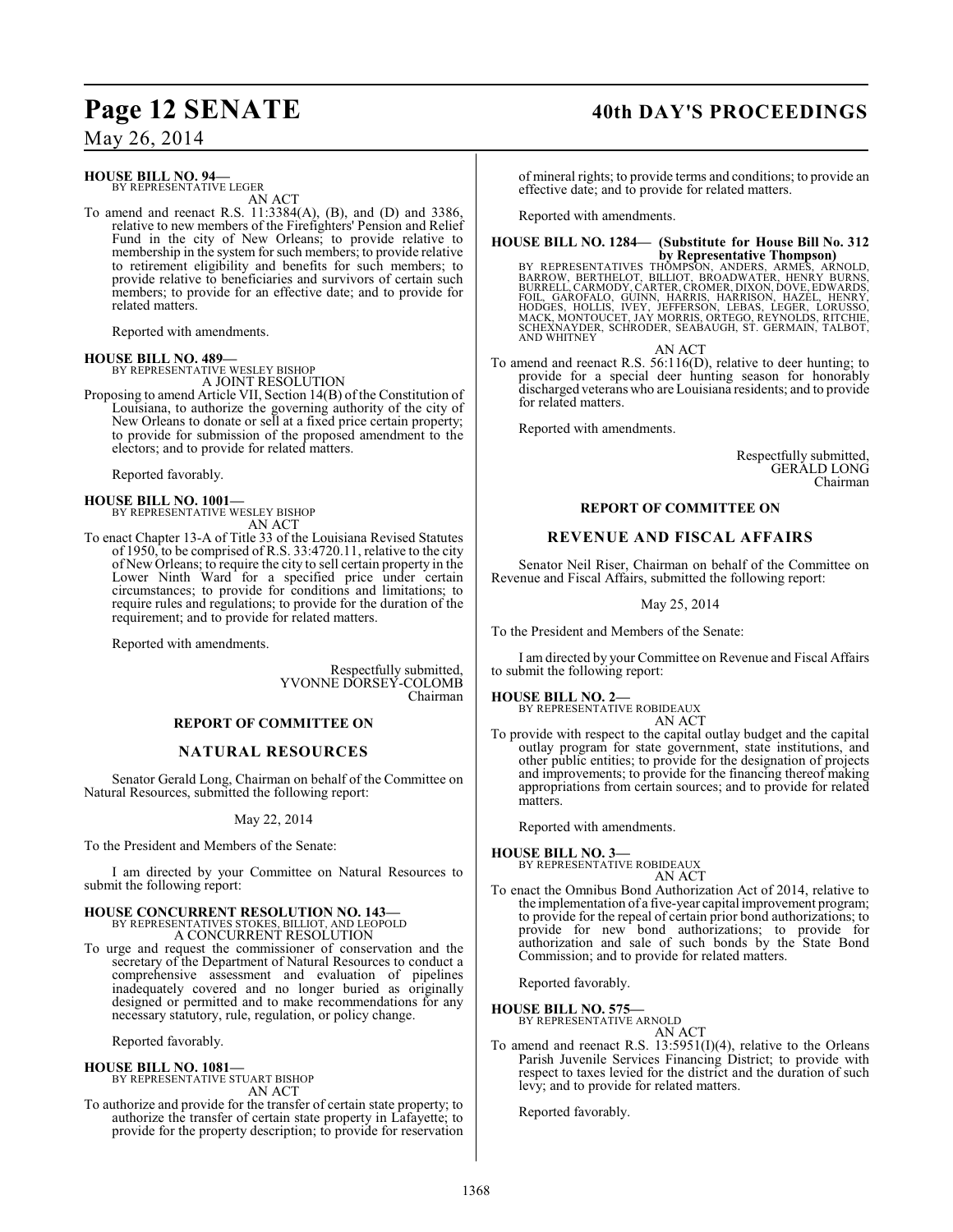**HOUSE BILL NO. 94—**
BY REPRESENTATIVE LEGER

AN ACT

To amend and reenact R.S. 11:3384(A), (B), and (D) and 3386, relative to new members of the Firefighters' Pension and Relief Fund in the city of New Orleans; to provide relative to membership in the system for such members; to provide relative to retirement eligibility and benefits for such members; to provide relative to beneficiaries and survivors of certain such members; to provide for an effective date; and to provide for related matters.

Reported with amendments.

**HOUSE BILL NO. 489—**
BY REPRESENTATIVE WESLEY BISHOP

A JOINT RESOLUTION

Proposing to amend Article VII, Section 14(B) of the Constitution of Louisiana, to authorize the governing authority of the city of New Orleans to donate or sell at a fixed price certain property; to provide for submission of the proposed amendment to the electors; and to provide for related matters.

Reported favorably.

**HOUSE BILL NO. 1001—**
BY REPRESENTATIVE WESLEY BISHOP

AN ACT

To enact Chapter 13-A of Title 33 of the Louisiana Revised Statutes of 1950, to be comprised of R.S. 33:4720.11, relative to the city of New Orleans; to require the city to sell certain property in the Lower Ninth Ward for a specified price under certain circumstances; to provide for conditions and limitations; to require rules and regulations; to provide for the duration of the requirement; and to provide for related matters.

Reported with amendments.

Respectfully submitted,
YVONNE DORSEY-COLOMB
Chairman

## REPORT OF COMMITTEE ON

## NATURAL RESOURCES

Senator Gerald Long, Chairman on behalf of the Committee on Natural Resources, submitted the following report:

May 22, 2014

To the President and Members of the Senate:

I am directed by your Committee on Natural Resources to submit the following report:

**HOUSE CONCURRENT RESOLUTION NO. 143—**
BY REPRESENTATIVES STOKES, BILLIOT, AND LEOPOLD

A CONCURRENT RESOLUTION

To urge and request the commissioner of conservation and the secretary of the Department of Natural Resources to conduct a comprehensive assessment and evaluation of pipelines inadequately covered and no longer buried as originally designed or permitted and to make recommendations for any necessary statutory, rule, regulation, or policy change.

Reported favorably.

**HOUSE BILL NO. 1081—**
BY REPRESENTATIVE STUART BISHOP

AN ACT

To authorize and provide for the transfer of certain state property; to authorize the transfer of certain state property in Lafayette; to provide for the property description; to provide for reservation of mineral rights; to provide terms and conditions; to provide an effective date; and to provide for related matters.

Reported with amendments.

**HOUSE BILL NO. 1284— (Substitute for House Bill No. 312 by Representative Thompson)**
BY REPRESENTATIVES THOMPSON, ANDERS, ARMES, ARNOLD, BARROW, BERTHELOT, BILLIOT, BROADWATER, HENRY BURNS, BURRELL, CARMODY, CARTER, CROMER, DIXON, DOVE, EDWARDS, FOIL, GAROFALO, GUINN, HARRIS, HARRISON, HAZEL, HENRY, HODGES, HOLLIS, IVEY, JEFFERSON, LEBAS, LEGER, LORUSSO, MACK, MONTOUCET, JAY MORRIS, ORTEGO, REYNOLDS, RITCHIE, SCHEXNAYDER, SCHRODER, SEABAUGH, ST. GERMAIN, TALBOT, AND WHITNEY

AN ACT

To amend and reenact R.S. 56:116(D), relative to deer hunting; to provide for a special deer hunting season for honorably discharged veterans who are Louisiana residents; and to provide for related matters.

Reported with amendments.

Respectfully submitted,
GERALD LONG
Chairman

## REPORT OF COMMITTEE ON

## REVENUE AND FISCAL AFFAIRS

Senator Neil Riser, Chairman on behalf of the Committee on Revenue and Fiscal Affairs, submitted the following report:

May 25, 2014

To the President and Members of the Senate:

I am directed by your Committee on Revenue and Fiscal Affairs to submit the following report:

**HOUSE BILL NO. 2—**
BY REPRESENTATIVE ROBIDEAUX

AN ACT

To provide with respect to the capital outlay budget and the capital outlay program for state government, state institutions, and other public entities; to provide for the designation of projects and improvements; to provide for the financing thereof making appropriations from certain sources; and to provide for related matters.

Reported with amendments.

**HOUSE BILL NO. 3—**
BY REPRESENTATIVE ROBIDEAUX

AN ACT

To enact the Omnibus Bond Authorization Act of 2014, relative to the implementation of a five-year capital improvement program; to provide for the repeal of certain prior bond authorizations; to provide for new bond authorizations; to provide for authorization and sale of such bonds by the State Bond Commission; and to provide for related matters.

Reported favorably.

**HOUSE BILL NO. 575—**
BY REPRESENTATIVE ARNOLD

AN ACT

To amend and reenact R.S. 13:5951(I)(4), relative to the Orleans Parish Juvenile Services Financing District; to provide with respect to taxes levied for the district and the duration of such levy; and to provide for related matters.

Reported favorably.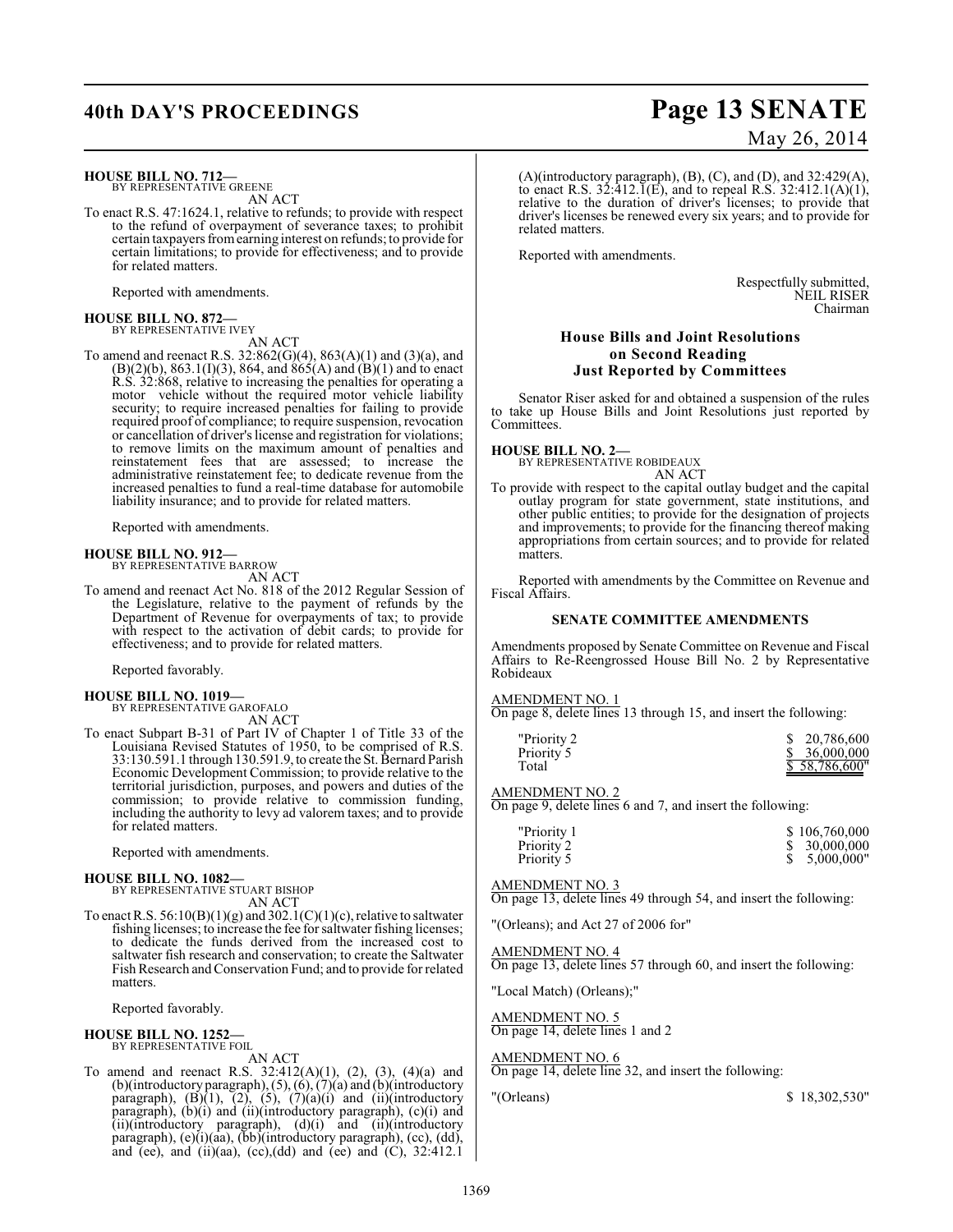**HOUSE BILL NO. 712—**
BY REPRESENTATIVE GREENE

AN ACT

To enact R.S. 47:1624.1, relative to refunds; to provide with respect to the refund of overpayment of severance taxes; to prohibit certain taxpayers from earning interest on refunds; to provide for certain limitations; to provide for effectiveness; and to provide for related matters.

Reported with amendments.

**HOUSE BILL NO. 872—**
BY REPRESENTATIVE IVEY

AN ACT

To amend and reenact R.S. 32:862(G)(4), 863(A)(1) and (3)(a), and (B)(2)(b), 863.1(I)(3), 864, and 865(A) and (B)(1) and to enact R.S. 32:868, relative to increasing the penalties for operating a motor vehicle without the required motor vehicle liability security; to require increased penalties for failing to provide required proof of compliance; to require suspension, revocation or cancellation of driver's license and registration for violations; to remove limits on the maximum amount of penalties and reinstatement fees that are assessed; to increase the administrative reinstatement fee; to dedicate revenue from the increased penalties to fund a real-time database for automobile liability insurance; and to provide for related matters.

Reported with amendments.

**HOUSE BILL NO. 912—**
BY REPRESENTATIVE BARROW

AN ACT

To amend and reenact Act No. 818 of the 2012 Regular Session of the Legislature, relative to the payment of refunds by the Department of Revenue for overpayments of tax; to provide with respect to the activation of debit cards; to provide for effectiveness; and to provide for related matters.

Reported favorably.

**HOUSE BILL NO. 1019—**
BY REPRESENTATIVE GAROFALO

AN ACT

To enact Subpart B-31 of Part IV of Chapter 1 of Title 33 of the Louisiana Revised Statutes of 1950, to be comprised of R.S. 33:130.591.1 through 130.591.9, to create the St. Bernard Parish Economic Development Commission; to provide relative to the territorial jurisdiction, purposes, and powers and duties of the commission; to provide relative to commission funding, including the authority to levy ad valorem taxes; and to provide for related matters.

Reported with amendments.

**HOUSE BILL NO. 1082—**
BY REPRESENTATIVE STUART BISHOP

AN ACT

To enact R.S. 56:10(B)(1)(g) and 302.1(C)(1)(c), relative to saltwater fishing licenses; to increase the fee for saltwater fishing licenses; to dedicate the funds derived from the increased cost to saltwater fish research and conservation; to create the Saltwater Fish Research and Conservation Fund; and to provide for related matters.

Reported favorably.

**HOUSE BILL NO. 1252—**
BY REPRESENTATIVE FOIL

AN ACT

To amend and reenact R.S. 32:412(A)(1), (2), (3), (4)(a) and (b)(introductory paragraph), (5), (6), (7)(a) and (b)(introductory paragraph), (B)(1), (2), (5), (7)(a)(i) and (ii)(introductory paragraph), (b)(i) and (ii)(introductory paragraph), (c)(i) and (ii)(introductory paragraph), (d)(i) and (ii)(introductory paragraph), (e)(i)(aa), (bb)(introductory paragraph), (cc), (dd), and (ee), and (ii)(aa), (cc),(dd) and (ee) and (C), 32:412.1 (A)(introductory paragraph), (B), (C), and (D), and 32:429(A), to enact R.S. 32:412.1(E), and to repeal R.S. 32:412.1(A)(1), relative to the duration of driver's licenses; to provide that driver's licenses be renewed every six years; and to provide for related matters.

Reported with amendments.

Respectfully submitted,
NEIL RISER
Chairman

## House Bills and Joint Resolutions on Second Reading Just Reported by Committees

Senator Riser asked for and obtained a suspension of the rules to take up House Bills and Joint Resolutions just reported by Committees.

**HOUSE BILL NO. 2—**
BY REPRESENTATIVE ROBIDEAUX

AN ACT

To provide with respect to the capital outlay budget and the capital outlay program for state government, state institutions, and other public entities; to provide for the designation of projects and improvements; to provide for the financing thereof making appropriations from certain sources; and to provide for related matters.

Reported with amendments by the Committee on Revenue and Fiscal Affairs.

### SENATE COMMITTEE AMENDMENTS

Amendments proposed by Senate Committee on Revenue and Fiscal Affairs to Re-Reengrossed House Bill No. 2 by Representative Robideaux

AMENDMENT NO. 1
On page 8, delete lines 13 through 15, and insert the following:

| | |
|---|---|
| "Priority 2 | $ 20,786,600 |
| Priority 5 | $ 36,000,000 |
| Total | $ 58,786,600" |

AMENDMENT NO. 2
On page 9, delete lines 6 and 7, and insert the following:

| | |
|---|---|
| "Priority 1 | $ 106,760,000 |
| Priority 2 | $ 30,000,000 |
| Priority 5 | $ 5,000,000" |

AMENDMENT NO. 3
On page 13, delete lines 49 through 54, and insert the following:

"(Orleans); and Act 27 of 2006 for"

AMENDMENT NO. 4
On page 13, delete lines 57 through 60, and insert the following:

"Local Match) (Orleans);"

AMENDMENT NO. 5
On page 14, delete lines 1 and 2

AMENDMENT NO. 6
On page 14, delete line 32, and insert the following:

| | |
|---|---|
| "(Orleans) | $ 18,302,530" |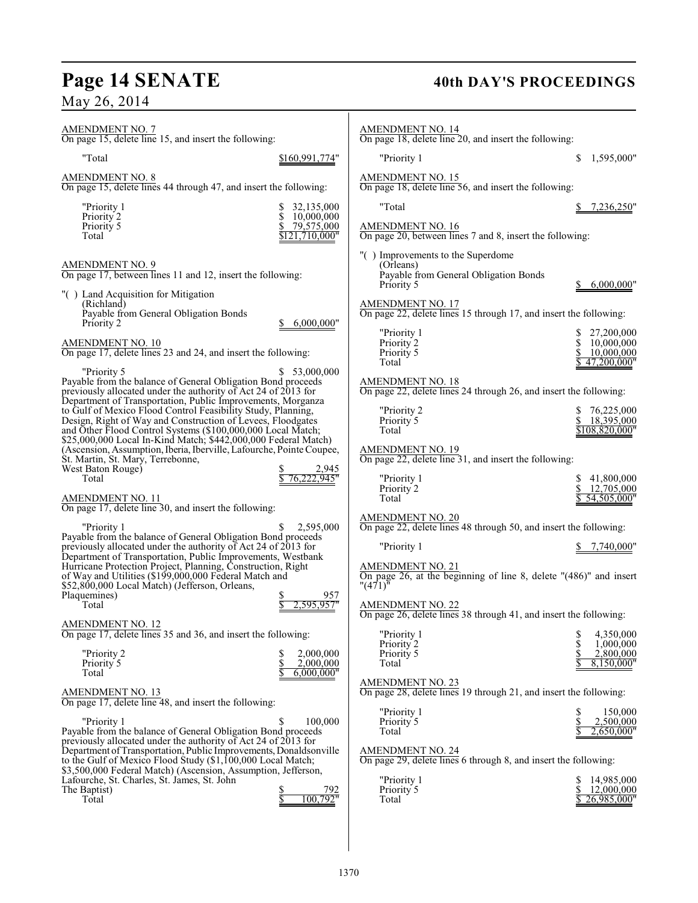AMENDMENT NO. 7
On page 15, delete line 15, and insert the following:

"Total $160,991,774"

AMENDMENT NO. 8
On page 15, delete lines 44 through 47, and insert the following:

| | |
|---|---|
| "Priority 1 | $ 32,135,000 |
| Priority 2 | $ 10,000,000 |
| Priority 5 | $ 79,575,000 |
| Total | $121,710,000" |

AMENDMENT NO. 9
On page 17, between lines 11 and 12, insert the following:

"( ) Land Acquisition for Mitigation
(Richland)
Payable from General Obligation Bonds
Priority 2 $ 6,000,000"

AMENDMENT NO. 10
On page 17, delete lines 23 and 24, and insert the following:

"Priority 5 $ 53,000,000
Payable from the balance of General Obligation Bond proceeds previously allocated under the authority of Act 24 of 2013 for Department of Transportation, Public Improvements, Morganza to Gulf of Mexico Flood Control Feasibility Study, Planning, Design, Right of Way and Construction of Levees, Floodgates and Other Flood Control Systems ($100,000,000 Local Match; $25,000,000 Local In-Kind Match; $442,000,000 Federal Match) (Ascension, Assumption, Iberia, Iberville, Lafourche, Pointe Coupee, St. Martin, St. Mary, Terrebonne,
West Baton Rouge) $ 2,945
Total $ 76,222,945"

AMENDMENT NO. 11
On page 17, delete line 30, and insert the following:

"Priority 1 $ 2,595,000
Payable from the balance of General Obligation Bond proceeds previously allocated under the authority of Act 24 of 2013 for Department of Transportation, Public Improvements, Westbank Hurricane Protection Project, Planning, Construction, Right of Way and Utilities ($199,000,000 Federal Match and $52,800,000 Local Match) (Jefferson, Orleans,
Plaquemines) $ 957
Total $ 2,595,957"

AMENDMENT NO. 12
On page 17, delete lines 35 and 36, and insert the following:

| | |
|---|---|
| "Priority 2 | $ 2,000,000 |
| Priority 5 | $ 2,000,000 |
| Total | $ 6,000,000" |

AMENDMENT NO. 13
On page 17, delete line 48, and insert the following:

"Priority 1 $ 100,000
Payable from the balance of General Obligation Bond proceeds previously allocated under the authority of Act 24 of 2013 for Department of Transportation, Public Improvements, Donaldsonville to the Gulf of Mexico Flood Study ($1,100,000 Local Match; $3,500,000 Federal Match) (Ascension, Assumption, Jefferson, Lafourche, St. Charles, St. James, St. John
The Baptist) $ 792
Total $ 100,792"

AMENDMENT NO. 14
On page 18, delete line 20, and insert the following:

"Priority 1 $ 1,595,000"

AMENDMENT NO. 15
On page 18, delete line 56, and insert the following:

"Total $ 7,236,250"

AMENDMENT NO. 16
On page 20, between lines 7 and 8, insert the following:

"( ) Improvements to the Superdome
(Orleans)
Payable from General Obligation Bonds
Priority 5 $ 6,000,000"

AMENDMENT NO. 17
On page 22, delete lines 15 through 17, and insert the following:

| | |
|---|---|
| "Priority 1 | $ 27,200,000 |
| Priority 2 | $ 10,000,000 |
| Priority 5 | $ 10,000,000 |
| Total | $ 47,200,000" |

AMENDMENT NO. 18
On page 22, delete lines 24 through 26, and insert the following:

| | |
|---|---|
| "Priority 2 | $ 76,225,000 |
| Priority 5 | $ 18,395,000 |
| Total | $108,820,000" |

AMENDMENT NO. 19
On page 22, delete line 31, and insert the following:

| | |
|---|---|
| "Priority 1 | $ 41,800,000 |
| Priority 2 | $ 12,705,000 |
| Total | $ 54,505,000" |

AMENDMENT NO. 20
On page 22, delete lines 48 through 50, and insert the following:

"Priority 1 $ 7,740,000"

AMENDMENT NO. 21
On page 26, at the beginning of line 8, delete "(486)" and insert "(471)"

AMENDMENT NO. 22
On page 26, delete lines 38 through 41, and insert the following:

| | |
|---|---|
| "Priority 1 | $ 4,350,000 |
| Priority 2 | $ 1,000,000 |
| Priority 5 | $ 2,800,000 |
| Total | $ 8,150,000" |

AMENDMENT NO. 23
On page 28, delete lines 19 through 21, and insert the following:

| | |
|---|---|
| "Priority 1 | $ 150,000 |
| Priority 5 | $ 2,500,000 |
| Total | $ 2,650,000" |

AMENDMENT NO. 24
On page 29, delete lines 6 through 8, and insert the following:

| | |
|---|---|
| "Priority 1 | $ 14,985,000 |
| Priority 5 | $ 12,000,000 |
| Total | $ 26,985,000" |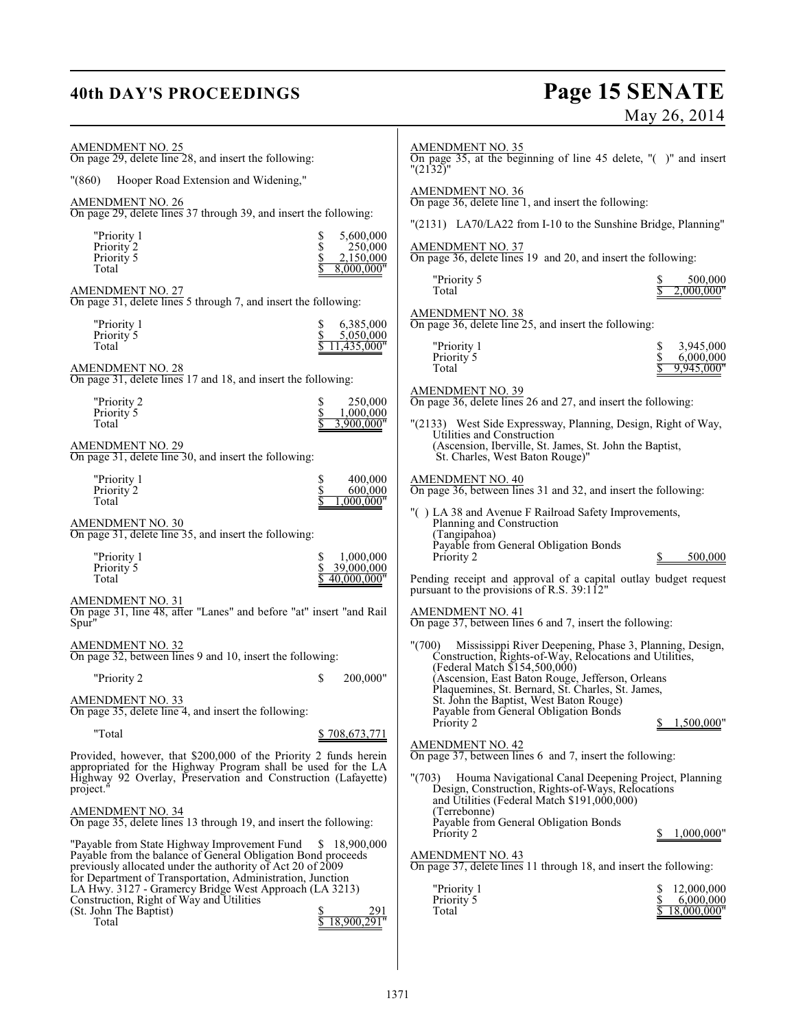AMENDMENT NO. 25
On page 29, delete line 28, and insert the following:

"(860) Hooper Road Extension and Widening,"

AMENDMENT NO. 26
On page 29, delete lines 37 through 39, and insert the following:

| | |
|---|---|
| "Priority 1 | $ 5,600,000 |
| Priority 2 | $ 250,000 |
| Priority 5 | $ 2,150,000 |
| Total | $ 8,000,000" |

AMENDMENT NO. 27
On page 31, delete lines 5 through 7, and insert the following:

| | |
|---|---|
| "Priority 1 | $ 6,385,000 |
| Priority 5 | $ 5,050,000 |
| Total | $ 11,435,000" |

AMENDMENT NO. 28
On page 31, delete lines 17 and 18, and insert the following:

| | |
|---|---|
| "Priority 2 | $ 250,000 |
| Priority 5 | $ 1,000,000 |
| Total | $ 3,900,000" |

AMENDMENT NO. 29
On page 31, delete line 30, and insert the following:

| | |
|---|---|
| "Priority 1 | $ 400,000 |
| Priority 2 | $ 600,000 |
| Total | $ 1,000,000" |

AMENDMENT NO. 30
On page 31, delete line 35, and insert the following:

| | |
|---|---|
| "Priority 1 | $ 1,000,000 |
| Priority 5 | $ 39,000,000 |
| Total | $ 40,000,000" |

AMENDMENT NO. 31
On page 31, line 48, after "Lanes" and before "at" insert "and Rail Spur"

AMENDMENT NO. 32
On page 32, between lines 9 and 10, insert the following:

"Priority 2 $ 200,000"

AMENDMENT NO. 33
On page 35, delete line 4, and insert the following:

"Total $ 708,673,771

Provided, however, that $200,000 of the Priority 2 funds herein appropriated for the Highway Program shall be used for the LA Highway 92 Overlay, Preservation and Construction (Lafayette) project."

AMENDMENT NO. 34
On page 35, delete lines 13 through 19, and insert the following:

"Payable from State Highway Improvement Fund $ 18,900,000
Payable from the balance of General Obligation Bond proceeds previously allocated under the authority of Act 20 of 2009 for Department of Transportation, Administration, Junction LA Hwy. 3127 - Gramercy Bridge West Approach (LA 3213) Construction, Right of Way and Utilities
(St. John The Baptist) $ 291
Total $ 18,900,291"

AMENDMENT NO. 35
On page 35, at the beginning of line 45 delete, "( )" and insert "(2132)"

AMENDMENT NO. 36
On page 36, delete line 1, and insert the following:

"(2131) LA70/LA22 from I-10 to the Sunshine Bridge, Planning"

AMENDMENT NO. 37
On page 36, delete lines 19 and 20, and insert the following:

| | |
|---|---|
| "Priority 5 | $ 500,000 |
| Total | $ 2,000,000" |

AMENDMENT NO. 38
On page 36, delete line 25, and insert the following:

| | |
|---|---|
| "Priority 1 | $ 3,945,000 |
| Priority 5 | $ 6,000,000 |
| Total | $ 9,945,000" |

AMENDMENT NO. 39
On page 36, delete lines 26 and 27, and insert the following:

"(2133) West Side Expressway, Planning, Design, Right of Way, Utilities and Construction
(Ascension, Iberville, St. James, St. John the Baptist, St. Charles, West Baton Rouge)"

AMENDMENT NO. 40
On page 36, between lines 31 and 32, and insert the following:

"( ) LA 38 and Avenue F Railroad Safety Improvements, Planning and Construction
(Tangipahoa)
Payable from General Obligation Bonds
Priority 2 $ 500,000

Pending receipt and approval of a capital outlay budget request pursuant to the provisions of R.S. 39:112"

AMENDMENT NO. 41
On page 37, between lines 6 and 7, insert the following:

"(700) Mississippi River Deepening, Phase 3, Planning, Design, Construction, Rights-of-Way, Relocations and Utilities, (Federal Match $154,500,000)
(Ascension, East Baton Rouge, Jefferson, Orleans Plaquemines, St. Bernard, St. Charles, St. James, St. John the Baptist, West Baton Rouge)
Payable from General Obligation Bonds
Priority 2 $ 1,500,000"

AMENDMENT NO. 42
On page 37, between lines 6 and 7, insert the following:

"(703) Houma Navigational Canal Deepening Project, Planning Design, Construction, Rights-of-Ways, Relocations and Utilities (Federal Match $191,000,000)
(Terrebonne)
Payable from General Obligation Bonds
Priority 2 $ 1,000,000"

AMENDMENT NO. 43
On page 37, delete lines 11 through 18, and insert the following:

| | |
|---|---|
| "Priority 1 | $ 12,000,000 |
| Priority 5 | $ 6,000,000 |
| Total | $ 18,000,000" |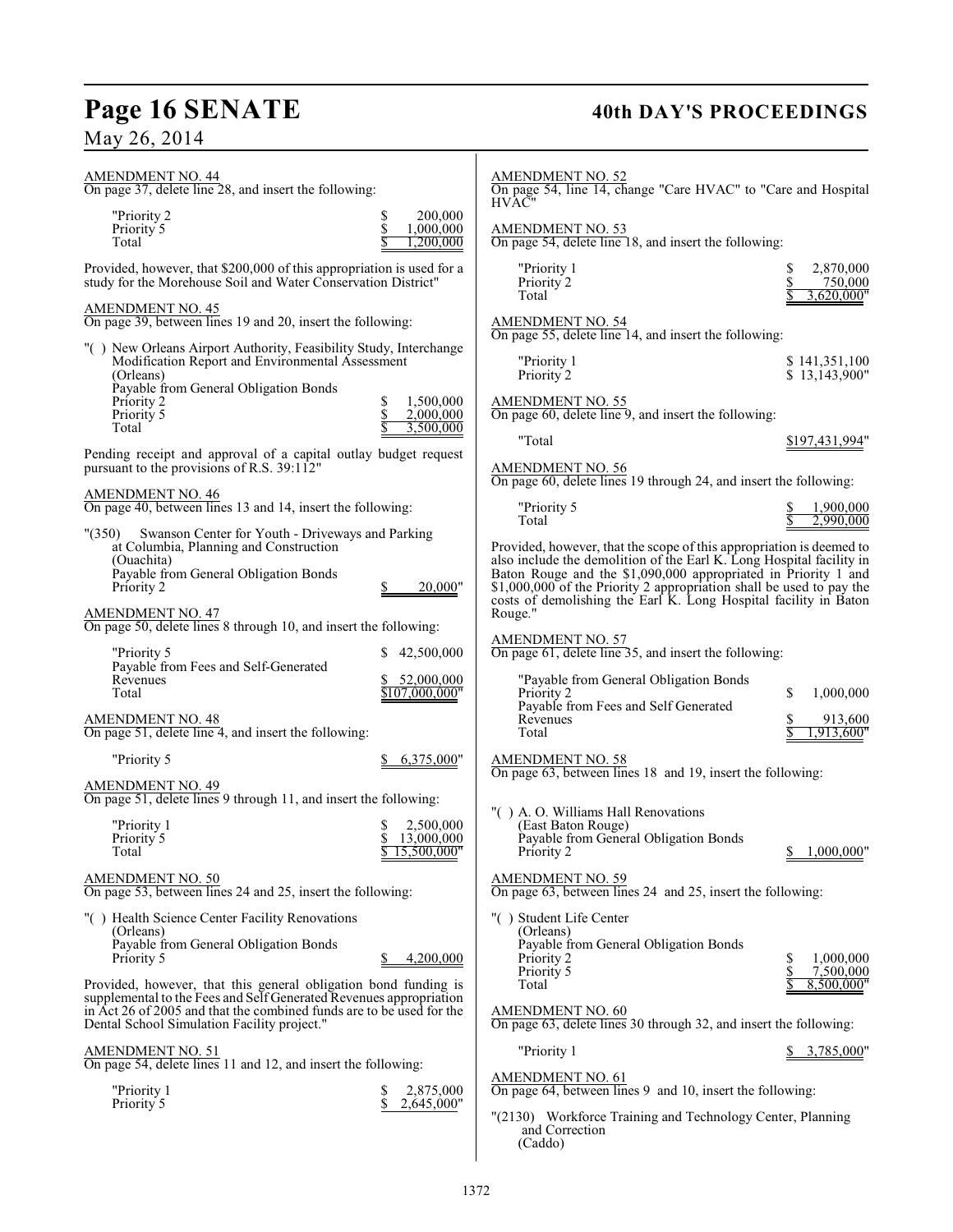AMENDMENT NO. 44
On page 37, delete line 28, and insert the following:

| | |
|---|---|
| "Priority 2 | $ 200,000 |
| Priority 5 | $ 1,000,000 |
| Total | $ 1,200,000 |

Provided, however, that $200,000 of this appropriation is used for a study for the Morehouse Soil and Water Conservation District"

AMENDMENT NO. 45
On page 39, between lines 19 and 20, insert the following:

"( ) New Orleans Airport Authority, Feasibility Study, Interchange Modification Report and Environmental Assessment
(Orleans)
Payable from General Obligation Bonds

| | |
|---|---|
| Priority 2 | $ 1,500,000 |
| Priority 5 | $ 2,000,000 |
| Total | $ 3,500,000 |

Pending receipt and approval of a capital outlay budget request pursuant to the provisions of R.S. 39:112"

AMENDMENT NO. 46
On page 40, between lines 13 and 14, insert the following:

"(350) Swanson Center for Youth - Driveways and Parking at Columbia, Planning and Construction
(Ouachita)
Payable from General Obligation Bonds

| | |
|---|---|
| Priority 2 | $ 20,000" |

AMENDMENT NO. 47
On page 50, delete lines 8 through 10, and insert the following:

| | |
|---|---|
| "Priority 5 | $ 42,500,000 |
| Payable from Fees and Self-Generated Revenues | $ 52,000,000 |
| Total | $107,000,000" |

AMENDMENT NO. 48
On page 51, delete line 4, and insert the following:

| | |
|---|---|
| "Priority 5 | $ 6,375,000" |

AMENDMENT NO. 49
On page 51, delete lines 9 through 11, and insert the following:

| | |
|---|---|
| "Priority 1 | $ 2,500,000 |
| Priority 5 | $ 13,000,000 |
| Total | $ 15,500,000" |

AMENDMENT NO. 50
On page 53, between lines 24 and 25, insert the following:

"( ) Health Science Center Facility Renovations
(Orleans)
Payable from General Obligation Bonds

| | |
|---|---|
| Priority 5 | $ 4,200,000 |

Provided, however, that this general obligation bond funding is supplemental to the Fees and Self Generated Revenues appropriation in Act 26 of 2005 and that the combined funds are to be used for the Dental School Simulation Facility project."

AMENDMENT NO. 51
On page 54, delete lines 11 and 12, and insert the following:

| | |
|---|---|
| "Priority 1 | $ 2,875,000 |
| Priority 5 | $ 2,645,000" |

AMENDMENT NO. 52
On page 54, line 14, change "Care HVAC" to "Care and Hospital HVAC"

AMENDMENT NO. 53
On page 54, delete line 18, and insert the following:

| | |
|---|---|
| "Priority 1 | $ 2,870,000 |
| Priority 2 | $ 750,000 |
| Total | $ 3,620,000" |

AMENDMENT NO. 54
On page 55, delete line 14, and insert the following:

| | |
|---|---|
| "Priority 1 | $ 141,351,100 |
| Priority 2 | $ 13,143,900" |

AMENDMENT NO. 55
On page 60, delete line 9, and insert the following:

| | |
|---|---|
| "Total | $197,431,994" |

AMENDMENT NO. 56
On page 60, delete lines 19 through 24, and insert the following:

| | |
|---|---|
| "Priority 5 | $ 1,900,000 |
| Total | $ 2,990,000 |

Provided, however, that the scope of this appropriation is deemed to also include the demolition of the Earl K. Long Hospital facility in Baton Rouge and the $1,090,000 appropriated in Priority 1 and $1,000,000 of the Priority 2 appropriation shall be used to pay the costs of demolishing the Earl K. Long Hospital facility in Baton Rouge."

AMENDMENT NO. 57
On page 61, delete line 35, and insert the following:

| | |
|---|---|
| "Payable from General Obligation Bonds | |
| Priority 2 | $ 1,000,000 |
| Payable from Fees and Self Generated Revenues | $ 913,600 |
| Total | $ 1,913,600" |

AMENDMENT NO. 58
On page 63, between lines 18 and 19, insert the following:

"( ) A. O. Williams Hall Renovations
(East Baton Rouge)
Payable from General Obligation Bonds

| | |
|---|---|
| Priority 2 | $ 1,000,000" |

AMENDMENT NO. 59
On page 63, between lines 24 and 25, insert the following:

"( ) Student Life Center
(Orleans)
Payable from General Obligation Bonds

| | |
|---|---|
| Priority 2 | $ 1,000,000 |
| Priority 5 | $ 7,500,000 |
| Total | $ 8,500,000" |

AMENDMENT NO. 60
On page 63, delete lines 30 through 32, and insert the following:

| | |
|---|---|
| "Priority 1 | $ 3,785,000" |

AMENDMENT NO. 61
On page 64, between lines 9 and 10, insert the following:

"(2130) Workforce Training and Technology Center, Planning and Correction
(Caddo)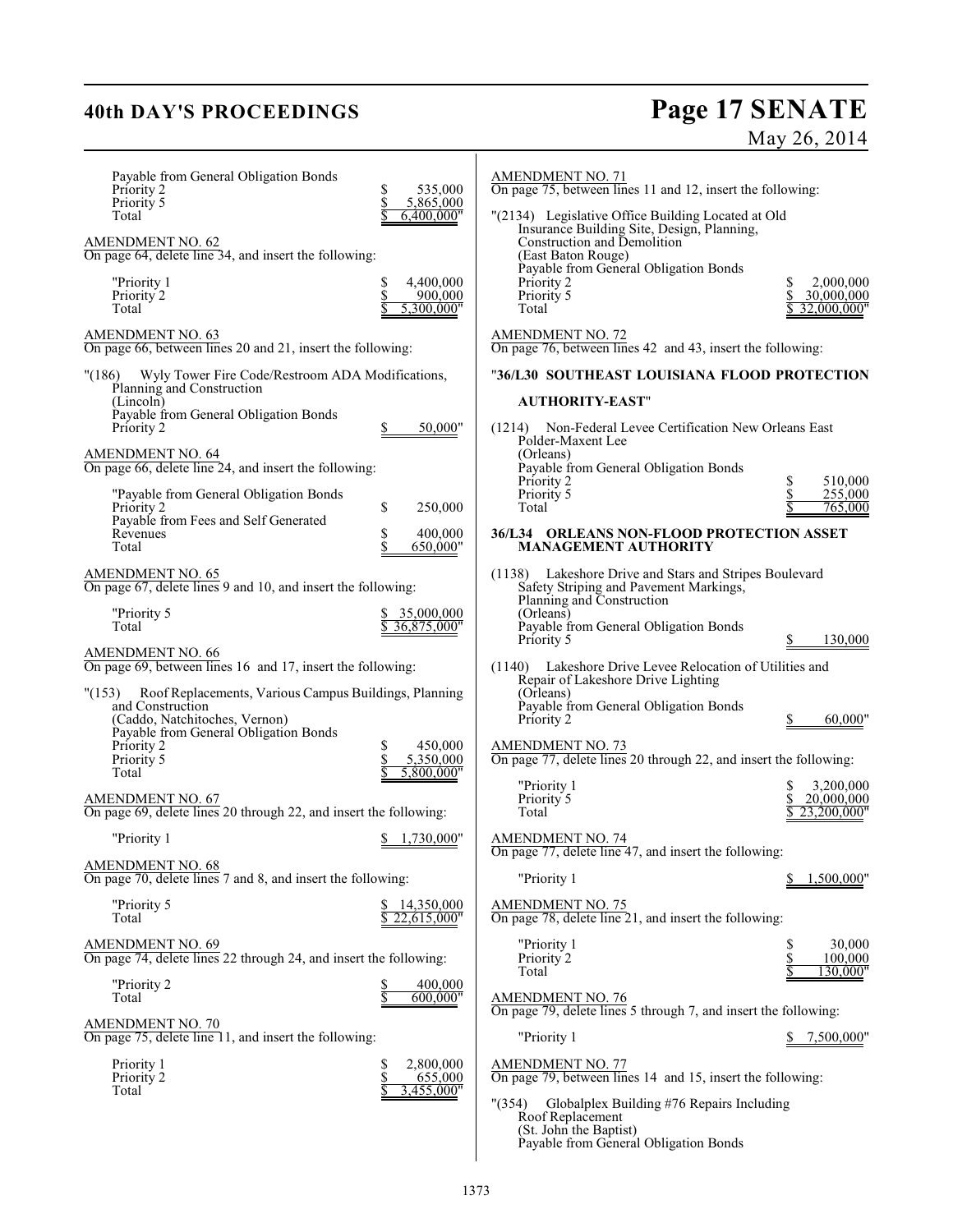Payable from General Obligation Bonds
Priority 2 $ 535,000
Priority 5 $ 5,865,000
Total $ 6,400,000"

AMENDMENT NO. 62
On page 64, delete line 34, and insert the following:

"Priority 1 $ 4,400,000
Priority 2 $ 900,000
Total $ 5,300,000"

AMENDMENT NO. 63
On page 66, between lines 20 and 21, insert the following:

"(186) Wyly Tower Fire Code/Restroom ADA Modifications, Planning and Construction
(Lincoln)
Payable from General Obligation Bonds
Priority 2 $ 50,000"

AMENDMENT NO. 64
On page 66, delete line 24, and insert the following:

"Payable from General Obligation Bonds
Priority 2 $ 250,000
Payable from Fees and Self Generated Revenues $ 400,000
Total $ 650,000"

AMENDMENT NO. 65
On page 67, delete lines 9 and 10, and insert the following:

"Priority 5 $ 35,000,000
Total $ 36,875,000"

AMENDMENT NO. 66
On page 69, between lines 16 and 17, insert the following:

"(153) Roof Replacements, Various Campus Buildings, Planning and Construction
(Caddo, Natchitoches, Vernon)
Payable from General Obligation Bonds
Priority 2 $ 450,000
Priority 5 $ 5,350,000
Total $ 5,800,000"

AMENDMENT NO. 67
On page 69, delete lines 20 through 22, and insert the following:

"Priority 1 $ 1,730,000"

AMENDMENT NO. 68
On page 70, delete lines 7 and 8, and insert the following:

"Priority 5 $ 14,350,000
Total $ 22,615,000"

AMENDMENT NO. 69
On page 74, delete lines 22 through 24, and insert the following:

"Priority 2 $ 400,000
Total $ 600,000"

AMENDMENT NO. 70
On page 75, delete line 11, and insert the following:

Priority 1 $ 2,800,000
Priority 2 $ 655,000
Total $ 3,455,000"

AMENDMENT NO. 71
On page 75, between lines 11 and 12, insert the following:

"(2134) Legislative Office Building Located at Old Insurance Building Site, Design, Planning, Construction and Demolition
(East Baton Rouge)
Payable from General Obligation Bonds
Priority 2 $ 2,000,000
Priority 5 $ 30,000,000
Total $ 32,000,000"

AMENDMENT NO. 72
On page 76, between lines 42 and 43, insert the following:

"**36/L30 SOUTHEAST LOUISIANA FLOOD PROTECTION AUTHORITY-EAST**"

(1214) Non-Federal Levee Certification New Orleans East Polder-Maxent Lee
(Orleans)
Payable from General Obligation Bonds
Priority 2 $ 510,000
Priority 5 $ 255,000
Total $ 765,000

**36/L34 ORLEANS NON-FLOOD PROTECTION ASSET MANAGEMENT AUTHORITY**

(1138) Lakeshore Drive and Stars and Stripes Boulevard Safety Striping and Pavement Markings, Planning and Construction
(Orleans)
Payable from General Obligation Bonds
Priority 5 $ 130,000

(1140) Lakeshore Drive Levee Relocation of Utilities and Repair of Lakeshore Drive Lighting
(Orleans)
Payable from General Obligation Bonds
Priority 2 $ 60,000"

AMENDMENT NO. 73
On page 77, delete lines 20 through 22, and insert the following:

"Priority 1 $ 3,200,000
Priority 5 $ 20,000,000
Total $ 23,200,000"

AMENDMENT NO. 74
On page 77, delete line 47, and insert the following:

"Priority 1 $ 1,500,000"

AMENDMENT NO. 75
On page 78, delete line 21, and insert the following:

"Priority 1 $ 30,000
Priority 2 $ 100,000
Total $ 130,000"

AMENDMENT NO. 76
On page 79, delete lines 5 through 7, and insert the following:

"Priority 1 $ 7,500,000"

AMENDMENT NO. 77
On page 79, between lines 14 and 15, insert the following:

"(354) Globalplex Building #76 Repairs Including Roof Replacement
(St. John the Baptist)
Payable from General Obligation Bonds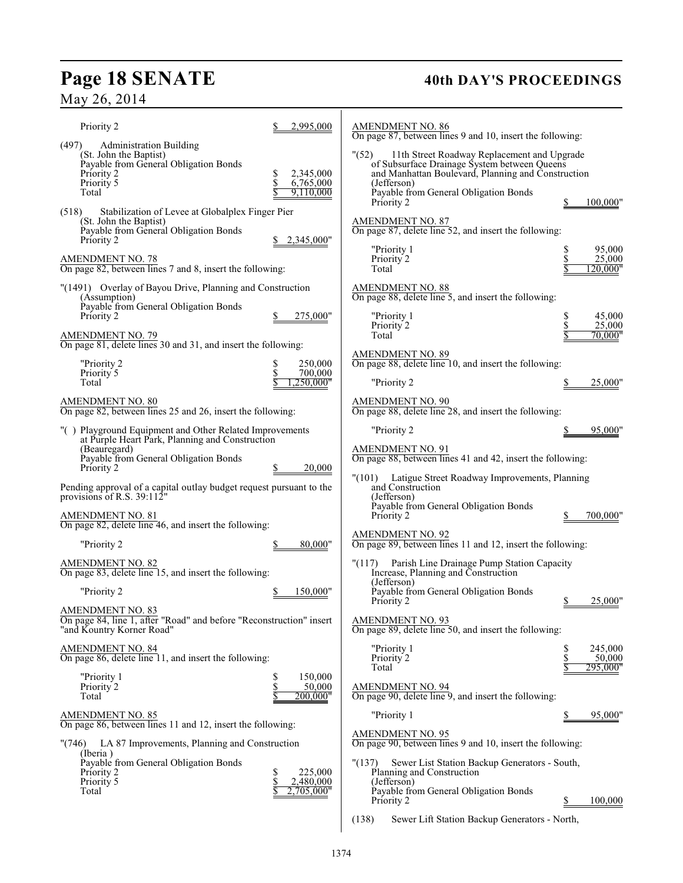Priority 2 $ 2,995,000

(497) Administration Building
(St. John the Baptist)
Payable from General Obligation Bonds
Priority 2 $ 2,345,000
Priority 5 $ 6,765,000
Total $ 9,110,000

(518) Stabilization of Levee at Globalplex Finger Pier
(St. John the Baptist)
Payable from General Obligation Bonds
Priority 2 $ 2,345,000"

AMENDMENT NO. 78
On page 82, between lines 7 and 8, insert the following:

"(1491) Overlay of Bayou Drive, Planning and Construction
(Assumption)
Payable from General Obligation Bonds
Priority 2 $ 275,000"

AMENDMENT NO. 79
On page 81, delete lines 30 and 31, and insert the following:

"Priority 2 $ 250,000
Priority 5 $ 700,000
Total $ 1,250,000"

AMENDMENT NO. 80
On page 82, between lines 25 and 26, insert the following:

"( ) Playground Equipment and Other Related Improvements at Purple Heart Park, Planning and Construction
(Beauregard)
Payable from General Obligation Bonds
Priority 2 $ 20,000

Pending approval of a capital outlay budget request pursuant to the provisions of R.S. 39:112"

AMENDMENT NO. 81
On page 82, delete line 46, and insert the following:

"Priority 2 $ 80,000"

AMENDMENT NO. 82
On page 83, delete line 15, and insert the following:

"Priority 2 $ 150,000"

AMENDMENT NO. 83
On page 84, line 1, after "Road" and before "Reconstruction" insert "and Kountry Korner Road"

AMENDMENT NO. 84
On page 86, delete line 11, and insert the following:

"Priority 1 $ 150,000
Priority 2 $ 50,000
Total $ 200,000"

AMENDMENT NO. 85
On page 86, between lines 11 and 12, insert the following:

"(746) LA 87 Improvements, Planning and Construction
(Iberia )
Payable from General Obligation Bonds
Priority 2 $ 225,000
Priority 5 $ 2,480,000
Total $ 2,705,000"

AMENDMENT NO. 86
On page 87, between lines 9 and 10, insert the following:

"(52) 11th Street Roadway Replacement and Upgrade of Subsurface Drainage System between Queens and Manhattan Boulevard, Planning and Construction
(Jefferson)
Payable from General Obligation Bonds
Priority 2 $ 100,000"

AMENDMENT NO. 87
On page 87, delete line 52, and insert the following:

"Priority 1 $ 95,000
Priority 2 $ 25,000
Total $ 120,000"

AMENDMENT NO. 88
On page 88, delete line 5, and insert the following:

"Priority 1 $ 45,000
Priority 2 $ 25,000
Total $ 70,000"

AMENDMENT NO. 89
On page 88, delete line 10, and insert the following:

"Priority 2 $ 25,000"

AMENDMENT NO. 90
On page 88, delete line 28, and insert the following:

"Priority 2 $ 95,000"

AMENDMENT NO. 91
On page 88, between lines 41 and 42, insert the following:

"(101) Latigue Street Roadway Improvements, Planning and Construction
(Jefferson)
Payable from General Obligation Bonds
Priority 2 $ 700,000"

AMENDMENT NO. 92
On page 89, between lines 11 and 12, insert the following:

"(117) Parish Line Drainage Pump Station Capacity Increase, Planning and Construction
(Jefferson)
Payable from General Obligation Bonds
Priority 2 $ 25,000"

AMENDMENT NO. 93
On page 89, delete line 50, and insert the following:

"Priority 1 $ 245,000
Priority 2 $ 50,000
Total $ 295,000"

AMENDMENT NO. 94
On page 90, delete line 9, and insert the following:

"Priority 1 $ 95,000"

AMENDMENT NO. 95
On page 90, between lines 9 and 10, insert the following:

"(137) Sewer List Station Backup Generators - South, Planning and Construction
(Jefferson)
Payable from General Obligation Bonds
Priority 2 $ 100,000

(138) Sewer Lift Station Backup Generators - North,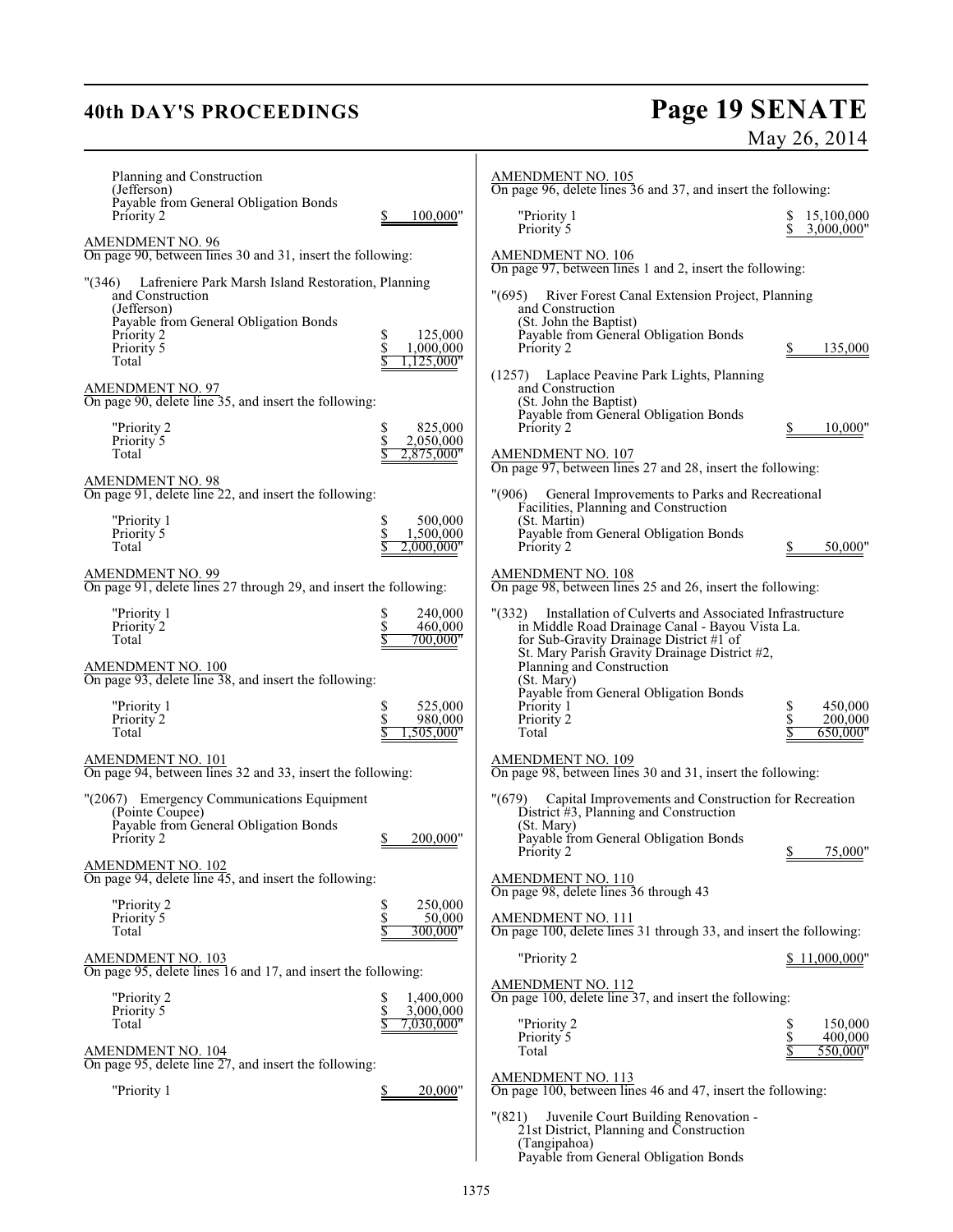Planning and Construction
(Jefferson)
Payable from General Obligation Bonds
Priority 2 $ 100,000"

AMENDMENT NO. 96
On page 90, between lines 30 and 31, insert the following:

"(346) Lafreniere Park Marsh Island Restoration, Planning and Construction
(Jefferson)
Payable from General Obligation Bonds
Priority 2 $ 125,000
Priority 5 $ 1,000,000
Total $ 1,125,000"

AMENDMENT NO. 97
On page 90, delete line 35, and insert the following:

"Priority 2 $ 825,000
Priority 5 $ 2,050,000
Total $ 2,875,000"

AMENDMENT NO. 98
On page 91, delete line 22, and insert the following:

"Priority 1 $ 500,000
Priority 5 $ 1,500,000
Total $ 2,000,000"

AMENDMENT NO. 99
On page 91, delete lines 27 through 29, and insert the following:

"Priority 1 $ 240,000
Priority 2 $ 460,000
Total $ 700,000"

AMENDMENT NO. 100
On page 93, delete line 38, and insert the following:

"Priority 1 $ 525,000
Priority 2 $ 980,000
Total $ 1,505,000"

AMENDMENT NO. 101
On page 94, between lines 32 and 33, insert the following:

"(2067) Emergency Communications Equipment
(Pointe Coupee)
Payable from General Obligation Bonds
Priority 2 $ 200,000"

AMENDMENT NO. 102
On page 94, delete line 45, and insert the following:

"Priority 2 $ 250,000
Priority 5 $ 50,000
Total $ 300,000"

AMENDMENT NO. 103
On page 95, delete lines 16 and 17, and insert the following:

"Priority 2 $ 1,400,000
Priority 5 $ 3,000,000
Total $ 7,030,000"

AMENDMENT NO. 104
On page 95, delete line 27, and insert the following:

"Priority 1 $ 20,000"

AMENDMENT NO. 105
On page 96, delete lines 36 and 37, and insert the following:

"Priority 1 $ 15,100,000
Priority 5 $ 3,000,000"

AMENDMENT NO. 106
On page 97, between lines 1 and 2, insert the following:

"(695) River Forest Canal Extension Project, Planning and Construction
(St. John the Baptist)
Payable from General Obligation Bonds
Priority 2 $ 135,000

(1257) Laplace Peavine Park Lights, Planning and Construction
(St. John the Baptist)
Payable from General Obligation Bonds
Priority 2 $ 10,000"

AMENDMENT NO. 107
On page 97, between lines 27 and 28, insert the following:

"(906) General Improvements to Parks and Recreational Facilities, Planning and Construction
(St. Martin)
Payable from General Obligation Bonds
Priority 2 $ 50,000"

AMENDMENT NO. 108
On page 98, between lines 25 and 26, insert the following:

"(332) Installation of Culverts and Associated Infrastructure in Middle Road Drainage Canal - Bayou Vista La. for Sub-Gravity Drainage District #1 of St. Mary Parish Gravity Drainage District #2, Planning and Construction
(St. Mary)
Payable from General Obligation Bonds
Priority 1 $ 450,000
Priority 2 $ 200,000
Total $ 650,000"

AMENDMENT NO. 109
On page 98, between lines 30 and 31, insert the following:

"(679) Capital Improvements and Construction for Recreation District #3, Planning and Construction
(St. Mary)
Payable from General Obligation Bonds
Priority 2 $ 75,000"

AMENDMENT NO. 110
On page 98, delete lines 36 through 43

AMENDMENT NO. 111
On page 100, delete lines 31 through 33, and insert the following:

"Priority 2 $ 11,000,000"

AMENDMENT NO. 112
On page 100, delete line 37, and insert the following:

"Priority 2 $ 150,000
Priority 5 $ 400,000
Total $ 550,000"

AMENDMENT NO. 113
On page 100, between lines 46 and 47, insert the following:

"(821) Juvenile Court Building Renovation - 21st District, Planning and Construction
(Tangipahoa)
Payable from General Obligation Bonds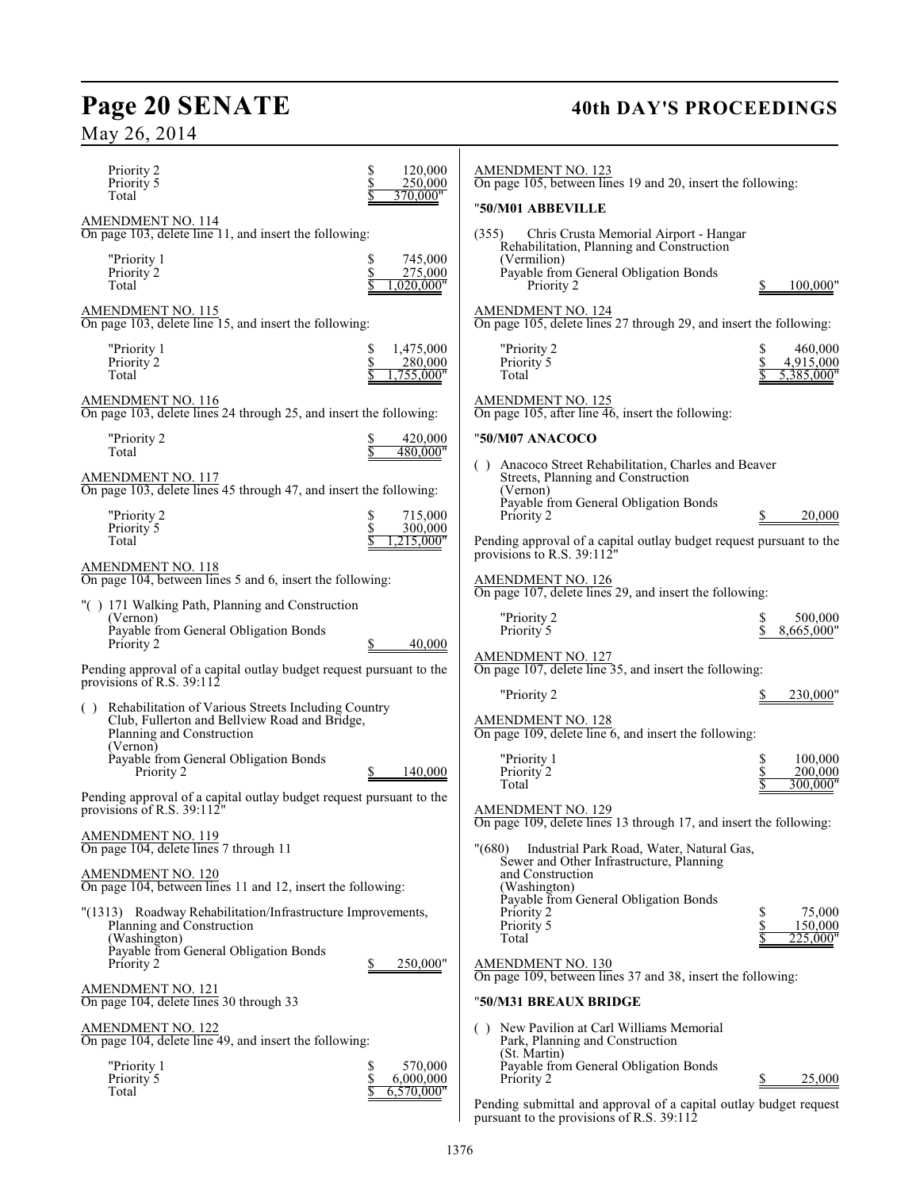Priority 2 $ 120,000
Priority 5 $ 250,000
Total $ 370,000"

AMENDMENT NO. 114
On page 103, delete line 11, and insert the following:

"Priority 1 $ 745,000
Priority 2 $ 275,000
Total $ 1,020,000"

AMENDMENT NO. 115
On page 103, delete line 15, and insert the following:

"Priority 1 $ 1,475,000
Priority 2 $ 280,000
Total $ 1,755,000"

AMENDMENT NO. 116
On page 103, delete lines 24 through 25, and insert the following:

"Priority 2 $ 420,000
Total $ 480,000"

AMENDMENT NO. 117
On page 103, delete lines 45 through 47, and insert the following:

"Priority 2 $ 715,000
Priority 5 $ 300,000
Total $ 1,215,000"

AMENDMENT NO. 118
On page 104, between lines 5 and 6, insert the following:

"( ) 171 Walking Path, Planning and Construction
(Vernon)
Payable from General Obligation Bonds
Priority 2 $ 40,000

Pending approval of a capital outlay budget request pursuant to the provisions of R.S. 39:112

( ) Rehabilitation of Various Streets Including Country Club, Fullerton and Bellview Road and Bridge, Planning and Construction
(Vernon)
Payable from General Obligation Bonds
Priority 2 $ 140,000

Pending approval of a capital outlay budget request pursuant to the provisions of R.S. 39:112"

AMENDMENT NO. 119
On page 104, delete lines 7 through 11

AMENDMENT NO. 120
On page 104, between lines 11 and 12, insert the following:

"(1313) Roadway Rehabilitation/Infrastructure Improvements, Planning and Construction
(Washington)
Payable from General Obligation Bonds
Priority 2 $ 250,000"

AMENDMENT NO. 121
On page 104, delete lines 30 through 33

AMENDMENT NO. 122
On page 104, delete line 49, and insert the following:

"Priority 1 $ 570,000
Priority 5 $ 6,000,000
Total $ 6,570,000"

AMENDMENT NO. 123
On page 105, between lines 19 and 20, insert the following:

"**50/M01 ABBEVILLE**

(355) Chris Crusta Memorial Airport - Hangar Rehabilitation, Planning and Construction
(Vermilion)
Payable from General Obligation Bonds
Priority 2 $ 100,000"

AMENDMENT NO. 124
On page 105, delete lines 27 through 29, and insert the following:

"Priority 2 $ 460,000
Priority 5 $ 4,915,000
Total $ 5,385,000"

AMENDMENT NO. 125
On page 105, after line 46, insert the following:

"**50/M07 ANACOCO**

( ) Anacoco Street Rehabilitation, Charles and Beaver Streets, Planning and Construction
(Vernon)
Payable from General Obligation Bonds
Priority 2 $ 20,000

Pending approval of a capital outlay budget request pursuant to the provisions to R.S. 39:112"

AMENDMENT NO. 126
On page 107, delete lines 29, and insert the following:

"Priority 2 $ 500,000
Priority 5 $ 8,665,000"

AMENDMENT NO. 127
On page 107, delete line 35, and insert the following:

"Priority 2 $ 230,000"

AMENDMENT NO. 128
On page 109, delete line 6, and insert the following:

"Priority 1 $ 100,000
Priority 2 $ 200,000
Total $ 300,000"

AMENDMENT NO. 129
On page 109, delete lines 13 through 17, and insert the following:

"(680) Industrial Park Road, Water, Natural Gas, Sewer and Other Infrastructure, Planning and Construction
(Washington)
Payable from General Obligation Bonds
Priority 2 $ 75,000
Priority 5 $ 150,000
Total $ 225,000"

AMENDMENT NO. 130
On page 109, between lines 37 and 38, insert the following:

"**50/M31 BREAUX BRIDGE**

( ) New Pavilion at Carl Williams Memorial Park, Planning and Construction
(St. Martin)
Payable from General Obligation Bonds
Priority 2 $ 25,000

Pending submittal and approval of a capital outlay budget request pursuant to the provisions of R.S. 39:112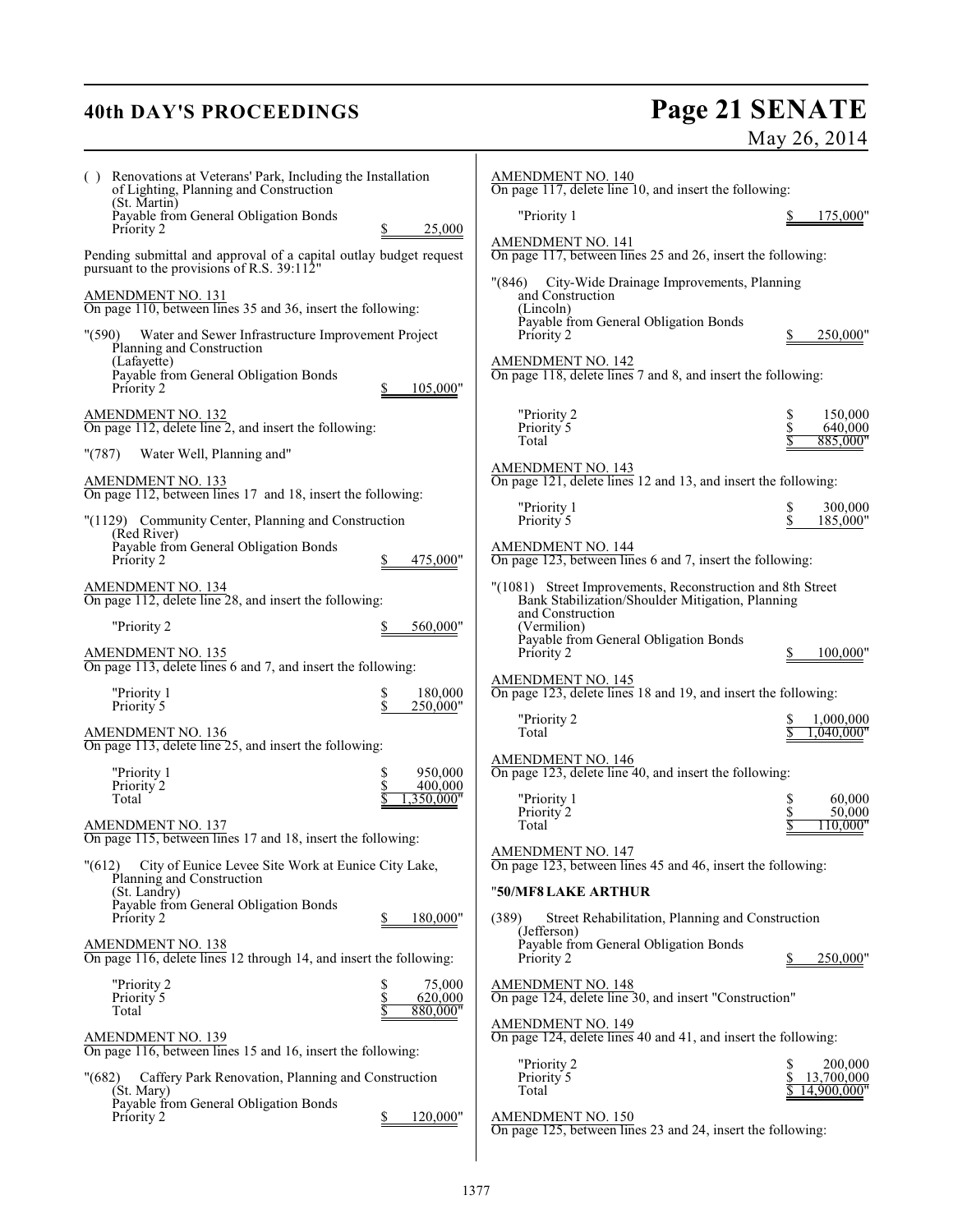( ) Renovations at Veterans' Park, Including the Installation of Lighting, Planning and Construction
(St. Martin)
Payable from General Obligation Bonds
Priority 2 $ 25,000

Pending submittal and approval of a capital outlay budget request pursuant to the provisions of R.S. 39:112"

AMENDMENT NO. 131
On page 110, between lines 35 and 36, insert the following:

"(590) Water and Sewer Infrastructure Improvement Project Planning and Construction
(Lafayette)
Payable from General Obligation Bonds
Priority 2 $ 105,000"

AMENDMENT NO. 132
On page 112, delete line 2, and insert the following:

"(787) Water Well, Planning and"

AMENDMENT NO. 133
On page 112, between lines 17 and 18, insert the following:

"(1129) Community Center, Planning and Construction
(Red River)
Payable from General Obligation Bonds
Priority 2 $ 475,000"

AMENDMENT NO. 134
On page 112, delete line 28, and insert the following:

"Priority 2 $ 560,000"

AMENDMENT NO. 135
On page 113, delete lines 6 and 7, and insert the following:

"Priority 1 $ 180,000
Priority 5 $ 250,000"

AMENDMENT NO. 136
On page 113, delete line 25, and insert the following:

"Priority 1 $ 950,000
Priority 2 $ 400,000
Total $ 1,350,000"

AMENDMENT NO. 137
On page 115, between lines 17 and 18, insert the following:

"(612) City of Eunice Levee Site Work at Eunice City Lake, Planning and Construction
(St. Landry)
Payable from General Obligation Bonds
Priority 2 $ 180,000"

AMENDMENT NO. 138
On page 116, delete lines 12 through 14, and insert the following:

"Priority 2 $ 75,000
Priority 5 $ 620,000
Total $ 880,000"

AMENDMENT NO. 139
On page 116, between lines 15 and 16, insert the following:

"(682) Caffery Park Renovation, Planning and Construction
(St. Mary)
Payable from General Obligation Bonds
Priority 2 $ 120,000"

AMENDMENT NO. 140
On page 117, delete line 10, and insert the following:

"Priority 1 $ 175,000"

AMENDMENT NO. 141
On page 117, between lines 25 and 26, insert the following:

"(846) City-Wide Drainage Improvements, Planning and Construction
(Lincoln)
Payable from General Obligation Bonds
Priority 2 $ 250,000"

AMENDMENT NO. 142
On page 118, delete lines 7 and 8, and insert the following:

"Priority 2 $ 150,000
Priority 5 $ 640,000
Total $ 885,000"

AMENDMENT NO. 143
On page 121, delete lines 12 and 13, and insert the following:

"Priority 1 $ 300,000
Priority 5 $ 185,000"

AMENDMENT NO. 144
On page 123, between lines 6 and 7, insert the following:

"(1081) Street Improvements, Reconstruction and 8th Street Bank Stabilization/Shoulder Mitigation, Planning and Construction
(Vermilion)
Payable from General Obligation Bonds
Priority 2 $ 100,000"

AMENDMENT NO. 145
On page 123, delete lines 18 and 19, and insert the following:

"Priority 2 $ 1,000,000
Total $ 1,040,000"

AMENDMENT NO. 146
On page 123, delete line 40, and insert the following:

"Priority 1 $ 60,000
Priority 2 $ 50,000
Total $ 110,000"

AMENDMENT NO. 147
On page 123, between lines 45 and 46, insert the following:

"**50/MF8 LAKE ARTHUR**

(389) Street Rehabilitation, Planning and Construction
(Jefferson)
Payable from General Obligation Bonds
Priority 2 $ 250,000"

AMENDMENT NO. 148
On page 124, delete line 30, and insert "Construction"

AMENDMENT NO. 149
On page 124, delete lines 40 and 41, and insert the following:

"Priority 2 $ 200,000
Priority 5 $ 13,700,000
Total $ 14,900,000"

AMENDMENT NO. 150
On page 125, between lines 23 and 24, insert the following: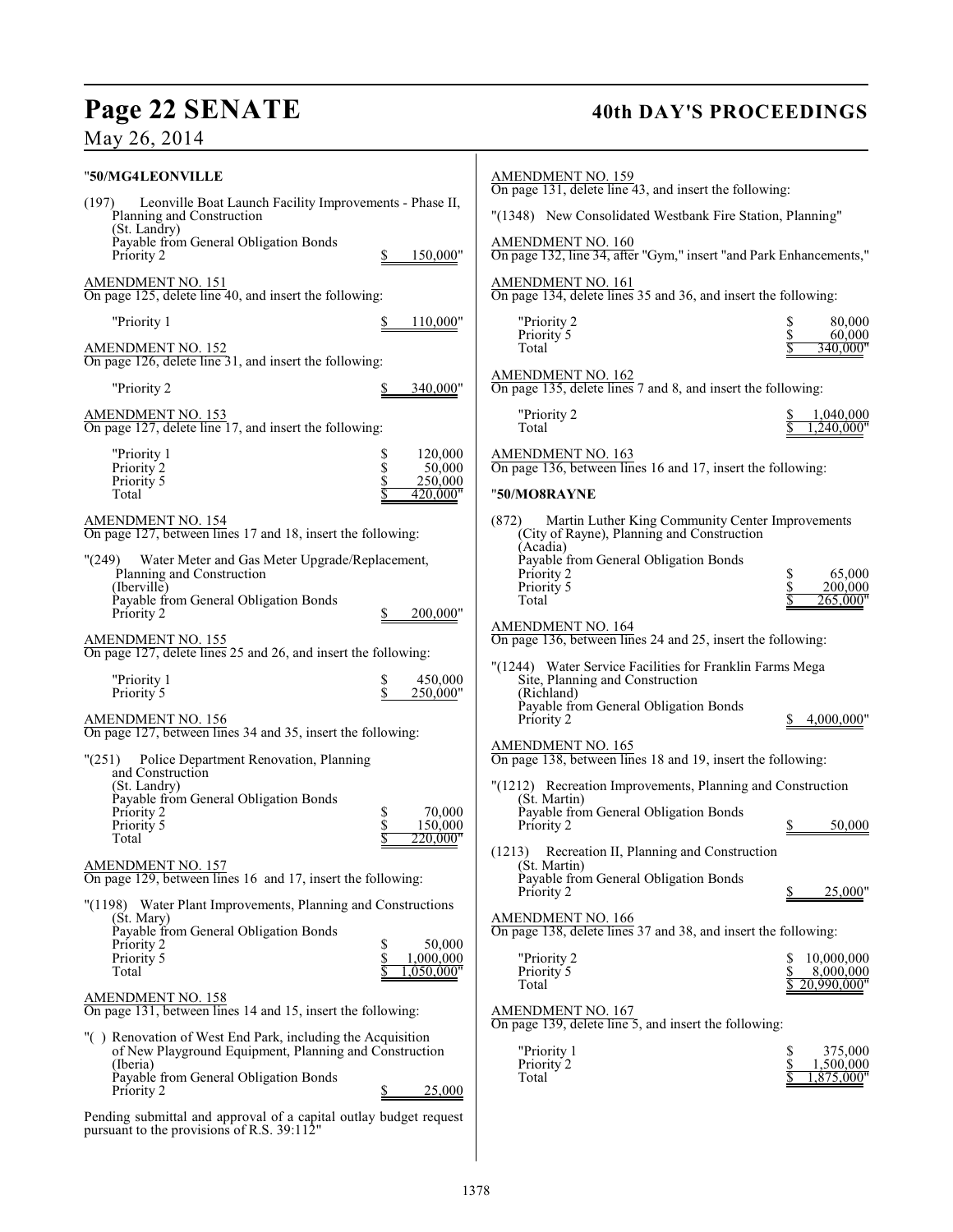"**50/MG4LEONVILLE**

(197) Leonville Boat Launch Facility Improvements - Phase II, Planning and Construction
(St. Landry)
Payable from General Obligation Bonds
Priority 2 $ 150,000"

AMENDMENT NO. 151
On page 125, delete line 40, and insert the following:

"Priority 1 $ 110,000"

AMENDMENT NO. 152
On page 126, delete line 31, and insert the following:

"Priority 2 $ 340,000"

AMENDMENT NO. 153
On page 127, delete line 17, and insert the following:

"Priority 1 $ 120,000
Priority 2 $ 50,000
Priority 5 $ 250,000
Total $ 420,000"

AMENDMENT NO. 154
On page 127, between lines 17 and 18, insert the following:

"(249) Water Meter and Gas Meter Upgrade/Replacement, Planning and Construction
(Iberville)
Payable from General Obligation Bonds
Priority 2 $ 200,000"

AMENDMENT NO. 155
On page 127, delete lines 25 and 26, and insert the following:

"Priority 1 $ 450,000
Priority 5 $ 250,000"

AMENDMENT NO. 156
On page 127, between lines 34 and 35, insert the following:

"(251) Police Department Renovation, Planning and Construction
(St. Landry)
Payable from General Obligation Bonds
Priority 2 $ 70,000
Priority 5 $ 150,000
Total $ 220,000"

AMENDMENT NO. 157
On page 129, between lines 16 and 17, insert the following:

"(1198) Water Plant Improvements, Planning and Constructions
(St. Mary)
Payable from General Obligation Bonds
Priority 2 $ 50,000
Priority 5 $ 1,000,000
Total $ 1,050,000"

AMENDMENT NO. 158
On page 131, between lines 14 and 15, insert the following:

"( ) Renovation of West End Park, including the Acquisition of New Playground Equipment, Planning and Construction
(Iberia)
Payable from General Obligation Bonds
Priority 2 $ 25,000

Pending submittal and approval of a capital outlay budget request pursuant to the provisions of R.S. 39:112"

AMENDMENT NO. 159
On page 131, delete line 43, and insert the following:

"(1348) New Consolidated Westbank Fire Station, Planning"

AMENDMENT NO. 160
On page 132, line 34, after "Gym," insert "and Park Enhancements,"

AMENDMENT NO. 161
On page 134, delete lines 35 and 36, and insert the following:

"Priority 2 $ 80,000
Priority 5 $ 60,000
Total $ 340,000"

AMENDMENT NO. 162
On page 135, delete lines 7 and 8, and insert the following:

"Priority 2 $ 1,040,000
Total $ 1,240,000"

AMENDMENT NO. 163
On page 136, between lines 16 and 17, insert the following:

"**50/MO8RAYNE**

(872) Martin Luther King Community Center Improvements (City of Rayne), Planning and Construction
(Acadia)
Payable from General Obligation Bonds
Priority 2 $ 65,000
Priority 5 $ 200,000
Total $ 265,000"

AMENDMENT NO. 164
On page 136, between lines 24 and 25, insert the following:

"(1244) Water Service Facilities for Franklin Farms Mega Site, Planning and Construction
(Richland)
Payable from General Obligation Bonds
Priority 2 $ 4,000,000"

AMENDMENT NO. 165
On page 138, between lines 18 and 19, insert the following:

"(1212) Recreation Improvements, Planning and Construction
(St. Martin)
Payable from General Obligation Bonds
Priority 2 $ 50,000

(1213) Recreation II, Planning and Construction
(St. Martin)
Payable from General Obligation Bonds
Priority 2 $ 25,000"

AMENDMENT NO. 166
On page 138, delete lines 37 and 38, and insert the following:

"Priority 2 $ 10,000,000
Priority 5 $ 8,000,000
Total $ 20,990,000"

AMENDMENT NO. 167
On page 139, delete line 5, and insert the following:

"Priority 1 $ 375,000
Priority 2 $ 1,500,000
Total $ 1,875,000"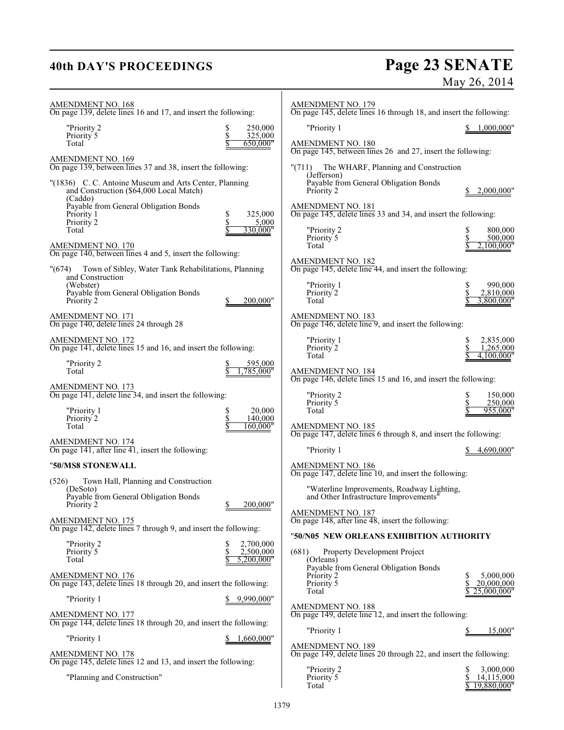AMENDMENT NO. 168
On page 139, delete lines 16 and 17, and insert the following:

| | |
|---|---|
| "Priority 2 | $ 250,000 |
| Priority 5 | $ 325,000 |
| Total | $ 650,000" |

AMENDMENT NO. 169
On page 139, between lines 37 and 38, insert the following:

"(1836) C. C. Antoine Museum and Arts Center, Planning and Construction ($64,000 Local Match)
(Caddo)
Payable from General Obligation Bonds

| | |
|---|---|
| Priority 1 | $ 325,000 |
| Priority 2 | $ 5,000 |
| Total | $ 330,000" |

AMENDMENT NO. 170
On page 140, between lines 4 and 5, insert the following:

"(674) Town of Sibley, Water Tank Rehabilitations, Planning and Construction
(Webster)
Payable from General Obligation Bonds
Priority 2 $ 200,000"

AMENDMENT NO. 171
On page 140, delete lines 24 through 28

AMENDMENT NO. 172
On page 141, delete lines 15 and 16, and insert the following:

| | |
|---|---|
| "Priority 2 | $ 595,000 |
| Total | $ 1,785,000" |

AMENDMENT NO. 173
On page 141, delete line 34, and insert the following:

| | |
|---|---|
| "Priority 1 | $ 20,000 |
| Priority 2 | $ 140,000 |
| Total | $ 160,000" |

AMENDMENT NO. 174
On page 141, after line 41, insert the following:

"**50/MS8 STONEWALL**

(526) Town Hall, Planning and Construction
(DeSoto)
Payable from General Obligation Bonds
Priority 2 $ 200,000"

AMENDMENT NO. 175
On page 142, delete lines 7 through 9, and insert the following:

| | |
|---|---|
| "Priority 2 | $ 2,700,000 |
| Priority 5 | $ 2,500,000 |
| Total | $ 5,200,000" |

AMENDMENT NO. 176
On page 143, delete lines 18 through 20, and insert the following:

"Priority 1 $ 9,990,000"

AMENDMENT NO. 177
On page 144, delete lines 18 through 20, and insert the following:

"Priority 1 $ 1,660,000"

AMENDMENT NO. 178
On page 145, delete lines 12 and 13, and insert the following:

"Planning and Construction"

AMENDMENT NO. 179
On page 145, delete lines 16 through 18, and insert the following:

"Priority 1 $ 1,000,000"

AMENDMENT NO. 180
On page 145, between lines 26 and 27, insert the following:

"(711) The WHARF, Planning and Construction
(Jefferson)
Payable from General Obligation Bonds
Priority 2 $ 2,000,000"

AMENDMENT NO. 181
On page 145, delete lines 33 and 34, and insert the following:

| | |
|---|---|
| "Priority 2 | $ 800,000 |
| Priority 5 | $ 500,000 |
| Total | $ 2,100,000" |

AMENDMENT NO. 182
On page 145, delete line 44, and insert the following:

| | |
|---|---|
| "Priority 1 | $ 990,000 |
| Priority 2 | $ 2,810,000 |
| Total | $ 3,800,000" |

AMENDMENT NO. 183
On page 146, delete line 9, and insert the following:

| | |
|---|---|
| "Priority 1 | $ 2,835,000 |
| Priority 2 | $ 1,265,000 |
| Total | $ 4,100,000" |

AMENDMENT NO. 184
On page 146, delete lines 15 and 16, and insert the following:

| | |
|---|---|
| "Priority 2 | $ 150,000 |
| Priority 5 | $ 250,000 |
| Total | $ 955,000" |

AMENDMENT NO. 185
On page 147, delete lines 6 through 8, and insert the following:

"Priority 1 $ 4,690,000"

AMENDMENT NO. 186
On page 147, delete line 10, and insert the following:

"Waterline Improvements, Roadway Lighting, and Other Infrastructure Improvements"

AMENDMENT NO. 187
On page 148, after line 48, insert the following:

"**50/N05 NEW ORLEANS EXHIBITION AUTHORITY**

(681) Property Development Project
(Orleans)
Payable from General Obligation Bonds

| | |
|---|---|
| Priority 2 | $ 5,000,000 |
| Priority 5 | $ 20,000,000 |
| Total | $ 25,000,000" |

AMENDMENT NO. 188
On page 149, delete line 12, and insert the following:

"Priority 1 $ 15,000"

AMENDMENT NO. 189
On page 149, delete lines 20 through 22, and insert the following:

| | |
|---|---|
| "Priority 2 | $ 3,000,000 |
| Priority 5 | $ 14,115,000 |
| Total | $ 19,880,000" |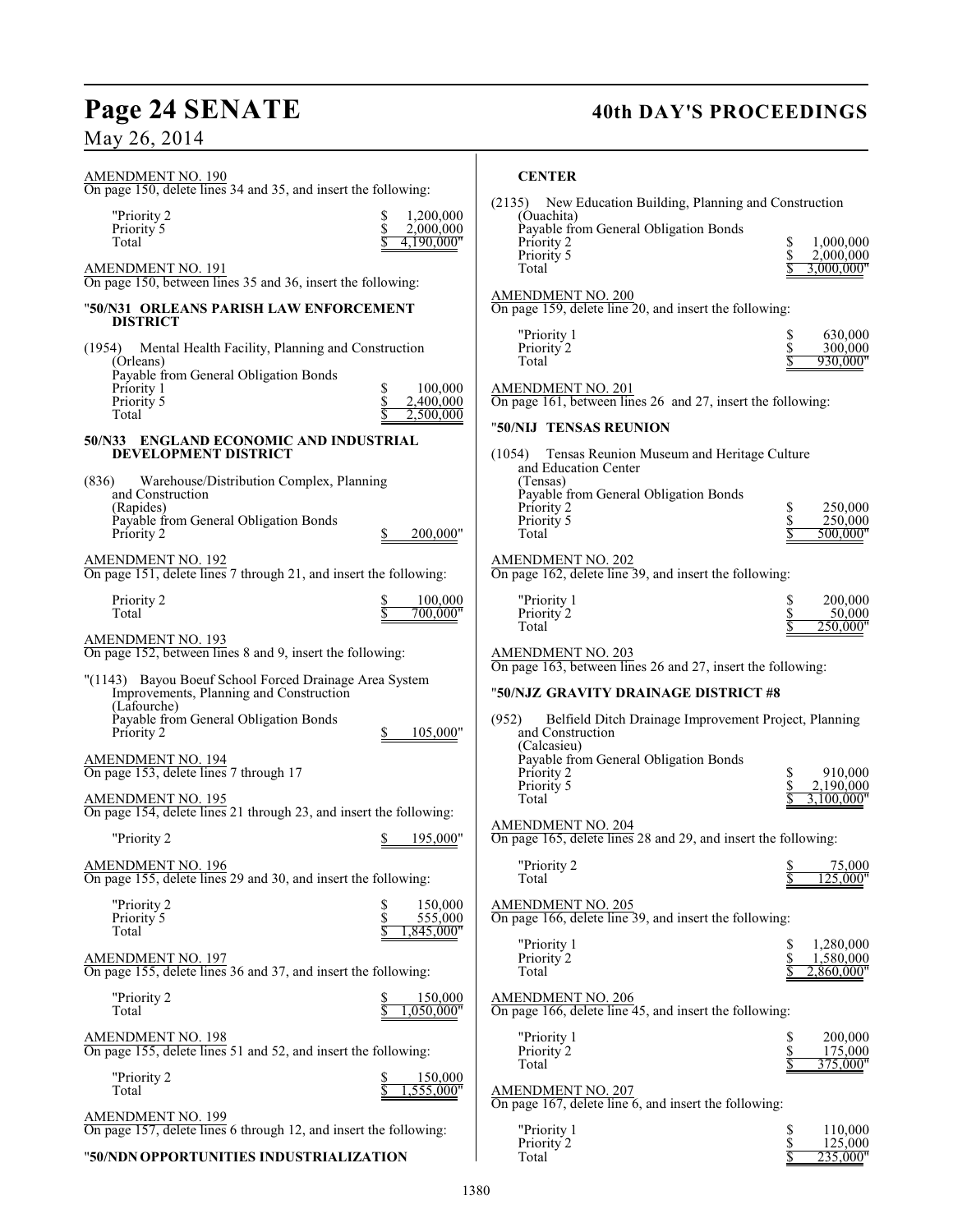AMENDMENT NO. 190
On page 150, delete lines 34 and 35, and insert the following:

| | |
|---|---|
| "Priority 2 | $ 1,200,000 |
| Priority 5 | $ 2,000,000 |
| Total | $ 4,190,000" |

AMENDMENT NO. 191
On page 150, between lines 35 and 36, insert the following:

"**50/N31 ORLEANS PARISH LAW ENFORCEMENT DISTRICT**

(1954) Mental Health Facility, Planning and Construction
(Orleans)
Payable from General Obligation Bonds

| | |
|---|---|
| Priority 1 | $ 100,000 |
| Priority 5 | $ 2,400,000 |
| Total | $ 2,500,000 |

**50/N33 ENGLAND ECONOMIC AND INDUSTRIAL DEVELOPMENT DISTRICT**

(836) Warehouse/Distribution Complex, Planning and Construction
(Rapides)
Payable from General Obligation Bonds

| | |
|---|---|
| Priority 2 | $ 200,000" |

AMENDMENT NO. 192
On page 151, delete lines 7 through 21, and insert the following:

| | |
|---|---|
| Priority 2 | $ 100,000 |
| Total | $ 700,000" |

AMENDMENT NO. 193
On page 152, between lines 8 and 9, insert the following:

"(1143) Bayou Boeuf School Forced Drainage Area System Improvements, Planning and Construction
(Lafourche)
Payable from General Obligation Bonds

| | |
|---|---|
| Priority 2 | $ 105,000" |

AMENDMENT NO. 194
On page 153, delete lines 7 through 17

AMENDMENT NO. 195
On page 154, delete lines 21 through 23, and insert the following:

| | |
|---|---|
| "Priority 2 | $ 195,000" |

AMENDMENT NO. 196
On page 155, delete lines 29 and 30, and insert the following:

| | |
|---|---|
| "Priority 2 | $ 150,000 |
| Priority 5 | $ 555,000 |
| Total | $ 1,845,000" |

AMENDMENT NO. 197
On page 155, delete lines 36 and 37, and insert the following:

| | |
|---|---|
| "Priority 2 | $ 150,000 |
| Total | $ 1,050,000" |

AMENDMENT NO. 198
On page 155, delete lines 51 and 52, and insert the following:

| | |
|---|---|
| "Priority 2 | $ 150,000 |
| Total | $ 1,555,000" |

AMENDMENT NO. 199
On page 157, delete lines 6 through 12, and insert the following:

"**50/NDN OPPORTUNITIES INDUSTRIALIZATION CENTER**

(2135) New Education Building, Planning and Construction
(Ouachita)
Payable from General Obligation Bonds

| | |
|---|---|
| Priority 2 | $ 1,000,000 |
| Priority 5 | $ 2,000,000 |
| Total | $ 3,000,000" |

AMENDMENT NO. 200
On page 159, delete line 20, and insert the following:

| | |
|---|---|
| "Priority 1 | $ 630,000 |
| Priority 2 | $ 300,000 |
| Total | $ 930,000" |

AMENDMENT NO. 201
On page 161, between lines 26 and 27, insert the following:

"**50/NIJ TENSAS REUNION**

(1054) Tensas Reunion Museum and Heritage Culture and Education Center
(Tensas)
Payable from General Obligation Bonds

| | |
|---|---|
| Priority 2 | $ 250,000 |
| Priority 5 | $ 250,000 |
| Total | $ 500,000" |

AMENDMENT NO. 202
On page 162, delete line 39, and insert the following:

| | |
|---|---|
| "Priority 1 | $ 200,000 |
| Priority 2 | $ 50,000 |
| Total | $ 250,000" |

AMENDMENT NO. 203
On page 163, between lines 26 and 27, insert the following:

"**50/NJZ GRAVITY DRAINAGE DISTRICT #8**

(952) Belfield Ditch Drainage Improvement Project, Planning and Construction
(Calcasieu)
Payable from General Obligation Bonds

| | |
|---|---|
| Priority 2 | $ 910,000 |
| Priority 5 | $ 2,190,000 |
| Total | $ 3,100,000" |

AMENDMENT NO. 204
On page 165, delete lines 28 and 29, and insert the following:

| | |
|---|---|
| "Priority 2 | $ 75,000 |
| Total | $ 125,000" |

AMENDMENT NO. 205
On page 166, delete line 39, and insert the following:

| | |
|---|---|
| "Priority 1 | $ 1,280,000 |
| Priority 2 | $ 1,580,000 |
| Total | $ 2,860,000" |

AMENDMENT NO. 206
On page 166, delete line 45, and insert the following:

| | |
|---|---|
| "Priority 1 | $ 200,000 |
| Priority 2 | $ 175,000 |
| Total | $ 375,000" |

AMENDMENT NO. 207
On page 167, delete line 6, and insert the following:

| | |
|---|---|
| "Priority 1 | $ 110,000 |
| Priority 2 | $ 125,000 |
| Total | $ 235,000" |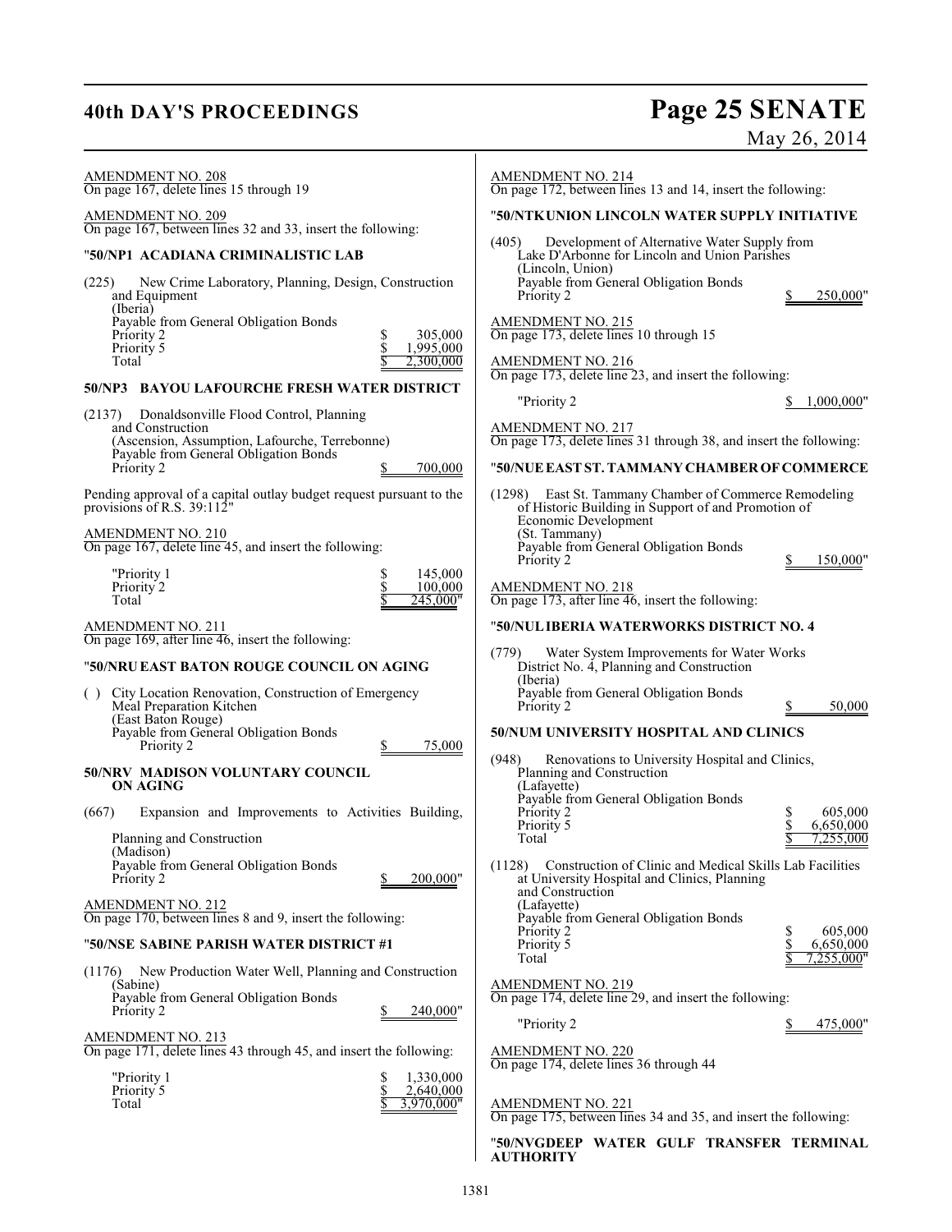AMENDMENT NO. 208
On page 167, delete lines 15 through 19

AMENDMENT NO. 209
On page 167, between lines 32 and 33, insert the following:

"**50/NP1 ACADIANA CRIMINALISTIC LAB**

(225) New Crime Laboratory, Planning, Design, Construction and Equipment
(Iberia)
Payable from General Obligation Bonds

| | |
|---|---|
| Priority 2 | $ 305,000 |
| Priority 5 | $ 1,995,000 |
| Total | $ 2,300,000 |

**50/NP3 BAYOU LAFOURCHE FRESH WATER DISTRICT**

(2137) Donaldsonville Flood Control, Planning and Construction
(Ascension, Assumption, Lafourche, Terrebonne)
Payable from General Obligation Bonds
Priority 2 $ 700,000

Pending approval of a capital outlay budget request pursuant to the provisions of R.S. 39:112"

AMENDMENT NO. 210
On page 167, delete line 45, and insert the following:

| | |
|---|---|
| "Priority 1 | $ 145,000 |
| Priority 2 | $ 100,000 |
| Total | $ 245,000" |

AMENDMENT NO. 211
On page 169, after line 46, insert the following:

"**50/NRU EAST BATON ROUGE COUNCIL ON AGING**

( ) City Location Renovation, Construction of Emergency Meal Preparation Kitchen
(East Baton Rouge)
Payable from General Obligation Bonds
Priority 2 $ 75,000

**50/NRV MADISON VOLUNTARY COUNCIL ON AGING**

(667) Expansion and Improvements to Activities Building, Planning and Construction
(Madison)
Payable from General Obligation Bonds
Priority 2 $ 200,000"

AMENDMENT NO. 212
On page 170, between lines 8 and 9, insert the following:

"**50/NSE SABINE PARISH WATER DISTRICT #1**

(1176) New Production Water Well, Planning and Construction
(Sabine)
Payable from General Obligation Bonds
Priority 2 $ 240,000"

AMENDMENT NO. 213
On page 171, delete lines 43 through 45, and insert the following:

| | |
|---|---|
| "Priority 1 | $ 1,330,000 |
| Priority 5 | $ 2,640,000 |
| Total | $ 3,970,000" |

AMENDMENT NO. 214
On page 172, between lines 13 and 14, insert the following:

"**50/NTK UNION LINCOLN WATER SUPPLY INITIATIVE**

(405) Development of Alternative Water Supply from Lake D'Arbonne for Lincoln and Union Parishes
(Lincoln, Union)
Payable from General Obligation Bonds
Priority 2 $ 250,000"

AMENDMENT NO. 215
On page 173, delete lines 10 through 15

AMENDMENT NO. 216
On page 173, delete line 23, and insert the following:

"Priority 2 $ 1,000,000"

AMENDMENT NO. 217
On page 173, delete lines 31 through 38, and insert the following:

"**50/NUE EAST ST. TAMMANY CHAMBER OF COMMERCE**

(1298) East St. Tammany Chamber of Commerce Remodeling of Historic Building in Support of and Promotion of Economic Development
(St. Tammany)
Payable from General Obligation Bonds
Priority 2 $ 150,000"

AMENDMENT NO. 218
On page 173, after line 46, insert the following:

"**50/NUL IBERIA WATERWORKS DISTRICT NO. 4**

(779) Water System Improvements for Water Works District No. 4, Planning and Construction
(Iberia)
Payable from General Obligation Bonds
Priority 2 $ 50,000

**50/NUM UNIVERSITY HOSPITAL AND CLINICS**

(948) Renovations to University Hospital and Clinics, Planning and Construction
(Lafayette)
Payable from General Obligation Bonds

| | |
|---|---|
| Priority 2 | $ 605,000 |
| Priority 5 | $ 6,650,000 |
| Total | $ 7,255,000 |

(1128) Construction of Clinic and Medical Skills Lab Facilities at University Hospital and Clinics, Planning and Construction
(Lafayette)
Payable from General Obligation Bonds

| | |
|---|---|
| Priority 2 | $ 605,000 |
| Priority 5 | $ 6,650,000 |
| Total | $ 7,255,000" |

AMENDMENT NO. 219
On page 174, delete line 29, and insert the following:

"Priority 2 $ 475,000"

AMENDMENT NO. 220
On page 174, delete lines 36 through 44

AMENDMENT NO. 221
On page 175, between lines 34 and 35, and insert the following:

"**50/NVG DEEP WATER GULF TRANSFER TERMINAL AUTHORITY**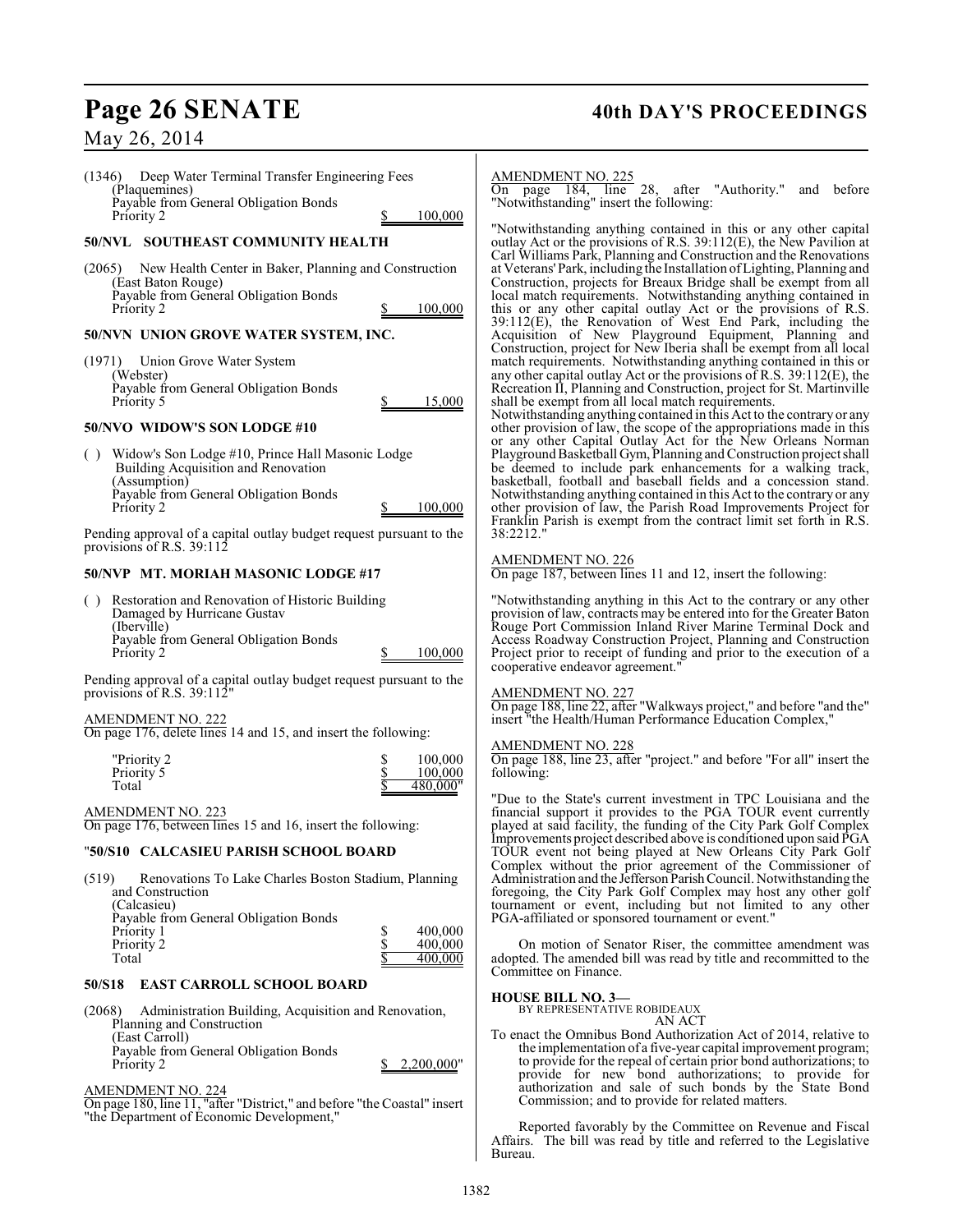(1346) Deep Water Terminal Transfer Engineering Fees
(Plaquemines)
Payable from General Obligation Bonds
Priority 2 $ 100,000

**50/NVL SOUTHEAST COMMUNITY HEALTH**

(2065) New Health Center in Baker, Planning and Construction
(East Baton Rouge)
Payable from General Obligation Bonds
Priority 2 $ 100,000

**50/NVN UNION GROVE WATER SYSTEM, INC.**

(1971) Union Grove Water System
(Webster)
Payable from General Obligation Bonds
Priority 5 $ 15,000

**50/NVO WIDOW'S SON LODGE #10**

( ) Widow's Son Lodge #10, Prince Hall Masonic Lodge Building Acquisition and Renovation
(Assumption)
Payable from General Obligation Bonds
Priority 2 $ 100,000

Pending approval of a capital outlay budget request pursuant to the provisions of R.S. 39:112

**50/NVP MT. MORIAH MASONIC LODGE #17**

( ) Restoration and Renovation of Historic Building Damaged by Hurricane Gustav
(Iberville)
Payable from General Obligation Bonds
Priority 2 $ 100,000

Pending approval of a capital outlay budget request pursuant to the provisions of R.S. 39:112"

AMENDMENT NO. 222
On page 176, delete lines 14 and 15, and insert the following:

| | |
|---|---|
| "Priority 2 | $ 100,000 |
| Priority 5 | $ 100,000 |
| Total | $ 480,000" |

AMENDMENT NO. 223
On page 176, between lines 15 and 16, insert the following:

"**50/S10 CALCASIEU PARISH SCHOOL BOARD**

(519) Renovations To Lake Charles Boston Stadium, Planning and Construction
(Calcasieu)
Payable from General Obligation Bonds

| | |
|---|---|
| Priority 1 | $ 400,000 |
| Priority 2 | $ 400,000 |
| Total | $ 400,000 |

**50/S18 EAST CARROLL SCHOOL BOARD**

(2068) Administration Building, Acquisition and Renovation, Planning and Construction
(East Carroll)
Payable from General Obligation Bonds
Priority 2 $ 2,200,000"

AMENDMENT NO. 224
On page 180, line 11, "after "District," and before "the Coastal" insert "the Department of Economic Development,"

AMENDMENT NO. 225
On page 184, line 28, after "Authority." and before "Notwithstanding" insert the following:

"Notwithstanding anything contained in this or any other capital outlay Act or the provisions of R.S. 39:112(E), the New Pavilion at Carl Williams Park, Planning and Construction and the Renovations at Veterans' Park, including the Installation of Lighting, Planning and Construction, projects for Breaux Bridge shall be exempt from all local match requirements. Notwithstanding anything contained in this or any other capital outlay Act or the provisions of R.S. 39:112(E), the Renovation of West End Park, including the Acquisition of New Playground Equipment, Planning and Construction, project for New Iberia shall be exempt from all local match requirements. Notwithstanding anything contained in this or any other capital outlay Act or the provisions of R.S. 39:112(E), the Recreation II, Planning and Construction, project for St. Martinville shall be exempt from all local match requirements.
Notwithstanding anything contained in this Act to the contrary or any other provision of law, the scope of the appropriations made in this or any other Capital Outlay Act for the New Orleans Norman Playground Basketball Gym, Planning and Construction project shall be deemed to include park enhancements for a walking track, basketball, football and baseball fields and a concession stand. Notwithstanding anything contained in this Act to the contrary or any other provision of law, the Parish Road Improvements Project for Franklin Parish is exempt from the contract limit set forth in R.S. 38:2212."

AMENDMENT NO. 226
On page 187, between lines 11 and 12, insert the following:

"Notwithstanding anything in this Act to the contrary or any other provision of law, contracts may be entered into for the Greater Baton Rouge Port Commission Inland River Marine Terminal Dock and Access Roadway Construction Project, Planning and Construction Project prior to receipt of funding and prior to the execution of a cooperative endeavor agreement."

AMENDMENT NO. 227
On page 188, line 22, after "Walkways project," and before "and the" insert "the Health/Human Performance Education Complex,"

AMENDMENT NO. 228
On page 188, line 23, after "project." and before "For all" insert the following:

"Due to the State's current investment in TPC Louisiana and the financial support it provides to the PGA TOUR event currently played at said facility, the funding of the City Park Golf Complex Improvements project described above is conditioned upon said PGA TOUR event not being played at New Orleans City Park Golf Complex without the prior agreement of the Commissioner of Administration and the Jefferson Parish Council. Notwithstanding the foregoing, the City Park Golf Complex may host any other golf tournament or event, including but not limited to any other PGA-affiliated or sponsored tournament or event."

On motion of Senator Riser, the committee amendment was adopted. The amended bill was read by title and recommitted to the Committee on Finance.

**HOUSE BILL NO. 3—**
BY REPRESENTATIVE ROBIDEAUX
AN ACT
To enact the Omnibus Bond Authorization Act of 2014, relative to the implementation of a five-year capital improvement program; to provide for the repeal of certain prior bond authorizations; to provide for new bond authorizations; to provide for authorization and sale of such bonds by the State Bond Commission; and to provide for related matters.

Reported favorably by the Committee on Revenue and Fiscal Affairs. The bill was read by title and referred to the Legislative Bureau.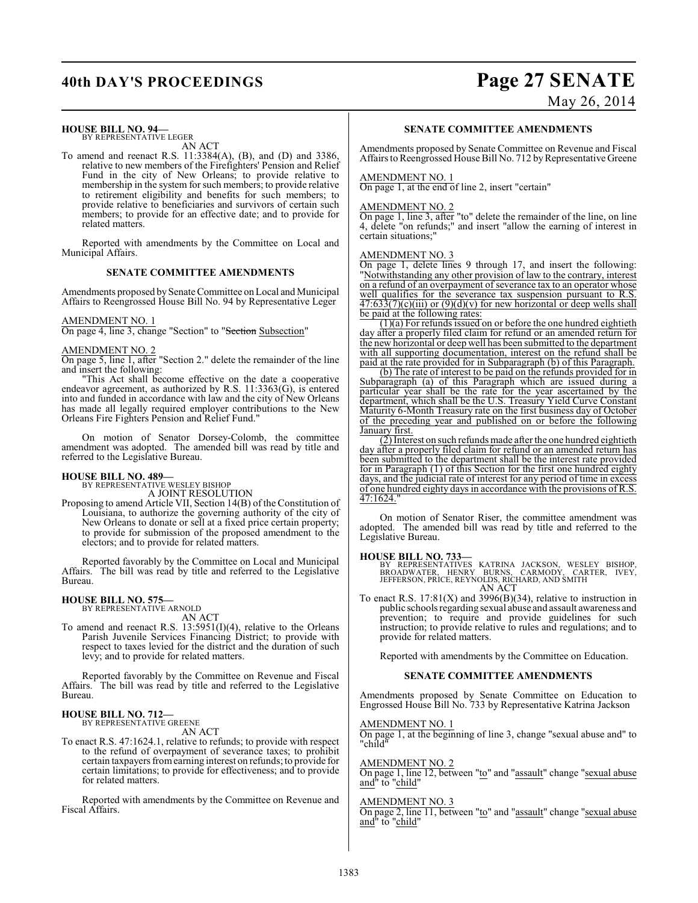**HOUSE BILL NO. 94—**
BY REPRESENTATIVE LEGER
AN ACT

To amend and reenact R.S. 11:3384(A), (B), and (D) and 3386, relative to new members of the Firefighters' Pension and Relief Fund in the city of New Orleans; to provide relative to membership in the system for such members; to provide relative to retirement eligibility and benefits for such members; to provide relative to beneficiaries and survivors of certain such members; to provide for an effective date; and to provide for related matters.

Reported with amendments by the Committee on Local and Municipal Affairs.

**SENATE COMMITTEE AMENDMENTS**

Amendments proposed by Senate Committee on Local and Municipal Affairs to Reengrossed House Bill No. 94 by Representative Leger

AMENDMENT NO. 1
On page 4, line 3, change "Section" to "~~Section~~ Subsection"

AMENDMENT NO. 2
On page 5, line 1, after "Section 2." delete the remainder of the line and insert the following:

"This Act shall become effective on the date a cooperative endeavor agreement, as authorized by R.S. 11:3363(G), is entered into and funded in accordance with law and the city of New Orleans has made all legally required employer contributions to the New Orleans Fire Fighters Pension and Relief Fund."

On motion of Senator Dorsey-Colomb, the committee amendment was adopted. The amended bill was read by title and referred to the Legislative Bureau.

**HOUSE BILL NO. 489—**
BY REPRESENTATIVE WESLEY BISHOP
A JOINT RESOLUTION

Proposing to amend Article VII, Section 14(B) of the Constitution of Louisiana, to authorize the governing authority of the city of New Orleans to donate or sell at a fixed price certain property; to provide for submission of the proposed amendment to the electors; and to provide for related matters.

Reported favorably by the Committee on Local and Municipal Affairs. The bill was read by title and referred to the Legislative Bureau.

**HOUSE BILL NO. 575—**
BY REPRESENTATIVE ARNOLD
AN ACT

To amend and reenact R.S. 13:5951(I)(4), relative to the Orleans Parish Juvenile Services Financing District; to provide with respect to taxes levied for the district and the duration of such levy; and to provide for related matters.

Reported favorably by the Committee on Revenue and Fiscal Affairs. The bill was read by title and referred to the Legislative Bureau.

**HOUSE BILL NO. 712—**
BY REPRESENTATIVE GREENE
AN ACT

To enact R.S. 47:1624.1, relative to refunds; to provide with respect to the refund of overpayment of severance taxes; to prohibit certain taxpayers from earning interest on refunds; to provide for certain limitations; to provide for effectiveness; and to provide for related matters.

Reported with amendments by the Committee on Revenue and Fiscal Affairs.

**SENATE COMMITTEE AMENDMENTS**

Amendments proposed by Senate Committee on Revenue and Fiscal Affairs to Reengrossed House Bill No. 712 by Representative Greene

AMENDMENT NO. 1
On page 1, at the end of line 2, insert "certain"

AMENDMENT NO. 2
On page 1, line 3, after "to" delete the remainder of the line, on line 4, delete "on refunds;" and insert "allow the earning of interest in certain situations;"

AMENDMENT NO. 3
On page 1, delete lines 9 through 17, and insert the following:
"Notwithstanding any other provision of law to the contrary, interest on a refund of an overpayment of severance tax to an operator whose well qualifies for the severance tax suspension pursuant to R.S. 47:633(7)(c)(iii) or (9)(d)(v) for new horizontal or deep wells shall be paid at the following rates:

(1)(a) For refunds issued on or before the one hundred eightieth day after a properly filed claim for refund or an amended return for the new horizontal or deep well has been submitted to the department with all supporting documentation, interest on the refund shall be paid at the rate provided for in Subparagraph (b) of this Paragraph.

(b) The rate of interest to be paid on the refunds provided for in Subparagraph (a) of this Paragraph which are issued during a particular year shall be the rate for the year ascertained by the department, which shall be the U.S. Treasury Yield Curve Constant Maturity 6-Month Treasury rate on the first business day of October of the preceding year and published on or before the following January first.

(2) Interest on such refunds made after the one hundred eightieth day after a properly filed claim for refund or an amended return has been submitted to the department shall be the interest rate provided for in Paragraph (1) of this Section for the first one hundred eighty days, and the judicial rate of interest for any period of time in excess of one hundred eighty days in accordance with the provisions of R.S. 47:1624."

On motion of Senator Riser, the committee amendment was adopted. The amended bill was read by title and referred to the Legislative Bureau.

**HOUSE BILL NO. 733—**
BY REPRESENTATIVES KATRINA JACKSON, WESLEY BISHOP, BROADWATER, HENRY BURNS, CARMODY, CARTER, IVEY, JEFFERSON, PRICE, REYNOLDS, RICHARD, AND SMITH
AN ACT

To enact R.S. 17:81(X) and 3996(B)(34), relative to instruction in public schools regarding sexual abuse and assault awareness and prevention; to require and provide guidelines for such instruction; to provide relative to rules and regulations; and to provide for related matters.

Reported with amendments by the Committee on Education.

**SENATE COMMITTEE AMENDMENTS**

Amendments proposed by Senate Committee on Education to Engrossed House Bill No. 733 by Representative Katrina Jackson

AMENDMENT NO. 1
On page 1, at the beginning of line 3, change "sexual abuse and" to "child"

AMENDMENT NO. 2
On page 1, line 12, between "to" and "assault" change "sexual abuse and" to "child"

AMENDMENT NO. 3
On page 2, line 11, between "to" and "assault" change "sexual abuse and" to "child"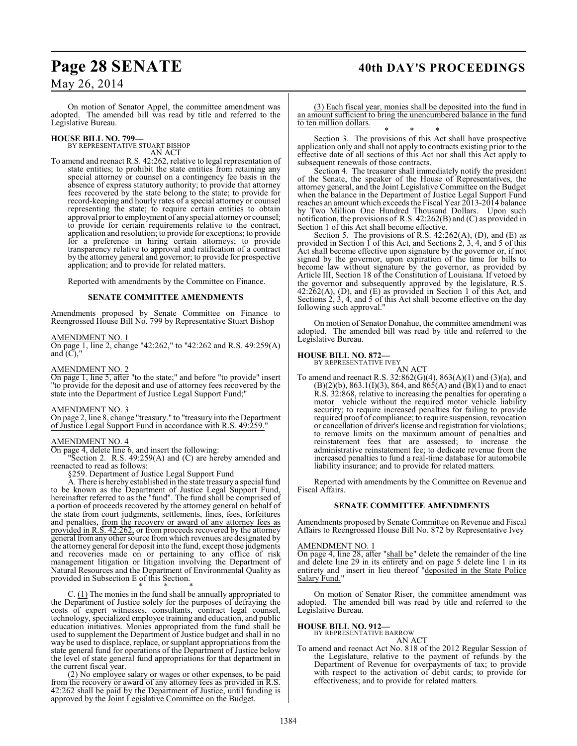On motion of Senator Appel, the committee amendment was adopted. The amended bill was read by title and referred to the Legislative Bureau.

**HOUSE BILL NO. 799—**
BY REPRESENTATIVE STUART BISHOP
AN ACT

To amend and reenact R.S. 42:262, relative to legal representation of state entities; to prohibit the state entities from retaining any special attorney or counsel on a contingency fee basis in the absence of express statutory authority; to provide that attorney fees recovered by the state belong to the state; to provide for record-keeping and hourly rates of a special attorney or counsel representing the state; to require certain entities to obtain approval prior to employment of any special attorney or counsel; to provide for certain requirements relative to the contract, application and resolution; to provide for exceptions; to provide for a preference in hiring certain attorneys; to provide transparency relative to approval and ratification of a contract by the attorney general and governor; to provide for prospective application; and to provide for related matters.

Reported with amendments by the Committee on Finance.

**SENATE COMMITTEE AMENDMENTS**

Amendments proposed by Senate Committee on Finance to Reengrossed House Bill No. 799 by Representative Stuart Bishop

AMENDMENT NO. 1
On page 1, line 2, change "42:262," to "42:262 and R.S. 49:259(A) and (C),"

AMENDMENT NO. 2
On page 1, line 5, after "to the state;" and before "to provide" insert "to provide for the deposit and use of attorney fees recovered by the state into the Department of Justice Legal Support Fund;"

AMENDMENT NO. 3
On page 2, line 8, change "treasury." to "treasury into the Department of Justice Legal Support Fund in accordance with R.S. 49:259."

AMENDMENT NO. 4
On page 4, delete line 6, and insert the following:

"Section 2. R.S. 49:259(A) and (C) are hereby amended and reenacted to read as follows:

§259. Department of Justice Legal Support Fund

A. There is hereby established in the state treasury a special fund to be known as the Department of Justice Legal Support Fund, hereinafter referred to as the "fund". The fund shall be comprised of ~~a portion of~~ proceeds recovered by the attorney general on behalf of the state from court judgments, settlements, fines, fees, forfeitures and penalties, from the recovery or award of any attorney fees as provided in R.S. 42:262, or from proceeds recovered by the attorney general from any other source from which revenues are designated by the attorney general for deposit into the fund, except those judgments and recoveries made on or pertaining to any office of risk management litigation or litigation involving the Department of Natural Resources and the Department of Environmental Quality as provided in Subsection E of this Section.

\* \* \*

C. (1) The monies in the fund shall be annually appropriated to the Department of Justice solely for the purposes of defraying the costs of expert witnesses, consultants, contract legal counsel, technology, specialized employee training and education, and public education initiatives. Monies appropriated from the fund shall be used to supplement the Department of Justice budget and shall in no way be used to displace, replace, or supplant appropriations from the state general fund for operations of the Department of Justice below the level of state general fund appropriations for that department in the current fiscal year.

(2) No employee salary or wages or other expenses, to be paid from the recovery or award of any attorney fees as provided in R.S. 42:262 shall be paid by the Department of Justice, until funding is approved by the Joint Legislative Committee on the Budget.

(3) Each fiscal year, monies shall be deposited into the fund in an amount sufficient to bring the unencumbered balance in the fund to ten million dollars.

\* \* \*

Section 3. The provisions of this Act shall have prospective application only and shall not apply to contracts existing prior to the effective date of all sections of this Act nor shall this Act apply to subsequent renewals of those contracts.

Section 4. The treasurer shall immediately notify the president of the Senate, the speaker of the House of Representatives, the attorney general, and the Joint Legislative Committee on the Budget when the balance in the Department of Justice Legal Support Fund reaches an amount which exceeds the Fiscal Year 2013-2014 balance by Two Million One Hundred Thousand Dollars. Upon such notification, the provisions of R.S. 42:262(B) and (C) as provided in Section 1 of this Act shall become effective.

Section 5. The provisions of R.S. 42:262(A), (D), and (E) as provided in Section 1 of this Act, and Sections 2, 3, 4, and 5 of this Act shall become effective upon signature by the governor or, if not signed by the governor, upon expiration of the time for bills to become law without signature by the governor, as provided by Article III, Section 18 of the Constitution of Louisiana. If vetoed by the governor and subsequently approved by the legislature, R.S. 42:262(A), (D), and (E) as provided in Section 1 of this Act, and Sections 2, 3, 4, and 5 of this Act shall become effective on the day following such approval."

On motion of Senator Donahue, the committee amendment was adopted. The amended bill was read by title and referred to the Legislative Bureau.

**HOUSE BILL NO. 872—**
BY REPRESENTATIVE IVEY
AN ACT

To amend and reenact R.S. 32:862(G)(4), 863(A)(1) and (3)(a), and (B)(2)(b), 863.1(I)(3), 864, and 865(A) and (B)(1) and to enact R.S. 32:868, relative to increasing the penalties for operating a motor vehicle without the required motor vehicle liability security; to require increased penalties for failing to provide required proof of compliance; to require suspension, revocation or cancellation of driver's license and registration for violations; to remove limits on the maximum amount of penalties and reinstatement fees that are assessed; to increase the administrative reinstatement fee; to dedicate revenue from the increased penalties to fund a real-time database for automobile liability insurance; and to provide for related matters.

Reported with amendments by the Committee on Revenue and Fiscal Affairs.

**SENATE COMMITTEE AMENDMENTS**

Amendments proposed by Senate Committee on Revenue and Fiscal Affairs to Reengrossed House Bill No. 872 by Representative Ivey

AMENDMENT NO. 1
On page 4, line 28, after "shall be" delete the remainder of the line and delete line 29 in its entirety and on page 5 delete line 1 in its entirety and insert in lieu thereof "deposited in the State Police Salary Fund."

On motion of Senator Riser, the committee amendment was adopted. The amended bill was read by title and referred to the Legislative Bureau.

**HOUSE BILL NO. 912—**
BY REPRESENTATIVE BARROW
AN ACT

To amend and reenact Act No. 818 of the 2012 Regular Session of the Legislature, relative to the payment of refunds by the Department of Revenue for overpayments of tax; to provide with respect to the activation of debit cards; to provide for effectiveness; and to provide for related matters.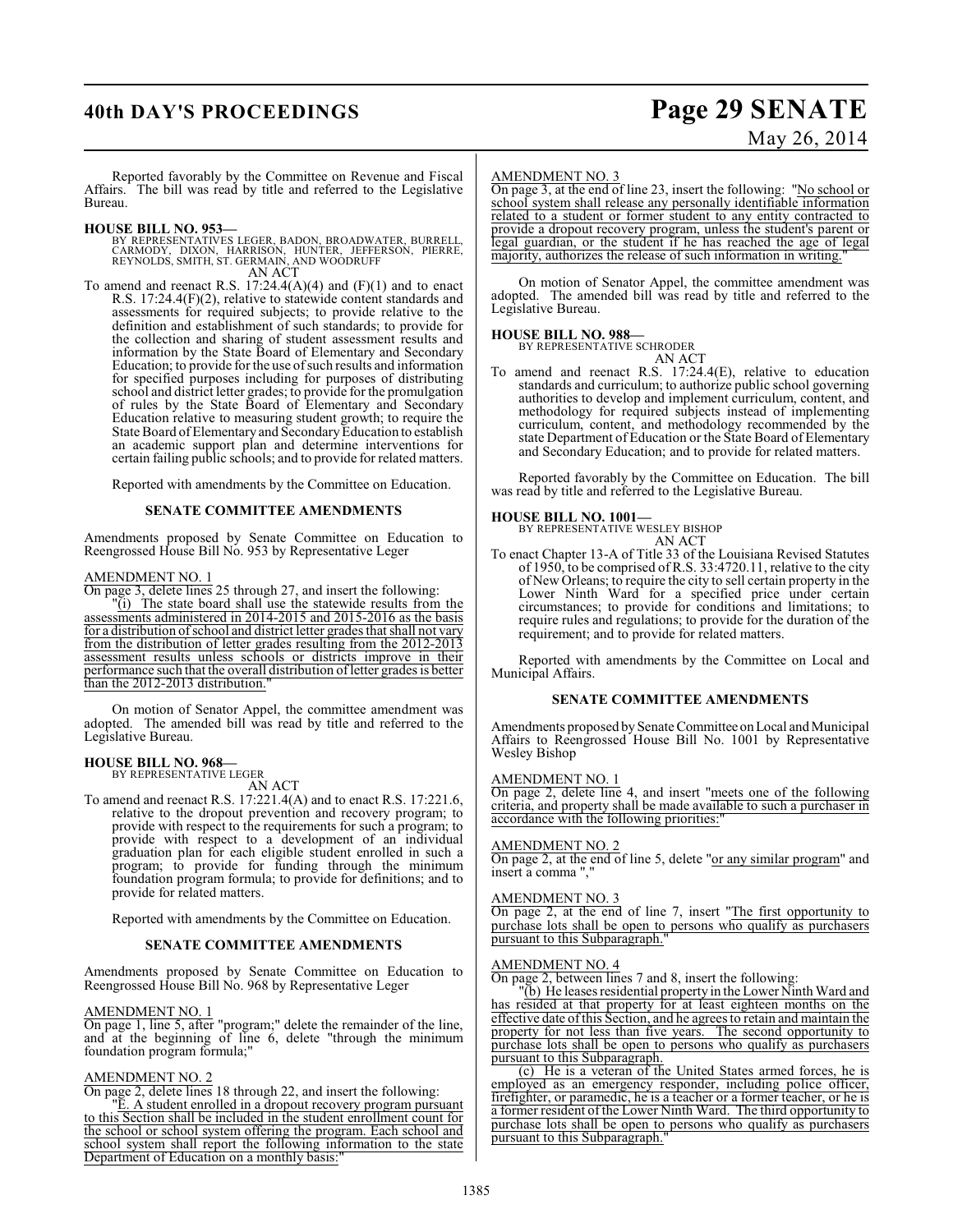Reported favorably by the Committee on Revenue and Fiscal Affairs. The bill was read by title and referred to the Legislative Bureau.

**HOUSE BILL NO. 953—**
BY REPRESENTATIVES LEGER, BADON, BROADWATER, BURRELL, CARMODY, DIXON, HARRISON, HUNTER, JEFFERSON, PIERRE, REYNOLDS, SMITH, ST. GERMAIN, AND WOODRUFF
AN ACT

To amend and reenact R.S. 17:24.4(A)(4) and (F)(1) and to enact R.S. 17:24.4(F)(2), relative to statewide content standards and assessments for required subjects; to provide relative to the definition and establishment of such standards; to provide for the collection and sharing of student assessment results and information by the State Board of Elementary and Secondary Education; to provide for the use of such results and information for specified purposes including for purposes of distributing school and district letter grades; to provide for the promulgation of rules by the State Board of Elementary and Secondary Education relative to measuring student growth; to require the State Board of Elementary and Secondary Education to establish an academic support plan and determine interventions for certain failing public schools; and to provide for related matters.

Reported with amendments by the Committee on Education.

**SENATE COMMITTEE AMENDMENTS**

Amendments proposed by Senate Committee on Education to Reengrossed House Bill No. 953 by Representative Leger

AMENDMENT NO. 1
On page 3, delete lines 25 through 27, and insert the following:
"(i) The state board shall use the statewide results from the assessments administered in 2014-2015 and 2015-2016 as the basis for a distribution of school and district letter grades that shall not vary from the distribution of letter grades resulting from the 2012-2013 assessment results unless schools or districts improve in their performance such that the overall distribution of letter grades is better than the 2012-2013 distribution."

On motion of Senator Appel, the committee amendment was adopted. The amended bill was read by title and referred to the Legislative Bureau.

**HOUSE BILL NO. 968—**
BY REPRESENTATIVE LEGER
AN ACT

To amend and reenact R.S. 17:221.4(A) and to enact R.S. 17:221.6, relative to the dropout prevention and recovery program; to provide with respect to the requirements for such a program; to provide with respect to a development of an individual graduation plan for each eligible student enrolled in such a program; to provide for funding through the minimum foundation program formula; to provide for definitions; and to provide for related matters.

Reported with amendments by the Committee on Education.

**SENATE COMMITTEE AMENDMENTS**

Amendments proposed by Senate Committee on Education to Reengrossed House Bill No. 968 by Representative Leger

AMENDMENT NO. 1
On page 1, line 5, after "program;" delete the remainder of the line, and at the beginning of line 6, delete "through the minimum foundation program formula;"

AMENDMENT NO. 2
On page 2, delete lines 18 through 22, and insert the following:
"E. A student enrolled in a dropout recovery program pursuant to this Section shall be included in the student enrollment count for the school or school system offering the program. Each school and school system shall report the following information to the state Department of Education on a monthly basis:"

AMENDMENT NO. 3
On page 3, at the end of line 23, insert the following: "No school or school system shall release any personally identifiable information related to a student or former student to any entity contracted to provide a dropout recovery program, unless the student's parent or legal guardian, or the student if he has reached the age of legal majority, authorizes the release of such information in writing."

On motion of Senator Appel, the committee amendment was adopted. The amended bill was read by title and referred to the Legislative Bureau.

**HOUSE BILL NO. 988—**
BY REPRESENTATIVE SCHRODER
AN ACT

To amend and reenact R.S. 17:24.4(E), relative to education standards and curriculum; to authorize public school governing authorities to develop and implement curriculum, content, and methodology for required subjects instead of implementing curriculum, content, and methodology recommended by the state Department of Education or the State Board of Elementary and Secondary Education; and to provide for related matters.

Reported favorably by the Committee on Education. The bill was read by title and referred to the Legislative Bureau.

**HOUSE BILL NO. 1001—**
BY REPRESENTATIVE WESLEY BISHOP
AN ACT

To enact Chapter 13-A of Title 33 of the Louisiana Revised Statutes of 1950, to be comprised of R.S. 33:4720.11, relative to the city of New Orleans; to require the city to sell certain property in the Lower Ninth Ward for a specified price under certain circumstances; to provide for conditions and limitations; to require rules and regulations; to provide for the duration of the requirement; and to provide for related matters.

Reported with amendments by the Committee on Local and Municipal Affairs.

**SENATE COMMITTEE AMENDMENTS**

Amendments proposed by Senate Committee on Local and Municipal Affairs to Reengrossed House Bill No. 1001 by Representative Wesley Bishop

AMENDMENT NO. 1
On page 2, delete line 4, and insert "meets one of the following criteria, and property shall be made available to such a purchaser in accordance with the following priorities:"

AMENDMENT NO. 2
On page 2, at the end of line 5, delete "or any similar program" and insert a comma ","

AMENDMENT NO. 3
On page 2, at the end of line 7, insert "The first opportunity to purchase lots shall be open to persons who qualify as purchasers pursuant to this Subparagraph."

AMENDMENT NO. 4
On page 2, between lines 7 and 8, insert the following:
"(b) He leases residential property in the Lower Ninth Ward and has resided at that property for at least eighteen months on the effective date of this Section, and he agrees to retain and maintain the property for not less than five years. The second opportunity to purchase lots shall be open to persons who qualify as purchasers pursuant to this Subparagraph.
(c) He is a veteran of the United States armed forces, he is employed as an emergency responder, including police officer, firefighter, or paramedic, he is a teacher or a former teacher, or he is a former resident of the Lower Ninth Ward. The third opportunity to purchase lots shall be open to persons who qualify as purchasers pursuant to this Subparagraph."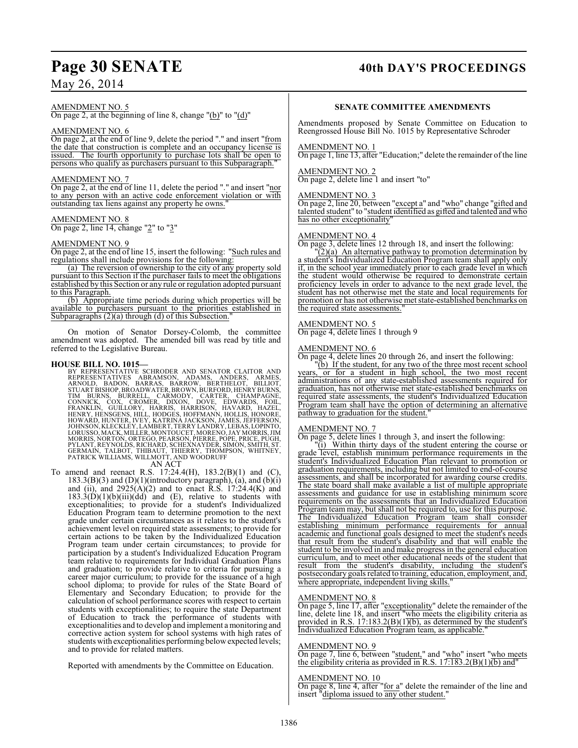AMENDMENT NO. 5

On page 2, at the beginning of line 8, change "(b)" to "(d)"

AMENDMENT NO. 6

On page 2, at the end of line 9, delete the period "." and insert "from the date that construction is complete and an occupancy license is issued. The fourth opportunity to purchase lots shall be open to persons who qualify as purchasers pursuant to this Subparagraph."

AMENDMENT NO. 7

On page 2, at the end of line 11, delete the period "." and insert "nor to any person with an active code enforcement violation or with outstanding tax liens against any property he owns."

AMENDMENT NO. 8

On page 2, line 14, change "2" to "3"

AMENDMENT NO. 9

On page 2, at the end of line 15, insert the following: "Such rules and regulations shall include provisions for the following:

(a) The reversion of ownership to the city of any property sold pursuant to this Section if the purchaser fails to meet the obligations established by this Section or any rule or regulation adopted pursuant to this Paragraph.

(b) Appropriate time periods during which properties will be available to purchasers pursuant to the priorities established in Subparagraphs (2)(a) through (d) of this Subsection."

On motion of Senator Dorsey-Colomb, the committee amendment was adopted. The amended bill was read by title and referred to the Legislative Bureau.

**HOUSE BILL NO. 1015—**

BY REPRESENTATIVE SCHRODER AND SENATOR CLAITOR AND REPRESENTATIVES ABRAMSON, ADAMS, ANDERS, ARMES, ARNOLD, BADON, BARRAS, BARROW, BERTHELOT, BILLIOT, STUART BISHOP, BROADWATER, BROWN, BURFORD, HENRY BURNS, TIM BURNS, BURRELL, CARMODY, CARTER, CHAMPAGNE, CONNICK, COX, CROMER, DIXON, DOVE, EDWARDS, FOIL, FRANKLIN, GUILLORY, HARRIS, HARRISON, HAVARD, HAZEL, HENRY, HENSGENS, HILL, HODGES, HOFFMANN, HOLLIS, HONORE, HOWARD, HUNTER, IVEY, KATRINA JACKSON, JAMES, JEFFERSON, JOHNSON, KLECKLEY, LAMBERT, TERRY LANDRY, LEBAS, LOPINTO, LORUSSO, MACK, MILLER, MONTOUCET, MORENO, JAY MORRIS, JIM MORRIS, NORTON, ORTEGO, PEARSON, PIERRE, POPE, PRICE, PUGH, PYLANT, REYNOLDS, RICHARD, SCHEXNAYDER, SIMON, SMITH, ST. GERMAIN, TALBOT, THIBAUT, THIERRY, THOMPSON, WHITNEY, PATRICK WILLIAMS, WILLMOTT, AND WOODRUFF

AN ACT

To amend and reenact R.S. 17:24.4(H), 183.2(B)(1) and (C), 183.3(B)(3) and (D)(1)(introductory paragraph), (a), and (b)(i) and (ii), and 2925(A)(2) and to enact R.S. 17:24.4(K) and 183.3(D)(1)(b)(iii)(dd) and (E), relative to students with exceptionalities; to provide for a student's Individualized Education Program team to determine promotion to the next grade under certain circumstances as it relates to the student's achievement level on required state assessments; to provide for certain actions to be taken by the Individualized Education Program team under certain circumstances; to provide for participation by a student's Individualized Education Program team relative to requirements for Individual Graduation Plans and graduation; to provide relative to criteria for pursuing a career major curriculum; to provide for the issuance of a high school diploma; to provide for rules of the State Board of Elementary and Secondary Education; to provide for the calculation of school performance scores with respect to certain students with exceptionalities; to require the state Department of Education to track the performance of students with exceptionalities and to develop and implement a monitoring and corrective action system for school systems with high rates of students with exceptionalities performing below expected levels; and to provide for related matters.

Reported with amendments by the Committee on Education.

**SENATE COMMITTEE AMENDMENTS**

Amendments proposed by Senate Committee on Education to Reengrossed House Bill No. 1015 by Representative Schroder

AMENDMENT NO. 1

On page 1, line 13, after "Education;" delete the remainder of the line

AMENDMENT NO. 2

On page 2, delete line 1 and insert "to"

AMENDMENT NO. 3

On page 2, line 20, between "except a" and "who" change "gifted and talented student" to "student identified as gifted and talented and who has no other exceptionality"

AMENDMENT NO. 4

On page 3, delete lines 12 through 18, and insert the following:

"(2)(a) An alternative pathway to promotion determination by a student's Individualized Education Program team shall apply only if, in the school year immediately prior to each grade level in which the student would otherwise be required to demonstrate certain proficiency levels in order to advance to the next grade level, the student has not otherwise met the state and local requirements for promotion or has not otherwise met state-established benchmarks on the required state assessments."

AMENDMENT NO. 5

On page 4, delete lines 1 through 9

AMENDMENT NO. 6

On page 4, delete lines 20 through 26, and insert the following:

"(b) If the student, for any two of the three most recent school years, or for a student in high school, the two most recent administrations of any state-established assessments required for graduation, has not otherwise met state-established benchmarks on required state assessments, the student's Individualized Education Program team shall have the option of determining an alternative pathway to graduation for the student."

AMENDMENT NO. 7

On page 5, delete lines 1 through 3, and insert the following:

"(i) Within thirty days of the student entering the course or grade level, establish minimum performance requirements in the student's Individualized Education Plan relevant to promotion or graduation requirements, including but not limited to end-of-course assessments, and shall be incorporated for awarding course credits. The state board shall make available a list of multiple appropriate assessments and guidance for use in establishing minimum score requirements on the assessments that an Individualized Education Program team may, but shall not be required to, use for this purpose. The Individualized Education Program team shall consider establishing minimum performance requirements for annual academic and functional goals designed to meet the student's needs that result from the student's disability and that will enable the student to be involved in and make progress in the general education curriculum, and to meet other educational needs of the student that result from the student's disability, including the student's postsecondary goals related to training, education, employment, and, where appropriate, independent living skills."

AMENDMENT NO. 8

On page 5, line 17, after "exceptionality" delete the remainder of the line, delete line 18, and insert "who meets the eligibility criteria as provided in R.S. 17:183.2(B)(1)(b), as determined by the student's Individualized Education Program team, as applicable."

AMENDMENT NO. 9

On page 7, line 6, between "student," and "who" insert "who meets the eligibility criteria as provided in R.S. 17:183.2(B)(1)(b) and"

AMENDMENT NO. 10

On page 8, line 4, after "for a" delete the remainder of the line and insert "diploma issued to any other student."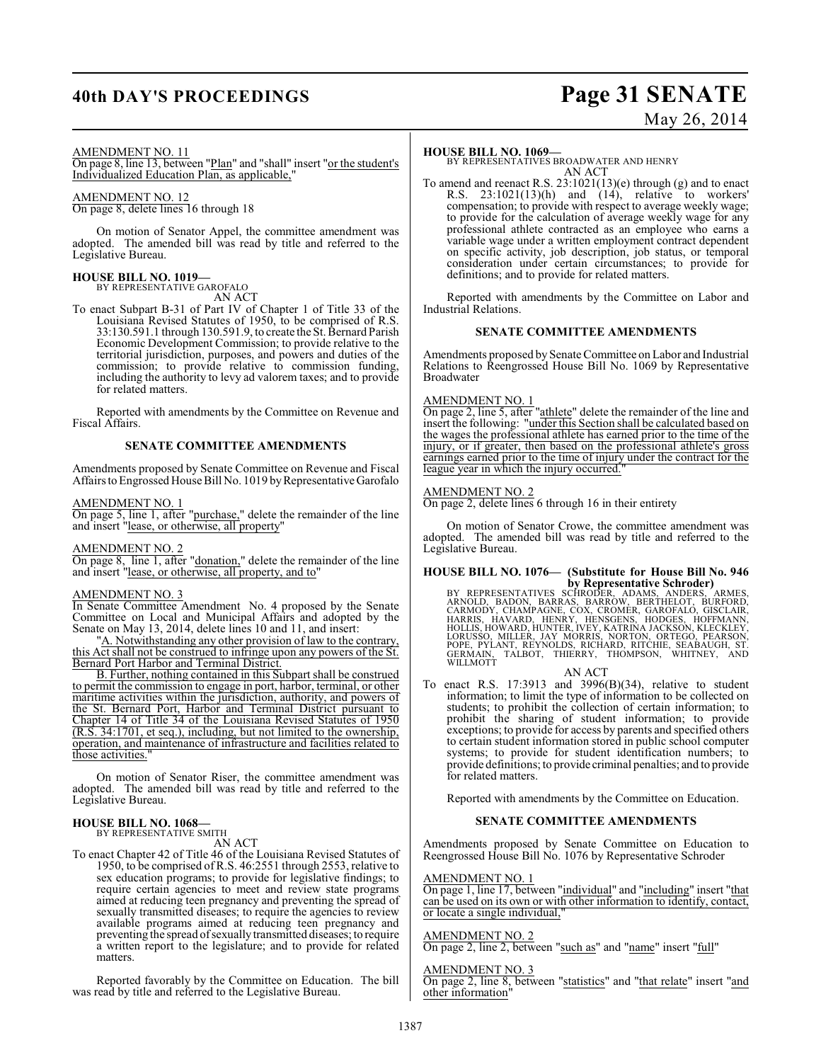AMENDMENT NO. 11

On page 8, line 13, between "Plan" and "shall" insert "or the student's Individualized Education Plan, as applicable,"

AMENDMENT NO. 12

On page 8, delete lines 16 through 18

On motion of Senator Appel, the committee amendment was adopted. The amended bill was read by title and referred to the Legislative Bureau.

**HOUSE BILL NO. 1019—**
BY REPRESENTATIVE GAROFALO
AN ACT

To enact Subpart B-31 of Part IV of Chapter 1 of Title 33 of the Louisiana Revised Statutes of 1950, to be comprised of R.S. 33:130.591.1 through 130.591.9, to create the St. Bernard Parish Economic Development Commission; to provide relative to the territorial jurisdiction, purposes, and powers and duties of the commission; to provide relative to commission funding, including the authority to levy ad valorem taxes; and to provide for related matters.

Reported with amendments by the Committee on Revenue and Fiscal Affairs.

**SENATE COMMITTEE AMENDMENTS**

Amendments proposed by Senate Committee on Revenue and Fiscal Affairs to Engrossed House Bill No. 1019 by Representative Garofalo

AMENDMENT NO. 1

On page 5, line 1, after "purchase," delete the remainder of the line and insert "lease, or otherwise, all property"

AMENDMENT NO. 2

On page 8, line 1, after "donation," delete the remainder of the line and insert "lease, or otherwise, all property, and to"

AMENDMENT NO. 3

In Senate Committee Amendment No. 4 proposed by the Senate Committee on Local and Municipal Affairs and adopted by the Senate on May 13, 2014, delete lines 10 and 11, and insert:

"A. Notwithstanding any other provision of law to the contrary, this Act shall not be construed to infringe upon any powers of the St. Bernard Port Harbor and Terminal District.

B. Further, nothing contained in this Subpart shall be construed to permit the commission to engage in port, harbor, terminal, or other maritime activities within the jurisdiction, authority, and powers of the St. Bernard Port, Harbor and Terminal District pursuant to Chapter 14 of Title 34 of the Louisiana Revised Statutes of 1950 (R.S. 34:1701, et seq.), including, but not limited to the ownership, operation, and maintenance of infrastructure and facilities related to those activities."

On motion of Senator Riser, the committee amendment was adopted. The amended bill was read by title and referred to the Legislative Bureau.

**HOUSE BILL NO. 1068—**
BY REPRESENTATIVE SMITH
AN ACT

To enact Chapter 42 of Title 46 of the Louisiana Revised Statutes of 1950, to be comprised of R.S. 46:2551 through 2553, relative to sex education programs; to provide for legislative findings; to require certain agencies to meet and review state programs aimed at reducing teen pregnancy and preventing the spread of sexually transmitted diseases; to require the agencies to review available programs aimed at reducing teen pregnancy and preventing the spread of sexually transmitted diseases; to require a written report to the legislature; and to provide for related matters.

Reported favorably by the Committee on Education. The bill was read by title and referred to the Legislative Bureau.

**HOUSE BILL NO. 1069—**
BY REPRESENTATIVES BROADWATER AND HENRY
AN ACT

To amend and reenact R.S. 23:1021(13)(e) through (g) and to enact R.S. 23:1021(13)(h) and (14), relative to workers' compensation; to provide with respect to average weekly wage; to provide for the calculation of average weekly wage for any professional athlete contracted as an employee who earns a variable wage under a written employment contract dependent on specific activity, job description, job status, or temporal consideration under certain circumstances; to provide for definitions; and to provide for related matters.

Reported with amendments by the Committee on Labor and Industrial Relations.

**SENATE COMMITTEE AMENDMENTS**

Amendments proposed by Senate Committee on Labor and Industrial Relations to Reengrossed House Bill No. 1069 by Representative Broadwater

AMENDMENT NO. 1

On page 2, line 5, after "athlete" delete the remainder of the line and insert the following: "under this Section shall be calculated based on the wages the professional athlete has earned prior to the time of the injury, or if greater, then based on the professional athlete's gross earnings earned prior to the time of injury under the contract for the league year in which the injury occurred."

AMENDMENT NO. 2

On page 2, delete lines 6 through 16 in their entirety

On motion of Senator Crowe, the committee amendment was adopted. The amended bill was read by title and referred to the Legislative Bureau.

**HOUSE BILL NO. 1076— (Substitute for House Bill No. 946 by Representative Schroder)**
BY REPRESENTATIVES SCHRODER, ADAMS, ANDERS, ARMES, ARNOLD, BADON, BARRAS, BARROW, BERTHELOT, BURFORD, CARMODY, CHAMPAGNE, COX, CROMER, GAROFALO, GISCLAIR, HARRIS, HAVARD, HENRY, HENSGENS, HODGES, HOFFMANN, HOLLIS, HOWARD, HUNTER, IVEY, KATRINA JACKSON, KLECKLEY, LORUSSO, MILLER, JAY MORRIS, NORTON, ORTEGO, PEARSON, POPE, PYLANT, REYNOLDS, RICHARD, RITCHIE, SEABAUGH, ST. GERMAIN, TALBOT, THIERRY, THOMPSON, WHITNEY, AND WILLMOTT
AN ACT

To enact R.S. 17:3913 and 3996(B)(34), relative to student information; to limit the type of information to be collected on students; to prohibit the collection of certain information; to prohibit the sharing of student information; to provide exceptions; to provide for access by parents and specified others to certain student information stored in public school computer systems; to provide for student identification numbers; to provide definitions; to provide criminal penalties; and to provide for related matters.

Reported with amendments by the Committee on Education.

**SENATE COMMITTEE AMENDMENTS**

Amendments proposed by Senate Committee on Education to Reengrossed House Bill No. 1076 by Representative Schroder

AMENDMENT NO. 1

On page 1, line 17, between "individual" and "including" insert "that can be used on its own or with other information to identify, contact, or locate a single individual,"

AMENDMENT NO. 2

On page 2, line 2, between "such as" and "name" insert "full"

AMENDMENT NO. 3

On page 2, line 8, between "statistics" and "that relate" insert "and other information"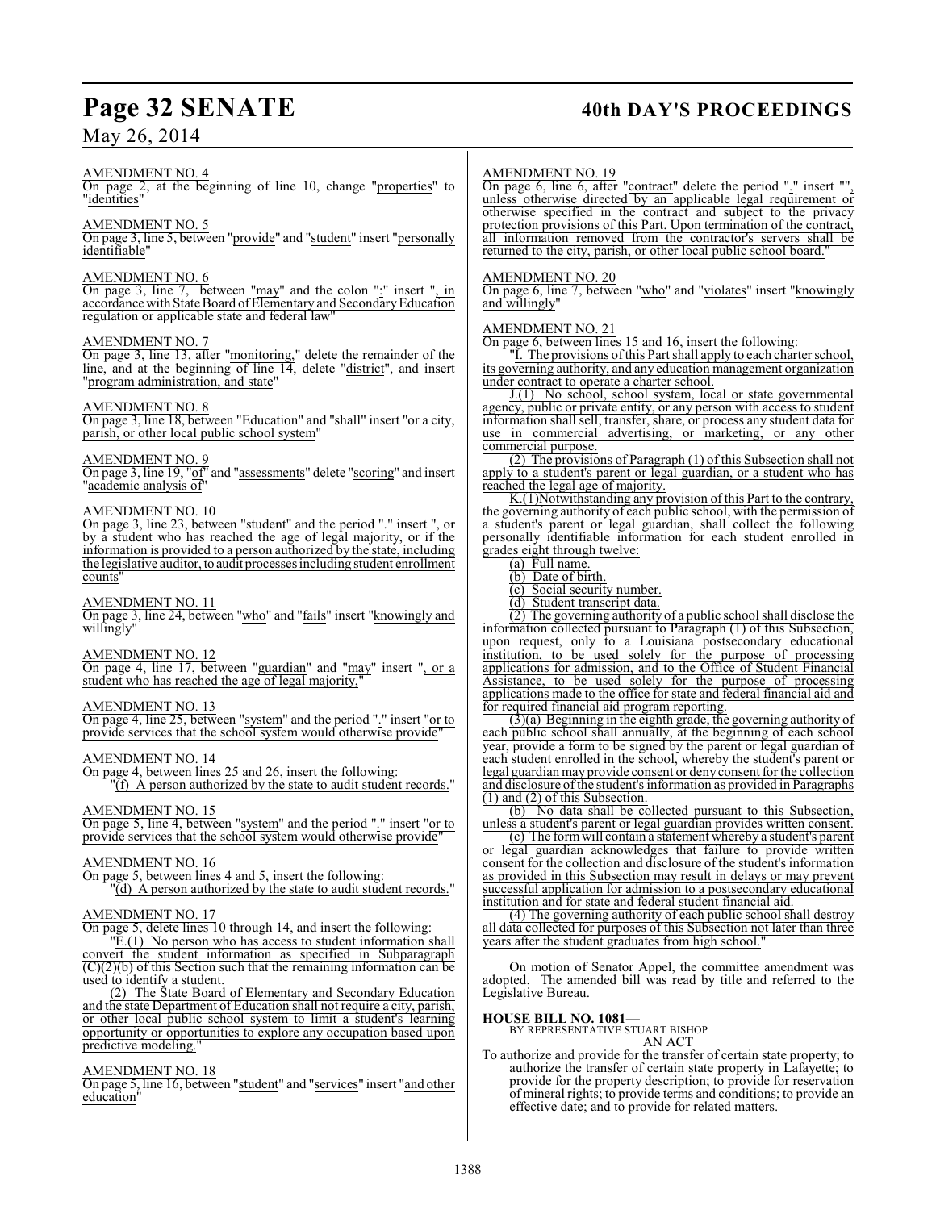AMENDMENT NO. 4

On page 2, at the beginning of line 10, change "properties" to "identities"

AMENDMENT NO. 5

On page 3, line 5, between "provide" and "student" insert "personally identifiable"

AMENDMENT NO. 6

On page 3, line 7, between "may" and the colon ":" insert ", in accordance with State Board of Elementary and Secondary Education regulation or applicable state and federal law"

AMENDMENT NO. 7

On page 3, line 13, after "monitoring," delete the remainder of the line, and at the beginning of line 14, delete "district", and insert "program administration, and state"

AMENDMENT NO. 8

On page 3, line 18, between "Education" and "shall" insert "or a city, parish, or other local public school system"

AMENDMENT NO. 9

On page 3, line 19, "of" and "assessments" delete "scoring" and insert "academic analysis of"

AMENDMENT NO. 10

On page 3, line 23, between "student" and the period "." insert ", or by a student who has reached the age of legal majority, or if the information is provided to a person authorized by the state, including the legislative auditor, to audit processes including student enrollment counts"

AMENDMENT NO. 11

On page 3, line 24, between "who" and "fails" insert "knowingly and willingly"

AMENDMENT NO. 12

On page 4, line 17, between "guardian" and "may" insert ", or a student who has reached the age of legal majority,"

AMENDMENT NO. 13

On page 4, line 25, between "system" and the period "." insert "or to provide services that the school system would otherwise provide"

AMENDMENT NO. 14

On page 4, between lines 25 and 26, insert the following:

"(f) A person authorized by the state to audit student records."

AMENDMENT NO. 15

On page 5, line 4, between "system" and the period "." insert "or to provide services that the school system would otherwise provide"

AMENDMENT NO. 16

On page 5, between lines 4 and 5, insert the following:

"(d) A person authorized by the state to audit student records."

AMENDMENT NO. 17

On page 5, delete lines 10 through 14, and insert the following:

"E.(1) No person who has access to student information shall convert the student information as specified in Subparagraph (C)(2)(b) of this Section such that the remaining information can be used to identify a student.

(2) The State Board of Elementary and Secondary Education and the state Department of Education shall not require a city, parish, or other local public school system to limit a student's learning opportunity or opportunities to explore any occupation based upon predictive modeling."

AMENDMENT NO. 18

On page 5, line 16, between "student" and "services" insert "and other education"

AMENDMENT NO. 19

On page 6, line 6, after "contract" delete the period "." insert "", unless otherwise directed by an applicable legal requirement or otherwise specified in the contract and subject to the privacy protection provisions of this Part. Upon termination of the contract, all information removed from the contractor's servers shall be returned to the city, parish, or other local public school board."

AMENDMENT NO. 20

On page 6, line 7, between "who" and "violates" insert "knowingly and willingly"

AMENDMENT NO. 21

On page 6, between lines 15 and 16, insert the following:

"I. The provisions of this Part shall apply to each charter school, its governing authority, and any education management organization under contract to operate a charter school.

J.(1) No school, school system, local or state governmental agency, public or private entity, or any person with access to student information shall sell, transfer, share, or process any student data for use in commercial advertising, or marketing, or any other commercial purpose.

(2) The provisions of Paragraph (1) of this Subsection shall not apply to a student's parent or legal guardian, or a student who has reached the legal age of majority.

K.(1)Notwithstanding any provision of this Part to the contrary, the governing authority of each public school, with the permission of a student's parent or legal guardian, shall collect the following personally identifiable information for each student enrolled in grades eight through twelve:

(a) Full name.

(b) Date of birth.

(c) Social security number.

(d) Student transcript data.

(2) The governing authority of a public school shall disclose the information collected pursuant to Paragraph (1) of this Subsection, upon request, only to a Louisiana postsecondary educational institution, to be used solely for the purpose of processing applications for admission, and to the Office of Student Financial Assistance, to be used solely for the purpose of processing applications made to the office for state and federal financial aid and for required financial aid program reporting.

(3)(a) Beginning in the eighth grade, the governing authority of each public school shall annually, at the beginning of each school year, provide a form to be signed by the parent or legal guardian of each student enrolled in the school, whereby the student's parent or legal guardian may provide consent or deny consent for the collection and disclosure of the student's information as provided in Paragraphs (1) and (2) of this Subsection.

(b) No data shall be collected pursuant to this Subsection, unless a student's parent or legal guardian provides written consent.

(c) The form will contain a statement whereby a student's parent or legal guardian acknowledges that failure to provide written consent for the collection and disclosure of the student's information as provided in this Subsection may result in delays or may prevent successful application for admission to a postsecondary educational institution and for state and federal student financial aid.

(4) The governing authority of each public school shall destroy all data collected for purposes of this Subsection not later than three years after the student graduates from high school."

On motion of Senator Appel, the committee amendment was adopted. The amended bill was read by title and referred to the Legislative Bureau.

**HOUSE BILL NO. 1081—**
BY REPRESENTATIVE STUART BISHOP
AN ACT

To authorize and provide for the transfer of certain state property; to authorize the transfer of certain state property in Lafayette; to provide for the property description; to provide for reservation of mineral rights; to provide terms and conditions; to provide an effective date; and to provide for related matters.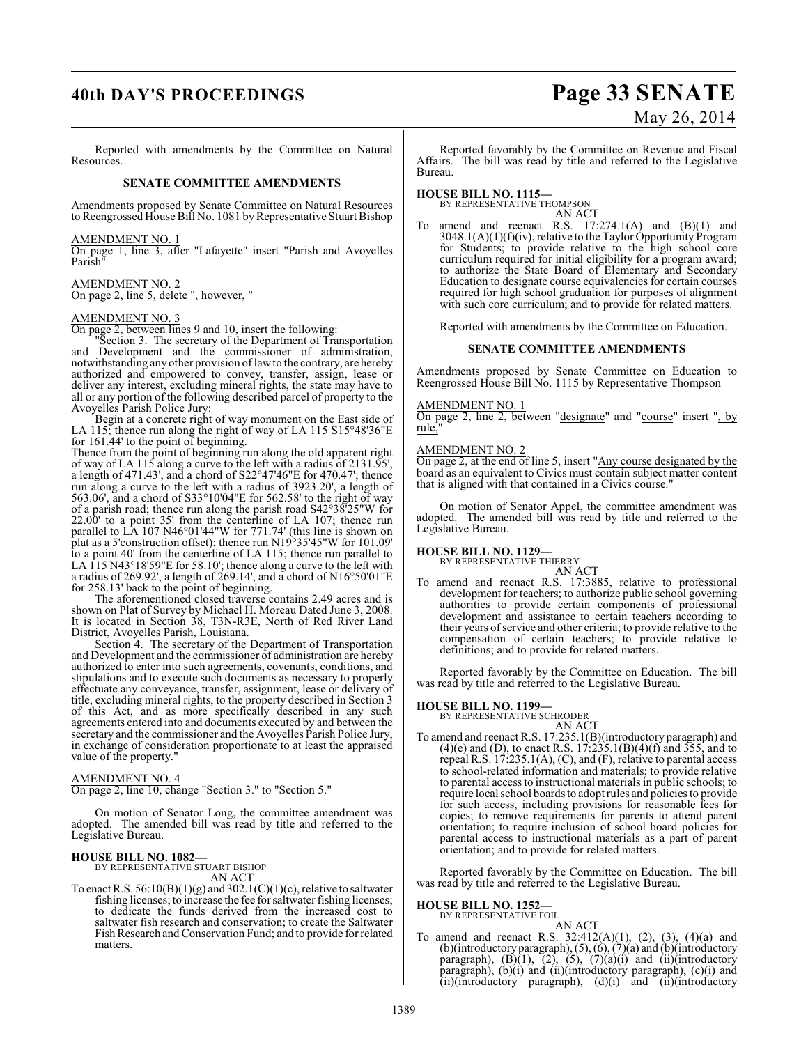Reported with amendments by the Committee on Natural Resources.

**SENATE COMMITTEE AMENDMENTS**

Amendments proposed by Senate Committee on Natural Resources to Reengrossed House Bill No. 1081 by Representative Stuart Bishop

AMENDMENT NO. 1
On page 1, line 3, after "Lafayette" insert "Parish and Avoyelles Parish"

AMENDMENT NO. 2
On page 2, line 5, delete ", however, "

AMENDMENT NO. 3
On page 2, between lines 9 and 10, insert the following:

"Section 3. The secretary of the Department of Transportation and Development and the commissioner of administration, notwithstanding any other provision of law to the contrary, are hereby authorized and empowered to convey, transfer, assign, lease or deliver any interest, excluding mineral rights, the state may have to all or any portion of the following described parcel of property to the Avoyelles Parish Police Jury:

Begin at a concrete right of way monument on the East side of LA 115; thence run along the right of way of LA 115 S15°48'36"E for 161.44' to the point of beginning.

Thence from the point of beginning run along the old apparent right of way of LA 115 along a curve to the left with a radius of 2131.95', a length of 471.43', and a chord of S22°47'46"E for 470.47'; thence run along a curve to the left with a radius of 3923.20', a length of 563.06', and a chord of S33°10'04"E for 562.58' to the right of way of a parish road; thence run along the parish road S42°38'25"W for 22.00' to a point 35' from the centerline of LA 107; thence run parallel to LA 107 N46°01'44"W for 771.74' (this line is shown on plat as a 5'construction offset); thence run N19°35'45"W for 101.09' to a point 40' from the centerline of LA 115; thence run parallel to LA 115 N43°18'59"E for 58.10'; thence along a curve to the left with a radius of 269.92', a length of 269.14', and a chord of N16°50'01"E for 258.13' back to the point of beginning.

The aforementioned closed traverse contains 2.49 acres and is shown on Plat of Survey by Michael H. Moreau Dated June 3, 2008. It is located in Section 38, T3N-R3E, North of Red River Land District, Avoyelles Parish, Louisiana.

Section 4. The secretary of the Department of Transportation and Development and the commissioner of administration are hereby authorized to enter into such agreements, covenants, conditions, and stipulations and to execute such documents as necessary to properly effectuate any conveyance, transfer, assignment, lease or delivery of title, excluding mineral rights, to the property described in Section 3 of this Act, and as more specifically described in any such agreements entered into and documents executed by and between the secretary and the commissioner and the Avoyelles Parish Police Jury, in exchange of consideration proportionate to at least the appraised value of the property."

AMENDMENT NO. 4
On page 2, line 10, change "Section 3." to "Section 5."

On motion of Senator Long, the committee amendment was adopted. The amended bill was read by title and referred to the Legislative Bureau.

**HOUSE BILL NO. 1082—**
BY REPRESENTATIVE STUART BISHOP
AN ACT

To enact R.S. 56:10(B)(1)(g) and 302.1(C)(1)(c), relative to saltwater fishing licenses; to increase the fee for saltwater fishing licenses; to dedicate the funds derived from the increased cost to saltwater fish research and conservation; to create the Saltwater Fish Research and Conservation Fund; and to provide for related matters.

Reported favorably by the Committee on Revenue and Fiscal Affairs. The bill was read by title and referred to the Legislative Bureau.

**HOUSE BILL NO. 1115—**
BY REPRESENTATIVE THOMPSON
AN ACT

To amend and reenact R.S. 17:274.1(A) and (B)(1) and 3048.1(A)(1)(f)(iv), relative to the Taylor Opportunity Program for Students; to provide relative to the high school core curriculum required for initial eligibility for a program award; to authorize the State Board of Elementary and Secondary Education to designate course equivalencies for certain courses required for high school graduation for purposes of alignment with such core curriculum; and to provide for related matters.

Reported with amendments by the Committee on Education.

**SENATE COMMITTEE AMENDMENTS**

Amendments proposed by Senate Committee on Education to Reengrossed House Bill No. 1115 by Representative Thompson

AMENDMENT NO. 1
On page 2, line 2, between "designate" and "course" insert ", by rule,"

AMENDMENT NO. 2
On page 2, at the end of line 5, insert "Any course designated by the board as an equivalent to Civics must contain subject matter content that is aligned with that contained in a Civics course."

On motion of Senator Appel, the committee amendment was adopted. The amended bill was read by title and referred to the Legislative Bureau.

**HOUSE BILL NO. 1129—**
BY REPRESENTATIVE THIERRY
AN ACT

To amend and reenact R.S. 17:3885, relative to professional development for teachers; to authorize public school governing authorities to provide certain components of professional development and assistance to certain teachers according to their years of service and other criteria; to provide relative to the compensation of certain teachers; to provide relative to definitions; and to provide for related matters.

Reported favorably by the Committee on Education. The bill was read by title and referred to the Legislative Bureau.

**HOUSE BILL NO. 1199—**
BY REPRESENTATIVE SCHRODER
AN ACT

To amend and reenact R.S. 17:235.1(B)(introductory paragraph) and (4)(e) and (D), to enact R.S. 17:235.1(B)(4)(f) and 355, and to repeal R.S. 17:235.1(A), (C), and (F), relative to parental access to school-related information and materials; to provide relative to parental access to instructional materials in public schools; to require local school boards to adopt rules and policies to provide for such access, including provisions for reasonable fees for copies; to remove requirements for parents to attend parent orientation; to require inclusion of school board policies for parental access to instructional materials as a part of parent orientation; and to provide for related matters.

Reported favorably by the Committee on Education. The bill was read by title and referred to the Legislative Bureau.

**HOUSE BILL NO. 1252—**
BY REPRESENTATIVE FOIL
AN ACT

To amend and reenact R.S. 32:412(A)(1), (2), (3), (4)(a) and (b)(introductory paragraph), (5), (6), (7)(a) and (b)(introductory paragraph), (B)(1), (2), (5), (7)(a)(i) and (ii)(introductory paragraph), (b)(i) and (ii)(introductory paragraph), (c)(i) and (ii)(introductory paragraph), (d)(i) and (ii)(introductory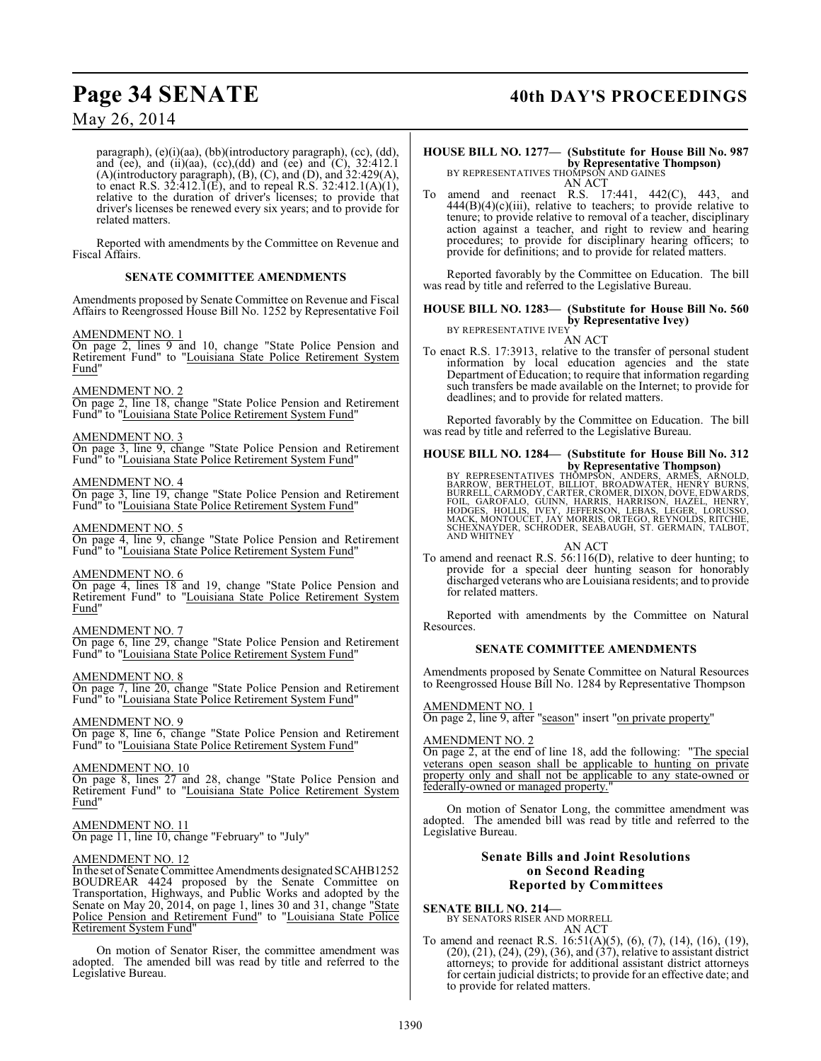paragraph), (e)(i)(aa), (bb)(introductory paragraph), (cc), (dd), and (ee), and (ii)(aa), (cc),(dd) and (ee) and (C), 32:412.1 (A)(introductory paragraph), (B), (C), and (D), and 32:429(A), to enact R.S. 32:412.1(E), and to repeal R.S. 32:412.1(A)(1), relative to the duration of driver's licenses; to provide that driver's licenses be renewed every six years; and to provide for related matters.

Reported with amendments by the Committee on Revenue and Fiscal Affairs.

### SENATE COMMITTEE AMENDMENTS

Amendments proposed by Senate Committee on Revenue and Fiscal Affairs to Reengrossed House Bill No. 1252 by Representative Foil

AMENDMENT NO. 1
On page 2, lines 9 and 10, change "State Police Pension and Retirement Fund" to "Louisiana State Police Retirement System Fund"

AMENDMENT NO. 2
On page 2, line 18, change "State Police Pension and Retirement Fund" to "Louisiana State Police Retirement System Fund"

AMENDMENT NO. 3
On page 3, line 9, change "State Police Pension and Retirement Fund" to "Louisiana State Police Retirement System Fund"

AMENDMENT NO. 4
On page 3, line 19, change "State Police Pension and Retirement Fund" to "Louisiana State Police Retirement System Fund"

AMENDMENT NO. 5
On page 4, line 9, change "State Police Pension and Retirement Fund" to "Louisiana State Police Retirement System Fund"

AMENDMENT NO. 6
On page 4, lines 18 and 19, change "State Police Pension and Retirement Fund" to "Louisiana State Police Retirement System Fund"

AMENDMENT NO. 7
On page 6, line 29, change "State Police Pension and Retirement Fund" to "Louisiana State Police Retirement System Fund"

AMENDMENT NO. 8
On page 7, line 20, change "State Police Pension and Retirement Fund" to "Louisiana State Police Retirement System Fund"

AMENDMENT NO. 9
On page 8, line 6, change "State Police Pension and Retirement Fund" to "Louisiana State Police Retirement System Fund"

AMENDMENT NO. 10
On page 8, lines 27 and 28, change "State Police Pension and Retirement Fund" to "Louisiana State Police Retirement System Fund"

AMENDMENT NO. 11
On page 11, line 10, change "February" to "July"

AMENDMENT NO. 12
In the set of Senate Committee Amendments designated SCAHB1252 BOUDREAR 4424 proposed by the Senate Committee on Transportation, Highways, and Public Works and adopted by the Senate on May 20, 2014, on page 1, lines 30 and 31, change "State Police Pension and Retirement Fund" to "Louisiana State Police Retirement System Fund"

On motion of Senator Riser, the committee amendment was adopted. The amended bill was read by title and referred to the Legislative Bureau.

**HOUSE BILL NO. 1277— (Substitute for House Bill No. 987 by Representative Thompson)**
BY REPRESENTATIVES THOMPSON AND GAINES
AN ACT
To amend and reenact R.S. 17:441, 442(C), 443, and 444(B)(4)(c)(iii), relative to teachers; to provide relative to tenure; to provide relative to removal of a teacher, disciplinary action against a teacher, and right to review and hearing procedures; to provide for disciplinary hearing officers; to provide for definitions; and to provide for related matters.

Reported favorably by the Committee on Education. The bill was read by title and referred to the Legislative Bureau.

**HOUSE BILL NO. 1283— (Substitute for House Bill No. 560 by Representative Ivey)**
BY REPRESENTATIVE IVEY
AN ACT
To enact R.S. 17:3913, relative to the transfer of personal student information by local education agencies and the state Department of Education; to require that information regarding such transfers be made available on the Internet; to provide for deadlines; and to provide for related matters.

Reported favorably by the Committee on Education. The bill was read by title and referred to the Legislative Bureau.

**HOUSE BILL NO. 1284— (Substitute for House Bill No. 312 by Representative Thompson)**
BY REPRESENTATIVES THOMPSON, ANDERS, ARMES, ARNOLD, BARROW, BERTHELOT, BILLIOT, BROADWATER, HENRY BURNS, BURRELL, CARMODY, CARTER, CROMER, DIXON, DOVE, EDWARDS, FOIL, GAROFALO, GUINN, HARRIS, HARRISON, HAZEL, HENRY, HODGES, HOLLIS, IVEY, JEFFERSON, LEBAS, LEGER, LORUSSO, MACK, MONTOUCET, JAY MORRIS, ORTEGO, REYNOLDS, RITCHIE, SCHEXNAYDER, SCHRODER, SEABAUGH, ST. GERMAIN, TALBOT, AND WHITNEY
AN ACT
To amend and reenact R.S. 56:116(D), relative to deer hunting; to provide for a special deer hunting season for honorably discharged veterans who are Louisiana residents; and to provide for related matters.

Reported with amendments by the Committee on Natural Resources.

### SENATE COMMITTEE AMENDMENTS

Amendments proposed by Senate Committee on Natural Resources to Reengrossed House Bill No. 1284 by Representative Thompson

AMENDMENT NO. 1
On page 2, line 9, after "season" insert "on private property"

AMENDMENT NO. 2
On page 2, at the end of line 18, add the following: "The special veterans open season shall be applicable to hunting on private property only and shall not be applicable to any state-owned or federally-owned or managed property."

On motion of Senator Long, the committee amendment was adopted. The amended bill was read by title and referred to the Legislative Bureau.

## Senate Bills and Joint Resolutions on Second Reading Reported by Committees

**SENATE BILL NO. 214—**
BY SENATORS RISER AND MORRELL
AN ACT
To amend and reenact R.S. 16:51(A)(5), (6), (7), (14), (16), (19), (20), (21), (24), (29), (36), and (37), relative to assistant district attorneys; to provide for additional assistant district attorneys for certain judicial districts; to provide for an effective date; and to provide for related matters.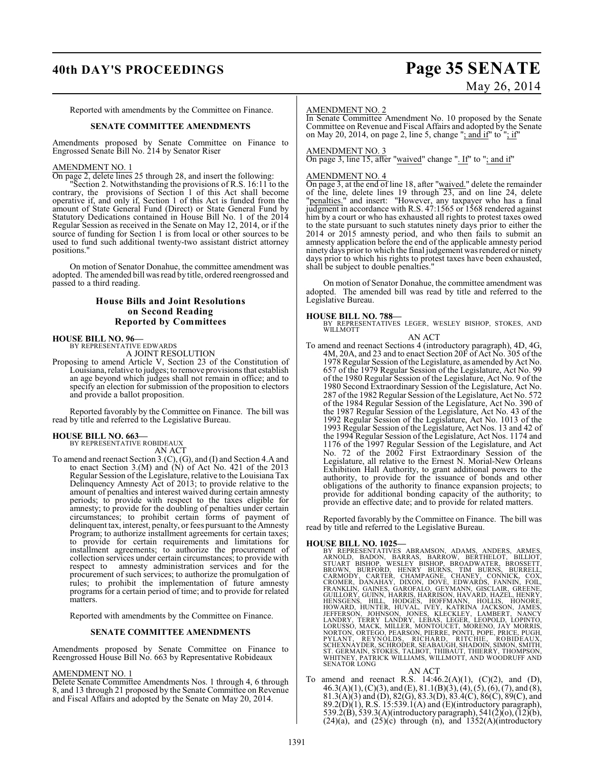Reported with amendments by the Committee on Finance.

**SENATE COMMITTEE AMENDMENTS**

Amendments proposed by Senate Committee on Finance to Engrossed Senate Bill No. 214 by Senator Riser

AMENDMENT NO. 1

On page 2, delete lines 25 through 28, and insert the following:

"Section 2. Notwithstanding the provisions of R.S. 16:11 to the contrary, the provisions of Section 1 of this Act shall become operative if, and only if, Section 1 of this Act is funded from the amount of State General Fund (Direct) or State General Fund by Statutory Dedications contained in House Bill No. 1 of the 2014 Regular Session as received in the Senate on May 12, 2014, or if the source of funding for Section 1 is from local or other sources to be used to fund such additional twenty-two assistant district attorney positions."

On motion of Senator Donahue, the committee amendment was adopted. The amended bill was read by title, ordered reengrossed and passed to a third reading.

## House Bills and Joint Resolutions on Second Reading Reported by Committees

**HOUSE BILL NO. 96—**
BY REPRESENTATIVE EDWARDS
A JOINT RESOLUTION

Proposing to amend Article V, Section 23 of the Constitution of Louisiana, relative to judges; to remove provisions that establish an age beyond which judges shall not remain in office; and to specify an election for submission of the proposition to electors and provide a ballot proposition.

Reported favorably by the Committee on Finance. The bill was read by title and referred to the Legislative Bureau.

**HOUSE BILL NO. 663—**
BY REPRESENTATIVE ROBIDEAUX
AN ACT

To amend and reenact Section 3.(C), (G), and (I) and Section 4.A and to enact Section 3.(M) and (N) of Act No. 421 of the 2013 Regular Session of the Legislature, relative to the Louisiana Tax Delinquency Amnesty Act of 2013; to provide relative to the amount of penalties and interest waived during certain amnesty periods; to provide with respect to the taxes eligible for amnesty; to provide for the doubling of penalties under certain circumstances; to prohibit certain forms of payment of delinquent tax, interest, penalty, or fees pursuant to the Amnesty Program; to authorize installment agreements for certain taxes; to provide for certain requirements and limitations for installment agreements; to authorize the procurement of collection services under certain circumstances; to provide with respect to amnesty administration services and for the procurement of such services; to authorize the promulgation of rules; to prohibit the implementation of future amnesty programs for a certain period of time; and to provide for related matters.

Reported with amendments by the Committee on Finance.

**SENATE COMMITTEE AMENDMENTS**

Amendments proposed by Senate Committee on Finance to Reengrossed House Bill No. 663 by Representative Robideaux

AMENDMENT NO. 1

Delete Senate Committee Amendments Nos. 1 through 4, 6 through 8, and 13 through 21 proposed by the Senate Committee on Revenue and Fiscal Affairs and adopted by the Senate on May 20, 2014.

AMENDMENT NO. 2

In Senate Committee Amendment No. 10 proposed by the Senate Committee on Revenue and Fiscal Affairs and adopted by the Senate on May 20, 2014, on page 2, line 5, change "; and if" to "; if"

AMENDMENT NO. 3

On page 3, line 15, after "waived" change ". If" to "; and if"

AMENDMENT NO. 4

On page 3, at the end of line 18, after "waived." delete the remainder of the line, delete lines 19 through 23, and on line 24, delete "penalties." and insert: "However, any taxpayer who has a final judgment in accordance with R.S. 47:1565 or 1568 rendered against him by a court or who has exhausted all rights to protest taxes owed to the state pursuant to such statutes ninety days prior to either the 2014 or 2015 amnesty period, and who then fails to submit an amnesty application before the end of the applicable amnesty period ninety days prior to which the final judgement was rendered or ninety days prior to which his rights to protest taxes have been exhausted, shall be subject to double penalties."

On motion of Senator Donahue, the committee amendment was adopted. The amended bill was read by title and referred to the Legislative Bureau.

**HOUSE BILL NO. 788—**
BY REPRESENTATIVES LEGER, WESLEY BISHOP, STOKES, AND WILLMOTT
AN ACT

To amend and reenact Sections 4 (introductory paragraph), 4D, 4G, 4M, 20A, and 23 and to enact Section 20F of Act No. 305 of the 1978 Regular Session of the Legislature, as amended by Act No. 657 of the 1979 Regular Session of the Legislature, Act No. 99 of the 1980 Regular Session of the Legislature, Act No. 9 of the 1980 Second Extraordinary Session of the Legislature, Act No. 287 of the 1982 Regular Session of the Legislature, Act No. 572 of the 1984 Regular Session of the Legislature, Act No. 390 of the 1987 Regular Session of the Legislature, Act No. 43 of the 1992 Regular Session of the Legislature, Act No. 1013 of the 1993 Regular Session of the Legislature, Act Nos. 13 and 42 of the 1994 Regular Session of the Legislature, Act Nos. 1174 and 1176 of the 1997 Regular Session of the Legislature, and Act No. 72 of the 2002 First Extraordinary Session of the Legislature, all relative to the Ernest N. Morial-New Orleans Exhibition Hall Authority, to grant additional powers to the authority, to provide for the issuance of bonds and other obligations of the authority to finance expansion projects; to provide for additional bonding capacity of the authority; to provide an effective date; and to provide for related matters.

Reported favorably by the Committee on Finance. The bill was read by title and referred to the Legislative Bureau.

**HOUSE BILL NO. 1025—**
BY REPRESENTATIVES ABRAMSON, ADAMS, ANDERS, ARMES, ARNOLD, BADON, BARRAS, BARROW, BERTHELOT, BILLIOT, STUART BISHOP, WESLEY BISHOP, BROADWATER, BROSSETT, BROWN, BURFORD, HENRY BURNS, TIM BURNS, BURRELL, CARMODY, CARTER, CHAMPAGNE, CHANEY, CONNICK, COX, CROMER, DANAHAY, DIXON, DOVE, EDWARDS, FANNIN, FOIL, FRANKLIN, GAINES, GAROFALO, GEYMANN, GISCLAIR, GREENE, GUILLORY, GUINN, HARRIS, HARRISON, HAVARD, HAZEL, HENRY, HENSGENS, HILL, HODGES, HOFFMANN, HOLLIS, HONORE, HOWARD, HUNTER, HUVAL, IVEY, KATRINA JACKSON, JAMES, JEFFERSON, JOHNSON, JONES, KLECKLEY, LAMBERT, NANCY LANDRY, TERRY LANDRY, LEBAS, LEGER, LEOPOLD, LOPINTO, LORUSSO, MACK, MILLER, MONTOUCET, MORENO, JAY MORRIS, NORTON, ORTEGO, PEARSON, PIERRE, PONTI, POPE, PRICE, PUGH, PYLANT, REYNOLDS, RICHARD, RITCHIE, ROBIDEAUX, SCHEXNAYDER, SCHRODER, SEABAUGH, SHADOIN, SIMON, SMITH, ST. GERMAIN, STOKES, TALBOT, THIBAUT, THIERRY, THOMPSON, WHITNEY, PATRICK WILLIAMS, WILLMOTT, AND WOODRUFF AND SENATOR LONG
AN ACT

To amend and reenact R.S. 14:46.2(A)(1), (C)(2), and (D), 46.3(A)(1), (C)(3), and (E), 81.1(B)(3), (4), (5), (6), (7), and (8), 81.3(A)(3) and (D), 82(G), 83.3(D), 83.4(C), 86(C), 89(C), and 89.2(D)(1), R.S. 15:539.1(A) and (E)(introductory paragraph), 539.2(B), 539.3(A)(introductory paragraph), 541(2)(o), (12)(b), (24)(a), and (25)(c) through (n), and 1352(A)(introductory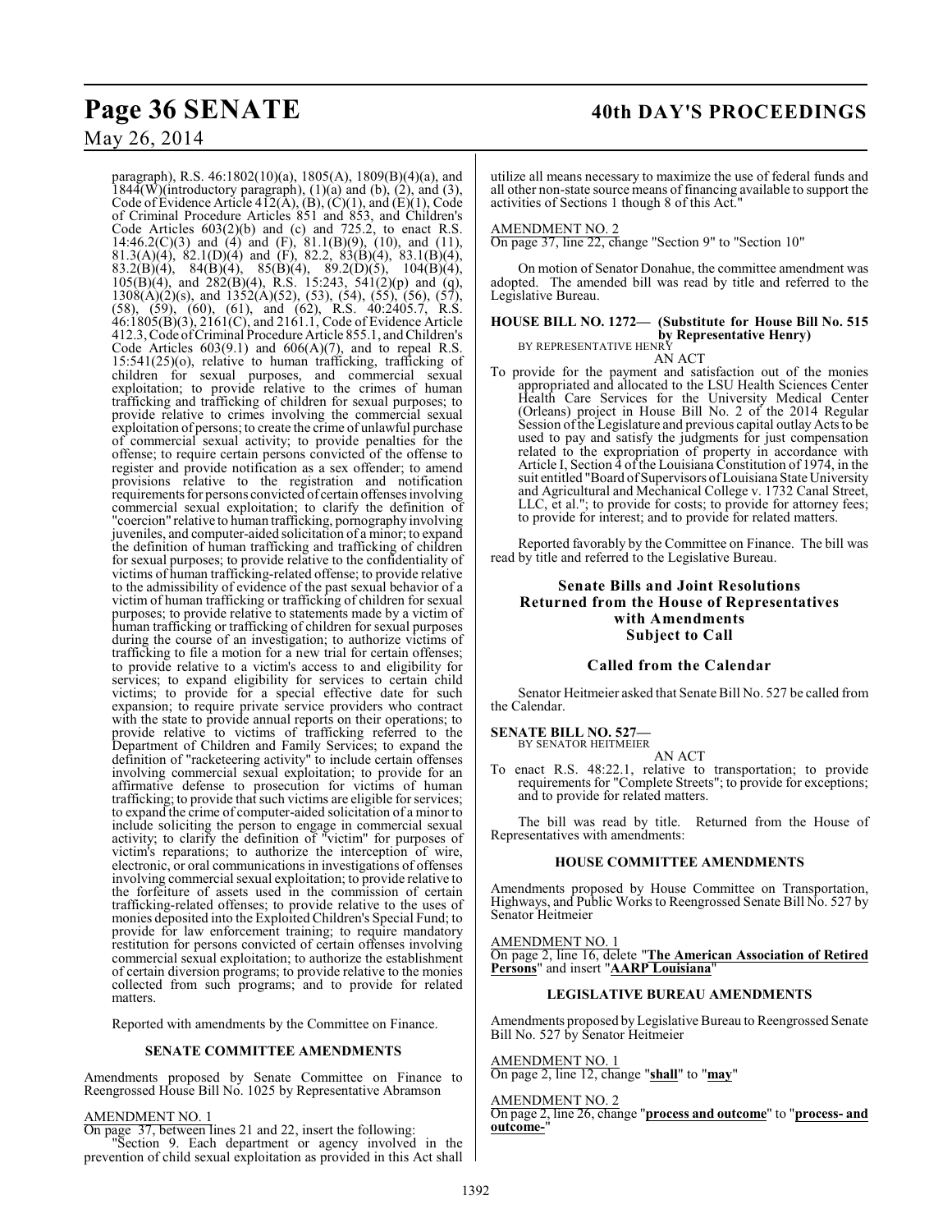paragraph), R.S. 46:1802(10)(a), 1805(A), 1809(B)(4)(a), and 1844(W)(introductory paragraph), (1)(a) and (b), (2), and (3), Code of Evidence Article 412(A), (B), (C)(1), and (E)(1), Code of Criminal Procedure Articles 851 and 853, and Children's Code Articles 603(2)(b) and (c) and 725.2, to enact R.S. 14:46.2(C)(3) and (4) and (F), 81.1(B)(9), (10), and (11), 81.3(A)(4), 82.1(D)(4) and (F), 82.2, 83(B)(4), 83.1(B)(4), 83.2(B)(4), 84(B)(4), 85(B)(4), 89.2(D)(5), 104(B)(4), 105(B)(4), and 282(B)(4), R.S. 15:243, 541(2)(p) and (q), 1308(A)(2)(s), and 1352(A)(52), (53), (54), (55), (56), (57), (58), (59), (60), (61), and (62), R.S. 40:2405.7, R.S. 46:1805(B)(3), 2161(C), and 2161.1, Code of Evidence Article 412.3, Code of Criminal Procedure Article 855.1, and Children's Code Articles 603(9.1) and 606(A)(7), and to repeal R.S. 15:541(25)(o), relative to human trafficking, trafficking of children for sexual purposes, and commercial sexual exploitation; to provide relative to the crimes of human trafficking and trafficking of children for sexual purposes; to provide relative to crimes involving the commercial sexual exploitation of persons; to create the crime of unlawful purchase of commercial sexual activity; to provide penalties for the offense; to require certain persons convicted of the offense to register and provide notification as a sex offender; to amend provisions relative to the registration and notification requirements for persons convicted of certain offenses involving commercial sexual exploitation; to clarify the definition of "coercion" relative to human trafficking, pornography involving juveniles, and computer-aided solicitation of a minor; to expand the definition of human trafficking and trafficking of children for sexual purposes; to provide relative to the confidentiality of victims of human trafficking-related offense; to provide relative to the admissibility of evidence of the past sexual behavior of a victim of human trafficking or trafficking of children for sexual purposes; to provide relative to statements made by a victim of human trafficking or trafficking of children for sexual purposes during the course of an investigation; to authorize victims of trafficking to file a motion for a new trial for certain offenses; to provide relative to a victim's access to and eligibility for services; to expand eligibility for services to certain child victims; to provide for a special effective date for such expansion; to require private service providers who contract with the state to provide annual reports on their operations; to provide relative to victims of trafficking referred to the Department of Children and Family Services; to expand the definition of "racketeering activity" to include certain offenses involving commercial sexual exploitation; to provide for an affirmative defense to prosecution for victims of human trafficking; to provide that such victims are eligible for services; to expand the crime of computer-aided solicitation of a minor to include soliciting the person to engage in commercial sexual activity; to clarify the definition of "victim" for purposes of victim's reparations; to authorize the interception of wire, electronic, or oral communications in investigations of offenses involving commercial sexual exploitation; to provide relative to the forfeiture of assets used in the commission of certain trafficking-related offenses; to provide relative to the uses of monies deposited into the Exploited Children's Special Fund; to provide for law enforcement training; to require mandatory restitution for persons convicted of certain offenses involving commercial sexual exploitation; to authorize the establishment of certain diversion programs; to provide relative to the monies collected from such programs; and to provide for related matters.

Reported with amendments by the Committee on Finance.

**SENATE COMMITTEE AMENDMENTS**

Amendments proposed by Senate Committee on Finance to Reengrossed House Bill No. 1025 by Representative Abramson

AMENDMENT NO. 1
On page 37, between lines 21 and 22, insert the following:
"Section 9. Each department or agency involved in the prevention of child sexual exploitation as provided in this Act shall utilize all means necessary to maximize the use of federal funds and all other non-state source means of financing available to support the activities of Sections 1 though 8 of this Act."

AMENDMENT NO. 2
On page 37, line 22, change "Section 9" to "Section 10"

On motion of Senator Donahue, the committee amendment was adopted. The amended bill was read by title and referred to the Legislative Bureau.

**HOUSE BILL NO. 1272— (Substitute for House Bill No. 515 by Representative Henry)**
BY REPRESENTATIVE HENRY
AN ACT

To provide for the payment and satisfaction out of the monies appropriated and allocated to the LSU Health Sciences Center Health Care Services for the University Medical Center (Orleans) project in House Bill No. 2 of the 2014 Regular Session of the Legislature and previous capital outlay Acts to be used to pay and satisfy the judgments for just compensation related to the expropriation of property in accordance with Article I, Section 4 of the Louisiana Constitution of 1974, in the suit entitled "Board of Supervisors of Louisiana State University and Agricultural and Mechanical College v. 1732 Canal Street, LLC, et al."; to provide for costs; to provide for attorney fees; to provide for interest; and to provide for related matters.

Reported favorably by the Committee on Finance. The bill was read by title and referred to the Legislative Bureau.

## Senate Bills and Joint Resolutions Returned from the House of Representatives with Amendments Subject to Call

## Called from the Calendar

Senator Heitmeier asked that Senate Bill No. 527 be called from the Calendar.

**SENATE BILL NO. 527—**
BY SENATOR HEITMEIER
AN ACT

To enact R.S. 48:22.1, relative to transportation; to provide requirements for "Complete Streets"; to provide for exceptions; and to provide for related matters.

The bill was read by title. Returned from the House of Representatives with amendments:

**HOUSE COMMITTEE AMENDMENTS**

Amendments proposed by House Committee on Transportation, Highways, and Public Works to Reengrossed Senate Bill No. 527 by Senator Heitmeier

AMENDMENT NO. 1
On page 2, line 16, delete "**The American Association of Retired Persons**" and insert "**AARP Louisiana**"

**LEGISLATIVE BUREAU AMENDMENTS**

Amendments proposed by Legislative Bureau to Reengrossed Senate Bill No. 527 by Senator Heitmeier

AMENDMENT NO. 1
On page 2, line 12, change "**shall**" to "**may**"

AMENDMENT NO. 2
On page 2, line 26, change "**process and outcome**" to "**process- and outcome-**"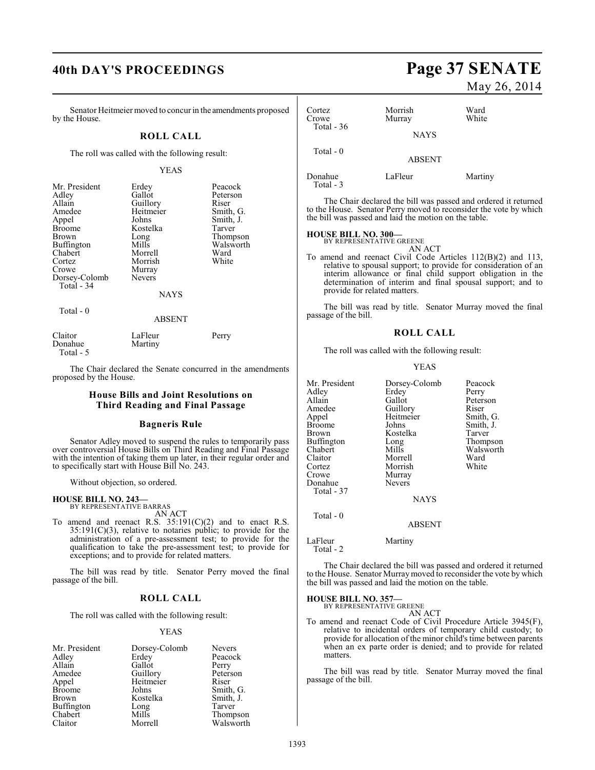Senator Heitmeier moved to concur in the amendments proposed by the House.

## ROLL CALL

The roll was called with the following result:

YEAS

| | | |
|---|---|---|
| Mr. President | Erdey | Peacock |
| Adley | Gallot | Peterson |
| Allain | Guillory | Riser |
| Amedee | Heitmeier | Smith, G. |
| Appel | Johns | Smith, J. |
| Broome | Kostelka | Tarver |
| Brown | Long | Thompson |
| Buffington | Mills | Walsworth |
| Chabert | Morrell | Ward |
| Cortez | Morrish | White |
| Crowe | Murray | |
| Dorsey-Colomb | Nevers | |
| Total - 34 | | |

NAYS

Total - 0

ABSENT

| | | |
|---|---|---|
| Claitor | LaFleur | Perry |
| Donahue | Martiny | |
| Total - 5 | | |

The Chair declared the Senate concurred in the amendments proposed by the House.

## House Bills and Joint Resolutions on Third Reading and Final Passage

### Bagneris Rule

Senator Adley moved to suspend the rules to temporarily pass over controversial House Bills on Third Reading and Final Passage with the intention of taking them up later, in their regular order and to specifically start with House Bill No. 243.

Without objection, so ordered.

**HOUSE BILL NO. 243—**
BY REPRESENTATIVE BARRAS
AN ACT

To amend and reenact R.S. 35:191(C)(2) and to enact R.S. 35:191(C)(3), relative to notaries public; to provide for the administration of a pre-assessment test; to provide for the qualification to take the pre-assessment test; to provide for exceptions; and to provide for related matters.

The bill was read by title. Senator Perry moved the final passage of the bill.

## ROLL CALL

The roll was called with the following result:

YEAS

| | | |
|---|---|---|
| Mr. President | Dorsey-Colomb | Nevers |
| Adley | Erdey | Peacock |
| Allain | Gallot | Perry |
| Amedee | Guillory | Peterson |
| Appel | Heitmeier | Riser |
| Broome | Johns | Smith, G. |
| Brown | Kostelka | Smith, J. |
| Buffington | Long | Tarver |
| Chabert | Mills | Thompson |
| Claitor | Morrell | Walsworth |
| Cortez | Morrish | Ward |
| Crowe | Murray | White |
| Total - 36 | | |

NAYS

Total - 0

ABSENT

| | | |
|---|---|---|
| Donahue | LaFleur | Martiny |
| Total - 3 | | |

The Chair declared the bill was passed and ordered it returned to the House. Senator Perry moved to reconsider the vote by which the bill was passed and laid the motion on the table.

**HOUSE BILL NO. 300—**
BY REPRESENTATIVE GREENE
AN ACT

To amend and reenact Civil Code Articles 112(B)(2) and 113, relative to spousal support; to provide for consideration of an interim allowance or final child support obligation in the determination of interim and final spousal support; and to provide for related matters.

The bill was read by title. Senator Murray moved the final passage of the bill.

## ROLL CALL

The roll was called with the following result:

YEAS

| | | |
|---|---|---|
| Mr. President | Dorsey-Colomb | Peacock |
| Adley | Erdey | Perry |
| Allain | Gallot | Peterson |
| Amedee | Guillory | Riser |
| Appel | Heitmeier | Smith, G. |
| Broome | Johns | Smith, J. |
| Brown | Kostelka | Tarver |
| Buffington | Long | Thompson |
| Chabert | Mills | Walsworth |
| Claitor | Morrell | Ward |
| Cortez | Morrish | White |
| Crowe | Murray | |
| Donahue | Nevers | |
| Total - 37 | | |

NAYS

Total - 0

ABSENT

| | |
|---|---|
| LaFleur | Martiny |
| Total - 2 | |

The Chair declared the bill was passed and ordered it returned to the House. Senator Murray moved to reconsider the vote by which the bill was passed and laid the motion on the table.

**HOUSE BILL NO. 357—**
BY REPRESENTATIVE GREENE
AN ACT

To amend and reenact Code of Civil Procedure Article 3945(F), relative to incidental orders of temporary child custody; to provide for allocation of the minor child's time between parents when an ex parte order is denied; and to provide for related matters.

The bill was read by title. Senator Murray moved the final passage of the bill.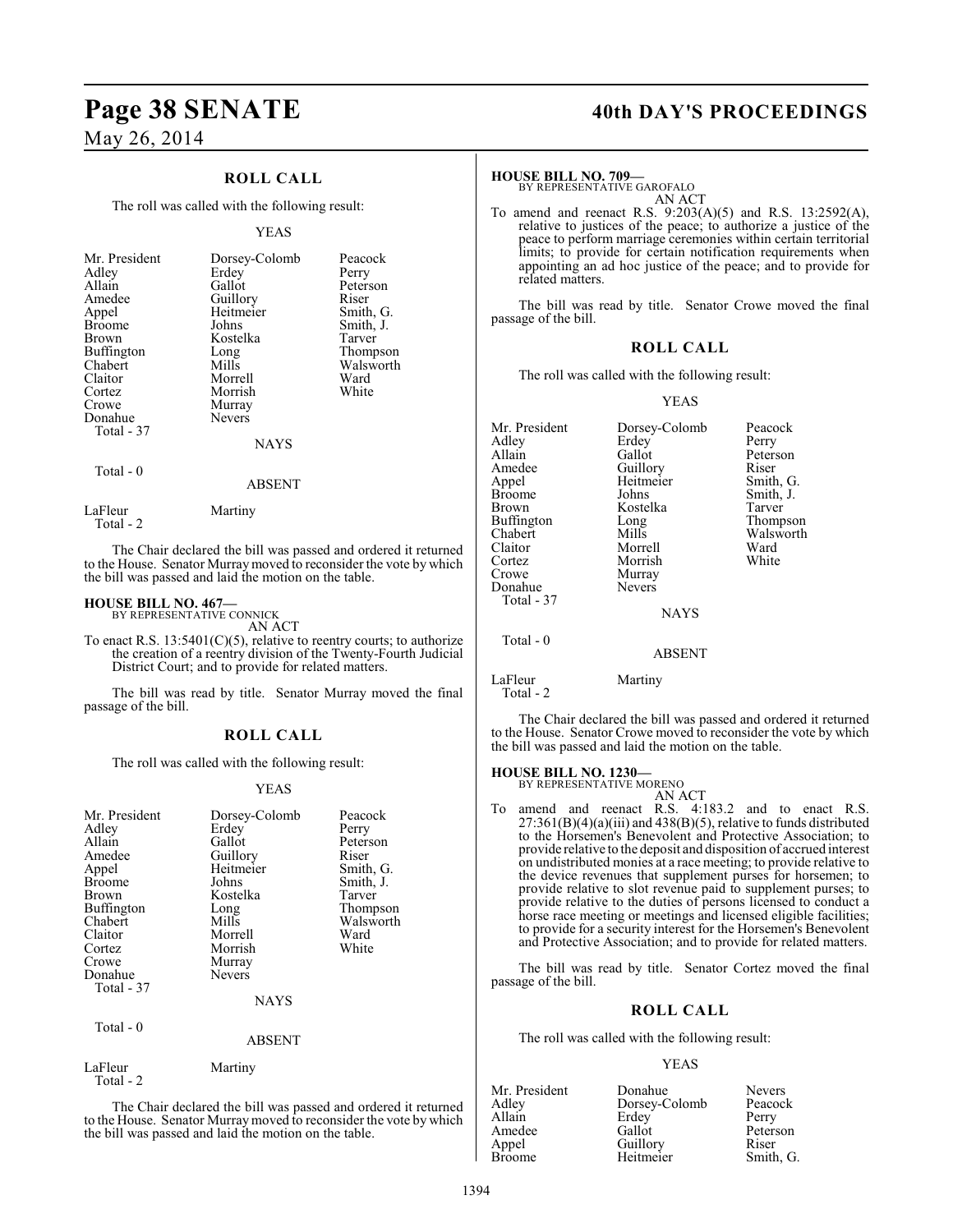## ROLL CALL

The roll was called with the following result:

YEAS

| | | |
|---|---|---|
| Mr. President | Dorsey-Colomb | Peacock |
| Adley | Erdey | Perry |
| Allain | Gallot | Peterson |
| Amedee | Guillory | Riser |
| Appel | Heitmeier | Smith, G. |
| Broome | Johns | Smith, J. |
| Brown | Kostelka | Tarver |
| Buffington | Long | Thompson |
| Chabert | Mills | Walsworth |
| Claitor | Morrell | Ward |
| Cortez | Morrish | White |
| Crowe | Murray | |
| Donahue | Nevers | |
| Total - 37 | | |

NAYS

Total - 0

ABSENT

| | |
|---|---|
| LaFleur | Martiny |
| Total - 2 | |

The Chair declared the bill was passed and ordered it returned to the House. Senator Murray moved to reconsider the vote by which the bill was passed and laid the motion on the table.

**HOUSE BILL NO. 467—**
BY REPRESENTATIVE CONNICK
AN ACT

To enact R.S. 13:5401(C)(5), relative to reentry courts; to authorize the creation of a reentry division of the Twenty-Fourth Judicial District Court; and to provide for related matters.

The bill was read by title. Senator Murray moved the final passage of the bill.

## ROLL CALL

The roll was called with the following result:

YEAS

| | | |
|---|---|---|
| Mr. President | Dorsey-Colomb | Peacock |
| Adley | Erdey | Perry |
| Allain | Gallot | Peterson |
| Amedee | Guillory | Riser |
| Appel | Heitmeier | Smith, G. |
| Broome | Johns | Smith, J. |
| Brown | Kostelka | Tarver |
| Buffington | Long | Thompson |
| Chabert | Mills | Walsworth |
| Claitor | Morrell | Ward |
| Cortez | Morrish | White |
| Crowe | Murray | |
| Donahue | Nevers | |
| Total - 37 | | |

NAYS

Total - 0

ABSENT

| | |
|---|---|
| LaFleur | Martiny |
| Total - 2 | |

The Chair declared the bill was passed and ordered it returned to the House. Senator Murray moved to reconsider the vote by which the bill was passed and laid the motion on the table.

**HOUSE BILL NO. 709—**
BY REPRESENTATIVE GAROFALO
AN ACT

To amend and reenact R.S. 9:203(A)(5) and R.S. 13:2592(A), relative to justices of the peace; to authorize a justice of the peace to perform marriage ceremonies within certain territorial limits; to provide for certain notification requirements when appointing an ad hoc justice of the peace; and to provide for related matters.

The bill was read by title. Senator Crowe moved the final passage of the bill.

## ROLL CALL

The roll was called with the following result:

YEAS

| | | |
|---|---|---|
| Mr. President | Dorsey-Colomb | Peacock |
| Adley | Erdey | Perry |
| Allain | Gallot | Peterson |
| Amedee | Guillory | Riser |
| Appel | Heitmeier | Smith, G. |
| Broome | Johns | Smith, J. |
| Brown | Kostelka | Tarver |
| Buffington | Long | Thompson |
| Chabert | Mills | Walsworth |
| Claitor | Morrell | Ward |
| Cortez | Morrish | White |
| Crowe | Murray | |
| Donahue | Nevers | |
| Total - 37 | | |

NAYS

Total - 0

ABSENT

| | |
|---|---|
| LaFleur | Martiny |
| Total - 2 | |

The Chair declared the bill was passed and ordered it returned to the House. Senator Crowe moved to reconsider the vote by which the bill was passed and laid the motion on the table.

**HOUSE BILL NO. 1230—**
BY REPRESENTATIVE MORENO
AN ACT

To amend and reenact R.S. 4:183.2 and to enact R.S. 27:361(B)(4)(a)(iii) and 438(B)(5), relative to funds distributed to the Horsemen's Benevolent and Protective Association; to provide relative to the deposit and disposition of accrued interest on undistributed monies at a race meeting; to provide relative to the device revenues that supplement purses for horsemen; to provide relative to slot revenue paid to supplement purses; to provide relative to the duties of persons licensed to conduct a horse race meeting or meetings and licensed eligible facilities; to provide for a security interest for the Horsemen's Benevolent and Protective Association; and to provide for related matters.

The bill was read by title. Senator Cortez moved the final passage of the bill.

## ROLL CALL

The roll was called with the following result:

YEAS

| | | |
|---|---|---|
| Mr. President | Donahue | Nevers |
| Adley | Dorsey-Colomb | Peacock |
| Allain | Erdey | Perry |
| Amedee | Gallot | Peterson |
| Appel | Guillory | Riser |
| Broome | Heitmeier | Smith, G. |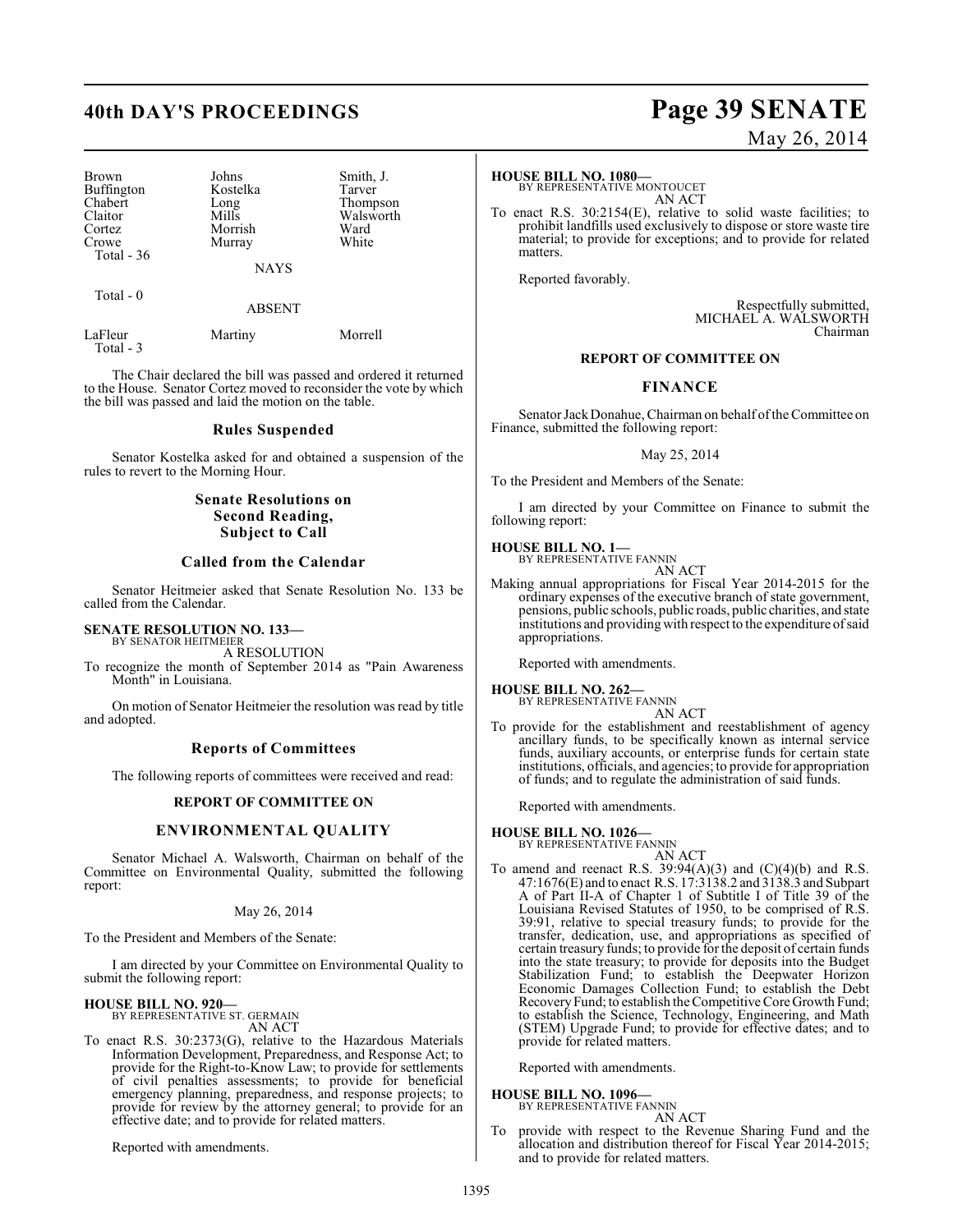| | | |
|---|---|---|
| Brown | Johns | Smith, J. |
| Buffington | Kostelka | Tarver |
| Chabert | Long | Thompson |
| Claitor | Mills | Walsworth |
| Cortez | Morrish | Ward |
| Crowe | Murray | White |
| Total - 36 | | |

NAYS

Total - 0

ABSENT

| | | |
|---|---|---|
| LaFleur | Martiny | Morrell |
| Total - 3 | | |

The Chair declared the bill was passed and ordered it returned to the House. Senator Cortez moved to reconsider the vote by which the bill was passed and laid the motion on the table.

## Rules Suspended

Senator Kostelka asked for and obtained a suspension of the rules to revert to the Morning Hour.

## Senate Resolutions on Second Reading, Subject to Call

## Called from the Calendar

Senator Heitmeier asked that Senate Resolution No. 133 be called from the Calendar.

**SENATE RESOLUTION NO. 133—**
BY SENATOR HEITMEIER

A RESOLUTION

To recognize the month of September 2014 as "Pain Awareness Month" in Louisiana.

On motion of Senator Heitmeier the resolution was read by title and adopted.

## Reports of Committees

The following reports of committees were received and read:

### REPORT OF COMMITTEE ON

## ENVIRONMENTAL QUALITY

Senator Michael A. Walsworth, Chairman on behalf of the Committee on Environmental Quality, submitted the following report:

May 26, 2014

To the President and Members of the Senate:

I am directed by your Committee on Environmental Quality to submit the following report:

**HOUSE BILL NO. 920—**
BY REPRESENTATIVE ST. GERMAIN

AN ACT

To enact R.S. 30:2373(G), relative to the Hazardous Materials Information Development, Preparedness, and Response Act; to provide for the Right-to-Know Law; to provide for settlements of civil penalties assessments; to provide for beneficial emergency planning, preparedness, and response projects; to provide for review by the attorney general; to provide for an effective date; and to provide for related matters.

Reported with amendments.

**HOUSE BILL NO. 1080—**
BY REPRESENTATIVE MONTOUCET

AN ACT

To enact R.S. 30:2154(E), relative to solid waste facilities; to prohibit landfills used exclusively to dispose or store waste tire material; to provide for exceptions; and to provide for related matters.

Reported favorably.

Respectfully submitted,
MICHAEL A. WALSWORTH
Chairman

### REPORT OF COMMITTEE ON

## FINANCE

Senator Jack Donahue, Chairman on behalf of the Committee on Finance, submitted the following report:

May 25, 2014

To the President and Members of the Senate:

I am directed by your Committee on Finance to submit the following report:

**HOUSE BILL NO. 1—**
BY REPRESENTATIVE FANNIN

AN ACT

Making annual appropriations for Fiscal Year 2014-2015 for the ordinary expenses of the executive branch of state government, pensions, public schools, public roads, public charities, and state institutions and providing with respect to the expenditure of said appropriations.

Reported with amendments.

**HOUSE BILL NO. 262—**
BY REPRESENTATIVE FANNIN

AN ACT

To provide for the establishment and reestablishment of agency ancillary funds, to be specifically known as internal service funds, auxiliary accounts, or enterprise funds for certain state institutions, officials, and agencies; to provide for appropriation of funds; and to regulate the administration of said funds.

Reported with amendments.

**HOUSE BILL NO. 1026—**
BY REPRESENTATIVE FANNIN

AN ACT

To amend and reenact R.S. 39:94(A)(3) and (C)(4)(b) and R.S. 47:1676(E) and to enact R.S. 17:3138.2 and 3138.3 and Subpart A of Part II-A of Chapter 1 of Subtitle I of Title 39 of the Louisiana Revised Statutes of 1950, to be comprised of R.S. 39:91, relative to special treasury funds; to provide for the transfer, dedication, use, and appropriations as specified of certain treasury funds; to provide for the deposit of certain funds into the state treasury; to provide for deposits into the Budget Stabilization Fund; to establish the Deepwater Horizon Economic Damages Collection Fund; to establish the Debt Recovery Fund; to establish the Competitive Core Growth Fund; to establish the Science, Technology, Engineering, and Math (STEM) Upgrade Fund; to provide for effective dates; and to provide for related matters.

Reported with amendments.

**HOUSE BILL NO. 1096—**
BY REPRESENTATIVE FANNIN

AN ACT

To provide with respect to the Revenue Sharing Fund and the allocation and distribution thereof for Fiscal Year 2014-2015; and to provide for related matters.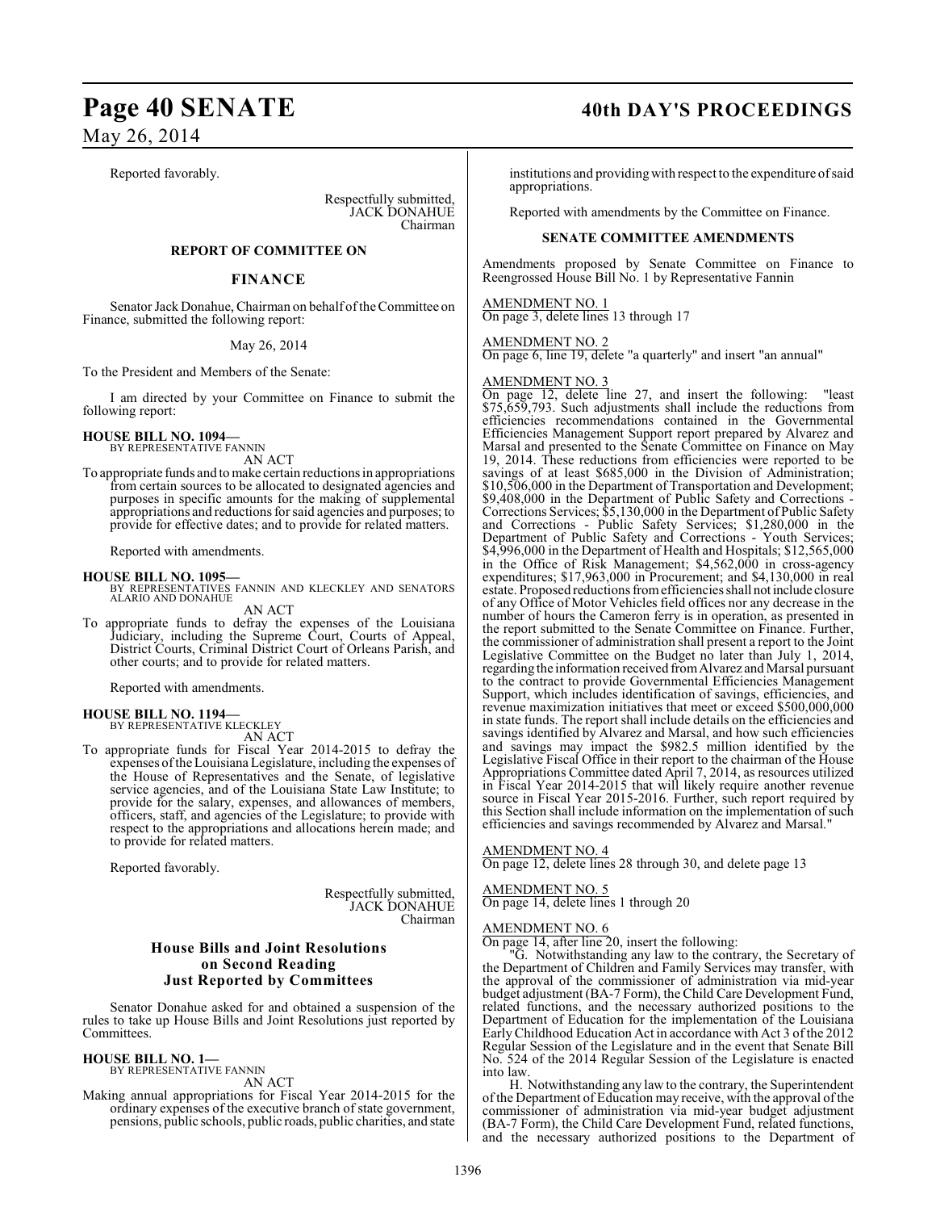Reported favorably.

Respectfully submitted,
JACK DONAHUE
Chairman

**REPORT OF COMMITTEE ON**

**FINANCE**

Senator Jack Donahue, Chairman on behalf of the Committee on Finance, submitted the following report:

May 26, 2014

To the President and Members of the Senate:

I am directed by your Committee on Finance to submit the following report:

**HOUSE BILL NO. 1094—**
BY REPRESENTATIVE FANNIN
AN ACT

To appropriate funds and to make certain reductions in appropriations from certain sources to be allocated to designated agencies and purposes in specific amounts for the making of supplemental appropriations and reductions for said agencies and purposes; to provide for effective dates; and to provide for related matters.

Reported with amendments.

**HOUSE BILL NO. 1095—**
BY REPRESENTATIVES FANNIN AND KLECKLEY AND SENATORS ALARIO AND DONAHUE
AN ACT

To appropriate funds to defray the expenses of the Louisiana Judiciary, including the Supreme Court, Courts of Appeal, District Courts, Criminal District Court of Orleans Parish, and other courts; and to provide for related matters.

Reported with amendments.

**HOUSE BILL NO. 1194—**
BY REPRESENTATIVE KLECKLEY
AN ACT

To appropriate funds for Fiscal Year 2014-2015 to defray the expenses of the Louisiana Legislature, including the expenses of the House of Representatives and the Senate, of legislative service agencies, and of the Louisiana State Law Institute; to provide for the salary, expenses, and allowances of members, officers, staff, and agencies of the Legislature; to provide with respect to the appropriations and allocations herein made; and to provide for related matters.

Reported favorably.

Respectfully submitted,
JACK DONAHUE
Chairman

## House Bills and Joint Resolutions on Second Reading Just Reported by Committees

Senator Donahue asked for and obtained a suspension of the rules to take up House Bills and Joint Resolutions just reported by Committees.

**HOUSE BILL NO. 1—**
BY REPRESENTATIVE FANNIN
AN ACT

Making annual appropriations for Fiscal Year 2014-2015 for the ordinary expenses of the executive branch of state government, pensions, public schools, public roads, public charities, and state institutions and providing with respect to the expenditure of said appropriations.

Reported with amendments by the Committee on Finance.

**SENATE COMMITTEE AMENDMENTS**

Amendments proposed by Senate Committee on Finance to Reengrossed House Bill No. 1 by Representative Fannin

AMENDMENT NO. 1
On page 3, delete lines 13 through 17

AMENDMENT NO. 2
On page 6, line 19, delete "a quarterly" and insert "an annual"

AMENDMENT NO. 3
On page 12, delete line 27, and insert the following: "least $75,659,793. Such adjustments shall include the reductions from efficiencies recommendations contained in the Governmental Efficiencies Management Support report prepared by Alvarez and Marsal and presented to the Senate Committee on Finance on May 19, 2014. These reductions from efficiencies were reported to be savings of at least $685,000 in the Division of Administration; $10,506,000 in the Department of Transportation and Development; $9,408,000 in the Department of Public Safety and Corrections - Corrections Services; $5,130,000 in the Department of Public Safety and Corrections - Public Safety Services; $1,280,000 in the Department of Public Safety and Corrections - Youth Services; $4,996,000 in the Department of Health and Hospitals; $12,565,000 in the Office of Risk Management; $4,562,000 in cross-agency expenditures; $17,963,000 in Procurement; and $4,130,000 in real estate. Proposed reductions from efficiencies shall not include closure of any Office of Motor Vehicles field offices nor any decrease in the number of hours the Cameron ferry is in operation, as presented in the report submitted to the Senate Committee on Finance. Further, the commissioner of administration shall present a report to the Joint Legislative Committee on the Budget no later than July 1, 2014, regarding the information received from Alvarez and Marsal pursuant to the contract to provide Governmental Efficiencies Management Support, which includes identification of savings, efficiencies, and revenue maximization initiatives that meet or exceed $500,000,000 in state funds. The report shall include details on the efficiencies and savings identified by Alvarez and Marsal, and how such efficiencies and savings may impact the $982.5 million identified by the Legislative Fiscal Office in their report to the chairman of the House Appropriations Committee dated April 7, 2014, as resources utilized in Fiscal Year 2014-2015 that will likely require another revenue source in Fiscal Year 2015-2016. Further, such report required by this Section shall include information on the implementation of such efficiencies and savings recommended by Alvarez and Marsal."

AMENDMENT NO. 4
On page 12, delete lines 28 through 30, and delete page 13

AMENDMENT NO. 5
On page 14, delete lines 1 through 20

AMENDMENT NO. 6
On page 14, after line 20, insert the following:

"G. Notwithstanding any law to the contrary, the Secretary of the Department of Children and Family Services may transfer, with the approval of the commissioner of administration via mid-year budget adjustment (BA-7 Form), the Child Care Development Fund, related functions, and the necessary authorized positions to the Department of Education for the implementation of the Louisiana Early Childhood Education Act in accordance with Act 3 of the 2012 Regular Session of the Legislature and in the event that Senate Bill No. 524 of the 2014 Regular Session of the Legislature is enacted into law.

H. Notwithstanding any law to the contrary, the Superintendent of the Department of Education may receive, with the approval of the commissioner of administration via mid-year budget adjustment (BA-7 Form), the Child Care Development Fund, related functions, and the necessary authorized positions to the Department of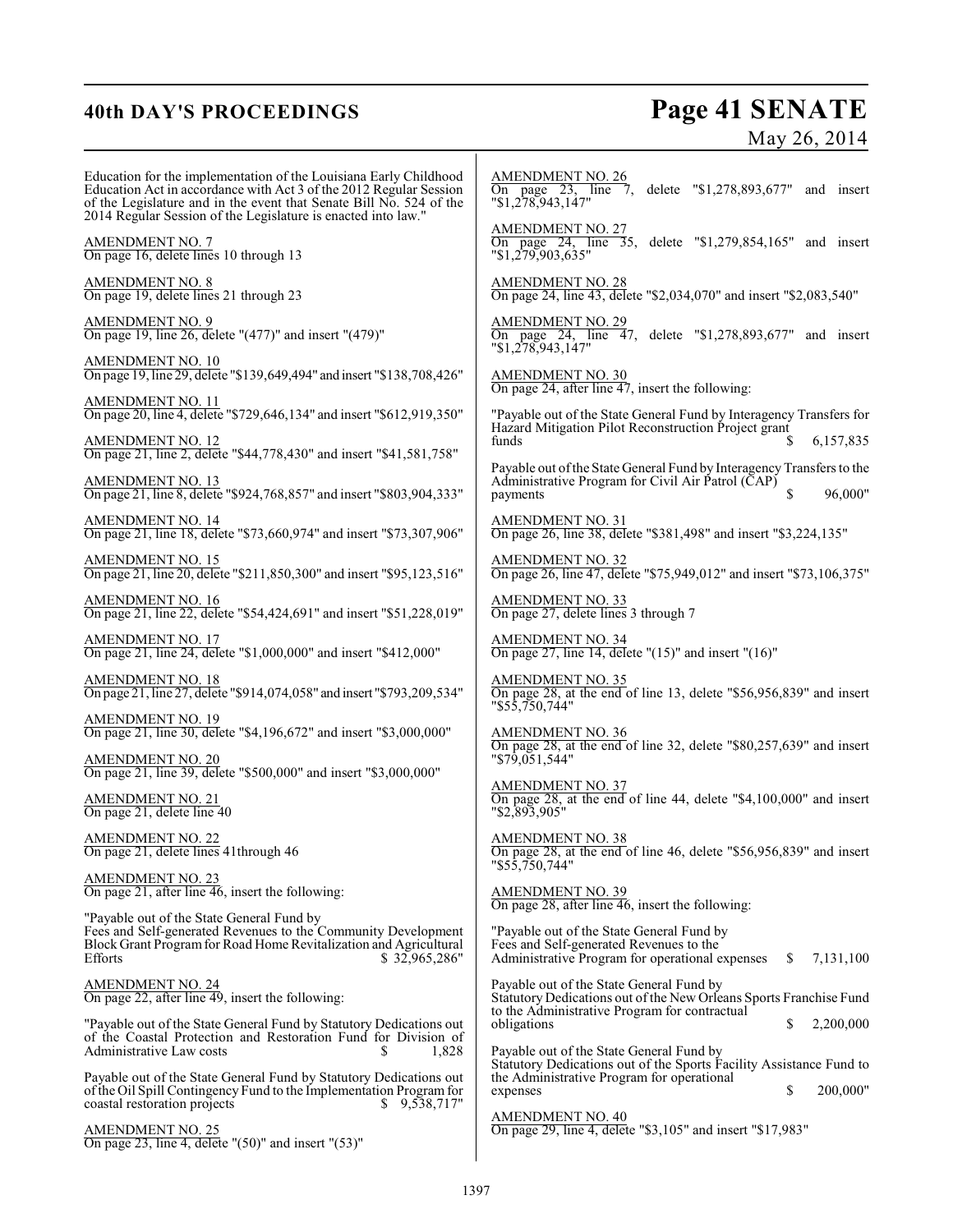Education for the implementation of the Louisiana Early Childhood Education Act in accordance with Act 3 of the 2012 Regular Session of the Legislature and in the event that Senate Bill No. 524 of the 2014 Regular Session of the Legislature is enacted into law."

AMENDMENT NO. 7
On page 16, delete lines 10 through 13

AMENDMENT NO. 8
On page 19, delete lines 21 through 23

AMENDMENT NO. 9
On page 19, line 26, delete "(477)" and insert "(479)"

AMENDMENT NO. 10
On page 19, line 29, delete "$139,649,494" and insert "$138,708,426"

AMENDMENT NO. 11
On page 20, line 4, delete "$729,646,134" and insert "$612,919,350"

AMENDMENT NO. 12
On page 21, line 2, delete "$44,778,430" and insert "$41,581,758"

AMENDMENT NO. 13
On page 21, line 8, delete "$924,768,857" and insert "$803,904,333"

AMENDMENT NO. 14
On page 21, line 18, delete "$73,660,974" and insert "$73,307,906"

AMENDMENT NO. 15
On page 21, line 20, delete "$211,850,300" and insert "$95,123,516"

AMENDMENT NO. 16
On page 21, line 22, delete "$54,424,691" and insert "$51,228,019"

AMENDMENT NO. 17
On page 21, line 24, delete "$1,000,000" and insert "$412,000"

AMENDMENT NO. 18
On page 21, line 27, delete "$914,074,058" and insert "$793,209,534"

AMENDMENT NO. 19
On page 21, line 30, delete "$4,196,672" and insert "$3,000,000"

AMENDMENT NO. 20
On page 21, line 39, delete "$500,000" and insert "$3,000,000"

AMENDMENT NO. 21
On page 21, delete line 40

AMENDMENT NO. 22
On page 21, delete lines 41through 46

AMENDMENT NO. 23
On page 21, after line 46, insert the following:

"Payable out of the State General Fund by Fees and Self-generated Revenues to the Community Development Block Grant Program for Road Home Revitalization and Agricultural Efforts $ 32,965,286"

AMENDMENT NO. 24
On page 22, after line 49, insert the following:

"Payable out of the State General Fund by Statutory Dedications out of the Coastal Protection and Restoration Fund for Division of Administrative Law costs $ 1,828

Payable out of the State General Fund by Statutory Dedications out of the Oil Spill Contingency Fund to the Implementation Program for coastal restoration projects $ 9,538,717"

AMENDMENT NO. 25
On page 23, line 4, delete "(50)" and insert "(53)"

AMENDMENT NO. 26
On page 23, line 7, delete "$1,278,893,677" and insert "$1,278,943,147"

AMENDMENT NO. 27
On page 24, line 35, delete "$1,279,854,165" and insert "$1,279,903,635"

AMENDMENT NO. 28
On page 24, line 43, delete "$2,034,070" and insert "$2,083,540"

AMENDMENT NO. 29
On page 24, line 47, delete "$1,278,893,677" and insert "$1,278,943,147"

AMENDMENT NO. 30
On page 24, after line 47, insert the following:

"Payable out of the State General Fund by Interagency Transfers for Hazard Mitigation Pilot Reconstruction Project grant funds $ 6,157,835

Payable out of the State General Fund by Interagency Transfers to the Administrative Program for Civil Air Patrol (CAP) payments $ 96,000"

AMENDMENT NO. 31
On page 26, line 38, delete "$381,498" and insert "$3,224,135"

AMENDMENT NO. 32
On page 26, line 47, delete "$75,949,012" and insert "$73,106,375"

AMENDMENT NO. 33
On page 27, delete lines 3 through 7

AMENDMENT NO. 34
On page 27, line 14, delete "(15)" and insert "(16)"

AMENDMENT NO. 35
On page 28, at the end of line 13, delete "$56,956,839" and insert "$55,750,744"

AMENDMENT NO. 36
On page 28, at the end of line 32, delete "$80,257,639" and insert "$79,051,544"

AMENDMENT NO. 37
On page 28, at the end of line 44, delete "$4,100,000" and insert "$2,893,905"

AMENDMENT NO. 38
On page 28, at the end of line 46, delete "$56,956,839" and insert "$55,750,744"

AMENDMENT NO. 39
On page 28, after line 46, insert the following:

"Payable out of the State General Fund by Fees and Self-generated Revenues to the Administrative Program for operational expenses $ 7,131,100

Payable out of the State General Fund by Statutory Dedications out of the New Orleans Sports Franchise Fund to the Administrative Program for contractual obligations $ 2,200,000

Payable out of the State General Fund by Statutory Dedications out of the Sports Facility Assistance Fund to the Administrative Program for operational expenses $ 200,000"

AMENDMENT NO. 40
On page 29, line 4, delete "$3,105" and insert "$17,983"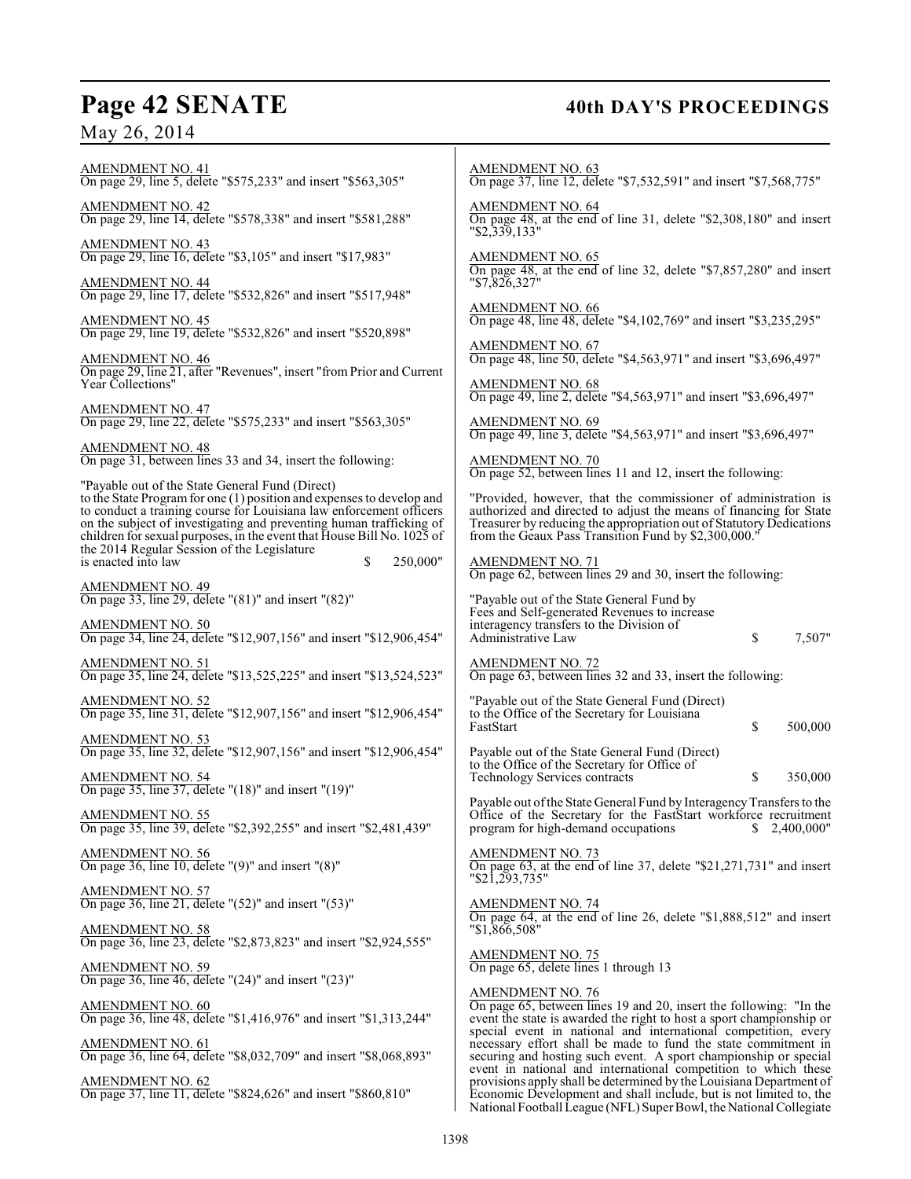AMENDMENT NO. 41
On page 29, line 5, delete "$575,233" and insert "$563,305"

AMENDMENT NO. 42
On page 29, line 14, delete "$578,338" and insert "$581,288"

AMENDMENT NO. 43
On page 29, line 16, delete "$3,105" and insert "$17,983"

AMENDMENT NO. 44
On page 29, line 17, delete "$532,826" and insert "$517,948"

AMENDMENT NO. 45
On page 29, line 19, delete "$532,826" and insert "$520,898"

AMENDMENT NO. 46
On page 29, line 21, after "Revenues", insert "from Prior and Current Year Collections"

AMENDMENT NO. 47
On page 29, line 22, delete "$575,233" and insert "$563,305"

AMENDMENT NO. 48
On page 31, between lines 33 and 34, insert the following:

"Payable out of the State General Fund (Direct) to the State Program for one (1) position and expenses to develop and to conduct a training course for Louisiana law enforcement officers on the subject of investigating and preventing human trafficking of children for sexual purposes, in the event that House Bill No. 1025 of the 2014 Regular Session of the Legislature is enacted into law $ 250,000"

AMENDMENT NO. 49
On page 33, line 29, delete "(81)" and insert "(82)"

AMENDMENT NO. 50
On page 34, line 24, delete "$12,907,156" and insert "$12,906,454"

AMENDMENT NO. 51
On page 35, line 24, delete "$13,525,225" and insert "$13,524,523"

AMENDMENT NO. 52
On page 35, line 31, delete "$12,907,156" and insert "$12,906,454"

AMENDMENT NO. 53
On page 35, line 32, delete "$12,907,156" and insert "$12,906,454"

AMENDMENT NO. 54
On page 35, line 37, delete "(18)" and insert "(19)"

AMENDMENT NO. 55
On page 35, line 39, delete "$2,392,255" and insert "$2,481,439"

AMENDMENT NO. 56
On page 36, line 10, delete "(9)" and insert "(8)"

AMENDMENT NO. 57
On page 36, line 21, delete "(52)" and insert "(53)"

AMENDMENT NO. 58
On page 36, line 23, delete "$2,873,823" and insert "$2,924,555"

AMENDMENT NO. 59
On page 36, line 46, delete "(24)" and insert "(23)"

AMENDMENT NO. 60
On page 36, line 48, delete "$1,416,976" and insert "$1,313,244"

AMENDMENT NO. 61
On page 36, line 64, delete "$8,032,709" and insert "$8,068,893"

AMENDMENT NO. 62
On page 37, line 11, delete "$824,626" and insert "$860,810"

AMENDMENT NO. 63
On page 37, line 12, delete "$7,532,591" and insert "$7,568,775"

AMENDMENT NO. 64
On page 48, at the end of line 31, delete "$2,308,180" and insert "$2,339,133"

AMENDMENT NO. 65
On page 48, at the end of line 32, delete "$7,857,280" and insert "$7,826,327"

AMENDMENT NO. 66
On page 48, line 48, delete "$4,102,769" and insert "$3,235,295"

AMENDMENT NO. 67
On page 48, line 50, delete "$4,563,971" and insert "$3,696,497"

AMENDMENT NO. 68
On page 49, line 2, delete "$4,563,971" and insert "$3,696,497"

AMENDMENT NO. 69
On page 49, line 3, delete "$4,563,971" and insert "$3,696,497"

AMENDMENT NO. 70
On page 52, between lines 11 and 12, insert the following:

"Provided, however, that the commissioner of administration is authorized and directed to adjust the means of financing for State Treasurer by reducing the appropriation out of Statutory Dedications from the Geaux Pass Transition Fund by $2,300,000."

AMENDMENT NO. 71
On page 62, between lines 29 and 30, insert the following:

"Payable out of the State General Fund by Fees and Self-generated Revenues to increase interagency transfers to the Division of Administrative Law $ 7,507"

AMENDMENT NO. 72
On page 63, between lines 32 and 33, insert the following:

"Payable out of the State General Fund (Direct) to the Office of the Secretary for Louisiana FastStart $ 500,000

Payable out of the State General Fund (Direct) to the Office of the Secretary for Office of Technology Services contracts $ 350,000

Payable out of the State General Fund by Interagency Transfers to the Office of the Secretary for the FastStart workforce recruitment program for high-demand occupations $ 2,400,000"

AMENDMENT NO. 73
On page 63, at the end of line 37, delete "$21,271,731" and insert "$21,293,735"

AMENDMENT NO. 74
On page 64, at the end of line 26, delete "$1,888,512" and insert "$1,866,508"

AMENDMENT NO. 75
On page 65, delete lines 1 through 13

AMENDMENT NO. 76
On page 65, between lines 19 and 20, insert the following: "In the event the state is awarded the right to host a sport championship or special event in national and international competition, every necessary effort shall be made to fund the state commitment in securing and hosting such event. A sport championship or special event in national and international competition to which these provisions apply shall be determined by the Louisiana Department of Economic Development and shall include, but is not limited to, the National Football League (NFL) Super Bowl, the National Collegiate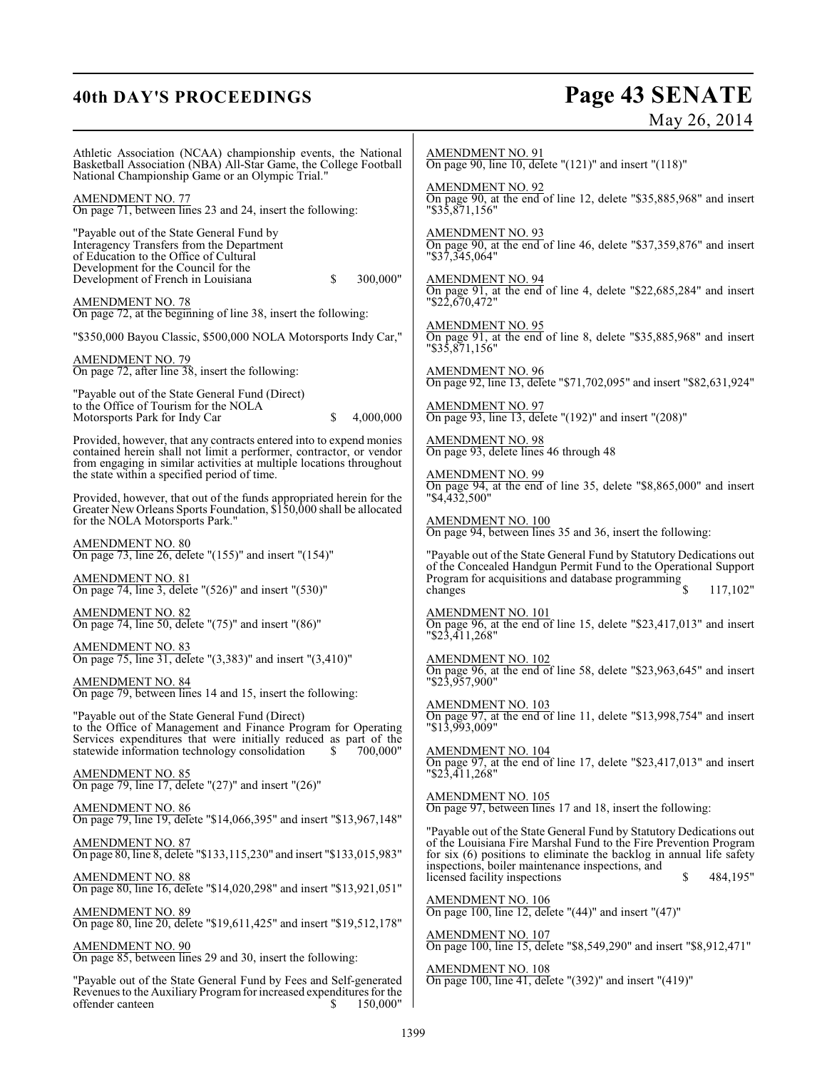Athletic Association (NCAA) championship events, the National Basketball Association (NBA) All-Star Game, the College Football National Championship Game or an Olympic Trial."

AMENDMENT NO. 77
On page 71, between lines 23 and 24, insert the following:

"Payable out of the State General Fund by Interagency Transfers from the Department of Education to the Office of Cultural Development for the Council for the Development of French in Louisiana $ 300,000"

AMENDMENT NO. 78
On page 72, at the beginning of line 38, insert the following:

"$350,000 Bayou Classic, $500,000 NOLA Motorsports Indy Car,"

AMENDMENT NO. 79
On page 72, after line 38, insert the following:

"Payable out of the State General Fund (Direct) to the Office of Tourism for the NOLA Motorsports Park for Indy Car $ 4,000,000

Provided, however, that any contracts entered into to expend monies contained herein shall not limit a performer, contractor, or vendor from engaging in similar activities at multiple locations throughout the state within a specified period of time.

Provided, however, that out of the funds appropriated herein for the Greater New Orleans Sports Foundation, $150,000 shall be allocated for the NOLA Motorsports Park."

AMENDMENT NO. 80
On page 73, line 26, delete "(155)" and insert "(154)"

AMENDMENT NO. 81
On page 74, line 3, delete "(526)" and insert "(530)"

AMENDMENT NO. 82
On page 74, line 50, delete "(75)" and insert "(86)"

AMENDMENT NO. 83
On page 75, line 31, delete "(3,383)" and insert "(3,410)"

AMENDMENT NO. 84
On page 79, between lines 14 and 15, insert the following:

"Payable out of the State General Fund (Direct) to the Office of Management and Finance Program for Operating Services expenditures that were initially reduced as part of the statewide information technology consolidation $ 700,000"

AMENDMENT NO. 85
On page 79, line 17, delete "(27)" and insert "(26)"

AMENDMENT NO. 86
On page 79, line 19, delete "$14,066,395" and insert "$13,967,148"

AMENDMENT NO. 87
On page 80, line 8, delete "$133,115,230" and insert "$133,015,983"

AMENDMENT NO. 88
On page 80, line 16, delete "$14,020,298" and insert "$13,921,051"

AMENDMENT NO. 89
On page 80, line 20, delete "$19,611,425" and insert "$19,512,178"

AMENDMENT NO. 90
On page 85, between lines 29 and 30, insert the following:

"Payable out of the State General Fund by Fees and Self-generated Revenues to the Auxiliary Program for increased expenditures for the offender canteen $ 150,000"

AMENDMENT NO. 91
On page 90, line 10, delete "(121)" and insert "(118)"

AMENDMENT NO. 92
On page 90, at the end of line 12, delete "$35,885,968" and insert "$35,871,156"

AMENDMENT NO. 93
On page 90, at the end of line 46, delete "$37,359,876" and insert "$37,345,064"

AMENDMENT NO. 94
On page 91, at the end of line 4, delete "$22,685,284" and insert "$22,670,472"

AMENDMENT NO. 95
On page 91, at the end of line 8, delete "$35,885,968" and insert "$35,871,156"

AMENDMENT NO. 96
On page 92, line 13, delete "$71,702,095" and insert "$82,631,924"

AMENDMENT NO. 97
On page 93, line 13, delete "(192)" and insert "(208)"

AMENDMENT NO. 98
On page 93, delete lines 46 through 48

AMENDMENT NO. 99
On page 94, at the end of line 35, delete "$8,865,000" and insert "$4,432,500"

AMENDMENT NO. 100
On page 94, between lines 35 and 36, insert the following:

"Payable out of the State General Fund by Statutory Dedications out of the Concealed Handgun Permit Fund to the Operational Support Program for acquisitions and database programming changes $ 117,102"

AMENDMENT NO. 101
On page 96, at the end of line 15, delete "$23,417,013" and insert "$23,411,268"

AMENDMENT NO. 102
On page 96, at the end of line 58, delete "$23,963,645" and insert "$23,957,900"

AMENDMENT NO. 103
On page 97, at the end of line 11, delete "$13,998,754" and insert "$13,993,009"

AMENDMENT NO. 104
On page 97, at the end of line 17, delete "$23,417,013" and insert "$23,411,268"

AMENDMENT NO. 105
On page 97, between lines 17 and 18, insert the following:

"Payable out of the State General Fund by Statutory Dedications out of the Louisiana Fire Marshal Fund to the Fire Prevention Program for six (6) positions to eliminate the backlog in annual life safety inspections, boiler maintenance inspections, and licensed facility inspections $ 484,195"

AMENDMENT NO. 106
On page 100, line 12, delete "(44)" and insert "(47)"

AMENDMENT NO. 107
On page 100, line 15, delete "$8,549,290" and insert "$8,912,471"

AMENDMENT NO. 108
On page 100, line 41, delete "(392)" and insert "(419)"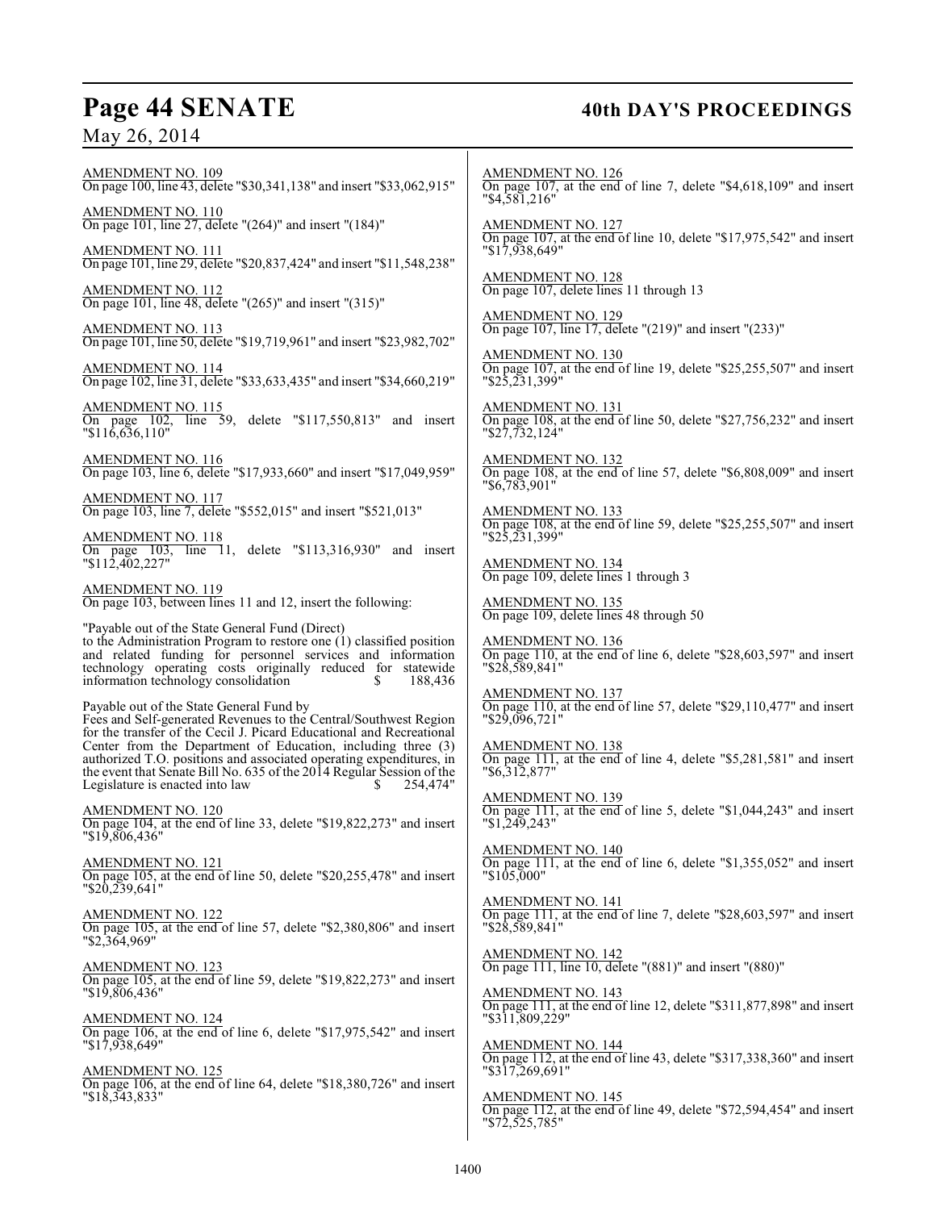AMENDMENT NO. 109
On page 100, line 43, delete "$30,341,138" and insert "$33,062,915"

AMENDMENT NO. 110
On page 101, line 27, delete "(264)" and insert "(184)"

AMENDMENT NO. 111
On page 101, line 29, delete "$20,837,424" and insert "$11,548,238"

AMENDMENT NO. 112
On page 101, line 48, delete "(265)" and insert "(315)"

AMENDMENT NO. 113
On page 101, line 50, delete "$19,719,961" and insert "$23,982,702"

AMENDMENT NO. 114
On page 102, line 31, delete "$33,633,435" and insert "$34,660,219"

AMENDMENT NO. 115
On page 102, line 59, delete "$117,550,813" and insert "$116,636,110"

AMENDMENT NO. 116
On page 103, line 6, delete "$17,933,660" and insert "$17,049,959"

AMENDMENT NO. 117
On page 103, line 7, delete "$552,015" and insert "$521,013"

AMENDMENT NO. 118
On page 103, line 11, delete "$113,316,930" and insert "$112,402,227"

AMENDMENT NO. 119
On page 103, between lines 11 and 12, insert the following:

"Payable out of the State General Fund (Direct) to the Administration Program to restore one (1) classified position and related funding for personnel services and information technology operating costs originally reduced for statewide information technology consolidation $ 188,436

Payable out of the State General Fund by Fees and Self-generated Revenues to the Central/Southwest Region for the transfer of the Cecil J. Picard Educational and Recreational Center from the Department of Education, including three (3) authorized T.O. positions and associated operating expenditures, in the event that Senate Bill No. 635 of the 2014 Regular Session of the Legislature is enacted into law $ 254,474"

AMENDMENT NO. 120
On page 104, at the end of line 33, delete "$19,822,273" and insert "$19,806,436"

AMENDMENT NO. 121
On page 105, at the end of line 50, delete "$20,255,478" and insert "$20,239,641"

AMENDMENT NO. 122
On page 105, at the end of line 57, delete "$2,380,806" and insert "$2,364,969"

AMENDMENT NO. 123
On page 105, at the end of line 59, delete "$19,822,273" and insert "$19,806,436"

AMENDMENT NO. 124
On page 106, at the end of line 6, delete "$17,975,542" and insert "$17,938,649"

AMENDMENT NO. 125
On page 106, at the end of line 64, delete "$18,380,726" and insert "$18,343,833"

AMENDMENT NO. 126
On page 107, at the end of line 7, delete "$4,618,109" and insert "$4,581,216"

AMENDMENT NO. 127
On page 107, at the end of line 10, delete "$17,975,542" and insert "$17,938,649"

AMENDMENT NO. 128
On page 107, delete lines 11 through 13

AMENDMENT NO. 129
On page 107, line 17, delete "(219)" and insert "(233)"

AMENDMENT NO. 130
On page 107, at the end of line 19, delete "$25,255,507" and insert "$25,231,399"

AMENDMENT NO. 131
On page 108, at the end of line 50, delete "$27,756,232" and insert "$27,732,124"

AMENDMENT NO. 132
On page 108, at the end of line 57, delete "$6,808,009" and insert "$6,783,901"

AMENDMENT NO. 133
On page 108, at the end of line 59, delete "$25,255,507" and insert "$25,231,399"

AMENDMENT NO. 134
On page 109, delete lines 1 through 3

AMENDMENT NO. 135
On page 109, delete lines 48 through 50

AMENDMENT NO. 136
On page 110, at the end of line 6, delete "$28,603,597" and insert "$28,589,841"

AMENDMENT NO. 137
On page 110, at the end of line 57, delete "$29,110,477" and insert "$29,096,721"

AMENDMENT NO. 138
On page 111, at the end of line 4, delete "$5,281,581" and insert "$6,312,877"

AMENDMENT NO. 139
On page 111, at the end of line 5, delete "$1,044,243" and insert "$1,249,243"

AMENDMENT NO. 140
On page 111, at the end of line 6, delete "$1,355,052" and insert "$105,000"

AMENDMENT NO. 141
On page 111, at the end of line 7, delete "$28,603,597" and insert "$28,589,841"

AMENDMENT NO. 142
On page 111, line 10, delete "(881)" and insert "(880)"

AMENDMENT NO. 143
On page 111, at the end of line 12, delete "$311,877,898" and insert "$311,809,229"

AMENDMENT NO. 144
On page 112, at the end of line 43, delete "$317,338,360" and insert "$317,269,691"

AMENDMENT NO. 145
On page 112, at the end of line 49, delete "$72,594,454" and insert "$72,525,785"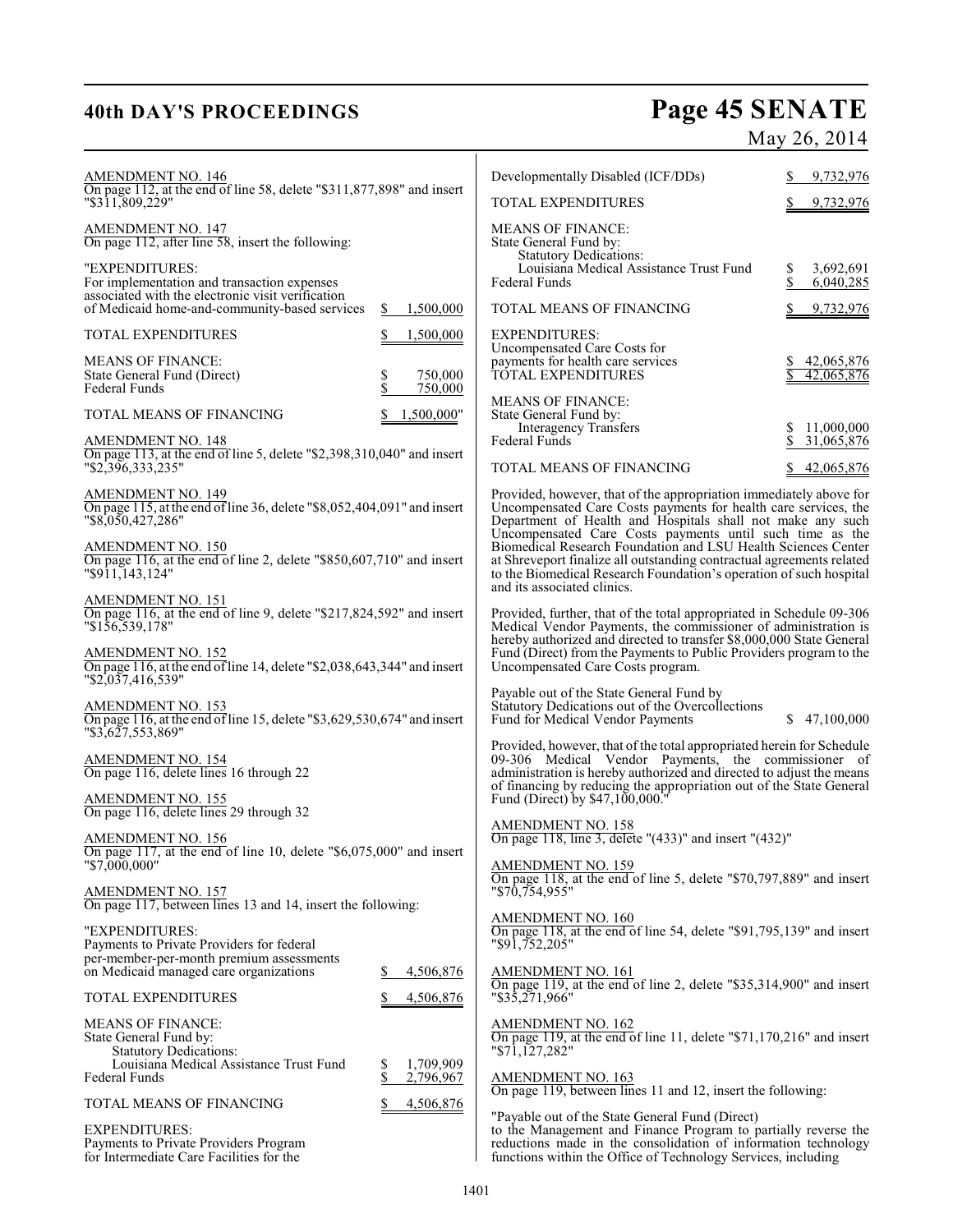AMENDMENT NO. 146

On page 112, at the end of line 58, delete "$311,877,898" and insert "$311,809,229"

AMENDMENT NO. 147

On page 112, after line 58, insert the following:

"EXPENDITURES:

| | |
|---|---|
| For implementation and transaction expenses associated with the electronic visit verification of Medicaid home-and-community-based services | $ 1,500,000 |
| TOTAL EXPENDITURES | $ 1,500,000 |
| MEANS OF FINANCE: | |
| State General Fund (Direct) | $ 750,000 |
| Federal Funds | $ 750,000 |
| TOTAL MEANS OF FINANCING | $ 1,500,000" |

AMENDMENT NO. 148

On page 113, at the end of line 5, delete "$2,398,310,040" and insert "$2,396,333,235"

AMENDMENT NO. 149

On page 115, at the end of line 36, delete "$8,052,404,091" and insert "$8,050,427,286"

AMENDMENT NO. 150

On page 116, at the end of line 2, delete "$850,607,710" and insert "$911,143,124"

AMENDMENT NO. 151

On page 116, at the end of line 9, delete "$217,824,592" and insert "$156,539,178"

AMENDMENT NO. 152

On page 116, at the end of line 14, delete "$2,038,643,344" and insert "$2,037,416,539"

AMENDMENT NO. 153

On page 116, at the end of line 15, delete "$3,629,530,674" and insert "$3,627,553,869"

AMENDMENT NO. 154

On page 116, delete lines 16 through 22

AMENDMENT NO. 155

On page 116, delete lines 29 through 32

AMENDMENT NO. 156

On page 117, at the end of line 10, delete "$6,075,000" and insert "$7,000,000"

AMENDMENT NO. 157

On page 117, between lines 13 and 14, insert the following:

"EXPENDITURES:

| | |
|---|---|
| Payments to Private Providers for federal per-member-per-month premium assessments on Medicaid managed care organizations | $ 4,506,876 |
| TOTAL EXPENDITURES | $ 4,506,876 |
| MEANS OF FINANCE: | |
| State General Fund by: | |
| Statutory Dedications: | |
| Louisiana Medical Assistance Trust Fund | $ 1,709,909 |
| Federal Funds | $ 2,796,967 |
| TOTAL MEANS OF FINANCING | $ 4,506,876 |

EXPENDITURES:

| | |
|---|---|
| Payments to Private Providers Program for Intermediate Care Facilities for the Developmentally Disabled (ICF/DDs) | $ 9,732,976 |
| TOTAL EXPENDITURES | $ 9,732,976 |
| MEANS OF FINANCE: | |
| State General Fund by: | |
| Statutory Dedications: | |
| Louisiana Medical Assistance Trust Fund | $ 3,692,691 |
| Federal Funds | $ 6,040,285 |
| TOTAL MEANS OF FINANCING | $ 9,732,976 |

EXPENDITURES:

| | |
|---|---|
| Uncompensated Care Costs for payments for health care services | $ 42,065,876 |
| TOTAL EXPENDITURES | $ 42,065,876 |
| MEANS OF FINANCE: | |
| State General Fund by: | |
| Interagency Transfers | $ 11,000,000 |
| Federal Funds | $ 31,065,876 |
| TOTAL MEANS OF FINANCING | $ 42,065,876 |

Provided, however, that of the appropriation immediately above for Uncompensated Care Costs payments for health care services, the Department of Health and Hospitals shall not make any such Uncompensated Care Costs payments until such time as the Biomedical Research Foundation and LSU Health Sciences Center at Shreveport finalize all outstanding contractual agreements related to the Biomedical Research Foundation's operation of such hospital and its associated clinics.

Provided, further, that of the total appropriated in Schedule 09-306 Medical Vendor Payments, the commissioner of administration is hereby authorized and directed to transfer $8,000,000 State General Fund (Direct) from the Payments to Public Providers program to the Uncompensated Care Costs program.

| | |
|---|---|
| Payable out of the State General Fund by Statutory Dedications out of the Overcollections Fund for Medical Vendor Payments | $ 47,100,000 |

Provided, however, that of the total appropriated herein for Schedule 09-306 Medical Vendor Payments, the commissioner of administration is hereby authorized and directed to adjust the means of financing by reducing the appropriation out of the State General Fund (Direct) by $47,100,000."

AMENDMENT NO. 158

On page 118, line 3, delete "(433)" and insert "(432)"

AMENDMENT NO. 159

On page 118, at the end of line 5, delete "$70,797,889" and insert "$70,754,955"

AMENDMENT NO. 160

On page 118, at the end of line 54, delete "$91,795,139" and insert "$91,752,205"

AMENDMENT NO. 161

On page 119, at the end of line 2, delete "$35,314,900" and insert "$35,271,966"

AMENDMENT NO. 162

On page 119, at the end of line 11, delete "$71,170,216" and insert "$71,127,282"

AMENDMENT NO. 163

On page 119, between lines 11 and 12, insert the following:

"Payable out of the State General Fund (Direct) to the Management and Finance Program to partially reverse the reductions made in the consolidation of information technology functions within the Office of Technology Services, including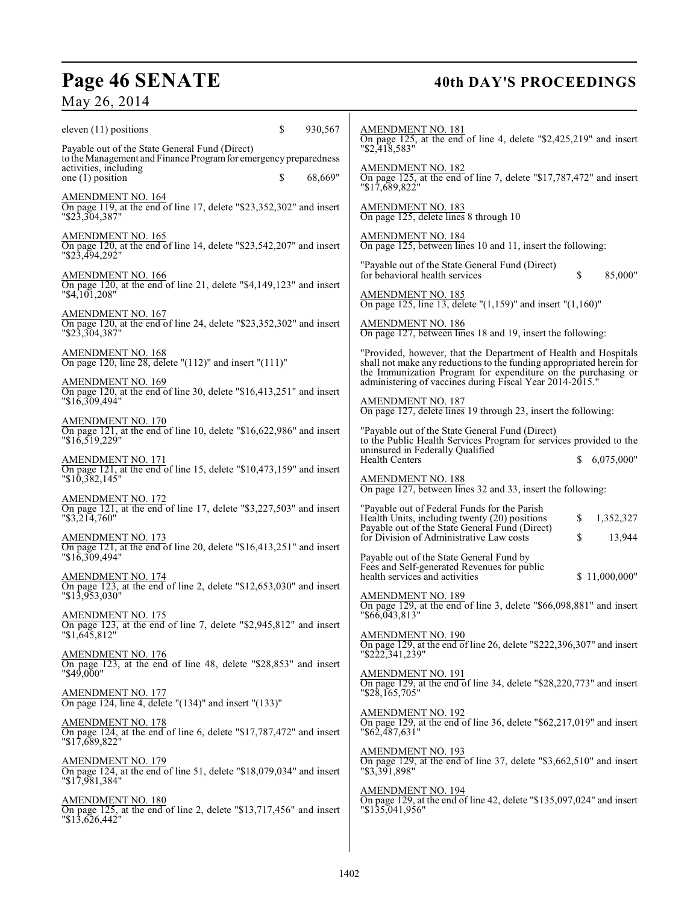eleven (11) positions $ 930,567

Payable out of the State General Fund (Direct) to the Management and Finance Program for emergency preparedness activities, including one (1) position $ 68,669"

AMENDMENT NO. 164
On page 119, at the end of line 17, delete "$23,352,302" and insert "$23,304,387"

AMENDMENT NO. 165
On page 120, at the end of line 14, delete "$23,542,207" and insert "$23,494,292"

AMENDMENT NO. 166
On page 120, at the end of line 21, delete "$4,149,123" and insert "$4,101,208"

AMENDMENT NO. 167
On page 120, at the end of line 24, delete "$23,352,302" and insert "$23,304,387"

AMENDMENT NO. 168
On page 120, line 28, delete "(112)" and insert "(111)"

AMENDMENT NO. 169
On page 120, at the end of line 30, delete "$16,413,251" and insert "$16,309,494"

AMENDMENT NO. 170
On page 121, at the end of line 10, delete "$16,622,986" and insert "$16,519,229"

AMENDMENT NO. 171
On page 121, at the end of line 15, delete "$10,473,159" and insert "$10,382,145"

AMENDMENT NO. 172
On page 121, at the end of line 17, delete "$3,227,503" and insert "$3,214,760"

AMENDMENT NO. 173
On page 121, at the end of line 20, delete "$16,413,251" and insert "$16,309,494"

AMENDMENT NO. 174
On page 123, at the end of line 2, delete "$12,653,030" and insert "$13,953,030"

AMENDMENT NO. 175
On page 123, at the end of line 7, delete "$2,945,812" and insert "$1,645,812"

AMENDMENT NO. 176
On page 123, at the end of line 48, delete "$28,853" and insert "$49,000"

AMENDMENT NO. 177
On page 124, line 4, delete "(134)" and insert "(133)"

AMENDMENT NO. 178
On page 124, at the end of line 6, delete "$17,787,472" and insert "$17,689,822"

AMENDMENT NO. 179
On page 124, at the end of line 51, delete "$18,079,034" and insert "$17,981,384"

AMENDMENT NO. 180
On page 125, at the end of line 2, delete "$13,717,456" and insert "$13,626,442"

AMENDMENT NO. 181
On page 125, at the end of line 4, delete "$2,425,219" and insert "$2,418,583"

AMENDMENT NO. 182
On page 125, at the end of line 7, delete "$17,787,472" and insert "$17,689,822"

AMENDMENT NO. 183
On page 125, delete lines 8 through 10

AMENDMENT NO. 184
On page 125, between lines 10 and 11, insert the following:

"Payable out of the State General Fund (Direct) for behavioral health services $ 85,000"

AMENDMENT NO. 185
On page 125, line 13, delete "(1,159)" and insert "(1,160)"

AMENDMENT NO. 186
On page 127, between lines 18 and 19, insert the following:

"Provided, however, that the Department of Health and Hospitals shall not make any reductions to the funding appropriated herein for the Immunization Program for expenditure on the purchasing or administering of vaccines during Fiscal Year 2014-2015."

AMENDMENT NO. 187
On page 127, delete lines 19 through 23, insert the following:

"Payable out of the State General Fund (Direct) to the Public Health Services Program for services provided to the uninsured in Federally Qualified Health Centers $ 6,075,000"

AMENDMENT NO. 188
On page 127, between lines 32 and 33, insert the following:

"Payable out of Federal Funds for the Parish Health Units, including twenty (20) positions $ 1,352,327

Payable out of the State General Fund (Direct) for Division of Administrative Law costs $ 13,944

Payable out of the State General Fund by Fees and Self-generated Revenues for public health services and activities $ 11,000,000"

AMENDMENT NO. 189
On page 129, at the end of line 3, delete "$66,098,881" and insert "$66,043,813"

AMENDMENT NO. 190
On page 129, at the end of line 26, delete "$222,396,307" and insert "$222,341,239"

AMENDMENT NO. 191
On page 129, at the end of line 34, delete "$28,220,773" and insert "$28,165,705"

AMENDMENT NO. 192
On page 129, at the end of line 36, delete "$62,217,019" and insert "$62,487,631"

AMENDMENT NO. 193
On page 129, at the end of line 37, delete "$3,662,510" and insert "$3,391,898"

AMENDMENT NO. 194
On page 129, at the end of line 42, delete "$135,097,024" and insert "$135,041,956"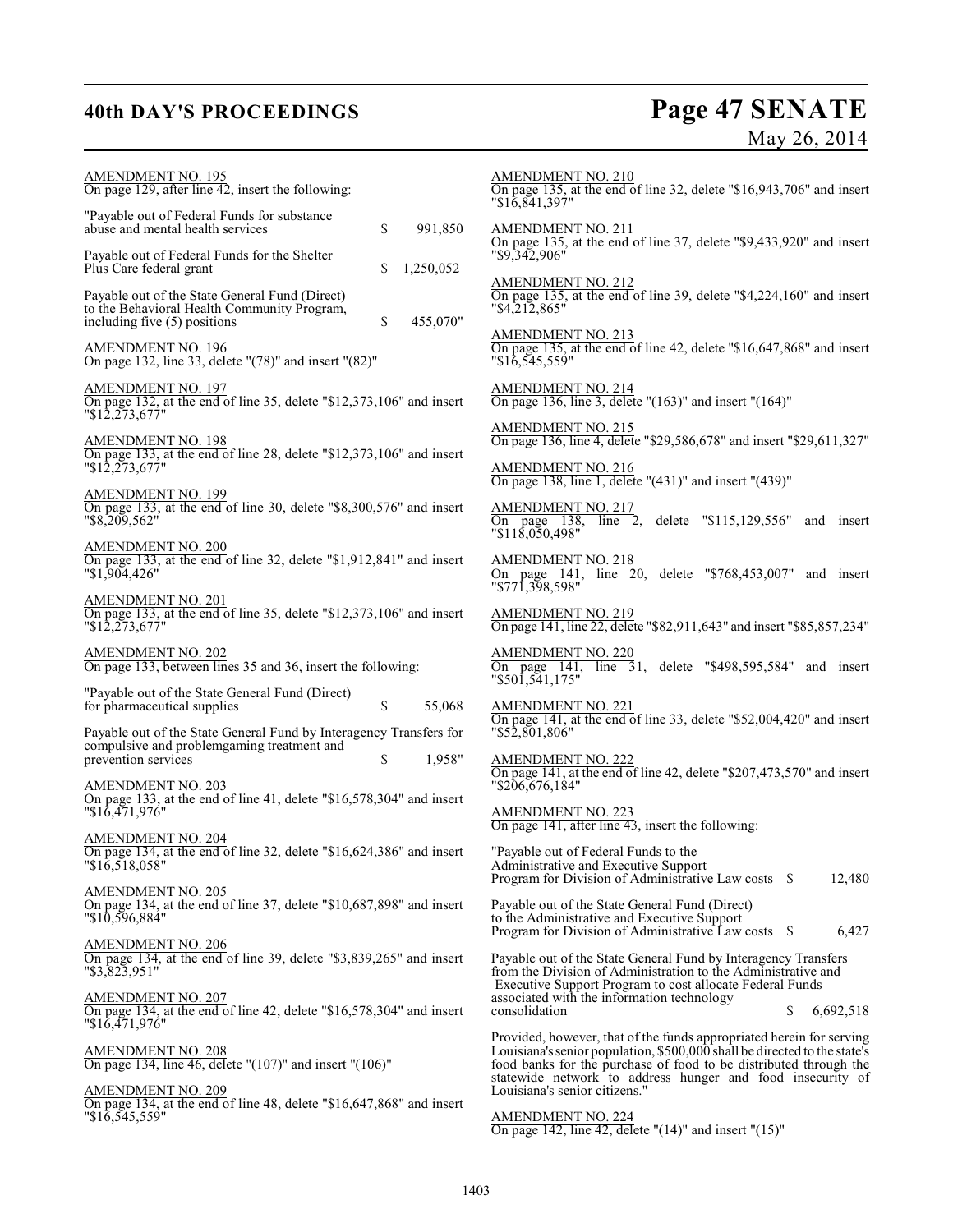AMENDMENT NO. 195
On page 129, after line 42, insert the following:

"Payable out of Federal Funds for substance abuse and mental health services $ 991,850

Payable out of Federal Funds for the Shelter Plus Care federal grant $ 1,250,052

Payable out of the State General Fund (Direct) to the Behavioral Health Community Program, including five (5) positions $ 455,070"

AMENDMENT NO. 196
On page 132, line 33, delete "(78)" and insert "(82)"

AMENDMENT NO. 197
On page 132, at the end of line 35, delete "$12,373,106" and insert "$12,273,677"

AMENDMENT NO. 198
On page 133, at the end of line 28, delete "$12,373,106" and insert "$12,273,677"

AMENDMENT NO. 199
On page 133, at the end of line 30, delete "$8,300,576" and insert "$8,209,562"

AMENDMENT NO. 200
On page 133, at the end of line 32, delete "$1,912,841" and insert "$1,904,426"

AMENDMENT NO. 201
On page 133, at the end of line 35, delete "$12,373,106" and insert "$12,273,677"

AMENDMENT NO. 202
On page 133, between lines 35 and 36, insert the following:

"Payable out of the State General Fund (Direct) for pharmaceutical supplies $ 55,068

Payable out of the State General Fund by Interagency Transfers for compulsive and problemgaming treatment and prevention services $ 1,958"

AMENDMENT NO. 203
On page 133, at the end of line 41, delete "$16,578,304" and insert "$16,471,976"

AMENDMENT NO. 204
On page 134, at the end of line 32, delete "$16,624,386" and insert "$16,518,058"

AMENDMENT NO. 205
On page 134, at the end of line 37, delete "$10,687,898" and insert "$10,596,884"

AMENDMENT NO. 206
On page 134, at the end of line 39, delete "$3,839,265" and insert "$3,823,951"

AMENDMENT NO. 207
On page 134, at the end of line 42, delete "$16,578,304" and insert "$16,471,976"

AMENDMENT NO. 208
On page 134, line 46, delete "(107)" and insert "(106)"

AMENDMENT NO. 209
On page 134, at the end of line 48, delete "$16,647,868" and insert "$16,545,559"

AMENDMENT NO. 210
On page 135, at the end of line 32, delete "$16,943,706" and insert "$16,841,397"

AMENDMENT NO. 211
On page 135, at the end of line 37, delete "$9,433,920" and insert "$9,342,906"

AMENDMENT NO. 212
On page 135, at the end of line 39, delete "$4,224,160" and insert "$4,212,865"

AMENDMENT NO. 213
On page 135, at the end of line 42, delete "$16,647,868" and insert "$16,545,559"

AMENDMENT NO. 214
On page 136, line 3, delete "(163)" and insert "(164)"

AMENDMENT NO. 215
On page 136, line 4, delete "$29,586,678" and insert "$29,611,327"

AMENDMENT NO. 216
On page 138, line 1, delete "(431)" and insert "(439)"

AMENDMENT NO. 217
On page 138, line 2, delete "$115,129,556" and insert "$118,050,498"

AMENDMENT NO. 218
On page 141, line 20, delete "$768,453,007" and insert "$771,398,598"

AMENDMENT NO. 219
On page 141, line 22, delete "$82,911,643" and insert "$85,857,234"

AMENDMENT NO. 220
On page 141, line 31, delete "$498,595,584" and insert "$501,541,175"

AMENDMENT NO. 221
On page 141, at the end of line 33, delete "$52,004,420" and insert "$52,801,806"

AMENDMENT NO. 222
On page 141, at the end of line 42, delete "$207,473,570" and insert "$206,676,184"

AMENDMENT NO. 223
On page 141, after line 43, insert the following:

"Payable out of Federal Funds to the Administrative and Executive Support Program for Division of Administrative Law costs $ 12,480

Payable out of the State General Fund (Direct) to the Administrative and Executive Support Program for Division of Administrative Law costs $ 6,427

Payable out of the State General Fund by Interagency Transfers from the Division of Administration to the Administrative and Executive Support Program to cost allocate Federal Funds associated with the information technology consolidation $ 6,692,518

Provided, however, that of the funds appropriated herein for serving Louisiana's senior population, $500,000 shall be directed to the state's food banks for the purchase of food to be distributed through the statewide network to address hunger and food insecurity of Louisiana's senior citizens."

AMENDMENT NO. 224
On page 142, line 42, delete "(14)" and insert "(15)"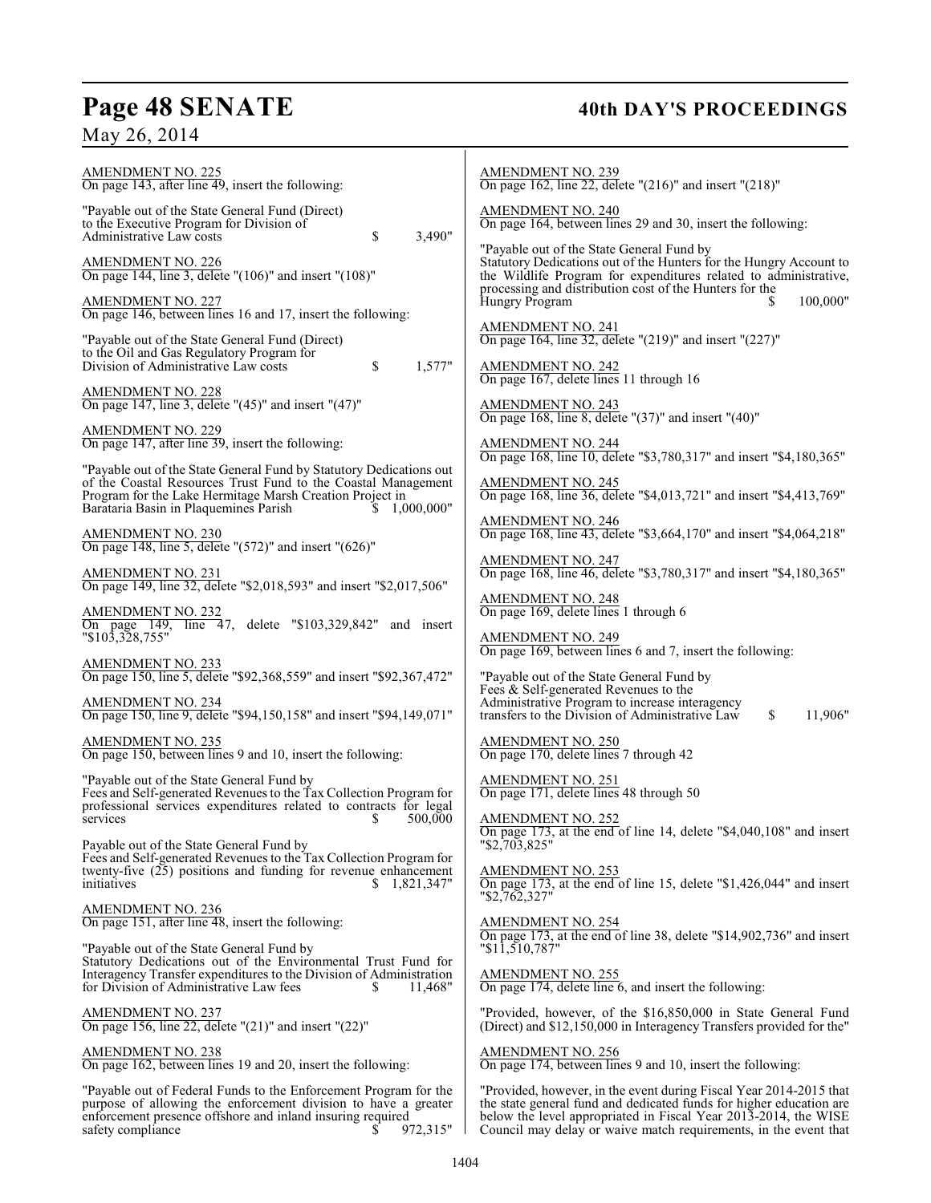AMENDMENT NO. 225
On page 143, after line 49, insert the following:

"Payable out of the State General Fund (Direct) to the Executive Program for Division of Administrative Law costs $ 3,490"

AMENDMENT NO. 226
On page 144, line 3, delete "(106)" and insert "(108)"

AMENDMENT NO. 227
On page 146, between lines 16 and 17, insert the following:

"Payable out of the State General Fund (Direct) to the Oil and Gas Regulatory Program for Division of Administrative Law costs $ 1,577"

AMENDMENT NO. 228
On page 147, line 3, delete "(45)" and insert "(47)"

AMENDMENT NO. 229
On page 147, after line 39, insert the following:

"Payable out of the State General Fund by Statutory Dedications out of the Coastal Resources Trust Fund to the Coastal Management Program for the Lake Hermitage Marsh Creation Project in Barataria Basin in Plaquemines Parish $ 1,000,000"

AMENDMENT NO. 230
On page 148, line 5, delete "(572)" and insert "(626)"

AMENDMENT NO. 231
On page 149, line 32, delete "$2,018,593" and insert "$2,017,506"

AMENDMENT NO. 232
On page 149, line 47, delete "$103,329,842" and insert "$103,328,755"

AMENDMENT NO. 233
On page 150, line 5, delete "$92,368,559" and insert "$92,367,472"

AMENDMENT NO. 234
On page 150, line 9, delete "$94,150,158" and insert "$94,149,071"

AMENDMENT NO. 235
On page 150, between lines 9 and 10, insert the following:

"Payable out of the State General Fund by Fees and Self-generated Revenues to the Tax Collection Program for professional services expenditures related to contracts for legal services $ 500,000

Payable out of the State General Fund by Fees and Self-generated Revenues to the Tax Collection Program for twenty-five (25) positions and funding for revenue enhancement initiatives $ 1,821,347"

AMENDMENT NO. 236
On page 151, after line 48, insert the following:

"Payable out of the State General Fund by Statutory Dedications out of the Environmental Trust Fund for Interagency Transfer expenditures to the Division of Administration for Division of Administrative Law fees $ 11,468"

AMENDMENT NO. 237
On page 156, line 22, delete "(21)" and insert "(22)"

AMENDMENT NO. 238
On page 162, between lines 19 and 20, insert the following:

"Payable out of Federal Funds to the Enforcement Program for the purpose of allowing the enforcement division to have a greater enforcement presence offshore and inland insuring required safety compliance $ 972,315"

AMENDMENT NO. 239
On page 162, line 22, delete "(216)" and insert "(218)"

AMENDMENT NO. 240
On page 164, between lines 29 and 30, insert the following:

"Payable out of the State General Fund by Statutory Dedications out of the Hunters for the Hungry Account to the Wildlife Program for expenditures related to administrative, processing and distribution cost of the Hunters for the Hungry Program $ 100,000"

AMENDMENT NO. 241
On page 164, line 32, delete "(219)" and insert "(227)"

AMENDMENT NO. 242
On page 167, delete lines 11 through 16

AMENDMENT NO. 243
On page 168, line 8, delete "(37)" and insert "(40)"

AMENDMENT NO. 244
On page 168, line 10, delete "$3,780,317" and insert "$4,180,365"

AMENDMENT NO. 245
On page 168, line 36, delete "$4,013,721" and insert "$4,413,769"

AMENDMENT NO. 246
On page 168, line 43, delete "$3,664,170" and insert "$4,064,218"

AMENDMENT NO. 247
On page 168, line 46, delete "$3,780,317" and insert "$4,180,365"

AMENDMENT NO. 248
On page 169, delete lines 1 through 6

AMENDMENT NO. 249
On page 169, between lines 6 and 7, insert the following:

"Payable out of the State General Fund by Fees & Self-generated Revenues to the Administrative Program to increase interagency transfers to the Division of Administrative Law $ 11,906"

AMENDMENT NO. 250
On page 170, delete lines 7 through 42

AMENDMENT NO. 251
On page 171, delete lines 48 through 50

AMENDMENT NO. 252
On page 173, at the end of line 14, delete "$4,040,108" and insert "$2,703,825"

AMENDMENT NO. 253
On page 173, at the end of line 15, delete "$1,426,044" and insert "$2,762,327"

AMENDMENT NO. 254
On page 173, at the end of line 38, delete "$14,902,736" and insert "$11,510,787"

AMENDMENT NO. 255
On page 174, delete line 6, and insert the following:

"Provided, however, of the $16,850,000 in State General Fund (Direct) and $12,150,000 in Interagency Transfers provided for the"

AMENDMENT NO. 256
On page 174, between lines 9 and 10, insert the following:

"Provided, however, in the event during Fiscal Year 2014-2015 that the state general fund and dedicated funds for higher education are below the level appropriated in Fiscal Year 2013-2014, the WISE Council may delay or waive match requirements, in the event that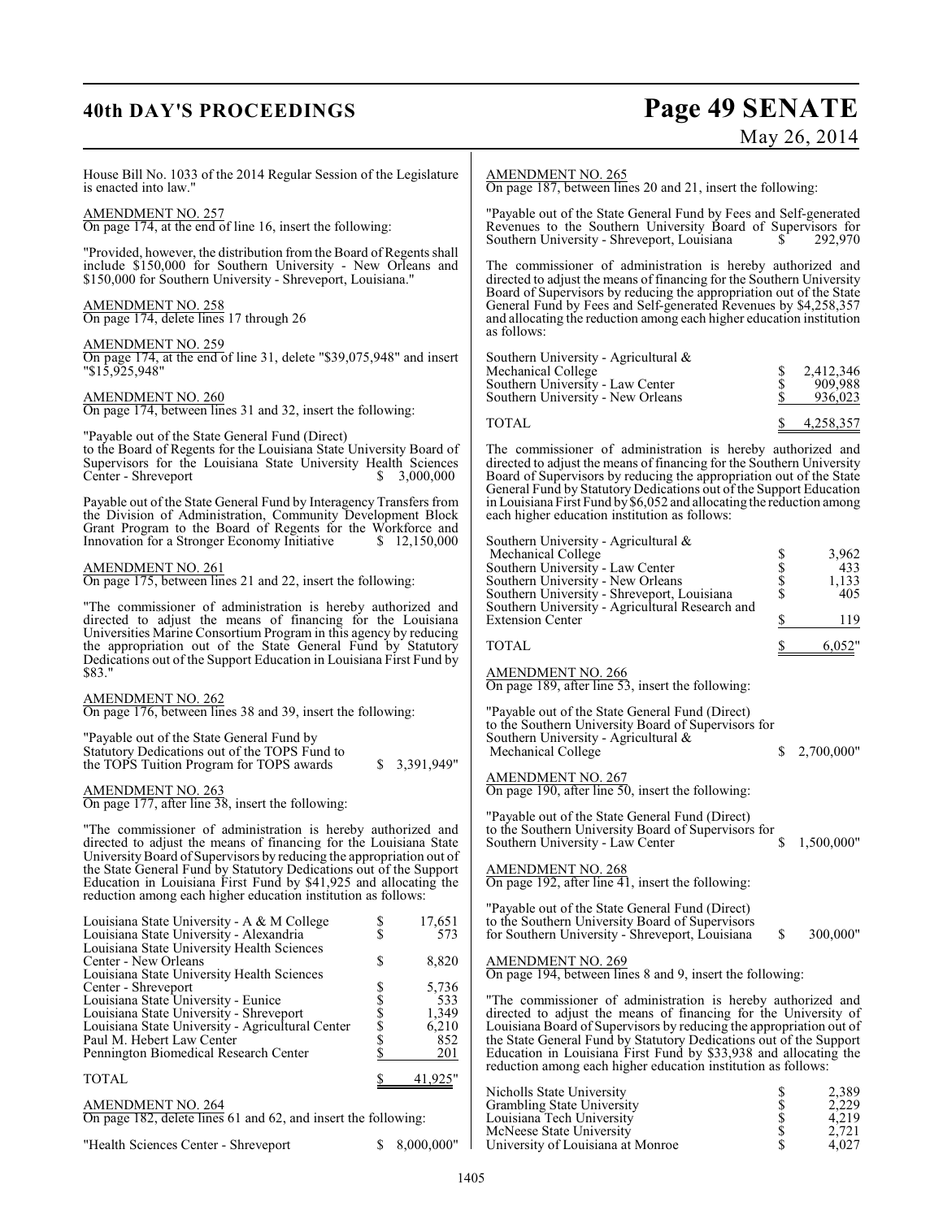House Bill No. 1033 of the 2014 Regular Session of the Legislature is enacted into law."

AMENDMENT NO. 257
On page 174, at the end of line 16, insert the following:

"Provided, however, the distribution from the Board of Regents shall include $150,000 for Southern University - New Orleans and $150,000 for Southern University - Shreveport, Louisiana."

AMENDMENT NO. 258
On page 174, delete lines 17 through 26

AMENDMENT NO. 259
On page 174, at the end of line 31, delete "$39,075,948" and insert "$15,925,948"

AMENDMENT NO. 260
On page 174, between lines 31 and 32, insert the following:

"Payable out of the State General Fund (Direct) to the Board of Regents for the Louisiana State University Board of Supervisors for the Louisiana State University Health Sciences Center - Shreveport $ 3,000,000

Payable out of the State General Fund by Interagency Transfers from the Division of Administration, Community Development Block Grant Program to the Board of Regents for the Workforce and Innovation for a Stronger Economy Initiative $ 12,150,000

AMENDMENT NO. 261
On page 175, between lines 21 and 22, insert the following:

"The commissioner of administration is hereby authorized and directed to adjust the means of financing for the Louisiana Universities Marine Consortium Program in this agency by reducing the appropriation out of the State General Fund by Statutory Dedications out of the Support Education in Louisiana First Fund by $83."

AMENDMENT NO. 262
On page 176, between lines 38 and 39, insert the following:

"Payable out of the State General Fund by Statutory Dedications out of the TOPS Fund to the TOPS Tuition Program for TOPS awards $ 3,391,949"

AMENDMENT NO. 263
On page 177, after line 38, insert the following:

"The commissioner of administration is hereby authorized and directed to adjust the means of financing for the Louisiana State University Board of Supervisors by reducing the appropriation out of the State General Fund by Statutory Dedications out of the Support Education in Louisiana First Fund by $41,925 and allocating the reduction among each higher education institution as follows:

| | |
|---|---|
| Louisiana State University - A & M College | $ 17,651 |
| Louisiana State University - Alexandria | $ 573 |
| Louisiana State University Health Sciences Center - New Orleans | $ 8,820 |
| Louisiana State University Health Sciences Center - Shreveport | $ 5,736 |
| Louisiana State University - Eunice | $ 533 |
| Louisiana State University - Shreveport | $ 1,349 |
| Louisiana State University - Agricultural Center | $ 6,210 |
| Paul M. Hebert Law Center | $ 852 |
| Pennington Biomedical Research Center | $ 201 |
| TOTAL | $ 41,925" |

AMENDMENT NO. 264
On page 182, delete lines 61 and 62, and insert the following:

"Health Sciences Center - Shreveport $ 8,000,000"

AMENDMENT NO. 265
On page 187, between lines 20 and 21, insert the following:

"Payable out of the State General Fund by Fees and Self-generated Revenues to the Southern University Board of Supervisors for Southern University - Shreveport, Louisiana $ 292,970

The commissioner of administration is hereby authorized and directed to adjust the means of financing for the Southern University Board of Supervisors by reducing the appropriation out of the State General Fund by Fees and Self-generated Revenues by $4,258,357 and allocating the reduction among each higher education institution as follows:

| | |
|---|---|
| Southern University - Agricultural & Mechanical College | $ 2,412,346 |
| Southern University - Law Center | $ 909,988 |
| Southern University - New Orleans | $ 936,023 |
| TOTAL | $ 4,258,357 |

The commissioner of administration is hereby authorized and directed to adjust the means of financing for the Southern University Board of Supervisors by reducing the appropriation out of the State General Fund by Statutory Dedications out of the Support Education in Louisiana First Fund by $6,052 and allocating the reduction among each higher education institution as follows:

| | |
|---|---|
| Southern University - Agricultural & Mechanical College | $ 3,962 |
| Southern University - Law Center | $ 433 |
| Southern University - New Orleans | $ 1,133 |
| Southern University - Shreveport, Louisiana | $ 405 |
| Southern University - Agricultural Research and Extension Center | $ 119 |
| TOTAL | $ 6,052" |

AMENDMENT NO. 266
On page 189, after line 53, insert the following:

"Payable out of the State General Fund (Direct) to the Southern University Board of Supervisors for Southern University - Agricultural & Mechanical College $ 2,700,000"

AMENDMENT NO. 267
On page 190, after line 50, insert the following:

"Payable out of the State General Fund (Direct) to the Southern University Board of Supervisors for Southern University - Law Center $ 1,500,000"

AMENDMENT NO. 268
On page 192, after line 41, insert the following:

"Payable out of the State General Fund (Direct) to the Southern University Board of Supervisors for Southern University - Shreveport, Louisiana $ 300,000"

AMENDMENT NO. 269
On page 194, between lines 8 and 9, insert the following:

"The commissioner of administration is hereby authorized and directed to adjust the means of financing for the University of Louisiana Board of Supervisors by reducing the appropriation out of the State General Fund by Statutory Dedications out of the Support Education in Louisiana First Fund by $33,938 and allocating the reduction among each higher education institution as follows:

| | |
|---|---|
| Nicholls State University | $ 2,389 |
| Grambling State University | $ 2,229 |
| Louisiana Tech University | $ 4,219 |
| McNeese State University | $ 2,721 |
| University of Louisiana at Monroe | $ 4,027 |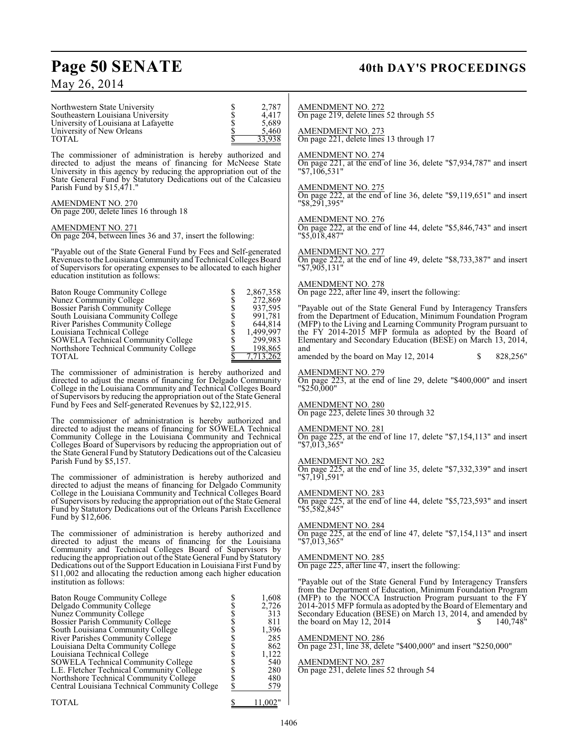| | |
|---|---|
| Northwestern State University | $ 2,787 |
| Southeastern Louisiana University | $ 4,417 |
| University of Louisiana at Lafayette | $ 5,689 |
| University of New Orleans | $ 5,460 |
| TOTAL | $ 33,938 |

The commissioner of administration is hereby authorized and directed to adjust the means of financing for McNeese State University in this agency by reducing the appropriation out of the State General Fund by Statutory Dedications out of the Calcasieu Parish Fund by $15,471."

AMENDMENT NO. 270
On page 200, delete lines 16 through 18

AMENDMENT NO. 271
On page 204, between lines 36 and 37, insert the following:

"Payable out of the State General Fund by Fees and Self-generated Revenues to the Louisiana Community and Technical Colleges Board of Supervisors for operating expenses to be allocated to each higher education institution as follows:

| | |
|---|---|
| Baton Rouge Community College | $ 2,867,358 |
| Nunez Community College | $ 272,869 |
| Bossier Parish Community College | $ 937,595 |
| South Louisiana Community College | $ 991,781 |
| River Parishes Community College | $ 644,814 |
| Louisiana Technical College | $ 1,499,997 |
| SOWELA Technical Community College | $ 299,983 |
| Northshore Technical Community College | $ 198,865 |
| TOTAL | $ 7,713,262 |

The commissioner of administration is hereby authorized and directed to adjust the means of financing for Delgado Community College in the Louisiana Community and Technical Colleges Board of Supervisors by reducing the appropriation out of the State General Fund by Fees and Self-generated Revenues by $2,122,915.

The commissioner of administration is hereby authorized and directed to adjust the means of financing for SOWELA Technical Community College in the Louisiana Community and Technical Colleges Board of Supervisors by reducing the appropriation out of the State General Fund by Statutory Dedications out of the Calcasieu Parish Fund by $5,157.

The commissioner of administration is hereby authorized and directed to adjust the means of financing for Delgado Community College in the Louisiana Community and Technical Colleges Board of Supervisors by reducing the appropriation out of the State General Fund by Statutory Dedications out of the Orleans Parish Excellence Fund by $12,606.

The commissioner of administration is hereby authorized and directed to adjust the means of financing for the Louisiana Community and Technical Colleges Board of Supervisors by reducing the appropriation out of the State General Fund by Statutory Dedications out of the Support Education in Louisiana First Fund by $11,002 and allocating the reduction among each higher education institution as follows:

| | |
|---|---|
| Baton Rouge Community College | $ 1,608 |
| Delgado Community College | $ 2,726 |
| Nunez Community College | $ 313 |
| Bossier Parish Community College | $ 811 |
| South Louisiana Community College | $ 1,396 |
| River Parishes Community College | $ 285 |
| Louisiana Delta Community College | $ 862 |
| Louisiana Technical College | $ 1,122 |
| SOWELA Technical Community College | $ 540 |
| L.E. Fletcher Technical Community College | $ 280 |
| Northshore Technical Community College | $ 480 |
| Central Louisiana Technical Community College | $ 579 |
| TOTAL | $ 11,002" |

AMENDMENT NO. 272
On page 219, delete lines 52 through 55

AMENDMENT NO. 273
On page 221, delete lines 13 through 17

AMENDMENT NO. 274
On page 221, at the end of line 36, delete "$7,934,787" and insert "$7,106,531"

AMENDMENT NO. 275
On page 222, at the end of line 36, delete "$9,119,651" and insert "$8,291,395"

AMENDMENT NO. 276
On page 222, at the end of line 44, delete "$5,846,743" and insert "$5,018,487"

AMENDMENT NO. 277
On page 222, at the end of line 49, delete "$8,733,387" and insert "$7,905,131"

AMENDMENT NO. 278
On page 222, after line 49, insert the following:

"Payable out of the State General Fund by Interagency Transfers from the Department of Education, Minimum Foundation Program (MFP) to the Living and Learning Community Program pursuant to the FY 2014-2015 MFP formula as adopted by the Board of Elementary and Secondary Education (BESE) on March 13, 2014, and amended by the board on May 12, 2014 $ 828,256"

AMENDMENT NO. 279
On page 223, at the end of line 29, delete "$400,000" and insert "$250,000"

AMENDMENT NO. 280
On page 223, delete lines 30 through 32

AMENDMENT NO. 281
On page 225, at the end of line 17, delete "$7,154,113" and insert "$7,013,365"

AMENDMENT NO. 282
On page 225, at the end of line 35, delete "$7,332,339" and insert "$7,191,591"

AMENDMENT NO. 283
On page 225, at the end of line 44, delete "$5,723,593" and insert "$5,582,845"

AMENDMENT NO. 284
On page 225, at the end of line 47, delete "$7,154,113" and insert "$7,013,365"

AMENDMENT NO. 285
On page 225, after line 47, insert the following:

"Payable out of the State General Fund by Interagency Transfers from the Department of Education, Minimum Foundation Program (MFP) to the NOCCA Instruction Program pursuant to the FY 2014-2015 MFP formula as adopted by the Board of Elementary and Secondary Education (BESE) on March 13, 2014, and amended by the board on May 12, 2014 $ 140,748"

AMENDMENT NO. 286
On page 231, line 38, delete "$400,000" and insert "$250,000"

AMENDMENT NO. 287
On page 231, delete lines 52 through 54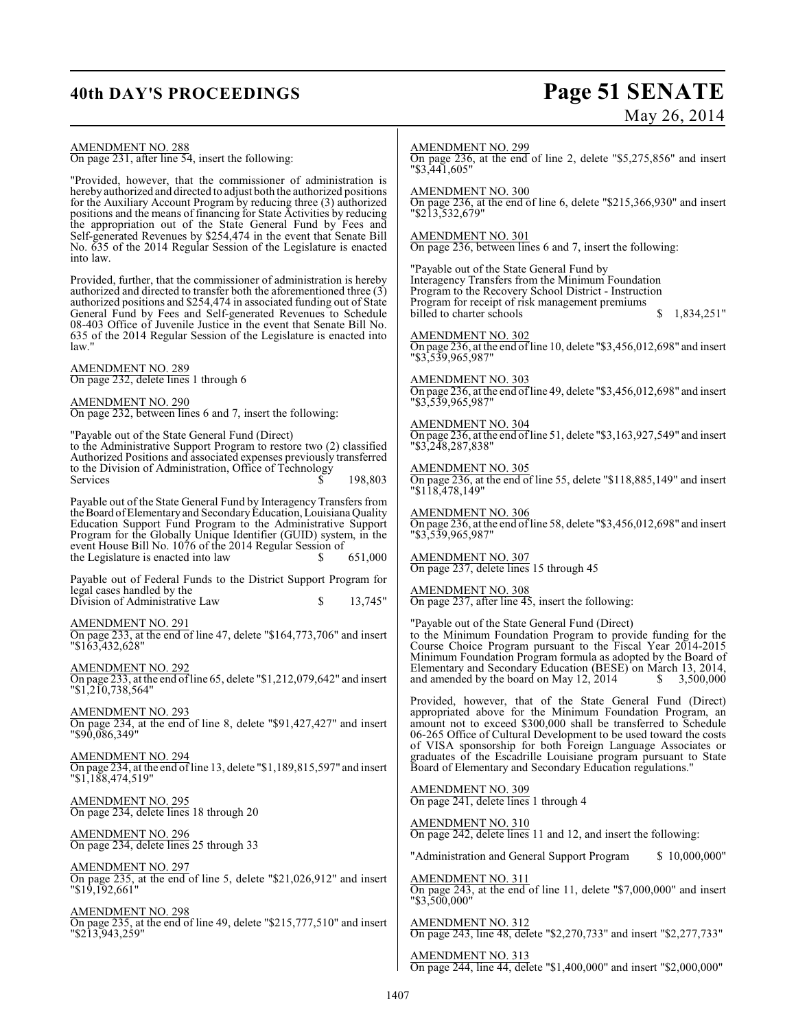AMENDMENT NO. 288

On page 231, after line 54, insert the following:

"Provided, however, that the commissioner of administration is hereby authorized and directed to adjust both the authorized positions for the Auxiliary Account Program by reducing three (3) authorized positions and the means of financing for State Activities by reducing the appropriation out of the State General Fund by Fees and Self-generated Revenues by $254,474 in the event that Senate Bill No. 635 of the 2014 Regular Session of the Legislature is enacted into law.

Provided, further, that the commissioner of administration is hereby authorized and directed to transfer both the aforementioned three (3) authorized positions and $254,474 in associated funding out of State General Fund by Fees and Self-generated Revenues to Schedule 08-403 Office of Juvenile Justice in the event that Senate Bill No. 635 of the 2014 Regular Session of the Legislature is enacted into law."

AMENDMENT NO. 289

On page 232, delete lines 1 through 6

AMENDMENT NO. 290

On page 232, between lines 6 and 7, insert the following:

"Payable out of the State General Fund (Direct) to the Administrative Support Program to restore two (2) classified Authorized Positions and associated expenses previously transferred to the Division of Administration, Office of Technology Services $ 198,803

Payable out of the State General Fund by Interagency Transfers from the Board of Elementary and Secondary Education, Louisiana Quality Education Support Fund Program to the Administrative Support Program for the Globally Unique Identifier (GUID) system, in the event House Bill No. 1076 of the 2014 Regular Session of the Legislature is enacted into law $ 651,000

Payable out of Federal Funds to the District Support Program for legal cases handled by the Division of Administrative Law $ 13,745"

AMENDMENT NO. 291

On page 233, at the end of line 47, delete "$164,773,706" and insert "$163,432,628"

AMENDMENT NO. 292

On page 233, at the end of line 65, delete "$1,212,079,642" and insert "$1,210,738,564"

AMENDMENT NO. 293

On page 234, at the end of line 8, delete "$91,427,427" and insert "$90,086,349"

AMENDMENT NO. 294

On page 234, at the end of line 13, delete "$1,189,815,597" and insert "$1,188,474,519"

AMENDMENT NO. 295

On page 234, delete lines 18 through 20

AMENDMENT NO. 296

On page 234, delete lines 25 through 33

AMENDMENT NO. 297

On page 235, at the end of line 5, delete "$21,026,912" and insert "$19,192,661"

AMENDMENT NO. 298

On page 235, at the end of line 49, delete "$215,777,510" and insert "$213,943,259"

AMENDMENT NO. 299

On page 236, at the end of line 2, delete "$5,275,856" and insert "$3,441,605"

AMENDMENT NO. 300

On page 236, at the end of line 6, delete "$215,366,930" and insert "$213,532,679"

AMENDMENT NO. 301

On page 236, between lines 6 and 7, insert the following:

"Payable out of the State General Fund by Interagency Transfers from the Minimum Foundation Program to the Recovery School District - Instruction Program for receipt of risk management premiums billed to charter schools $ 1,834,251"

AMENDMENT NO. 302

On page 236, at the end of line 10, delete "$3,456,012,698" and insert "$3,539,965,987"

AMENDMENT NO. 303

On page 236, at the end of line 49, delete "$3,456,012,698" and insert "$3,539,965,987"

AMENDMENT NO. 304

On page 236, at the end of line 51, delete "$3,163,927,549" and insert "$3,248,287,838"

AMENDMENT NO. 305

On page 236, at the end of line 55, delete "$118,885,149" and insert "$118,478,149"

AMENDMENT NO. 306

On page 236, at the end of line 58, delete "$3,456,012,698" and insert "$3,539,965,987"

AMENDMENT NO. 307

On page 237, delete lines 15 through 45

AMENDMENT NO. 308

On page 237, after line 45, insert the following:

"Payable out of the State General Fund (Direct) to the Minimum Foundation Program to provide funding for the Course Choice Program pursuant to the Fiscal Year 2014-2015 Minimum Foundation Program formula as adopted by the Board of Elementary and Secondary Education (BESE) on March 13, 2014, and amended by the board on May 12, 2014 $ 3,500,000

Provided, however, that of the State General Fund (Direct) appropriated above for the Minimum Foundation Program, an amount not to exceed $300,000 shall be transferred to Schedule 06-265 Office of Cultural Development to be used toward the costs of VISA sponsorship for both Foreign Language Associates or graduates of the Escadrille Louisiane program pursuant to State Board of Elementary and Secondary Education regulations."

AMENDMENT NO. 309

On page 241, delete lines 1 through 4

AMENDMENT NO. 310

On page 242, delete lines 11 and 12, and insert the following:

"Administration and General Support Program $ 10,000,000"

AMENDMENT NO. 311

On page 243, at the end of line 11, delete "$7,000,000" and insert "$3,500,000"

AMENDMENT NO. 312

On page 243, line 48, delete "$2,270,733" and insert "$2,277,733"

AMENDMENT NO. 313

On page 244, line 44, delete "$1,400,000" and insert "$2,000,000"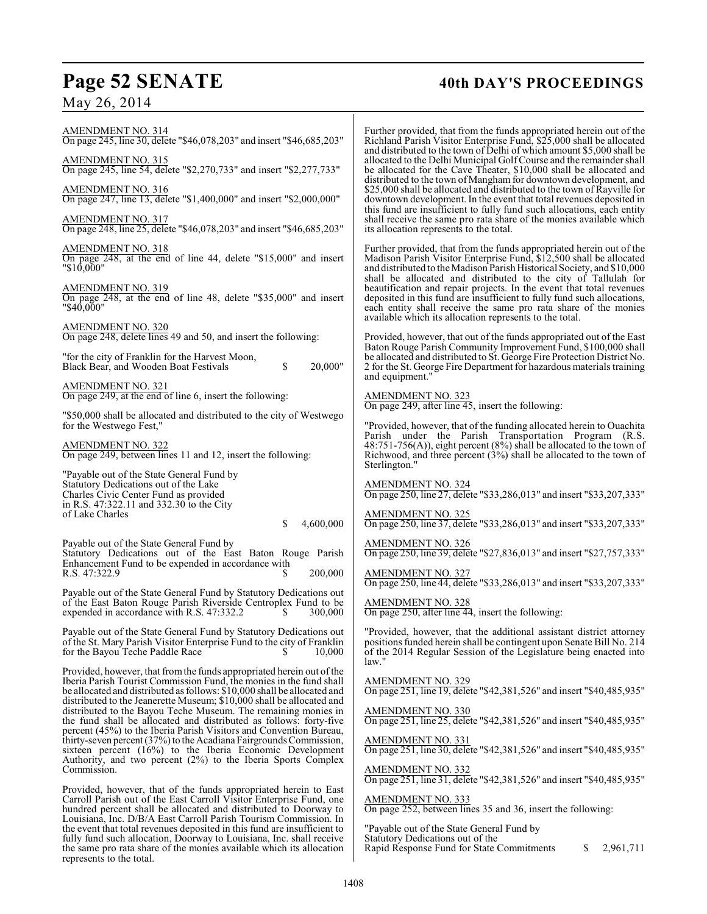AMENDMENT NO. 314
On page 245, line 30, delete "$46,078,203" and insert "$46,685,203"

AMENDMENT NO. 315
On page 245, line 54, delete "$2,270,733" and insert "$2,277,733"

AMENDMENT NO. 316
On page 247, line 13, delete "$1,400,000" and insert "$2,000,000"

AMENDMENT NO. 317
On page 248, line 25, delete "$46,078,203" and insert "$46,685,203"

AMENDMENT NO. 318
On page 248, at the end of line 44, delete "$15,000" and insert "$10,000"

AMENDMENT NO. 319
On page 248, at the end of line 48, delete "$35,000" and insert "$40,000"

AMENDMENT NO. 320
On page 248, delete lines 49 and 50, and insert the following:

"for the city of Franklin for the Harvest Moon, Black Bear, and Wooden Boat Festivals $ 20,000"

AMENDMENT NO. 321
On page 249, at the end of line 6, insert the following:

"$50,000 shall be allocated and distributed to the city of Westwego for the Westwego Fest,"

AMENDMENT NO. 322
On page 249, between lines 11 and 12, insert the following:

"Payable out of the State General Fund by Statutory Dedications out of the Lake Charles Civic Center Fund as provided in R.S. 47:322.11 and 332.30 to the City of Lake Charles $ 4,600,000

Payable out of the State General Fund by Statutory Dedications out of the East Baton Rouge Parish Enhancement Fund to be expended in accordance with R.S. 47:322.9 $ 200,000

Payable out of the State General Fund by Statutory Dedications out of the East Baton Rouge Parish Riverside Centroplex Fund to be expended in accordance with R.S. 47:332.2 $ 300,000

Payable out of the State General Fund by Statutory Dedications out of the St. Mary Parish Visitor Enterprise Fund to the city of Franklin for the Bayou Teche Paddle Race $ 10,000

Provided, however, that from the funds appropriated herein out of the Iberia Parish Tourist Commission Fund, the monies in the fund shall be allocated and distributed as follows: $10,000 shall be allocated and distributed to the Jeanerette Museum; $10,000 shall be allocated and distributed to the Bayou Teche Museum. The remaining monies in the fund shall be allocated and distributed as follows: forty-five percent (45%) to the Iberia Parish Visitors and Convention Bureau, thirty-seven percent (37%) to the Acadiana Fairgrounds Commission, sixteen percent (16%) to the Iberia Economic Development Authority, and two percent (2%) to the Iberia Sports Complex Commission.

Provided, however, that of the funds appropriated herein to East Carroll Parish out of the East Carroll Visitor Enterprise Fund, one hundred percent shall be allocated and distributed to Doorway to Louisiana, Inc. D/B/A East Carroll Parish Tourism Commission. In the event that total revenues deposited in this fund are insufficient to fully fund such allocation, Doorway to Louisiana, Inc. shall receive the same pro rata share of the monies available which its allocation represents to the total.

Further provided, that from the funds appropriated herein out of the Richland Parish Visitor Enterprise Fund, $25,000 shall be allocated and distributed to the town of Delhi of which amount $5,000 shall be allocated to the Delhi Municipal Golf Course and the remainder shall be allocated for the Cave Theater, $10,000 shall be allocated and distributed to the town of Mangham for downtown development, and $25,000 shall be allocated and distributed to the town of Rayville for downtown development. In the event that total revenues deposited in this fund are insufficient to fully fund such allocations, each entity shall receive the same pro rata share of the monies available which its allocation represents to the total.

Further provided, that from the funds appropriated herein out of the Madison Parish Visitor Enterprise Fund, $12,500 shall be allocated and distributed to the Madison Parish Historical Society, and $10,000 shall be allocated and distributed to the city of Tallulah for beautification and repair projects. In the event that total revenues deposited in this fund are insufficient to fully fund such allocations, each entity shall receive the same pro rata share of the monies available which its allocation represents to the total.

Provided, however, that out of the funds appropriated out of the East Baton Rouge Parish Community Improvement Fund, $100,000 shall be allocated and distributed to St. George Fire Protection District No. 2 for the St. George Fire Department for hazardous materials training and equipment."

AMENDMENT NO. 323
On page 249, after line 45, insert the following:

"Provided, however, that of the funding allocated herein to Ouachita Parish under the Parish Transportation Program (R.S. 48:751-756(A)), eight percent (8%) shall be allocated to the town of Richwood, and three percent (3%) shall be allocated to the town of Sterlington."

AMENDMENT NO. 324
On page 250, line 27, delete "$33,286,013" and insert "$33,207,333"

AMENDMENT NO. 325
On page 250, line 37, delete "$33,286,013" and insert "$33,207,333"

AMENDMENT NO. 326
On page 250, line 39, delete "$27,836,013" and insert "$27,757,333"

AMENDMENT NO. 327
On page 250, line 44, delete "$33,286,013" and insert "$33,207,333"

AMENDMENT NO. 328
On page 250, after line 44, insert the following:

"Provided, however, that the additional assistant district attorney positions funded herein shall be contingent upon Senate Bill No. 214 of the 2014 Regular Session of the Legislature being enacted into law."

AMENDMENT NO. 329
On page 251, line 19, delete "$42,381,526" and insert "$40,485,935"

AMENDMENT NO. 330
On page 251, line 25, delete "$42,381,526" and insert "$40,485,935"

AMENDMENT NO. 331
On page 251, line 30, delete "$42,381,526" and insert "$40,485,935"

AMENDMENT NO. 332
On page 251, line 31, delete "$42,381,526" and insert "$40,485,935"

AMENDMENT NO. 333
On page 252, between lines 35 and 36, insert the following:

"Payable out of the State General Fund by Statutory Dedications out of the Rapid Response Fund for State Commitments $ 2,961,711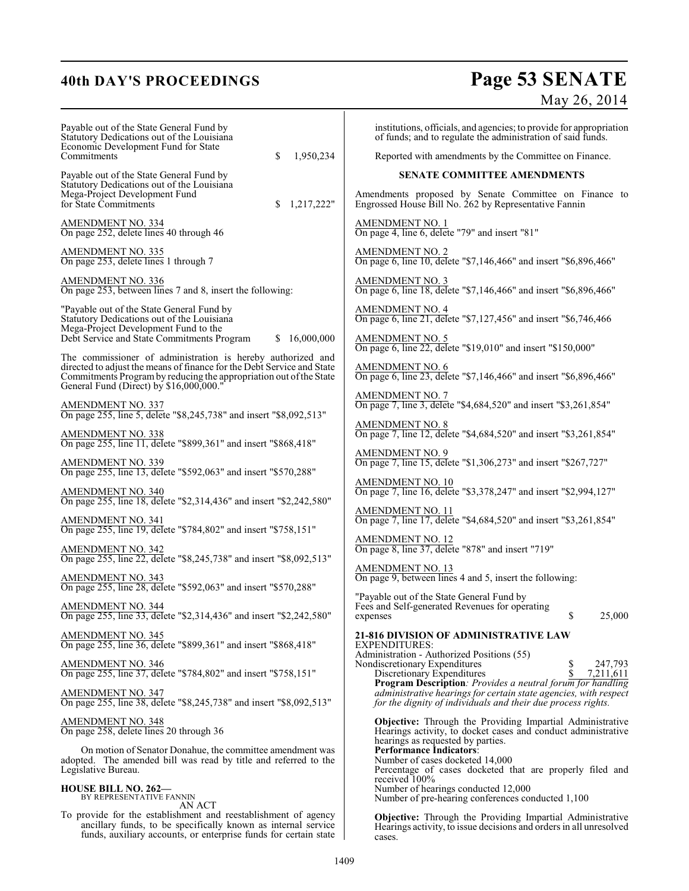Payable out of the State General Fund by Statutory Dedications out of the Louisiana Economic Development Fund for State Commitments $ 1,950,234

Payable out of the State General Fund by Statutory Dedications out of the Louisiana Mega-Project Development Fund for State Commitments $ 1,217,222"

AMENDMENT NO. 334
On page 252, delete lines 40 through 46

AMENDMENT NO. 335
On page 253, delete lines 1 through 7

AMENDMENT NO. 336
On page 253, between lines 7 and 8, insert the following:

"Payable out of the State General Fund by Statutory Dedications out of the Louisiana Mega-Project Development Fund to the Debt Service and State Commitments Program $ 16,000,000

The commissioner of administration is hereby authorized and directed to adjust the means of finance for the Debt Service and State Commitments Program by reducing the appropriation out of the State General Fund (Direct) by $16,000,000."

AMENDMENT NO. 337
On page 255, line 5, delete "$8,245,738" and insert "$8,092,513"

AMENDMENT NO. 338
On page 255, line 11, delete "$899,361" and insert "$868,418"

AMENDMENT NO. 339
On page 255, line 13, delete "$592,063" and insert "$570,288"

AMENDMENT NO. 340
On page 255, line 18, delete "$2,314,436" and insert "$2,242,580"

AMENDMENT NO. 341
On page 255, line 19, delete "$784,802" and insert "$758,151"

AMENDMENT NO. 342
On page 255, line 22, delete "$8,245,738" and insert "$8,092,513"

AMENDMENT NO. 343
On page 255, line 28, delete "$592,063" and insert "$570,288"

AMENDMENT NO. 344
On page 255, line 33, delete "$2,314,436" and insert "$2,242,580"

AMENDMENT NO. 345
On page 255, line 36, delete "$899,361" and insert "$868,418"

AMENDMENT NO. 346
On page 255, line 37, delete "$784,802" and insert "$758,151"

AMENDMENT NO. 347
On page 255, line 38, delete "$8,245,738" and insert "$8,092,513"

AMENDMENT NO. 348
On page 258, delete lines 20 through 36

On motion of Senator Donahue, the committee amendment was adopted. The amended bill was read by title and referred to the Legislative Bureau.

**HOUSE BILL NO. 262—**
BY REPRESENTATIVE FANNIN
AN ACT

To provide for the establishment and reestablishment of agency ancillary funds, to be specifically known as internal service funds, auxiliary accounts, or enterprise funds for certain state institutions, officials, and agencies; to provide for appropriation of funds; and to regulate the administration of said funds.

Reported with amendments by the Committee on Finance.

**SENATE COMMITTEE AMENDMENTS**

Amendments proposed by Senate Committee on Finance to Engrossed House Bill No. 262 by Representative Fannin

AMENDMENT NO. 1
On page 4, line 6, delete "79" and insert "81"

AMENDMENT NO. 2
On page 6, line 10, delete "$7,146,466" and insert "$6,896,466"

AMENDMENT NO. 3
On page 6, line 18, delete "$7,146,466" and insert "$6,896,466"

AMENDMENT NO. 4
On page 6, line 21, delete "$7,127,456" and insert "$6,746,466

AMENDMENT NO. 5
On page 6, line 22, delete "$19,010" and insert "$150,000"

AMENDMENT NO. 6
On page 6, line 23, delete "$7,146,466" and insert "$6,896,466"

AMENDMENT NO. 7
On page 7, line 3, delete "$4,684,520" and insert "$3,261,854"

AMENDMENT NO. 8
On page 7, line 12, delete "$4,684,520" and insert "$3,261,854"

AMENDMENT NO. 9
On page 7, line 15, delete "$1,306,273" and insert "$267,727"

AMENDMENT NO. 10
On page 7, line 16, delete "$3,378,247" and insert "$2,994,127"

AMENDMENT NO. 11
On page 7, line 17, delete "$4,684,520" and insert "$3,261,854"

AMENDMENT NO. 12
On page 8, line 37, delete "878" and insert "719"

AMENDMENT NO. 13
On page 9, between lines 4 and 5, insert the following:

"Payable out of the State General Fund by Fees and Self-generated Revenues for operating expenses $ 25,000

**21-816 DIVISION OF ADMINISTRATIVE LAW**
EXPENDITURES:
Administration - Authorized Positions (55)
Nondiscretionary Expenditures $ 247,793
Discretionary Expenditures $ 7,211,611
**Program Description***: Provides a neutral forum for handling administrative hearings for certain state agencies, with respect for the dignity of individuals and their due process rights.*

**Objective:** Through the Providing Impartial Administrative Hearings activity, to docket cases and conduct administrative hearings as requested by parties.
**Performance Indicators**:
Number of cases docketed 14,000
Percentage of cases docketed that are properly filed and received 100%
Number of hearings conducted 12,000
Number of pre-hearing conferences conducted 1,100

**Objective:** Through the Providing Impartial Administrative Hearings activity, to issue decisions and orders in all unresolved cases.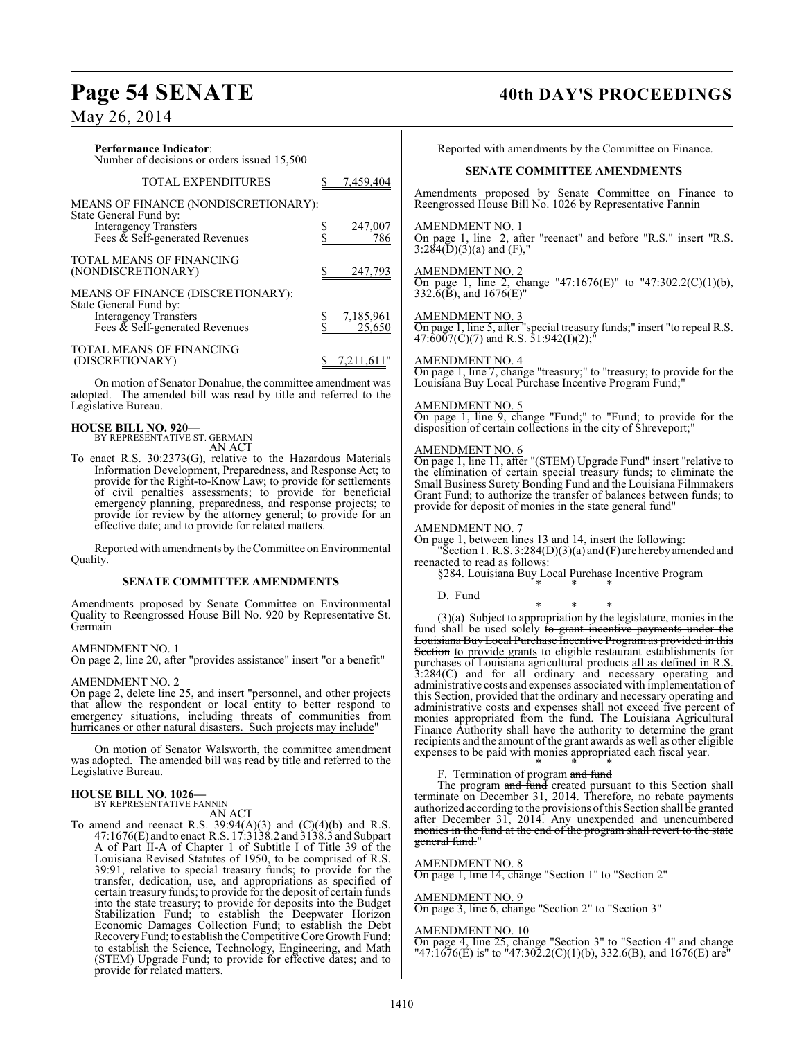**Performance Indicator**:
Number of decisions or orders issued 15,500

| | | |
|---|---|---|
| TOTAL EXPENDITURES | $ | 7,459,404 |
| MEANS OF FINANCE (NONDISCRETIONARY): | | |
| State General Fund by: | | |
| Interagency Transfers | $ | 247,007 |
| Fees & Self-generated Revenues | $ | 786 |
| TOTAL MEANS OF FINANCING (NONDISCRETIONARY) | $ | 247,793 |
| MEANS OF FINANCE (DISCRETIONARY): | | |
| State General Fund by: | | |
| Interagency Transfers | $ | 7,185,961 |
| Fees & Self-generated Revenues | $ | 25,650 |
| TOTAL MEANS OF FINANCING (DISCRETIONARY) | $ | 7,211,611" |

On motion of Senator Donahue, the committee amendment was adopted. The amended bill was read by title and referred to the Legislative Bureau.

**HOUSE BILL NO. 920—**
BY REPRESENTATIVE ST. GERMAIN
AN ACT

To enact R.S. 30:2373(G), relative to the Hazardous Materials Information Development, Preparedness, and Response Act; to provide for the Right-to-Know Law; to provide for settlements of civil penalties assessments; to provide for beneficial emergency planning, preparedness, and response projects; to provide for review by the attorney general; to provide for an effective date; and to provide for related matters.

Reported with amendments by the Committee on Environmental Quality.

**SENATE COMMITTEE AMENDMENTS**

Amendments proposed by Senate Committee on Environmental Quality to Reengrossed House Bill No. 920 by Representative St. Germain

AMENDMENT NO. 1
On page 2, line 20, after "provides assistance" insert "or a benefit"

AMENDMENT NO. 2
On page 2, delete line 25, and insert "personnel, and other projects that allow the respondent or local entity to better respond to emergency situations, including threats of communities from hurricanes or other natural disasters. Such projects may include"

On motion of Senator Walsworth, the committee amendment was adopted. The amended bill was read by title and referred to the Legislative Bureau.

**HOUSE BILL NO. 1026—**
BY REPRESENTATIVE FANNIN
AN ACT

To amend and reenact R.S. 39:94(A)(3) and (C)(4)(b) and R.S. 47:1676(E) and to enact R.S. 17:3138.2 and 3138.3 and Subpart A of Part II-A of Chapter 1 of Subtitle I of Title 39 of the Louisiana Revised Statutes of 1950, to be comprised of R.S. 39:91, relative to special treasury funds; to provide for the transfer, dedication, use, and appropriations as specified of certain treasury funds; to provide for the deposit of certain funds into the state treasury; to provide for deposits into the Budget Stabilization Fund; to establish the Deepwater Horizon Economic Damages Collection Fund; to establish the Debt Recovery Fund; to establish the Competitive Core Growth Fund; to establish the Science, Technology, Engineering, and Math (STEM) Upgrade Fund; to provide for effective dates; and to provide for related matters.

Reported with amendments by the Committee on Finance.

**SENATE COMMITTEE AMENDMENTS**

Amendments proposed by Senate Committee on Finance to Reengrossed House Bill No. 1026 by Representative Fannin

AMENDMENT NO. 1
On page 1, line 2, after "reenact" and before "R.S." insert "R.S. 3:284(D)(3)(a) and (F),"

AMENDMENT NO. 2
On page 1, line 2, change "47:1676(E)" to "47:302.2(C)(1)(b), 332.6(B), and 1676(E)"

AMENDMENT NO. 3
On page 1, line 5, after "special treasury funds;" insert "to repeal R.S. 47:6007(C)(7) and R.S. 51:942(I)(2);"

AMENDMENT NO. 4
On page 1, line 7, change "treasury;" to "treasury; to provide for the Louisiana Buy Local Purchase Incentive Program Fund;"

AMENDMENT NO. 5
On page 1, line 9, change "Fund;" to "Fund; to provide for the disposition of certain collections in the city of Shreveport;"

AMENDMENT NO. 6
On page 1, line 11, after "(STEM) Upgrade Fund" insert "relative to the elimination of certain special treasury funds; to eliminate the Small Business Surety Bonding Fund and the Louisiana Filmmakers Grant Fund; to authorize the transfer of balances between funds; to provide for deposit of monies in the state general fund"

AMENDMENT NO. 7
On page 1, between lines 13 and 14, insert the following:

"Section 1. R.S. 3:284(D)(3)(a) and (F) are hereby amended and reenacted to read as follows:

§284. Louisiana Buy Local Purchase Incentive Program

\* \* \*

D. Fund

\* \* \*

(3)(a) Subject to appropriation by the legislature, monies in the fund shall be used solely ~~to grant incentive payments under the Louisiana Buy Local Purchase Incentive Program as provided in this Section~~ to provide grants to eligible restaurant establishments for purchases of Louisiana agricultural products all as defined in R.S. 3:284(C) and for all ordinary and necessary operating and administrative costs and expenses associated with implementation of this Section, provided that the ordinary and necessary operating and administrative costs and expenses shall not exceed five percent of monies appropriated from the fund. The Louisiana Agricultural Finance Authority shall have the authority to determine the grant recipients and the amount of the grant awards as well as other eligible expenses to be paid with monies appropriated each fiscal year.

\* \* \*

F. Termination of program ~~and fund~~

The program ~~and fund~~ created pursuant to this Section shall terminate on December 31, 2014. Therefore, no rebate payments authorized according to the provisions of this Section shall be granted after December 31, 2014. ~~Any unexpended and unencumbered monies in the fund at the end of the program shall revert to the state general fund.~~"

AMENDMENT NO. 8
On page 1, line 14, change "Section 1" to "Section 2"

AMENDMENT NO. 9
On page 3, line 6, change "Section 2" to "Section 3"

AMENDMENT NO. 10
On page 4, line 25, change "Section 3" to "Section 4" and change "47:1676(E) is" to "47:302.2(C)(1)(b), 332.6(B), and 1676(E) are"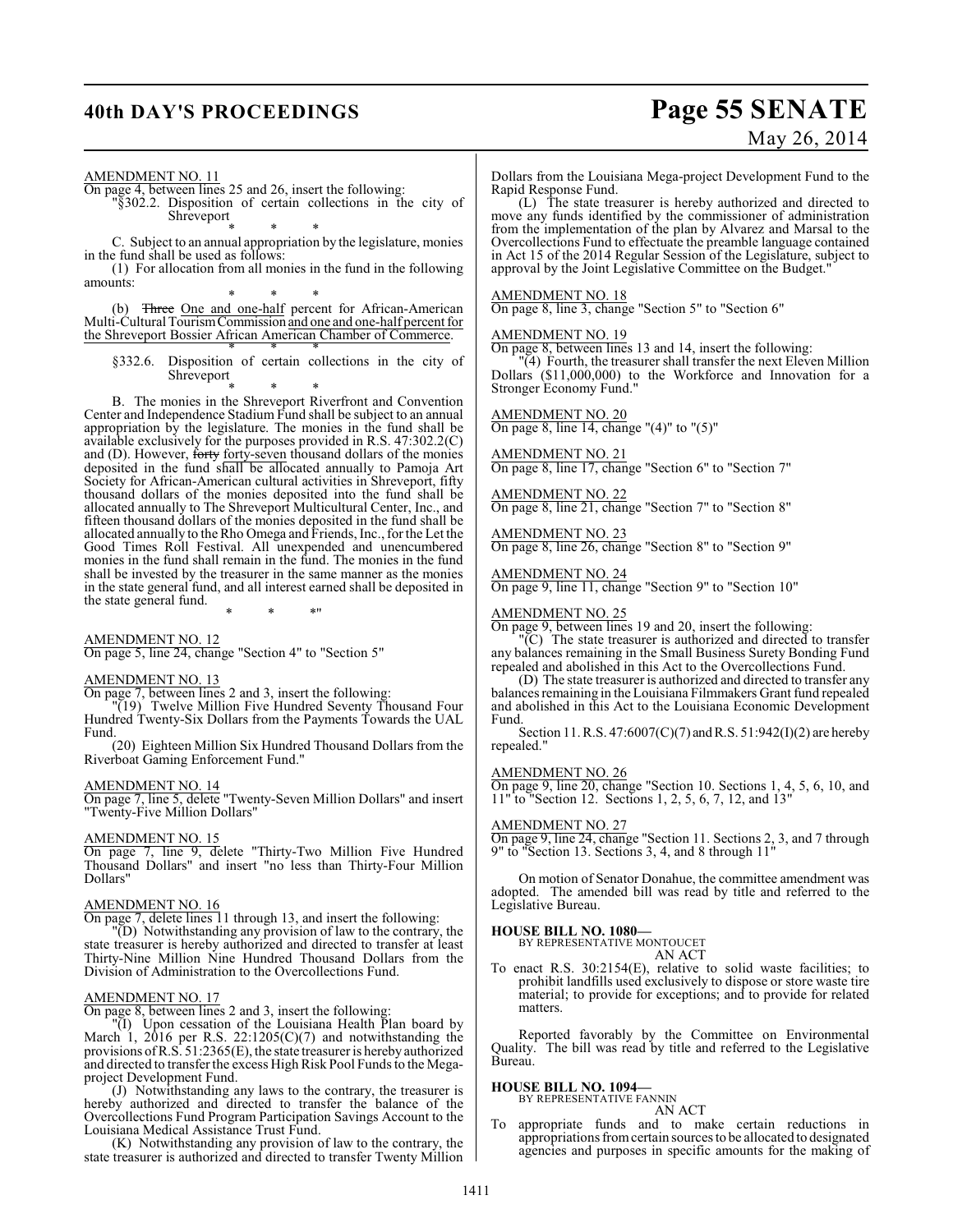AMENDMENT NO. 11

On page 4, between lines 25 and 26, insert the following:

"§302.2. Disposition of certain collections in the city of Shreveport

\* \* \*

C. Subject to an annual appropriation by the legislature, monies in the fund shall be used as follows:

(1) For allocation from all monies in the fund in the following amounts:

\* \* \*

(b) ~~Three~~ One and one-half percent for African-American Multi-Cultural Tourism Commission and one and one-half percent for the Shreveport Bossier African American Chamber of Commerce.

\* \* \*

§332.6. Disposition of certain collections in the city of Shreveport

\* \* \*

B. The monies in the Shreveport Riverfront and Convention Center and Independence Stadium Fund shall be subject to an annual appropriation by the legislature. The monies in the fund shall be available exclusively for the purposes provided in R.S. 47:302.2(C) and (D). However, ~~forty~~ forty-seven thousand dollars of the monies deposited in the fund shall be allocated annually to Pamoja Art Society for African-American cultural activities in Shreveport, fifty thousand dollars of the monies deposited into the fund shall be allocated annually to The Shreveport Multicultural Center, Inc., and fifteen thousand dollars of the monies deposited in the fund shall be allocated annually to the Rho Omega and Friends, Inc., for the Let the Good Times Roll Festival. All unexpended and unencumbered monies in the fund shall remain in the fund. The monies in the fund shall be invested by the treasurer in the same manner as the monies in the state general fund, and all interest earned shall be deposited in the state general fund.

\* \* \*"

AMENDMENT NO. 12

On page 5, line 24, change "Section 4" to "Section 5"

AMENDMENT NO. 13

On page 7, between lines 2 and 3, insert the following:

"(19) Twelve Million Five Hundred Seventy Thousand Four Hundred Twenty-Six Dollars from the Payments Towards the UAL Fund.

(20) Eighteen Million Six Hundred Thousand Dollars from the Riverboat Gaming Enforcement Fund."

AMENDMENT NO. 14

On page 7, line 5, delete "Twenty-Seven Million Dollars" and insert "Twenty-Five Million Dollars"

AMENDMENT NO. 15

On page 7, line 9, delete "Thirty-Two Million Five Hundred Thousand Dollars" and insert "no less than Thirty-Four Million Dollars"

AMENDMENT NO. 16

On page 7, delete lines 11 through 13, and insert the following:

"(D) Notwithstanding any provision of law to the contrary, the state treasurer is hereby authorized and directed to transfer at least Thirty-Nine Million Nine Hundred Thousand Dollars from the Division of Administration to the Overcollections Fund.

AMENDMENT NO. 17

On page 8, between lines 2 and 3, insert the following:

"(I) Upon cessation of the Louisiana Health Plan board by March 1, 2016 per R.S. 22:1205(C)(7) and notwithstanding the provisions of R.S. 51:2365(E), the state treasurer is hereby authorized and directed to transfer the excess High Risk Pool Funds to the Mega-project Development Fund.

(J) Notwithstanding any laws to the contrary, the treasurer is hereby authorized and directed to transfer the balance of the Overcollections Fund Program Participation Savings Account to the Louisiana Medical Assistance Trust Fund.

(K) Notwithstanding any provision of law to the contrary, the state treasurer is authorized and directed to transfer Twenty Million Dollars from the Louisiana Mega-project Development Fund to the Rapid Response Fund.

(L) The state treasurer is hereby authorized and directed to move any funds identified by the commissioner of administration from the implementation of the plan by Alvarez and Marsal to the Overcollections Fund to effectuate the preamble language contained in Act 15 of the 2014 Regular Session of the Legislature, subject to approval by the Joint Legislative Committee on the Budget."

AMENDMENT NO. 18

On page 8, line 3, change "Section 5" to "Section 6"

AMENDMENT NO. 19

On page 8, between lines 13 and 14, insert the following:

"(4) Fourth, the treasurer shall transfer the next Eleven Million Dollars ($11,000,000) to the Workforce and Innovation for a Stronger Economy Fund."

AMENDMENT NO. 20

On page 8, line 14, change "(4)" to "(5)"

AMENDMENT NO. 21

On page 8, line 17, change "Section 6" to "Section 7"

AMENDMENT NO. 22

On page 8, line 21, change "Section 7" to "Section 8"

AMENDMENT NO. 23

On page 8, line 26, change "Section 8" to "Section 9"

AMENDMENT NO. 24

On page 9, line 11, change "Section 9" to "Section 10"

AMENDMENT NO. 25

On page 9, between lines 19 and 20, insert the following:

"(C) The state treasurer is authorized and directed to transfer any balances remaining in the Small Business Surety Bonding Fund repealed and abolished in this Act to the Overcollections Fund.

(D) The state treasurer is authorized and directed to transfer any balances remaining in the Louisiana Filmmakers Grant fund repealed and abolished in this Act to the Louisiana Economic Development Fund.

Section 11. R.S. 47:6007(C)(7) and R.S. 51:942(I)(2) are hereby repealed."

AMENDMENT NO. 26

On page 9, line 20, change "Section 10. Sections 1, 4, 5, 6, 10, and 11" to "Section 12. Sections 1, 2, 5, 6, 7, 12, and 13"

AMENDMENT NO. 27

On page 9, line 24, change "Section 11. Sections 2, 3, and 7 through 9" to "Section 13. Sections 3, 4, and 8 through 11"

On motion of Senator Donahue, the committee amendment was adopted. The amended bill was read by title and referred to the Legislative Bureau.

**HOUSE BILL NO. 1080—**
BY REPRESENTATIVE MONTOUCET
AN ACT

To enact R.S. 30:2154(E), relative to solid waste facilities; to prohibit landfills used exclusively to dispose or store waste tire material; to provide for exceptions; and to provide for related matters.

Reported favorably by the Committee on Environmental Quality. The bill was read by title and referred to the Legislative Bureau.

**HOUSE BILL NO. 1094—**
BY REPRESENTATIVE FANNIN
AN ACT

To appropriate funds and to make certain reductions in appropriations from certain sources to be allocated to designated agencies and purposes in specific amounts for the making of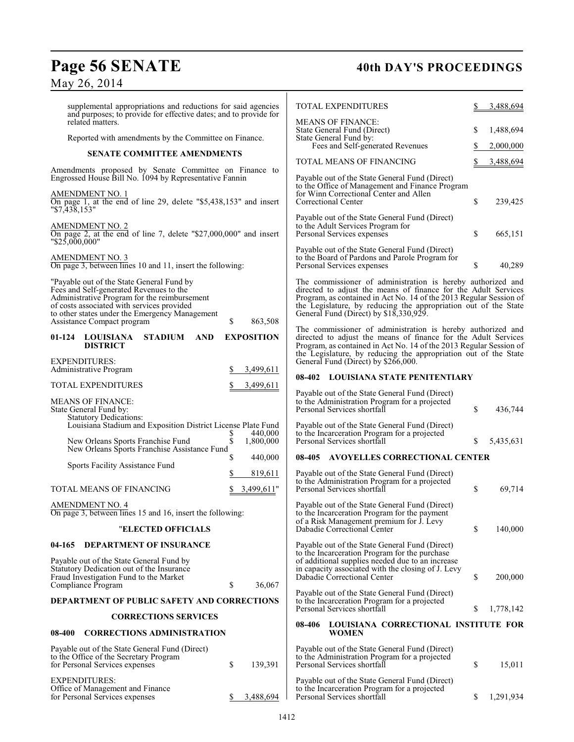supplemental appropriations and reductions for said agencies and purposes; to provide for effective dates; and to provide for related matters.

Reported with amendments by the Committee on Finance.

**SENATE COMMITTEE AMENDMENTS**

Amendments proposed by Senate Committee on Finance to Engrossed House Bill No. 1094 by Representative Fannin

AMENDMENT NO. 1
On page 1, at the end of line 29, delete "$5,438,153" and insert "$7,438,153"

AMENDMENT NO. 2
On page 2, at the end of line 7, delete "$27,000,000" and insert "$25,000,000"

AMENDMENT NO. 3
On page 3, between lines 10 and 11, insert the following:

"Payable out of the State General Fund by Fees and Self-generated Revenues to the Administrative Program for the reimbursement of costs associated with services provided to other states under the Emergency Management Assistance Compact program — $ 863,508

**01-124 LOUISIANA STADIUM AND EXPOSITION DISTRICT**

| | |
|---|---|
| EXPENDITURES: | |
| Administrative Program | $ 3,499,611 |
| TOTAL EXPENDITURES | $ 3,499,611 |
| MEANS OF FINANCE: | |
| State General Fund by: | |
| Statutory Dedications: | |
| Louisiana Stadium and Exposition District License Plate Fund | $ 440,000 |
| New Orleans Sports Franchise Fund | $ 1,800,000 |
| New Orleans Sports Franchise Assistance Fund | $ 440,000 |
| Sports Facility Assistance Fund | $ 819,611 |
| TOTAL MEANS OF FINANCING | $ 3,499,611" |

AMENDMENT NO. 4
On page 3, between lines 15 and 16, insert the following:

"**ELECTED OFFICIALS**

**04-165 DEPARTMENT OF INSURANCE**

Payable out of the State General Fund by Statutory Dedication out of the Insurance Fraud Investigation Fund to the Market Compliance Program — $ 36,067

**DEPARTMENT OF PUBLIC SAFETY AND CORRECTIONS**

**CORRECTIONS SERVICES**

**08-400 CORRECTIONS ADMINISTRATION**

Payable out of the State General Fund (Direct) to the Office of the Secretary Program for Personal Services expenses — $ 139,391

| | |
|---|---|
| EXPENDITURES: | |
| Office of Management and Finance for Personal Services expenses | $ 3,488,694 |
| TOTAL EXPENDITURES | $ 3,488,694 |
| MEANS OF FINANCE: | |
| State General Fund (Direct) | $ 1,488,694 |
| State General Fund by: | |
| Fees and Self-generated Revenues | $ 2,000,000 |
| TOTAL MEANS OF FINANCING | $ 3,488,694 |

Payable out of the State General Fund (Direct) to the Office of Management and Finance Program for Winn Correctional Center and Allen Correctional Center — $ 239,425

Payable out of the State General Fund (Direct) to the Adult Services Program for Personal Services expenses — $ 665,151

Payable out of the State General Fund (Direct) to the Board of Pardons and Parole Program for Personal Services expenses — $ 40,289

The commissioner of administration is hereby authorized and directed to adjust the means of finance for the Adult Services Program, as contained in Act No. 14 of the 2013 Regular Session of the Legislature, by reducing the appropriation out of the State General Fund (Direct) by $18,330,929.

The commissioner of administration is hereby authorized and directed to adjust the means of finance for the Adult Services Program, as contained in Act No. 14 of the 2013 Regular Session of the Legislature, by reducing the appropriation out of the State General Fund (Direct) by $266,000.

**08-402 LOUISIANA STATE PENITENTIARY**

Payable out of the State General Fund (Direct) to the Administration Program for a projected Personal Services shortfall — $ 436,744

Payable out of the State General Fund (Direct) to the Incarceration Program for a projected Personal Services shortfall — $ 5,435,631

**08-405 AVOYELLES CORRECTIONAL CENTER**

Payable out of the State General Fund (Direct) to the Administration Program for a projected Personal Services shortfall — $ 69,714

Payable out of the State General Fund (Direct) to the Incarceration Program for the payment of a Risk Management premium for J. Levy Dabadie Correctional Center — $ 140,000

Payable out of the State General Fund (Direct) to the Incarceration Program for the purchase of additional supplies needed due to an increase in capacity associated with the closing of J. Levy Dabadie Correctional Center — $ 200,000

Payable out of the State General Fund (Direct) to the Incarceration Program for a projected Personal Services shortfall — $ 1,778,142

**08-406 LOUISIANA CORRECTIONAL INSTITUTE FOR WOMEN**

Payable out of the State General Fund (Direct) to the Administration Program for a projected Personal Services shortfall — $ 15,011

Payable out of the State General Fund (Direct) to the Incarceration Program for a projected Personal Services shortfall — $ 1,291,934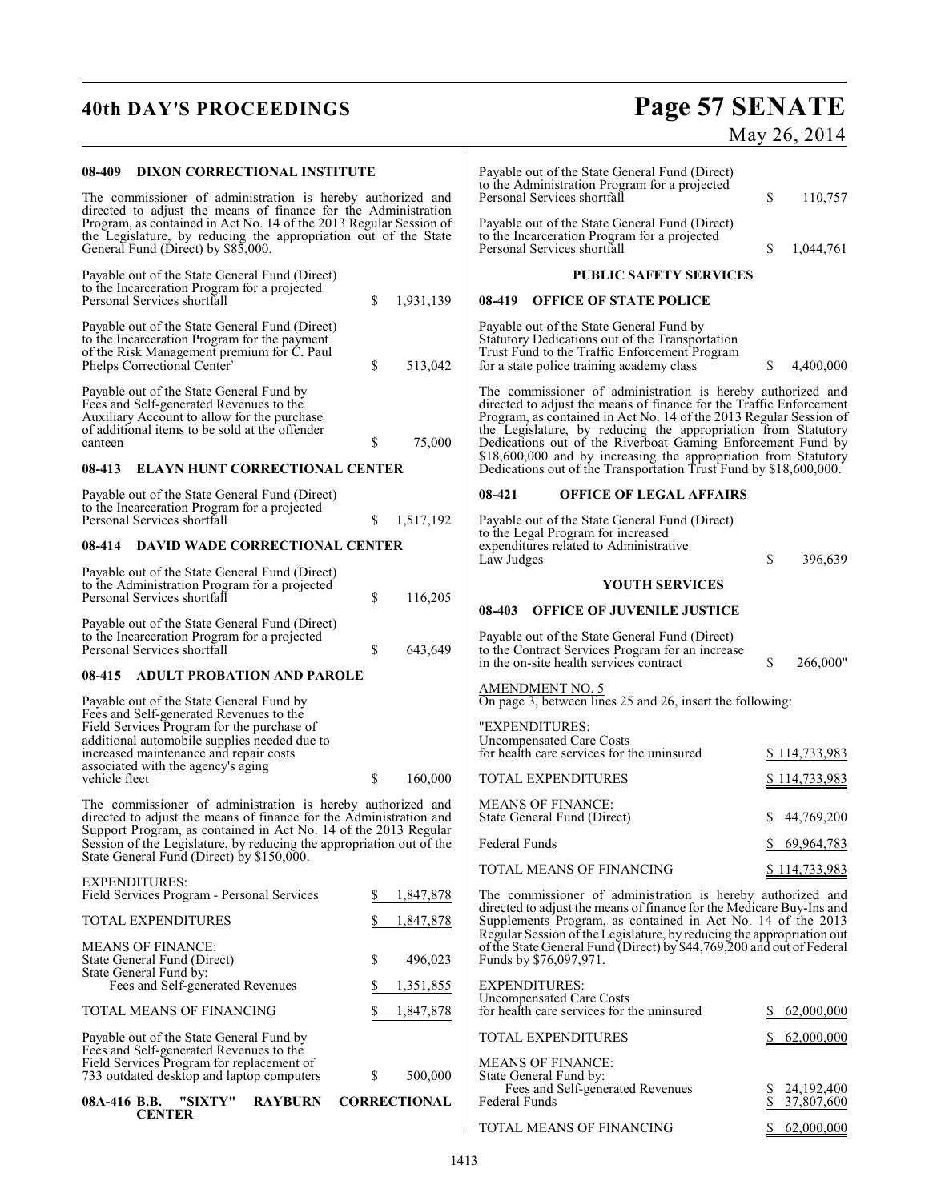**08-409 DIXON CORRECTIONAL INSTITUTE**

The commissioner of administration is hereby authorized and directed to adjust the means of finance for the Administration Program, as contained in Act No. 14 of the 2013 Regular Session of the Legislature, by reducing the appropriation out of the State General Fund (Direct) by $85,000.

| | |
|---|---|
| Payable out of the State General Fund (Direct) to the Incarceration Program for a projected Personal Services shortfall | $ 1,931,139 |
| Payable out of the State General Fund (Direct) to the Incarceration Program for the payment of the Risk Management premium for C. Paul Phelps Correctional Center` | $ 513,042 |
| Payable out of the State General Fund by Fees and Self-generated Revenues to the Auxiliary Account to allow for the purchase of additional items to be sold at the offender canteen | $ 75,000 |

**08-413 ELAYN HUNT CORRECTIONAL CENTER**

| | |
|---|---|
| Payable out of the State General Fund (Direct) to the Incarceration Program for a projected Personal Services shortfall | $ 1,517,192 |

**08-414 DAVID WADE CORRECTIONAL CENTER**

| | |
|---|---|
| Payable out of the State General Fund (Direct) to the Administration Program for a projected Personal Services shortfall | $ 116,205 |
| Payable out of the State General Fund (Direct) to the Incarceration Program for a projected Personal Services shortfall | $ 643,649 |

**08-415 ADULT PROBATION AND PAROLE**

| | |
|---|---|
| Payable out of the State General Fund by Fees and Self-generated Revenues to the Field Services Program for the purchase of additional automobile supplies needed due to increased maintenance and repair costs associated with the agency's aging vehicle fleet | $ 160,000 |

The commissioner of administration is hereby authorized and directed to adjust the means of finance for the Administration and Support Program, as contained in Act No. 14 of the 2013 Regular Session of the Legislature, by reducing the appropriation out of the State General Fund (Direct) by $150,000.

| | |
|---|---|
| EXPENDITURES: | |
| Field Services Program - Personal Services | $ 1,847,878 |
| TOTAL EXPENDITURES | $ 1,847,878 |
| MEANS OF FINANCE: | |
| State General Fund (Direct) | $ 496,023 |
| State General Fund by: | |
| Fees and Self-generated Revenues | $ 1,351,855 |
| TOTAL MEANS OF FINANCING | $ 1,847,878 |

| | |
|---|---|
| Payable out of the State General Fund by Fees and Self-generated Revenues to the Field Services Program for replacement of 733 outdated desktop and laptop computers | $ 500,000 |

**08A-416 B.B. "SIXTY" RAYBURN CORRECTIONAL CENTER**

| | |
|---|---|
| Payable out of the State General Fund (Direct) to the Administration Program for a projected Personal Services shortfall | $ 110,757 |
| Payable out of the State General Fund (Direct) to the Incarceration Program for a projected Personal Services shortfall | $ 1,044,761 |

**PUBLIC SAFETY SERVICES**

**08-419 OFFICE OF STATE POLICE**

| | |
|---|---|
| Payable out of the State General Fund by Statutory Dedications out of the Transportation Trust Fund to the Traffic Enforcement Program for a state police training academy class | $ 4,400,000 |

The commissioner of administration is hereby authorized and directed to adjust the means of finance for the Traffic Enforcement Program, as contained in Act No. 14 of the 2013 Regular Session of the Legislature, by reducing the appropriation from Statutory Dedications out of the Riverboat Gaming Enforcement Fund by $18,600,000 and by increasing the appropriation from Statutory Dedications out of the Transportation Trust Fund by $18,600,000.

**08-421 OFFICE OF LEGAL AFFAIRS**

| | |
|---|---|
| Payable out of the State General Fund (Direct) to the Legal Program for increased expenditures related to Administrative Law Judges | $ 396,639 |

**YOUTH SERVICES**

**08-403 OFFICE OF JUVENILE JUSTICE**

| | |
|---|---|
| Payable out of the State General Fund (Direct) to the Contract Services Program for an increase in the on-site health services contract | $ 266,000" |

AMENDMENT NO. 5
On page 3, between lines 25 and 26, insert the following:

| | |
|---|---|
| "EXPENDITURES: | |
| Uncompensated Care Costs for health care services for the uninsured | $ 114,733,983 |
| TOTAL EXPENDITURES | $ 114,733,983 |
| MEANS OF FINANCE: | |
| State General Fund (Direct) | $ 44,769,200 |
| Federal Funds | $ 69,964,783 |
| TOTAL MEANS OF FINANCING | $ 114,733,983 |

The commissioner of administration is hereby authorized and directed to adjust the means of finance for the Medicare Buy-Ins and Supplements Program, as contained in Act No. 14 of the 2013 Regular Session of the Legislature, by reducing the appropriation out of the State General Fund (Direct) by $44,769,200 and out of Federal Funds by $76,097,971.

| | |
|---|---|
| EXPENDITURES: | |
| Uncompensated Care Costs for health care services for the uninsured | $ 62,000,000 |
| TOTAL EXPENDITURES | $ 62,000,000 |
| MEANS OF FINANCE: | |
| State General Fund by: | |
| Fees and Self-generated Revenues | $ 24,192,400 |
| Federal Funds | $ 37,807,600 |
| TOTAL MEANS OF FINANCING | $ 62,000,000 |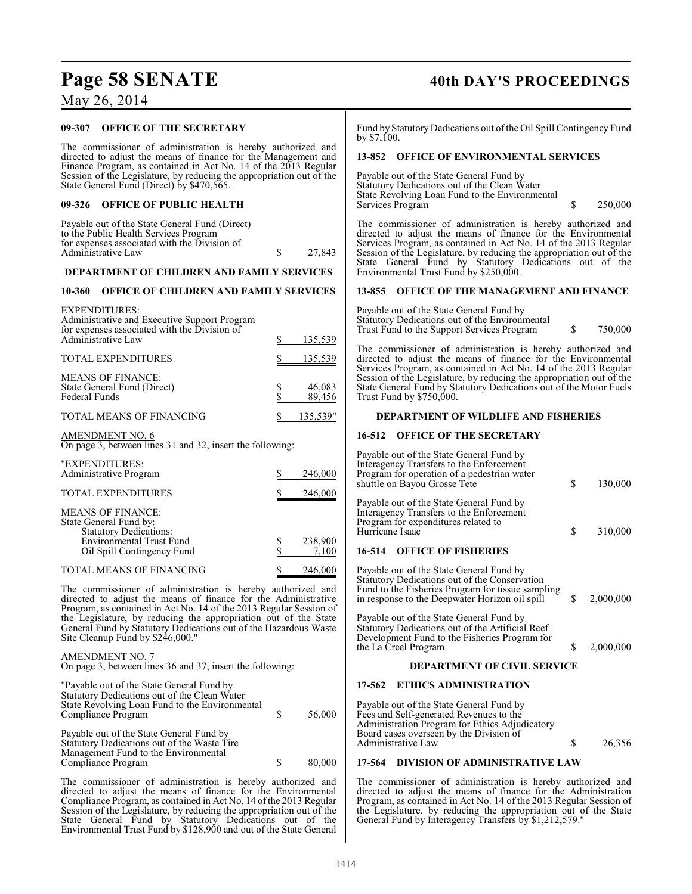**09-307 OFFICE OF THE SECRETARY**

The commissioner of administration is hereby authorized and directed to adjust the means of finance for the Management and Finance Program, as contained in Act No. 14 of the 2013 Regular Session of the Legislature, by reducing the appropriation out of the State General Fund (Direct) by $470,565.

**09-326 OFFICE OF PUBLIC HEALTH**

| | | |
|---|---|---|
| Payable out of the State General Fund (Direct) to the Public Health Services Program for expenses associated with the Division of Administrative Law | $ | 27,843 |

**DEPARTMENT OF CHILDREN AND FAMILY SERVICES**

**10-360 OFFICE OF CHILDREN AND FAMILY SERVICES**

| | | |
|---|---|---|
| EXPENDITURES: | | |
| Administrative and Executive Support Program for expenses associated with the Division of Administrative Law | $ | 135,539 |
| TOTAL EXPENDITURES | $ | 135,539 |
| MEANS OF FINANCE: | | |
| State General Fund (Direct) | $ | 46,083 |
| Federal Funds | $ | 89,456 |
| TOTAL MEANS OF FINANCING | $ | 135,539" |

AMENDMENT NO. 6

On page 3, between lines 31 and 32, insert the following:

| | | |
|---|---|---|
| "EXPENDITURES: | | |
| Administrative Program | $ | 246,000 |
| TOTAL EXPENDITURES | $ | 246,000 |
| MEANS OF FINANCE: | | |
| State General Fund by: | | |
| Statutory Dedications: | | |
| Environmental Trust Fund | $ | 238,900 |
| Oil Spill Contingency Fund | $ | 7,100 |
| TOTAL MEANS OF FINANCING | $ | 246,000 |

The commissioner of administration is hereby authorized and directed to adjust the means of finance for the Administrative Program, as contained in Act No. 14 of the 2013 Regular Session of the Legislature, by reducing the appropriation out of the State General Fund by Statutory Dedications out of the Hazardous Waste Site Cleanup Fund by $246,000."

AMENDMENT NO. 7

On page 3, between lines 36 and 37, insert the following:

| | | |
|---|---|---|
| "Payable out of the State General Fund by Statutory Dedications out of the Clean Water State Revolving Loan Fund to the Environmental Compliance Program | $ | 56,000 |
| Payable out of the State General Fund by Statutory Dedications out of the Waste Tire Management Fund to the Environmental Compliance Program | $ | 80,000 |

The commissioner of administration is hereby authorized and directed to adjust the means of finance for the Environmental Compliance Program, as contained in Act No. 14 of the 2013 Regular Session of the Legislature, by reducing the appropriation out of the State General Fund by Statutory Dedications out of the Environmental Trust Fund by $128,900 and out of the State General Fund by Statutory Dedications out of the Oil Spill Contingency Fund by $7,100.

**13-852 OFFICE OF ENVIRONMENTAL SERVICES**

| | | |
|---|---|---|
| Payable out of the State General Fund by Statutory Dedications out of the Clean Water State Revolving Loan Fund to the Environmental Services Program | $ | 250,000 |

The commissioner of administration is hereby authorized and directed to adjust the means of finance for the Environmental Services Program, as contained in Act No. 14 of the 2013 Regular Session of the Legislature, by reducing the appropriation out of the State General Fund by Statutory Dedications out of the Environmental Trust Fund by $250,000.

**13-855 OFFICE OF THE MANAGEMENT AND FINANCE**

| | | |
|---|---|---|
| Payable out of the State General Fund by Statutory Dedications out of the Environmental Trust Fund to the Support Services Program | $ | 750,000 |

The commissioner of administration is hereby authorized and directed to adjust the means of finance for the Environmental Services Program, as contained in Act No. 14 of the 2013 Regular Session of the Legislature, by reducing the appropriation out of the State General Fund by Statutory Dedications out of the Motor Fuels Trust Fund by $750,000.

**DEPARTMENT OF WILDLIFE AND FISHERIES**

**16-512 OFFICE OF THE SECRETARY**

| | | |
|---|---|---|
| Payable out of the State General Fund by Interagency Transfers to the Enforcement Program for operation of a pedestrian water shuttle on Bayou Grosse Tete | $ | 130,000 |
| Payable out of the State General Fund by Interagency Transfers to the Enforcement Program for expenditures related to Hurricane Isaac | $ | 310,000 |

**16-514 OFFICE OF FISHERIES**

| | | |
|---|---|---|
| Payable out of the State General Fund by Statutory Dedications out of the Conservation Fund to the Fisheries Program for tissue sampling in response to the Deepwater Horizon oil spill | $ | 2,000,000 |
| Payable out of the State General Fund by Statutory Dedications out of the Artificial Reef Development Fund to the Fisheries Program for the La Creel Program | $ | 2,000,000 |

**DEPARTMENT OF CIVIL SERVICE**

**17-562 ETHICS ADMINISTRATION**

| | | |
|---|---|---|
| Payable out of the State General Fund by Fees and Self-generated Revenues to the Administration Program for Ethics Adjudicatory Board cases overseen by the Division of Administrative Law | $ | 26,356 |

**17-564 DIVISION OF ADMINISTRATIVE LAW**

The commissioner of administration is hereby authorized and directed to adjust the means of finance for the Administration Program, as contained in Act No. 14 of the 2013 Regular Session of the Legislature, by reducing the appropriation out of the State General Fund by Interagency Transfers by $1,212,579."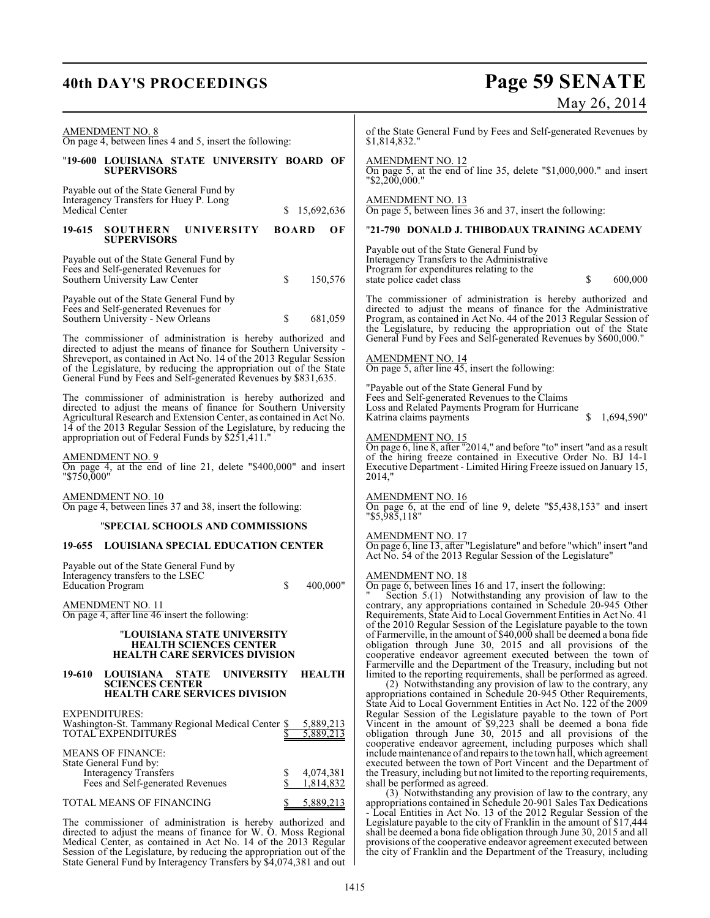AMENDMENT NO. 8
On page 4, between lines 4 and 5, insert the following:

"**19-600 LOUISIANA STATE UNIVERSITY BOARD OF SUPERVISORS**

Payable out of the State General Fund by Interagency Transfers for Huey P. Long Medical Center $ 15,692,636

**19-615 SOUTHERN UNIVERSITY BOARD OF SUPERVISORS**

Payable out of the State General Fund by Fees and Self-generated Revenues for Southern University Law Center $ 150,576

Payable out of the State General Fund by Fees and Self-generated Revenues for Southern University - New Orleans $ 681,059

The commissioner of administration is hereby authorized and directed to adjust the means of finance for Southern University - Shreveport, as contained in Act No. 14 of the 2013 Regular Session of the Legislature, by reducing the appropriation out of the State General Fund by Fees and Self-generated Revenues by $831,635.

The commissioner of administration is hereby authorized and directed to adjust the means of finance for Southern University Agricultural Research and Extension Center, as contained in Act No. 14 of the 2013 Regular Session of the Legislature, by reducing the appropriation out of Federal Funds by $251,411."

AMENDMENT NO. 9
On page 4, at the end of line 21, delete "$400,000" and insert "$750,000"

AMENDMENT NO. 10
On page 4, between lines 37 and 38, insert the following:

"**SPECIAL SCHOOLS AND COMMISSIONS**

**19-655 LOUISIANA SPECIAL EDUCATION CENTER**

Payable out of the State General Fund by Interagency transfers to the LSEC Education Program $ 400,000"

AMENDMENT NO. 11
On page 4, after line 46 insert the following:

"**LOUISIANA STATE UNIVERSITY HEALTH SCIENCES CENTER HEALTH CARE SERVICES DIVISION**

**19-610 LOUISIANA STATE UNIVERSITY HEALTH SCIENCES CENTER HEALTH CARE SERVICES DIVISION**

| | | |
|---|---|---|
| EXPENDITURES: | | |
| Washington-St. Tammany Regional Medical Center | $ | 5,889,213 |
| TOTAL EXPENDITURES | $ | 5,889,213 |
| MEANS OF FINANCE: | | |
| State General Fund by: | | |
| Interagency Transfers | $ | 4,074,381 |
| Fees and Self-generated Revenues | $ | 1,814,832 |
| TOTAL MEANS OF FINANCING | $ | 5,889,213 |

The commissioner of administration is hereby authorized and directed to adjust the means of finance for W. O. Moss Regional Medical Center, as contained in Act No. 14 of the 2013 Regular Session of the Legislature, by reducing the appropriation out of the State General Fund by Interagency Transfers by $4,074,381 and out of the State General Fund by Fees and Self-generated Revenues by $1,814,832."

AMENDMENT NO. 12
On page 5, at the end of line 35, delete "$1,000,000." and insert "$2,200,000."

AMENDMENT NO. 13
On page 5, between lines 36 and 37, insert the following:

"**21-790 DONALD J. THIBODAUX TRAINING ACADEMY**

Payable out of the State General Fund by Interagency Transfers to the Administrative Program for expenditures relating to the state police cadet class $ 600,000

The commissioner of administration is hereby authorized and directed to adjust the means of finance for the Administrative Program, as contained in Act No. 44 of the 2013 Regular Session of the Legislature, by reducing the appropriation out of the State General Fund by Fees and Self-generated Revenues by $600,000."

AMENDMENT NO. 14
On page 5, after line 45, insert the following:

"Payable out of the State General Fund by Fees and Self-generated Revenues to the Claims Loss and Related Payments Program for Hurricane Katrina claims payments $ 1,694,590"

AMENDMENT NO. 15
On page 6, line 8, after "2014," and before "to" insert "and as a result of the hiring freeze contained in Executive Order No. BJ 14-1 Executive Department - Limited Hiring Freeze issued on January 15, 2014,"

AMENDMENT NO. 16
On page 6, at the end of line 9, delete "$5,438,153" and insert "$5,985,118"

AMENDMENT NO. 17
On page 6, line 13, after "Legislature" and before "which" insert "and Act No. 54 of the 2013 Regular Session of the Legislature"

AMENDMENT NO. 18
On page 6, between lines 16 and 17, insert the following:

" Section 5.(1) Notwithstanding any provision of law to the contrary, any appropriations contained in Schedule 20-945 Other Requirements, State Aid to Local Government Entities in Act No. 41 of the 2010 Regular Session of the Legislature payable to the town of Farmerville, in the amount of $40,000 shall be deemed a bona fide obligation through June 30, 2015 and all provisions of the cooperative endeavor agreement executed between the town of Farmerville and the Department of the Treasury, including but not limited to the reporting requirements, shall be performed as agreed.

(2) Notwithstanding any provision of law to the contrary, any appropriations contained in Schedule 20-945 Other Requirements, State Aid to Local Government Entities in Act No. 122 of the 2009 Regular Session of the Legislature payable to the town of Port Vincent in the amount of $9,223 shall be deemed a bona fide obligation through June 30, 2015 and all provisions of the cooperative endeavor agreement, including purposes which shall include maintenance of and repairs to the town hall, which agreement executed between the town of Port Vincent and the Department of the Treasury, including but not limited to the reporting requirements, shall be performed as agreed.

(3) Notwithstanding any provision of law to the contrary, any appropriations contained in Schedule 20-901 Sales Tax Dedications - Local Entities in Act No. 13 of the 2012 Regular Session of the Legislature payable to the city of Franklin in the amount of $17,444 shall be deemed a bona fide obligation through June 30, 2015 and all provisions of the cooperative endeavor agreement executed between the city of Franklin and the Department of the Treasury, including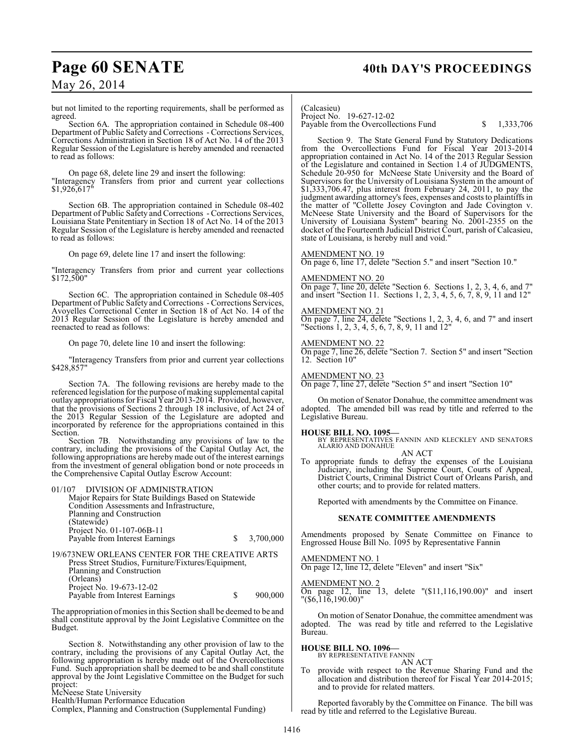but not limited to the reporting requirements, shall be performed as agreed.

Section 6A. The appropriation contained in Schedule 08-400 Department of Public Safety and Corrections - Corrections Services, Corrections Administration in Section 18 of Act No. 14 of the 2013 Regular Session of the Legislature is hereby amended and reenacted to read as follows:

On page 68, delete line 29 and insert the following:
"Interagency Transfers from prior and current year collections $1,926,617"

Section 6B. The appropriation contained in Schedule 08-402 Department of Public Safety and Corrections - Corrections Services, Louisiana State Penitentiary in Section 18 of Act No. 14 of the 2013 Regular Session of the Legislature is hereby amended and reenacted to read as follows:

On page 69, delete line 17 and insert the following:

"Interagency Transfers from prior and current year collections $172,500"

Section 6C. The appropriation contained in Schedule 08-405 Department of Public Safety and Corrections - Corrections Services, Avoyelles Correctional Center in Section 18 of Act No. 14 of the 2013 Regular Session of the Legislature is hereby amended and reenacted to read as follows:

On page 70, delete line 10 and insert the following:

"Interagency Transfers from prior and current year collections $428,857"

Section 7A. The following revisions are hereby made to the referenced legislation for the purpose of making supplemental capital outlay appropriations for Fiscal Year 2013-2014. Provided, however, that the provisions of Sections 2 through 18 inclusive, of Act 24 of the 2013 Regular Session of the Legislature are adopted and incorporated by reference for the appropriations contained in this Section.

Section 7B. Notwithstanding any provisions of law to the contrary, including the provisions of the Capital Outlay Act, the following appropriations are hereby made out of the interest earnings from the investment of general obligation bond or note proceeds in the Comprehensive Capital Outlay Escrow Account:

01/107 DIVISION OF ADMINISTRATION
Major Repairs for State Buildings Based on Statewide Condition Assessments and Infrastructure, Planning and Construction
(Statewide)
Project No. 01-107-06B-11
Payable from Interest Earnings $ 3,700,000

19/673 NEW ORLEANS CENTER FOR THE CREATIVE ARTS
Press Street Studios, Furniture/Fixtures/Equipment, Planning and Construction
(Orleans)
Project No. 19-673-12-02
Payable from Interest Earnings $ 900,000

The appropriation of monies in this Section shall be deemed to be and shall constitute approval by the Joint Legislative Committee on the Budget.

Section 8. Notwithstanding any other provision of law to the contrary, including the provisions of any Capital Outlay Act, the following appropriation is hereby made out of the Overcollections Fund. Such appropriation shall be deemed to be and shall constitute approval by the Joint Legislative Committee on the Budget for such project:
McNeese State University
Health/Human Performance Education
Complex, Planning and Construction (Supplemental Funding)
(Calcasieu)
Project No. 19-627-12-02
Payable from the Overcollections Fund $ 1,333,706

Section 9. The State General Fund by Statutory Dedications from the Overcollections Fund for Fiscal Year 2013-2014 appropriation contained in Act No. 14 of the 2013 Regular Session of the Legislature and contained in Section 1.4 of JUDGMENTS, Schedule 20-950 for McNeese State University and the Board of Supervisors for the University of Louisiana System in the amount of $1,333,706.47, plus interest from February 24, 2011, to pay the judgment awarding attorney's fees, expenses and costs to plaintiffs in the matter of "Collette Josey Covington and Jade Covington v. McNeese State University and the Board of Supervisors for the University of Louisiana System" bearing No. 2001-2355 on the docket of the Fourteenth Judicial District Court, parish of Calcasieu, state of Louisiana, is hereby null and void."

AMENDMENT NO. 19
On page 6, line 17, delete "Section 5." and insert "Section 10."

AMENDMENT NO. 20
On page 7, line 20, delete "Section 6. Sections 1, 2, 3, 4, 6, and 7" and insert "Section 11. Sections 1, 2, 3, 4, 5, 6, 7, 8, 9, 11 and 12"

AMENDMENT NO. 21
On page 7, line 24, delete "Sections 1, 2, 3, 4, 6, and 7" and insert "Sections 1, 2, 3, 4, 5, 6, 7, 8, 9, 11 and 12"

AMENDMENT NO. 22
On page 7, line 26, delete "Section 7. Section 5" and insert "Section 12. Section 10"

AMENDMENT NO. 23
On page 7, line 27, delete "Section 5" and insert "Section 10"

On motion of Senator Donahue, the committee amendment was adopted. The amended bill was read by title and referred to the Legislative Bureau.

**HOUSE BILL NO. 1095—**
BY REPRESENTATIVES FANNIN AND KLECKLEY AND SENATORS ALARIO AND DONAHUE
AN ACT
To appropriate funds to defray the expenses of the Louisiana Judiciary, including the Supreme Court, Courts of Appeal, District Courts, Criminal District Court of Orleans Parish, and other courts; and to provide for related matters.

Reported with amendments by the Committee on Finance.

**SENATE COMMITTEE AMENDMENTS**

Amendments proposed by Senate Committee on Finance to Engrossed House Bill No. 1095 by Representative Fannin

AMENDMENT NO. 1
On page 12, line 12, delete "Eleven" and insert "Six"

AMENDMENT NO. 2
On page 12, line 13, delete "($11,116,190.00)" and insert "($6,116,190.00)"

On motion of Senator Donahue, the committee amendment was adopted. The was read by title and referred to the Legislative Bureau.

**HOUSE BILL NO. 1096—**
BY REPRESENTATIVE FANNIN
AN ACT
To provide with respect to the Revenue Sharing Fund and the allocation and distribution thereof for Fiscal Year 2014-2015; and to provide for related matters.

Reported favorably by the Committee on Finance. The bill was read by title and referred to the Legislative Bureau.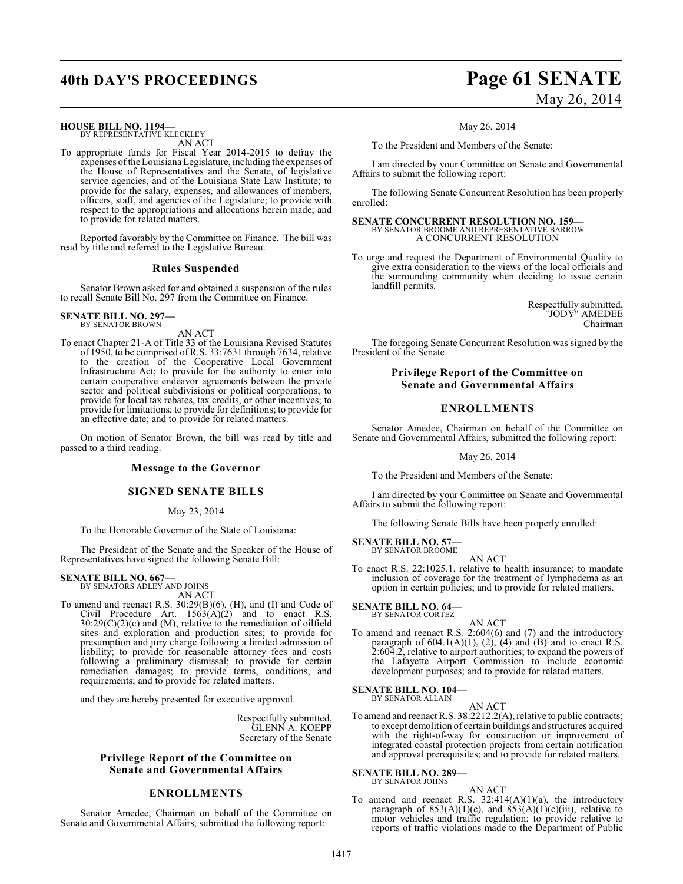**HOUSE BILL NO. 1194—**
BY REPRESENTATIVE KLECKLEY
AN ACT

To appropriate funds for Fiscal Year 2014-2015 to defray the expenses of the Louisiana Legislature, including the expenses of the House of Representatives and the Senate, of legislative service agencies, and of the Louisiana State Law Institute; to provide for the salary, expenses, and allowances of members, officers, staff, and agencies of the Legislature; to provide with respect to the appropriations and allocations herein made; and to provide for related matters.

Reported favorably by the Committee on Finance. The bill was read by title and referred to the Legislative Bureau.

### Rules Suspended

Senator Brown asked for and obtained a suspension of the rules to recall Senate Bill No. 297 from the Committee on Finance.

**SENATE BILL NO. 297—**
BY SENATOR BROWN
AN ACT

To enact Chapter 21-A of Title 33 of the Louisiana Revised Statutes of 1950, to be comprised of R.S. 33:7631 through 7634, relative to the creation of the Cooperative Local Government Infrastructure Act; to provide for the authority to enter into certain cooperative endeavor agreements between the private sector and political subdivisions or political corporations; to provide for local tax rebates, tax credits, or other incentives; to provide for limitations; to provide for definitions; to provide for an effective date; and to provide for related matters.

On motion of Senator Brown, the bill was read by title and passed to a third reading.

### Message to the Governor

### SIGNED SENATE BILLS

May 23, 2014

To the Honorable Governor of the State of Louisiana:

The President of the Senate and the Speaker of the House of Representatives have signed the following Senate Bill:

**SENATE BILL NO. 667—**
BY SENATORS ADLEY AND JOHNS
AN ACT

To amend and reenact R.S. 30:29(B)(6), (H), and (I) and Code of Civil Procedure Art. 1563(A)(2) and to enact R.S. 30:29(C)(2)(c) and (M), relative to the remediation of oilfield sites and exploration and production sites; to provide for presumption and jury charge following a limited admission of liability; to provide for reasonable attorney fees and costs following a preliminary dismissal; to provide for certain remediation damages; to provide terms, conditions, and requirements; and to provide for related matters.

and they are hereby presented for executive approval.

Respectfully submitted,
GLENN A. KOEPP
Secretary of the Senate

### Privilege Report of the Committee on Senate and Governmental Affairs

### ENROLLMENTS

Senator Amedee, Chairman on behalf of the Committee on Senate and Governmental Affairs, submitted the following report:

May 26, 2014

To the President and Members of the Senate:

I am directed by your Committee on Senate and Governmental Affairs to submit the following report:

The following Senate Concurrent Resolution has been properly enrolled:

**SENATE CONCURRENT RESOLUTION NO. 159—**
BY SENATOR BROOME AND REPRESENTATIVE BARROW
A CONCURRENT RESOLUTION

To urge and request the Department of Environmental Quality to give extra consideration to the views of the local officials and the surrounding community when deciding to issue certain landfill permits.

Respectfully submitted,
"JODY" AMEDEE
Chairman

The foregoing Senate Concurrent Resolution was signed by the President of the Senate.

### Privilege Report of the Committee on Senate and Governmental Affairs

### ENROLLMENTS

Senator Amedee, Chairman on behalf of the Committee on Senate and Governmental Affairs, submitted the following report:

May 26, 2014

To the President and Members of the Senate:

I am directed by your Committee on Senate and Governmental Affairs to submit the following report:

The following Senate Bills have been properly enrolled:

**SENATE BILL NO. 57—**
BY SENATOR BROOME
AN ACT

To enact R.S. 22:1025.1, relative to health insurance; to mandate inclusion of coverage for the treatment of lymphedema as an option in certain policies; and to provide for related matters.

**SENATE BILL NO. 64—**
BY SENATOR CORTEZ
AN ACT

To amend and reenact R.S. 2:604(6) and (7) and the introductory paragraph of 604.1(A)(1), (2), (4) and (B) and to enact R.S. 2:604.2, relative to airport authorities; to expand the powers of the Lafayette Airport Commission to include economic development purposes; and to provide for related matters.

**SENATE BILL NO. 104—**
BY SENATOR ALLAIN
AN ACT

To amend and reenact R.S. 38:2212.2(A), relative to public contracts; to except demolition of certain buildings and structures acquired with the right-of-way for construction or improvement of integrated coastal protection projects from certain notification and approval prerequisites; and to provide for related matters.

**SENATE BILL NO. 289—**
BY SENATOR JOHNS
AN ACT

To amend and reenact R.S. 32:414(A)(1)(a), the introductory paragraph of 853(A)(1)(c), and 853(A)(1)(c)(iii), relative to motor vehicles and traffic regulation; to provide relative to reports of traffic violations made to the Department of Public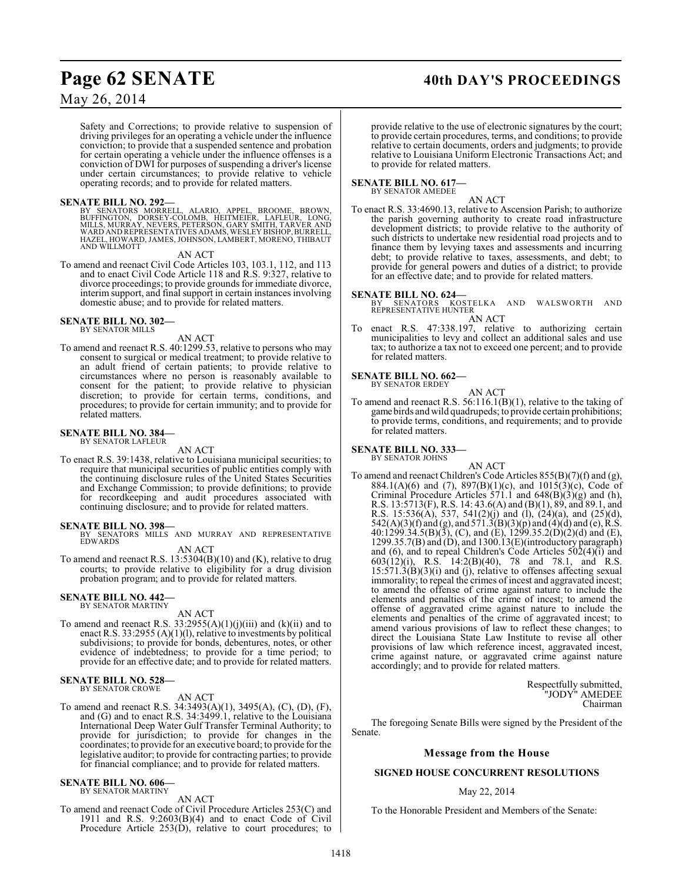Safety and Corrections; to provide relative to suspension of driving privileges for an operating a vehicle under the influence conviction; to provide that a suspended sentence and probation for certain operating a vehicle under the influence offenses is a conviction of DWI for purposes of suspending a driver's license under certain circumstances; to provide relative to vehicle operating records; and to provide for related matters.

**SENATE BILL NO. 292—**
BY SENATORS MORRELL, ALARIO, APPEL, BROOME, BROWN, BUFFINGTON, DORSEY-COLOMB, HEITMEIER, LAFLEUR, LONG, MILLS, MURRAY, NEVERS, PETERSON, GARY SMITH, TARVER AND WARD AND REPRESENTATIVES ADAMS, WESLEY BISHOP, BURRELL, HAZEL, HOWARD, JAMES, JOHNSON, LAMBERT, MORENO, THIBAUT AND WILLMOTT

AN ACT

To amend and reenact Civil Code Articles 103, 103.1, 112, and 113 and to enact Civil Code Article 118 and R.S. 9:327, relative to divorce proceedings; to provide grounds for immediate divorce, interim support, and final support in certain instances involving domestic abuse; and to provide for related matters.

**SENATE BILL NO. 302—**
BY SENATOR MILLS

AN ACT

To amend and reenact R.S. 40:1299.53, relative to persons who may consent to surgical or medical treatment; to provide relative to an adult friend of certain patients; to provide relative to circumstances where no person is reasonably available to consent for the patient; to provide relative to physician discretion; to provide for certain terms, conditions, and procedures; to provide for certain immunity; and to provide for related matters.

**SENATE BILL NO. 384—**
BY SENATOR LAFLEUR

AN ACT

To enact R.S. 39:1438, relative to Louisiana municipal securities; to require that municipal securities of public entities comply with the continuing disclosure rules of the United States Securities and Exchange Commission; to provide definitions; to provide for recordkeeping and audit procedures associated with continuing disclosure; and to provide for related matters.

**SENATE BILL NO. 398—**
BY SENATORS MILLS AND MURRAY AND REPRESENTATIVE EDWARDS

AN ACT

To amend and reenact R.S. 13:5304(B)(10) and (K), relative to drug courts; to provide relative to eligibility for a drug division probation program; and to provide for related matters.

**SENATE BILL NO. 442—**
BY SENATOR MARTINY

AN ACT

To amend and reenact R.S. 33:2955(A)(1)(j)(iii) and (k)(ii) and to enact R.S. 33:2955 (A)(1)(l), relative to investments by political subdivisions; to provide for bonds, debentures, notes, or other evidence of indebtedness; to provide for a time period; to provide for an effective date; and to provide for related matters.

**SENATE BILL NO. 528—**
BY SENATOR CROWE

AN ACT

To amend and reenact R.S. 34:3493(A)(1), 3495(A), (C), (D), (F), and (G) and to enact R.S. 34:3499.1, relative to the Louisiana International Deep Water Gulf Transfer Terminal Authority; to provide for jurisdiction; to provide for changes in the coordinates; to provide for an executive board; to provide for the legislative auditor; to provide for contracting parties; to provide for financial compliance; and to provide for related matters.

**SENATE BILL NO. 606—**
BY SENATOR MARTINY

AN ACT

To amend and reenact Code of Civil Procedure Articles 253(C) and 1911 and R.S. 9:2603(B)(4) and to enact Code of Civil Procedure Article 253(D), relative to court procedures; to provide relative to the use of electronic signatures by the court; to provide certain procedures, terms, and conditions; to provide relative to certain documents, orders and judgments; to provide relative to Louisiana Uniform Electronic Transactions Act; and to provide for related matters.

**SENATE BILL NO. 617—**
BY SENATOR AMEDEE

AN ACT

To enact R.S. 33:4690.13, relative to Ascension Parish; to authorize the parish governing authority to create road infrastructure development districts; to provide relative to the authority of such districts to undertake new residential road projects and to finance them by levying taxes and assessments and incurring debt; to provide relative to taxes, assessments, and debt; to provide for general powers and duties of a district; to provide for an effective date; and to provide for related matters.

**SENATE BILL NO. 624—**
BY SENATORS KOSTELKA AND WALSWORTH AND REPRESENTATIVE HUNTER

AN ACT

To enact R.S. 47:338.197, relative to authorizing certain municipalities to levy and collect an additional sales and use tax; to authorize a tax not to exceed one percent; and to provide for related matters.

**SENATE BILL NO. 662—**
BY SENATOR ERDEY

AN ACT

To amend and reenact R.S. 56:116.1(B)(1), relative to the taking of game birds and wild quadrupeds; to provide certain prohibitions; to provide terms, conditions, and requirements; and to provide for related matters.

**SENATE BILL NO. 333—**
BY SENATOR JOHNS

AN ACT

To amend and reenact Children's Code Articles 855(B)(7)(f) and (g), 884.1(A)(6) and (7), 897(B)(1)(c), and 1015(3)(c), Code of Criminal Procedure Articles 571.1 and 648(B)(3)(g) and (h), R.S. 13:5713(F), R.S. 14: 43.6(A) and (B)(1), 89, and 89.1, and R.S. 15:536(A), 537, 541(2)(j) and (l), (24)(a), and (25)(d), 542(A)(3)(f) and (g), and 571.3(B)(3)(p) and (4)(d) and (e), R.S. 40:1299.34.5(B)(3), (C), and (E), 1299.35.2(D)(2)(d) and (E), 1299.35.7(B) and (D), and 1300.13(E)(introductory paragraph) and (6), and to repeal Children's Code Articles 502(4)(i) and 603(12)(i), R.S. 14:2(B)(40), 78 and 78.1, and R.S. 15:571.3(B)(3)(i) and (j), relative to offenses affecting sexual immorality; to repeal the crimes of incest and aggravated incest; to amend the offense of crime against nature to include the elements and penalties of the crime of incest; to amend the offense of aggravated crime against nature to include the elements and penalties of the crime of aggravated incest; to amend various provisions of law to reflect these changes; to direct the Louisiana State Law Institute to revise all other provisions of law which reference incest, aggravated incest, crime against nature, or aggravated crime against nature accordingly; and to provide for related matters.

Respectfully submitted,
"JODY" AMEDEE
Chairman

The foregoing Senate Bills were signed by the President of the Senate.

## Message from the House

### SIGNED HOUSE CONCURRENT RESOLUTIONS

May 22, 2014

To the Honorable President and Members of the Senate: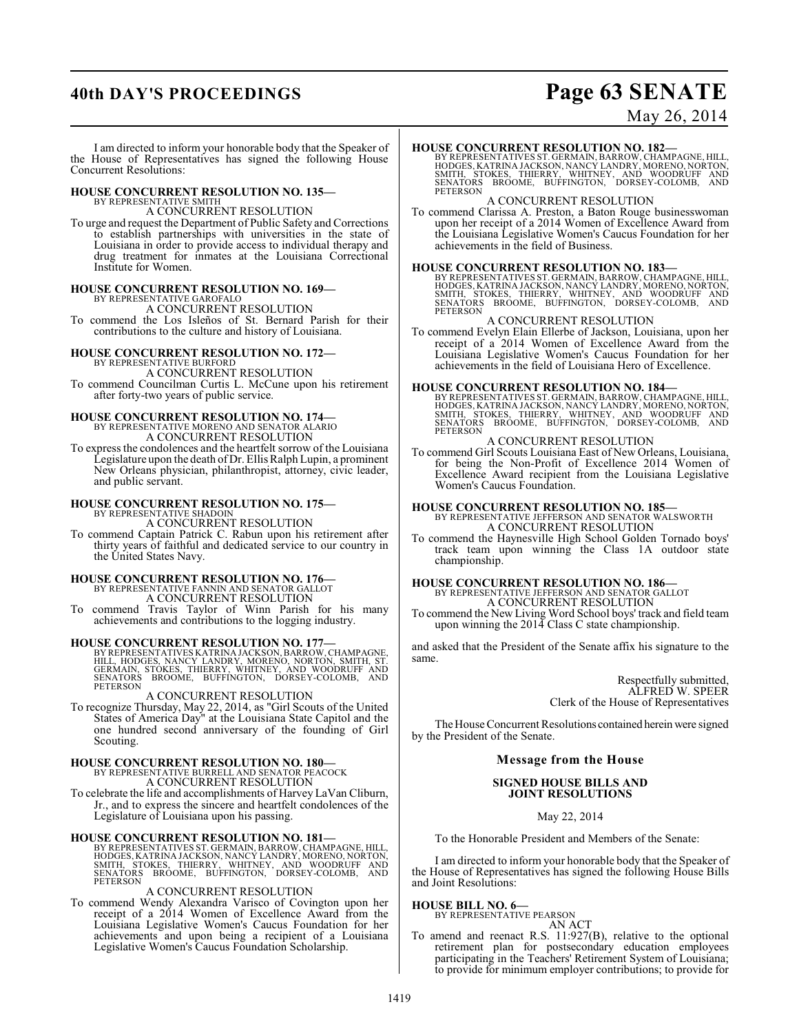I am directed to inform your honorable body that the Speaker of the House of Representatives has signed the following House Concurrent Resolutions:

**HOUSE CONCURRENT RESOLUTION NO. 135—**
BY REPRESENTATIVE SMITH
A CONCURRENT RESOLUTION

To urge and request the Department of Public Safety and Corrections to establish partnerships with universities in the state of Louisiana in order to provide access to individual therapy and drug treatment for inmates at the Louisiana Correctional Institute for Women.

**HOUSE CONCURRENT RESOLUTION NO. 169—**
BY REPRESENTATIVE GAROFALO
A CONCURRENT RESOLUTION

To commend the Los Isleños of St. Bernard Parish for their contributions to the culture and history of Louisiana.

**HOUSE CONCURRENT RESOLUTION NO. 172—**
BY REPRESENTATIVE BURFORD
A CONCURRENT RESOLUTION

To commend Councilman Curtis L. McCune upon his retirement after forty-two years of public service.

**HOUSE CONCURRENT RESOLUTION NO. 174—**
BY REPRESENTATIVE MORENO AND SENATOR ALARIO
A CONCURRENT RESOLUTION

To express the condolences and the heartfelt sorrow of the Louisiana Legislature upon the death of Dr. Ellis Ralph Lupin, a prominent New Orleans physician, philanthropist, attorney, civic leader, and public servant.

**HOUSE CONCURRENT RESOLUTION NO. 175—**
BY REPRESENTATIVE SHADOIN
A CONCURRENT RESOLUTION

To commend Captain Patrick C. Rabun upon his retirement after thirty years of faithful and dedicated service to our country in the United States Navy.

**HOUSE CONCURRENT RESOLUTION NO. 176—**
BY REPRESENTATIVE FANNIN AND SENATOR GALLOT
A CONCURRENT RESOLUTION

To commend Travis Taylor of Winn Parish for his many achievements and contributions to the logging industry.

**HOUSE CONCURRENT RESOLUTION NO. 177—**
BY REPRESENTATIVES KATRINA JACKSON, BARROW, CHAMPAGNE, HILL, HODGES, NANCY LANDRY, MORENO, NORTON, SMITH, ST. GERMAIN, STOKES, THIERRY, WHITNEY, AND WOODRUFF AND SENATORS BROOME, BUFFINGTON, DORSEY-COLOMB, AND PETERSON
A CONCURRENT RESOLUTION

To recognize Thursday, May 22, 2014, as "Girl Scouts of the United States of America Day" at the Louisiana State Capitol and the one hundred second anniversary of the founding of Girl Scouting.

**HOUSE CONCURRENT RESOLUTION NO. 180—**
BY REPRESENTATIVE BURRELL AND SENATOR PEACOCK
A CONCURRENT RESOLUTION

To celebrate the life and accomplishments of Harvey LaVan Cliburn, Jr., and to express the sincere and heartfelt condolences of the Legislature of Louisiana upon his passing.

**HOUSE CONCURRENT RESOLUTION NO. 181—**
BY REPRESENTATIVES ST. GERMAIN, BARROW, CHAMPAGNE, HILL, HODGES, KATRINA JACKSON, NANCY LANDRY, MORENO, NORTON, SMITH, STOKES, THIERRY, WHITNEY, AND WOODRUFF AND SENATORS BROOME, BUFFINGTON, DORSEY-COLOMB, AND PETERSON
A CONCURRENT RESOLUTION

To commend Wendy Alexandra Varisco of Covington upon her receipt of a 2014 Women of Excellence Award from the Louisiana Legislative Women's Caucus Foundation for her achievements and upon being a recipient of a Louisiana Legislative Women's Caucus Foundation Scholarship.

**HOUSE CONCURRENT RESOLUTION NO. 182—**
BY REPRESENTATIVES ST. GERMAIN, BARROW, CHAMPAGNE, HILL, HODGES, KATRINA JACKSON, NANCY LANDRY, MORENO, NORTON, SMITH, STOKES, THIERRY, WHITNEY, AND WOODRUFF AND SENATORS BROOME, BUFFINGTON, DORSEY-COLOMB, AND PETERSON
A CONCURRENT RESOLUTION

To commend Clarissa A. Preston, a Baton Rouge businesswoman upon her receipt of a 2014 Women of Excellence Award from the Louisiana Legislative Women's Caucus Foundation for her achievements in the field of Business.

**HOUSE CONCURRENT RESOLUTION NO. 183—**
BY REPRESENTATIVES ST. GERMAIN, BARROW, CHAMPAGNE, HILL, HODGES, KATRINA JACKSON, NANCY LANDRY, MORENO, NORTON, SMITH, STOKES, THIERRY, WHITNEY, AND WOODRUFF AND SENATORS BROOME, BUFFINGTON, DORSEY-COLOMB, AND PETERSON
A CONCURRENT RESOLUTION

To commend Evelyn Elain Ellerbe of Jackson, Louisiana, upon her receipt of a 2014 Women of Excellence Award from the Louisiana Legislative Women's Caucus Foundation for her achievements in the field of Louisiana Hero of Excellence.

**HOUSE CONCURRENT RESOLUTION NO. 184—**
BY REPRESENTATIVES ST. GERMAIN, BARROW, CHAMPAGNE, HILL, HODGES, KATRINA JACKSON, NANCY LANDRY, MORENO, NORTON, SMITH, STOKES, THIERRY, WHITNEY, AND WOODRUFF AND SENATORS BROOME, BUFFINGTON, DORSEY-COLOMB, AND PETERSON
A CONCURRENT RESOLUTION

To commend Girl Scouts Louisiana East of New Orleans, Louisiana, for being the Non-Profit of Excellence 2014 Women of Excellence Award recipient from the Louisiana Legislative Women's Caucus Foundation.

**HOUSE CONCURRENT RESOLUTION NO. 185—**
BY REPRESENTATIVE JEFFERSON AND SENATOR WALSWORTH
A CONCURRENT RESOLUTION

To commend the Haynesville High School Golden Tornado boys' track team upon winning the Class 1A outdoor state championship.

**HOUSE CONCURRENT RESOLUTION NO. 186—**
BY REPRESENTATIVE JEFFERSON AND SENATOR GALLOT
A CONCURRENT RESOLUTION

To commend the New Living Word School boys' track and field team upon winning the 2014 Class C state championship.

and asked that the President of the Senate affix his signature to the same.

Respectfully submitted,
ALFRED W. SPEER
Clerk of the House of Representatives

The House Concurrent Resolutions contained herein were signed by the President of the Senate.

## Message from the House

### SIGNED HOUSE BILLS AND JOINT RESOLUTIONS

May 22, 2014

To the Honorable President and Members of the Senate:

I am directed to inform your honorable body that the Speaker of the House of Representatives has signed the following House Bills and Joint Resolutions:

**HOUSE BILL NO. 6—**
BY REPRESENTATIVE PEARSON
AN ACT

To amend and reenact R.S. 11:927(B), relative to the optional retirement plan for postsecondary education employees participating in the Teachers' Retirement System of Louisiana; to provide for minimum employer contributions; to provide for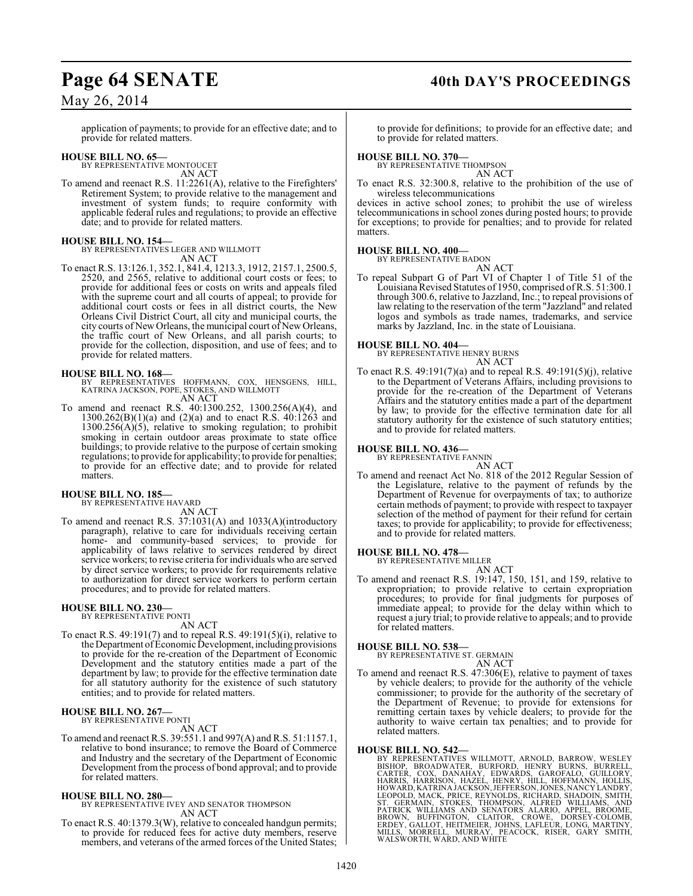application of payments; to provide for an effective date; and to provide for related matters.

**HOUSE BILL NO. 65—**
BY REPRESENTATIVE MONTOUCET
AN ACT

To amend and reenact R.S. 11:2261(A), relative to the Firefighters' Retirement System; to provide relative to the management and investment of system funds; to require conformity with applicable federal rules and regulations; to provide an effective date; and to provide for related matters.

**HOUSE BILL NO. 154—**
BY REPRESENTATIVES LEGER AND WILLMOTT
AN ACT

To enact R.S. 13:126.1, 352.1, 841.4, 1213.3, 1912, 2157.1, 2500.5, 2520, and 2565, relative to additional court costs or fees; to provide for additional fees or costs on writs and appeals filed with the supreme court and all courts of appeal; to provide for additional court costs or fees in all district courts, the New Orleans Civil District Court, all city and municipal courts, the city courts of New Orleans, the municipal court of New Orleans, the traffic court of New Orleans, and all parish courts; to provide for the collection, disposition, and use of fees; and to provide for related matters.

**HOUSE BILL NO. 168—**
BY REPRESENTATIVES HOFFMANN, COX, HENSGENS, HILL, KATRINA JACKSON, POPE, STOKES, AND WILLMOTT
AN ACT

To amend and reenact R.S. 40:1300.252, 1300.256(A)(4), and 1300.262(B)(1)(a) and (2)(a) and to enact R.S. 40:1263 and 1300.256(A)(5), relative to smoking regulation; to prohibit smoking in certain outdoor areas proximate to state office buildings; to provide relative to the purpose of certain smoking regulations; to provide for applicability; to provide for penalties; to provide for an effective date; and to provide for related matters.

**HOUSE BILL NO. 185—**
BY REPRESENTATIVE HAVARD
AN ACT

To amend and reenact R.S. 37:1031(A) and 1033(A)(introductory paragraph), relative to care for individuals receiving certain home- and community-based services; to provide for applicability of laws relative to services rendered by direct service workers; to revise criteria for individuals who are served by direct service workers; to provide for requirements relative to authorization for direct service workers to perform certain procedures; and to provide for related matters.

**HOUSE BILL NO. 230—**
BY REPRESENTATIVE PONTI
AN ACT

To enact R.S. 49:191(7) and to repeal R.S. 49:191(5)(i), relative to the Department of Economic Development, including provisions to provide for the re-creation of the Department of Economic Development and the statutory entities made a part of the department by law; to provide for the effective termination date for all statutory authority for the existence of such statutory entities; and to provide for related matters.

**HOUSE BILL NO. 267—**
BY REPRESENTATIVE PONTI
AN ACT

To amend and reenact R.S. 39:551.1 and 997(A) and R.S. 51:1157.1, relative to bond insurance; to remove the Board of Commerce and Industry and the secretary of the Department of Economic Development from the process of bond approval; and to provide for related matters.

**HOUSE BILL NO. 280—**
BY REPRESENTATIVE IVEY AND SENATOR THOMPSON
AN ACT

To enact R.S. 40:1379.3(W), relative to concealed handgun permits; to provide for reduced fees for active duty members, reserve members, and veterans of the armed forces of the United States; to provide for definitions; to provide for an effective date; and to provide for related matters.

**HOUSE BILL NO. 370—**
BY REPRESENTATIVE THOMPSON
AN ACT

To enact R.S. 32:300.8, relative to the prohibition of the use of wireless telecommunications
devices in active school zones; to prohibit the use of wireless telecommunications in school zones during posted hours; to provide for exceptions; to provide for penalties; and to provide for related matters.

**HOUSE BILL NO. 400—**
BY REPRESENTATIVE BADON
AN ACT

To repeal Subpart G of Part VI of Chapter 1 of Title 51 of the Louisiana Revised Statutes of 1950, comprised of R.S. 51:300.1 through 300.6, relative to Jazzland, Inc.; to repeal provisions of law relating to the reservation of the term "Jazzland" and related logos and symbols as trade names, trademarks, and service marks by Jazzland, Inc. in the state of Louisiana.

**HOUSE BILL NO. 404—**
BY REPRESENTATIVE HENRY BURNS
AN ACT

To enact R.S. 49:191(7)(a) and to repeal R.S. 49:191(5)(j), relative to the Department of Veterans Affairs, including provisions to provide for the re-creation of the Department of Veterans Affairs and the statutory entities made a part of the department by law; to provide for the effective termination date for all statutory authority for the existence of such statutory entities; and to provide for related matters.

**HOUSE BILL NO. 436—**
BY REPRESENTATIVE FANNIN
AN ACT

To amend and reenact Act No. 818 of the 2012 Regular Session of the Legislature, relative to the payment of refunds by the Department of Revenue for overpayments of tax; to authorize certain methods of payment; to provide with respect to taxpayer selection of the method of payment for their refund for certain taxes; to provide for applicability; to provide for effectiveness; and to provide for related matters.

**HOUSE BILL NO. 478—**
BY REPRESENTATIVE MILLER
AN ACT

To amend and reenact R.S. 19:147, 150, 151, and 159, relative to expropriation; to provide relative to certain expropriation procedures; to provide for final judgments for purposes of immediate appeal; to provide for the delay within which to request a jury trial; to provide relative to appeals; and to provide for related matters.

**HOUSE BILL NO. 538—**
BY REPRESENTATIVE ST. GERMAIN
AN ACT

To amend and reenact R.S. 47:306(E), relative to payment of taxes by vehicle dealers; to provide for the authority of the vehicle commissioner; to provide for the authority of the secretary of the Department of Revenue; to provide for extensions for remitting certain taxes by vehicle dealers; to provide for the authority to waive certain tax penalties; and to provide for related matters.

**HOUSE BILL NO. 542—**
BY REPRESENTATIVES WILLMOTT, ARNOLD, BARROW, WESLEY BISHOP, BROADWATER, BURFORD, HENRY BURNS, BURRELL, CARTER, COX, DANAHAY, EDWARDS, GAROFALO, GUILLORY, HARRIS, HARRISON, HAZEL, HENRY, HILL, HOFFMANN, HOLLIS, HOWARD, KATRINA JACKSON, JEFFERSON, JONES, NANCY LANDRY, LEOPOLD, MACK, PRICE, REYNOLDS, RICHARD, SHADOIN, SMITH, ST. GERMAIN, STOKES, THOMPSON, ALFRED WILLIAMS, AND PATRICK WILLIAMS AND SENATORS ALARIO, APPEL, BROOME, BROWN, BUFFINGTON, CLAITOR, CROWE, DORSEY-COLOMB, ERDEY, GALLOT, HEITMEIER, JOHNS, LAFLEUR, LONG, MARTINY, MILLS, MORRELL, MURRAY, PEACOCK, RISER, GARY SMITH, WALSWORTH, WARD, AND WHITE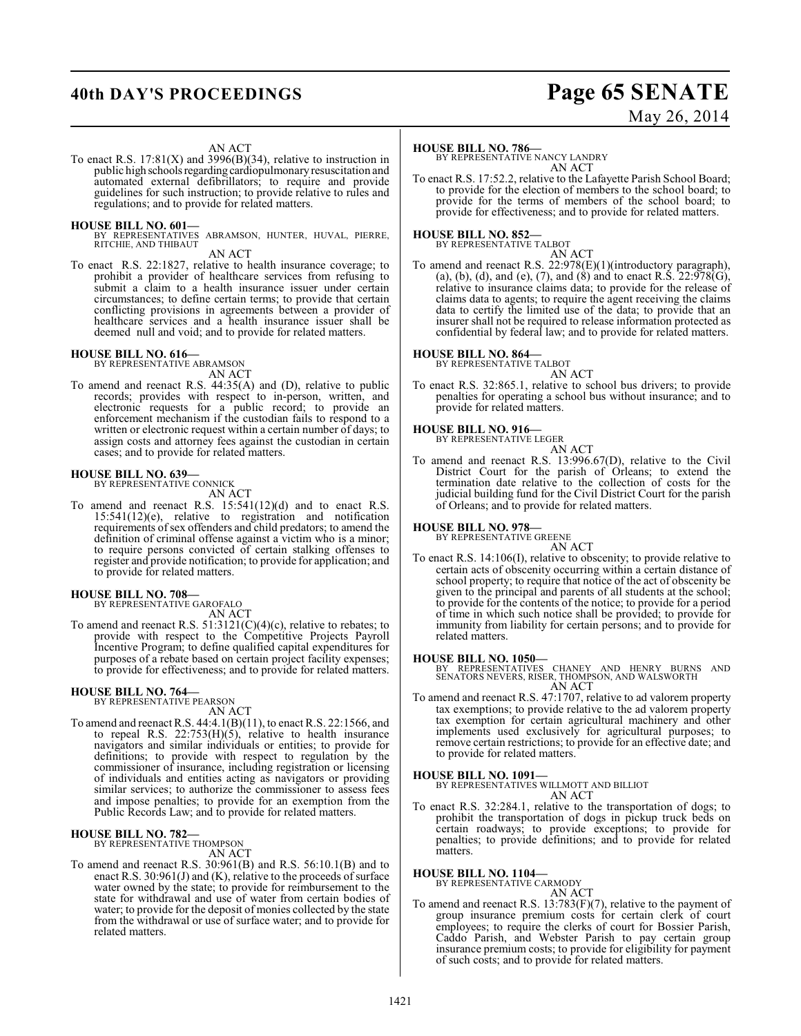AN ACT

To enact R.S. 17:81(X) and 3996(B)(34), relative to instruction in public high schools regarding cardiopulmonary resuscitation and automated external defibrillators; to require and provide guidelines for such instruction; to provide relative to rules and regulations; and to provide for related matters.

**HOUSE BILL NO. 601—**
BY REPRESENTATIVES ABRAMSON, HUNTER, HUVAL, PIERRE, RITCHIE, AND THIBAUT

AN ACT

To enact R.S. 22:1827, relative to health insurance coverage; to prohibit a provider of healthcare services from refusing to submit a claim to a health insurance issuer under certain circumstances; to define certain terms; to provide that certain conflicting provisions in agreements between a provider of healthcare services and a health insurance issuer shall be deemed null and void; and to provide for related matters.

**HOUSE BILL NO. 616—**
BY REPRESENTATIVE ABRAMSON

AN ACT

To amend and reenact R.S. 44:35(A) and (D), relative to public records; provides with respect to in-person, written, and electronic requests for a public record; to provide an enforcement mechanism if the custodian fails to respond to a written or electronic request within a certain number of days; to assign costs and attorney fees against the custodian in certain cases; and to provide for related matters.

**HOUSE BILL NO. 639—**
BY REPRESENTATIVE CONNICK

AN ACT

To amend and reenact R.S. 15:541(12)(d) and to enact R.S. 15:541(12)(e), relative to registration and notification requirements of sex offenders and child predators; to amend the definition of criminal offense against a victim who is a minor; to require persons convicted of certain stalking offenses to register and provide notification; to provide for application; and to provide for related matters.

**HOUSE BILL NO. 708—**
BY REPRESENTATIVE GAROFALO

AN ACT

To amend and reenact R.S. 51:3121(C)(4)(c), relative to rebates; to provide with respect to the Competitive Projects Payroll Incentive Program; to define qualified capital expenditures for purposes of a rebate based on certain project facility expenses; to provide for effectiveness; and to provide for related matters.

**HOUSE BILL NO. 764—**
BY REPRESENTATIVE PEARSON

AN ACT

To amend and reenact R.S. 44:4.1(B)(11), to enact R.S. 22:1566, and to repeal R.S. 22:753(H)(5), relative to health insurance navigators and similar individuals or entities; to provide for definitions; to provide with respect to regulation by the commissioner of insurance, including registration or licensing of individuals and entities acting as navigators or providing similar services; to authorize the commissioner to assess fees and impose penalties; to provide for an exemption from the Public Records Law; and to provide for related matters.

**HOUSE BILL NO. 782—**
BY REPRESENTATIVE THOMPSON

AN ACT

To amend and reenact R.S. 30:961(B) and R.S. 56:10.1(B) and to enact R.S. 30:961(J) and (K), relative to the proceeds of surface water owned by the state; to provide for reimbursement to the state for withdrawal and use of water from certain bodies of water; to provide for the deposit of monies collected by the state from the withdrawal or use of surface water; and to provide for related matters.

**HOUSE BILL NO. 786—**
BY REPRESENTATIVE NANCY LANDRY

AN ACT

To enact R.S. 17:52.2, relative to the Lafayette Parish School Board; to provide for the election of members to the school board; to provide for the terms of members of the school board; to provide for effectiveness; and to provide for related matters.

**HOUSE BILL NO. 852—**
BY REPRESENTATIVE TALBOT

AN ACT

To amend and reenact R.S. 22:978(E)(1)(introductory paragraph), (a), (b), (d), and (e), (7), and (8) and to enact R.S. 22:978(G), relative to insurance claims data; to provide for the release of claims data to agents; to require the agent receiving the claims data to certify the limited use of the data; to provide that an insurer shall not be required to release information protected as confidential by federal law; and to provide for related matters.

**HOUSE BILL NO. 864—**
BY REPRESENTATIVE TALBOT

AN ACT

To enact R.S. 32:865.1, relative to school bus drivers; to provide penalties for operating a school bus without insurance; and to provide for related matters.

**HOUSE BILL NO. 916—**
BY REPRESENTATIVE LEGER

AN ACT

To amend and reenact R.S. 13:996.67(D), relative to the Civil District Court for the parish of Orleans; to extend the termination date relative to the collection of costs for the judicial building fund for the Civil District Court for the parish of Orleans; and to provide for related matters.

**HOUSE BILL NO. 978—**
BY REPRESENTATIVE GREENE

AN ACT

To enact R.S. 14:106(I), relative to obscenity; to provide relative to certain acts of obscenity occurring within a certain distance of school property; to require that notice of the act of obscenity be given to the principal and parents of all students at the school; to provide for the contents of the notice; to provide for a period of time in which such notice shall be provided; to provide for immunity from liability for certain persons; and to provide for related matters.

**HOUSE BILL NO. 1050—**
BY REPRESENTATIVES CHANEY AND HENRY BURNS AND SENATORS NEVERS, RISER, THOMPSON, AND WALSWORTH

AN ACT

To amend and reenact R.S. 47:1707, relative to ad valorem property tax exemptions; to provide relative to the ad valorem property tax exemption for certain agricultural machinery and other implements used exclusively for agricultural purposes; to remove certain restrictions; to provide for an effective date; and to provide for related matters.

**HOUSE BILL NO. 1091—**
BY REPRESENTATIVES WILLMOTT AND BILLIOT

AN ACT

To enact R.S. 32:284.1, relative to the transportation of dogs; to prohibit the transportation of dogs in pickup truck beds on certain roadways; to provide exceptions; to provide for penalties; to provide definitions; and to provide for related matters.

**HOUSE BILL NO. 1104—**
BY REPRESENTATIVE CARMODY

AN ACT

To amend and reenact R.S. 13:783(F)(7), relative to the payment of group insurance premium costs for certain clerk of court employees; to require the clerks of court for Bossier Parish, Caddo Parish, and Webster Parish to pay certain group insurance premium costs; to provide for eligibility for payment of such costs; and to provide for related matters.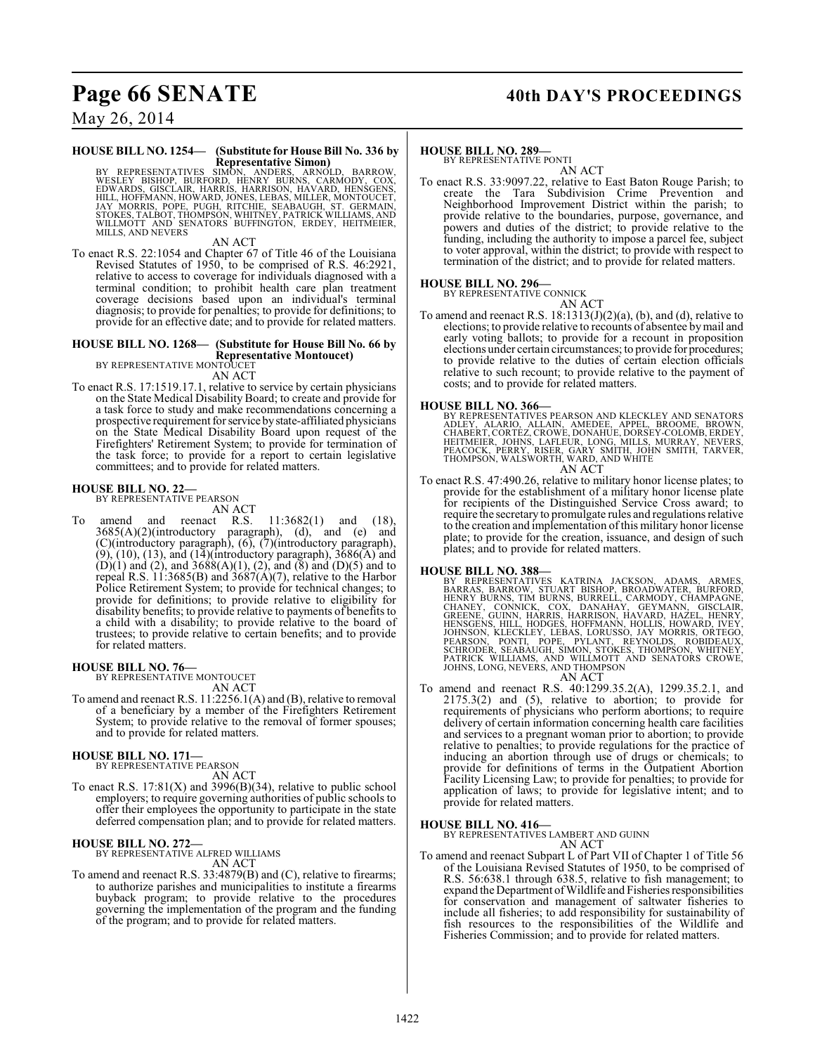**HOUSE BILL NO. 1254— (Substitute for House Bill No. 336 by Representative Simon)**

BY REPRESENTATIVES SIMON, ANDERS, ARNOLD, BARROW, WESLEY BISHOP, BURFORD, HENRY BURNS, CARMODY, COX, EDWARDS, GISCLAIR, HARRIS, HARRISON, HAVARD, HENSGENS, HILL, HOFFMANN, HOWARD, JONES, LEBAS, MILLER, MONTOUCET, JAY MORRIS, POPE, PUGH, RITCHIE, SEABAUGH, ST. GERMAIN, STOKES, TALBOT, THOMPSON, WHITNEY, PATRICK WILLIAMS, AND WILLMOTT AND SENATORS BUFFINGTON, ERDEY, HEITMEIER, MILLS, AND NEVERS

AN ACT

To enact R.S. 22:1054 and Chapter 67 of Title 46 of the Louisiana Revised Statutes of 1950, to be comprised of R.S. 46:2921, relative to access to coverage for individuals diagnosed with a terminal condition; to prohibit health care plan treatment coverage decisions based upon an individual's terminal diagnosis; to provide for penalties; to provide for definitions; to provide for an effective date; and to provide for related matters.

**HOUSE BILL NO. 1268— (Substitute for House Bill No. 66 by Representative Montoucet)**

BY REPRESENTATIVE MONTOUCET

AN ACT

To enact R.S. 17:1519.17.1, relative to service by certain physicians on the State Medical Disability Board; to create and provide for a task force to study and make recommendations concerning a prospective requirement for service by state-affiliated physicians on the State Medical Disability Board upon request of the Firefighters' Retirement System; to provide for termination of the task force; to provide for a report to certain legislative committees; and to provide for related matters.

**HOUSE BILL NO. 22—**

BY REPRESENTATIVE PEARSON

AN ACT

To amend and reenact R.S. 11:3682(1) and (18), 3685(A)(2)(introductory paragraph), (d), and (e) and (C)(introductory paragraph), (6), (7)(introductory paragraph), (9), (10), (13), and (14)(introductory paragraph), 3686(A) and (D)(1) and (2), and 3688(A)(1), (2), and (8) and (D)(5) and to repeal R.S. 11:3685(B) and 3687(A)(7), relative to the Harbor Police Retirement System; to provide for technical changes; to provide for definitions; to provide relative to eligibility for disability benefits; to provide relative to payments of benefits to a child with a disability; to provide relative to the board of trustees; to provide relative to certain benefits; and to provide for related matters.

**HOUSE BILL NO. 76—**

BY REPRESENTATIVE MONTOUCET

AN ACT

To amend and reenact R.S. 11:2256.1(A) and (B), relative to removal of a beneficiary by a member of the Firefighters Retirement System; to provide relative to the removal of former spouses; and to provide for related matters.

**HOUSE BILL NO. 171—**

BY REPRESENTATIVE PEARSON

AN ACT

To enact R.S. 17:81(X) and 3996(B)(34), relative to public school employers; to require governing authorities of public schools to offer their employees the opportunity to participate in the state deferred compensation plan; and to provide for related matters.

**HOUSE BILL NO. 272—**

BY REPRESENTATIVE ALFRED WILLIAMS

AN ACT

To amend and reenact R.S. 33:4879(B) and (C), relative to firearms; to authorize parishes and municipalities to institute a firearms buyback program; to provide relative to the procedures governing the implementation of the program and the funding of the program; and to provide for related matters.

**HOUSE BILL NO. 289—**

BY REPRESENTATIVE PONTI

AN ACT

To enact R.S. 33:9097.22, relative to East Baton Rouge Parish; to create the Tara Subdivision Crime Prevention and Neighborhood Improvement District within the parish; to provide relative to the boundaries, purpose, governance, and powers and duties of the district; to provide relative to the funding, including the authority to impose a parcel fee, subject to voter approval, within the district; to provide with respect to termination of the district; and to provide for related matters.

**HOUSE BILL NO. 296—**

BY REPRESENTATIVE CONNICK

AN ACT

To amend and reenact R.S. 18:1313(J)(2)(a), (b), and (d), relative to elections; to provide relative to recounts of absentee by mail and early voting ballots; to provide for a recount in proposition elections under certain circumstances; to provide for procedures; to provide relative to the duties of certain election officials relative to such recount; to provide relative to the payment of costs; and to provide for related matters.

**HOUSE BILL NO. 366—**

BY REPRESENTATIVES PEARSON AND KLECKLEY AND SENATORS ADLEY, ALARIO, ALLAIN, AMEDEE, APPEL, BROOME, BROWN, CHABERT, CORTEZ, CROWE, DONAHUE, DORSEY-COLOMB, ERDEY, HEITMEIER, JOHNS, LAFLEUR, LONG, MILLS, MURRAY, NEVERS, PEACOCK, PERRY, RISER, GARY SMITH, JOHN SMITH, TARVER, THOMPSON, WALSWORTH, WARD, AND WHITE

AN ACT

To enact R.S. 47:490.26, relative to military honor license plates; to provide for the establishment of a military honor license plate for recipients of the Distinguished Service Cross award; to require the secretary to promulgate rules and regulations relative to the creation and implementation of this military honor license plate; to provide for the creation, issuance, and design of such plates; and to provide for related matters.

**HOUSE BILL NO. 388—**

BY REPRESENTATIVES KATRINA JACKSON, ADAMS, ARMES, BARRAS, BARROW, STUART BISHOP, BROADWATER, BURFORD, HENRY BURNS, TIM BURNS, BURRELL, CARMODY, CHAMPAGNE, CHANEY, CONNICK, COX, DANAHAY, GEYMANN, GISCLAIR, GREENE, GUINN, HARRIS, HARRISON, HAVARD, HAZEL, HENRY, HENSGENS, HILL, HODGES, HOFFMANN, HOLLIS, HOWARD, IVEY, JOHNSON, KLECKLEY, LEBAS, LORUSSO, JAY MORRIS, ORTEGO, PEARSON, PONTI, POPE, PYLANT, REYNOLDS, ROBIDEAUX, SCHRODER, SEABAUGH, SIMON, STOKES, THOMPSON, WHITNEY, PATRICK WILLIAMS, AND WILLMOTT AND SENATORS CROWE, JOHNS, LONG, NEVERS, AND THOMPSON

AN ACT

To amend and reenact R.S. 40:1299.35.2(A), 1299.35.2.1, and 2175.3(2) and (5), relative to abortion; to provide for requirements of physicians who perform abortions; to require delivery of certain information concerning health care facilities and services to a pregnant woman prior to abortion; to provide relative to penalties; to provide regulations for the practice of inducing an abortion through use of drugs or chemicals; to provide for definitions of terms in the Outpatient Abortion Facility Licensing Law; to provide for penalties; to provide for application of laws; to provide for legislative intent; and to provide for related matters.

**HOUSE BILL NO. 416—**

BY REPRESENTATIVES LAMBERT AND GUINN

AN ACT

To amend and reenact Subpart L of Part VII of Chapter 1 of Title 56 of the Louisiana Revised Statutes of 1950, to be comprised of R.S. 56:638.1 through 638.5, relative to fish management; to expand the Department of Wildlife and Fisheries responsibilities for conservation and management of saltwater fisheries to include all fisheries; to add responsibility for sustainability of fish resources to the responsibilities of the Wildlife and Fisheries Commission; and to provide for related matters.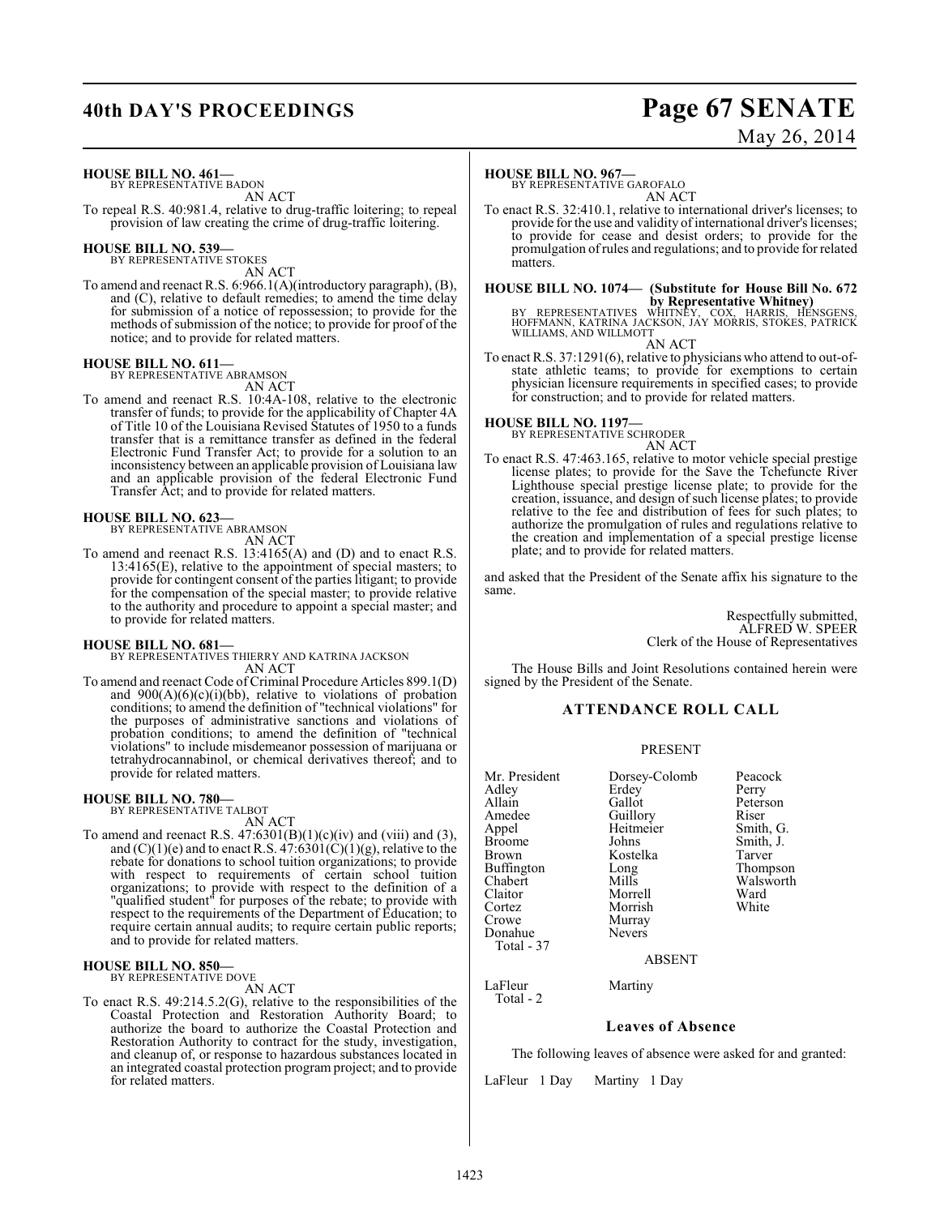**HOUSE BILL NO. 461—**
BY REPRESENTATIVE BADON
AN ACT

To repeal R.S. 40:981.4, relative to drug-traffic loitering; to repeal provision of law creating the crime of drug-traffic loitering.

**HOUSE BILL NO. 539—**
BY REPRESENTATIVE STOKES
AN ACT

To amend and reenact R.S. 6:966.1(A)(introductory paragraph), (B), and (C), relative to default remedies; to amend the time delay for submission of a notice of repossession; to provide for the methods of submission of the notice; to provide for proof of the notice; and to provide for related matters.

**HOUSE BILL NO. 611—**
BY REPRESENTATIVE ABRAMSON
AN ACT

To amend and reenact R.S. 10:4A-108, relative to the electronic transfer of funds; to provide for the applicability of Chapter 4A of Title 10 of the Louisiana Revised Statutes of 1950 to a funds transfer that is a remittance transfer as defined in the federal Electronic Fund Transfer Act; to provide for a solution to an inconsistency between an applicable provision of Louisiana law and an applicable provision of the federal Electronic Fund Transfer Act; and to provide for related matters.

**HOUSE BILL NO. 623—**
BY REPRESENTATIVE ABRAMSON
AN ACT

To amend and reenact R.S. 13:4165(A) and (D) and to enact R.S. 13:4165(E), relative to the appointment of special masters; to provide for contingent consent of the parties litigant; to provide for the compensation of the special master; to provide relative to the authority and procedure to appoint a special master; and to provide for related matters.

**HOUSE BILL NO. 681—**
BY REPRESENTATIVES THIERRY AND KATRINA JACKSON
AN ACT

To amend and reenact Code of Criminal Procedure Articles 899.1(D) and 900(A)(6)(c)(i)(bb), relative to violations of probation conditions; to amend the definition of "technical violations" for the purposes of administrative sanctions and violations of probation conditions; to amend the definition of "technical violations" to include misdemeanor possession of marijuana or tetrahydrocannabinol, or chemical derivatives thereof; and to provide for related matters.

**HOUSE BILL NO. 780—**
BY REPRESENTATIVE TALBOT
AN ACT

To amend and reenact R.S. 47:6301(B)(1)(c)(iv) and (viii) and (3), and (C)(1)(e) and to enact R.S. 47:6301(C)(1)(g), relative to the rebate for donations to school tuition organizations; to provide with respect to requirements of certain school tuition organizations; to provide with respect to the definition of a "qualified student" for purposes of the rebate; to provide with respect to the requirements of the Department of Education; to require certain annual audits; to require certain public reports; and to provide for related matters.

**HOUSE BILL NO. 850—**
BY REPRESENTATIVE DOVE
AN ACT

To enact R.S. 49:214.5.2(G), relative to the responsibilities of the Coastal Protection and Restoration Authority Board; to authorize the board to authorize the Coastal Protection and Restoration Authority to contract for the study, investigation, and cleanup of, or response to hazardous substances located in an integrated coastal protection program project; and to provide for related matters.

**HOUSE BILL NO. 967—**
BY REPRESENTATIVE GAROFALO
AN ACT

To enact R.S. 32:410.1, relative to international driver's licenses; to provide for the use and validity of international driver's licenses; to provide for cease and desist orders; to provide for the promulgation of rules and regulations; and to provide for related matters.

**HOUSE BILL NO. 1074— (Substitute for House Bill No. 672 by Representative Whitney)**
BY REPRESENTATIVES WHITNEY, COX, HARRIS, HENSGENS, HOFFMANN, KATRINA JACKSON, JAY MORRIS, STOKES, PATRICK WILLIAMS, AND WILLMOTT
AN ACT

To enact R.S. 37:1291(6), relative to physicians who attend to out-of-state athletic teams; to provide for exemptions to certain physician licensure requirements in specified cases; to provide for construction; and to provide for related matters.

**HOUSE BILL NO. 1197—**
BY REPRESENTATIVE SCHRODER
AN ACT

To enact R.S. 47:463.165, relative to motor vehicle special prestige license plates; to provide for the Save the Tchefuncte River Lighthouse special prestige license plate; to provide for the creation, issuance, and design of such license plates; to provide relative to the fee and distribution of fees for such plates; to authorize the promulgation of rules and regulations relative to the creation and implementation of a special prestige license plate; and to provide for related matters.

and asked that the President of the Senate affix his signature to the same.

Respectfully submitted,
ALFRED W. SPEER
Clerk of the House of Representatives

The House Bills and Joint Resolutions contained herein were signed by the President of the Senate.

## ATTENDANCE ROLL CALL

PRESENT

| | | |
|---|---|---|
| Mr. President | Dorsey-Colomb | Peacock |
| Adley | Erdey | Perry |
| Allain | Gallot | Peterson |
| Amedee | Guillory | Riser |
| Appel | Heitmeier | Smith, G. |
| Broome | Johns | Smith, J. |
| Brown | Kostelka | Tarver |
| Buffington | Long | Thompson |
| Chabert | Mills | Walsworth |
| Claitor | Morrell | Ward |
| Cortez | Morrish | White |
| Crowe | Murray | |
| Donahue | Nevers | |

Total - 37

ABSENT

| | |
|---|---|
| LaFleur | Martiny |

Total - 2

### Leaves of Absence

The following leaves of absence were asked for and granted:

LaFleur 1 Day  Martiny 1 Day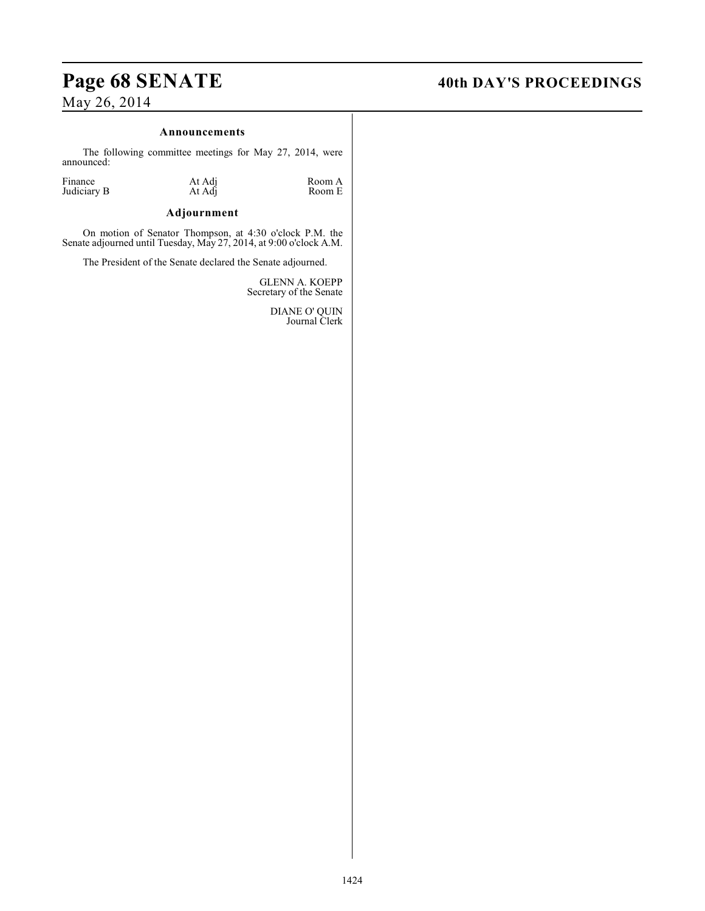### Announcements

The following committee meetings for May 27, 2014, were announced:

| | | |
|---|---|---|
| Finance | At Adj | Room A |
| Judiciary B | At Adj | Room E |

### Adjournment

On motion of Senator Thompson, at 4:30 o'clock P.M. the Senate adjourned until Tuesday, May 27, 2014, at 9:00 o'clock A.M.

The President of the Senate declared the Senate adjourned.

GLENN A. KOEPP
Secretary of the Senate

DIANE O' QUIN
Journal Clerk